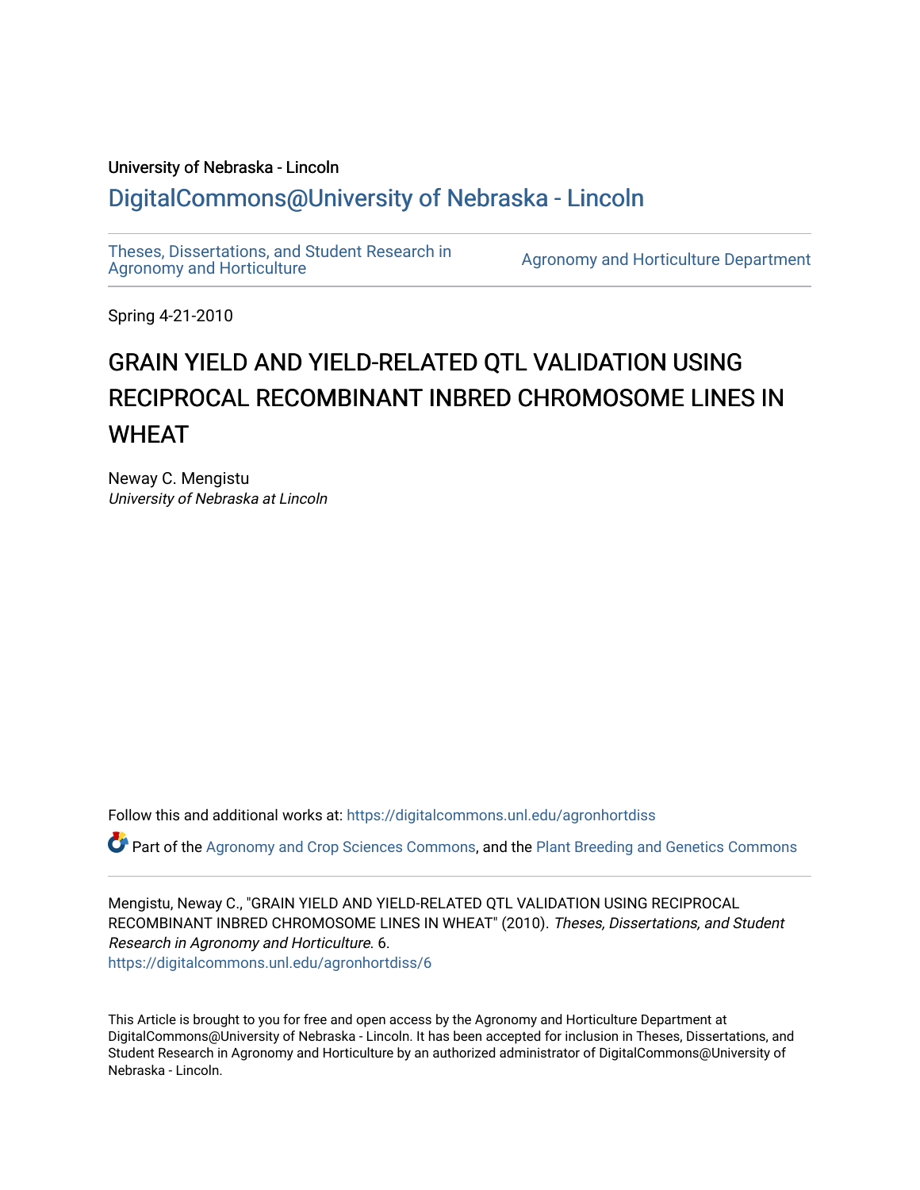University of Nebraska - Lincoln

DigitalCommons@University of Nebraska - Lincoln

Theses, Dissertations, and Student Research in Agronomy and Horticulture

Agronomy and Horticulture Department

Spring 4-21-2010

# GRAIN YIELD AND YIELD-RELATED QTL VALIDATION USING RECIPROCAL RECOMBINANT INBRED CHROMOSOME LINES IN WHEAT

Neway C. Mengistu
*University of Nebraska at Lincoln*

Follow this and additional works at: https://digitalcommons.unl.edu/agronhortdiss

Part of the Agronomy and Crop Sciences Commons, and the Plant Breeding and Genetics Commons

Mengistu, Neway C., "GRAIN YIELD AND YIELD-RELATED QTL VALIDATION USING RECIPROCAL RECOMBINANT INBRED CHROMOSOME LINES IN WHEAT" (2010). *Theses, Dissertations, and Student Research in Agronomy and Horticulture*. 6.
https://digitalcommons.unl.edu/agronhortdiss/6

This Article is brought to you for free and open access by the Agronomy and Horticulture Department at DigitalCommons@University of Nebraska - Lincoln. It has been accepted for inclusion in Theses, Dissertations, and Student Research in Agronomy and Horticulture by an authorized administrator of DigitalCommons@University of Nebraska - Lincoln.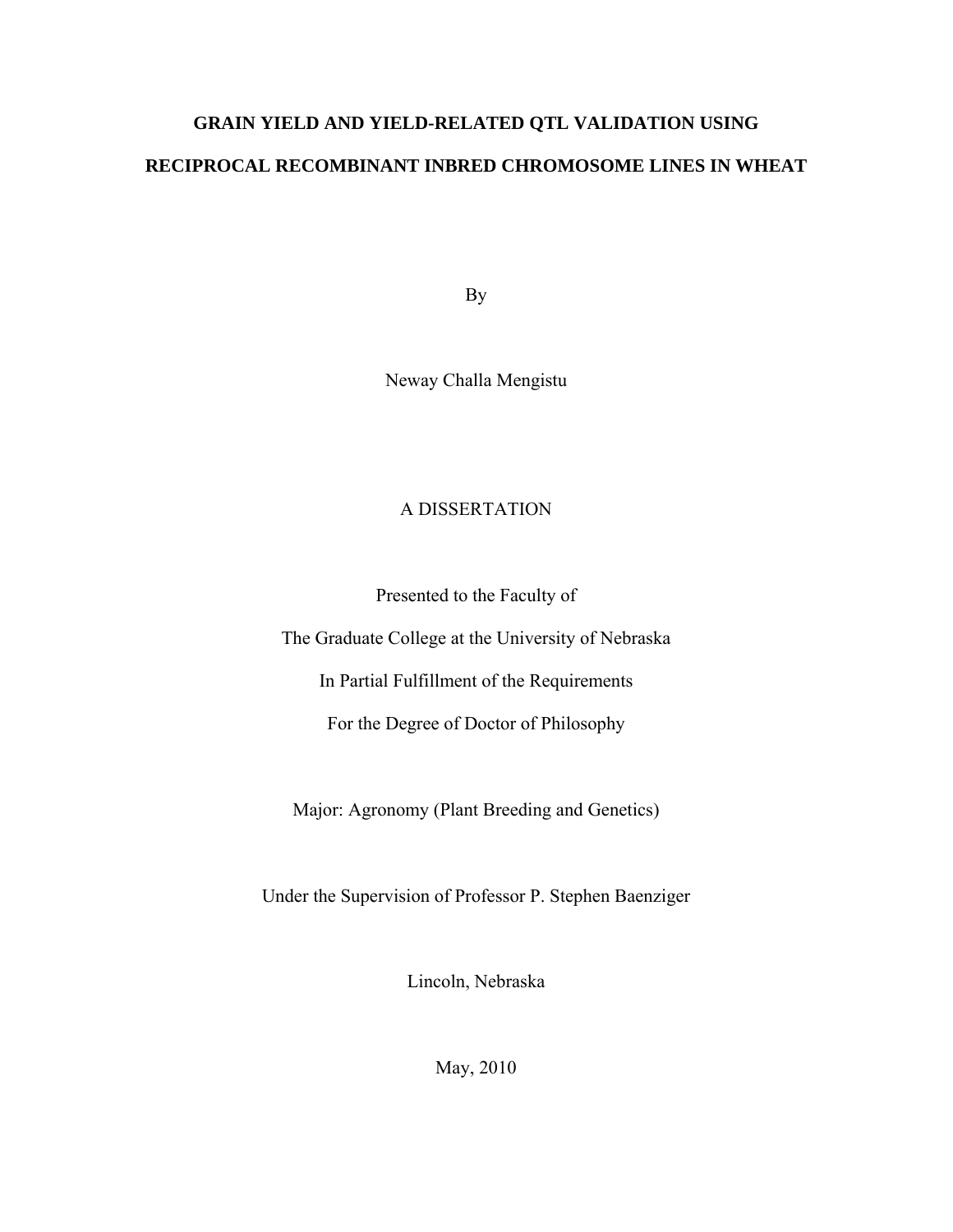# GRAIN YIELD AND YIELD-RELATED QTL VALIDATION USING RECIPROCAL RECOMBINANT INBRED CHROMOSOME LINES IN WHEAT

By

Neway Challa Mengistu

A DISSERTATION

Presented to the Faculty of

The Graduate College at the University of Nebraska

In Partial Fulfillment of the Requirements

For the Degree of Doctor of Philosophy

Major: Agronomy (Plant Breeding and Genetics)

Under the Supervision of Professor P. Stephen Baenziger

Lincoln, Nebraska

May, 2010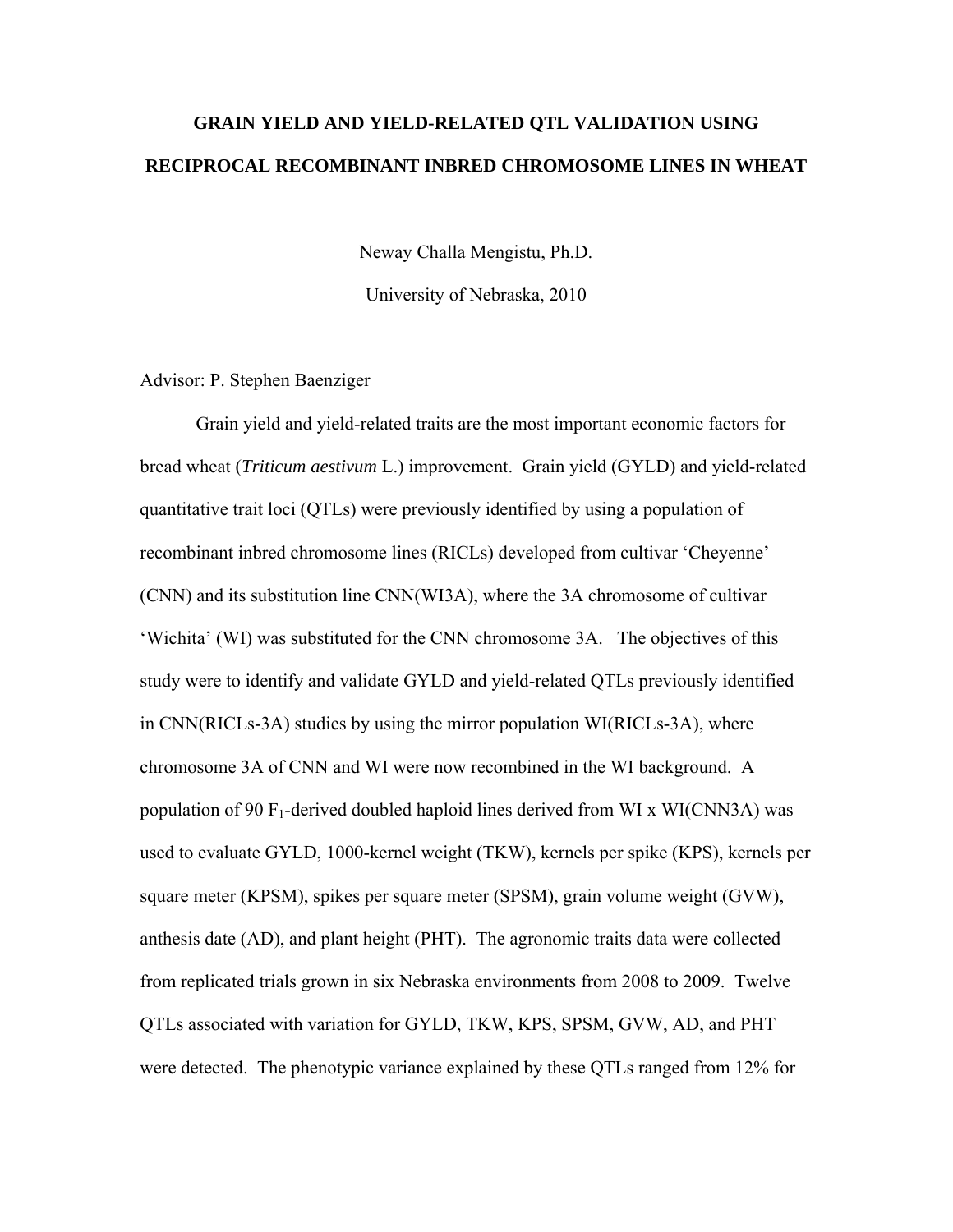# GRAIN YIELD AND YIELD-RELATED QTL VALIDATION USING RECIPROCAL RECOMBINANT INBRED CHROMOSOME LINES IN WHEAT

Neway Challa Mengistu, Ph.D.

University of Nebraska, 2010

Advisor: P. Stephen Baenziger

Grain yield and yield-related traits are the most important economic factors for bread wheat (*Triticum aestivum* L.) improvement. Grain yield (GYLD) and yield-related quantitative trait loci (QTLs) were previously identified by using a population of recombinant inbred chromosome lines (RICLs) developed from cultivar 'Cheyenne' (CNN) and its substitution line CNN(WI3A), where the 3A chromosome of cultivar 'Wichita' (WI) was substituted for the CNN chromosome 3A. The objectives of this study were to identify and validate GYLD and yield-related QTLs previously identified in CNN(RICLs-3A) studies by using the mirror population WI(RICLs-3A), where chromosome 3A of CNN and WI were now recombined in the WI background. A population of 90 $F_1$-derived doubled haploid lines derived from WI x WI(CNN3A) was used to evaluate GYLD, 1000-kernel weight (TKW), kernels per spike (KPS), kernels per square meter (KPSM), spikes per square meter (SPSM), grain volume weight (GVW), anthesis date (AD), and plant height (PHT). The agronomic traits data were collected from replicated trials grown in six Nebraska environments from 2008 to 2009. Twelve QTLs associated with variation for GYLD, TKW, KPS, SPSM, GVW, AD, and PHT were detected. The phenotypic variance explained by these QTLs ranged from 12% for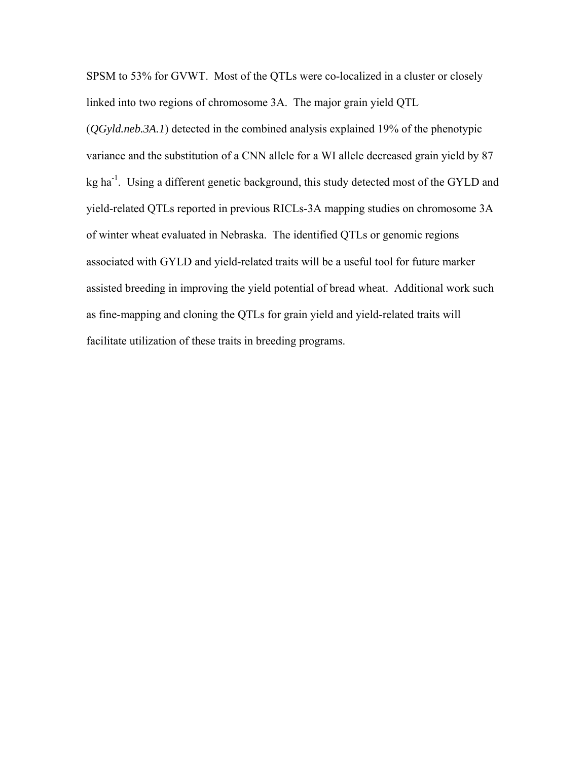SPSM to 53% for GVWT. Most of the QTLs were co-localized in a cluster or closely linked into two regions of chromosome 3A. The major grain yield QTL (*QGyld.neb.3A.1*) detected in the combined analysis explained 19% of the phenotypic variance and the substitution of a CNN allele for a WI allele decreased grain yield by 87 kg $ha^{-1}$. Using a different genetic background, this study detected most of the GYLD and yield-related QTLs reported in previous RICLs-3A mapping studies on chromosome 3A of winter wheat evaluated in Nebraska. The identified QTLs or genomic regions associated with GYLD and yield-related traits will be a useful tool for future marker assisted breeding in improving the yield potential of bread wheat. Additional work such as fine-mapping and cloning the QTLs for grain yield and yield-related traits will facilitate utilization of these traits in breeding programs.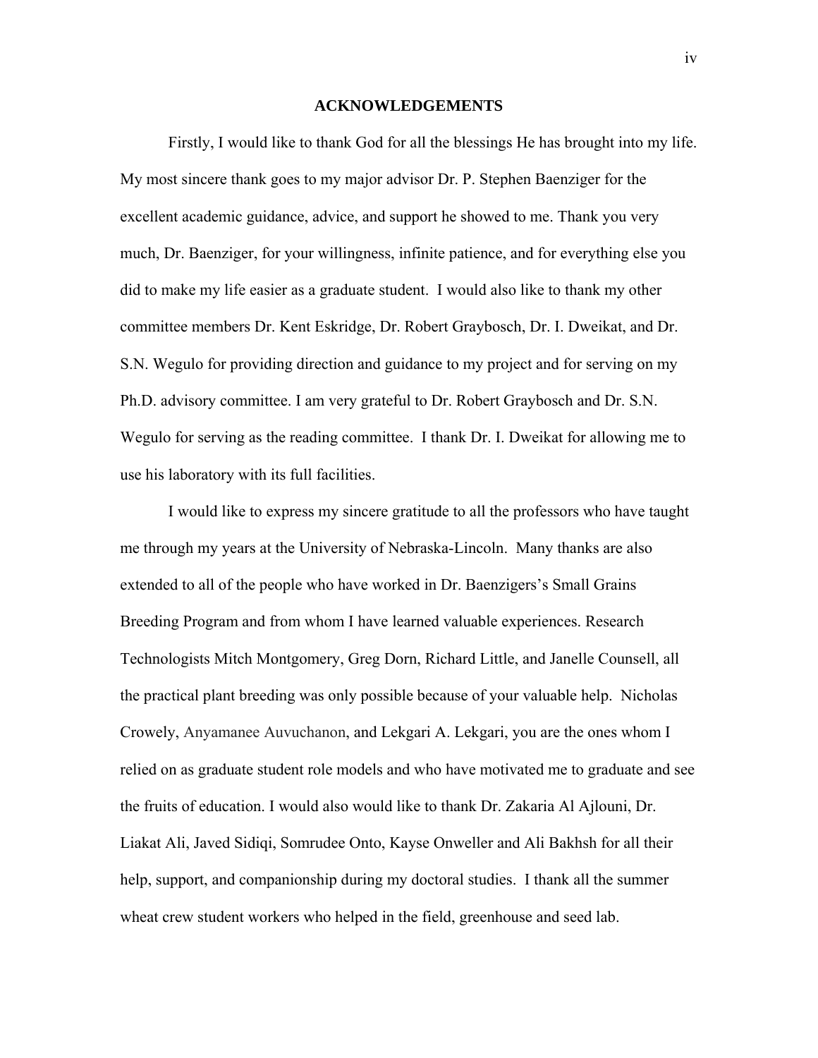## ACKNOWLEDGEMENTS

Firstly, I would like to thank God for all the blessings He has brought into my life. My most sincere thank goes to my major advisor Dr. P. Stephen Baenziger for the excellent academic guidance, advice, and support he showed to me. Thank you very much, Dr. Baenziger, for your willingness, infinite patience, and for everything else you did to make my life easier as a graduate student. I would also like to thank my other committee members Dr. Kent Eskridge, Dr. Robert Graybosch, Dr. I. Dweikat, and Dr. S.N. Wegulo for providing direction and guidance to my project and for serving on my Ph.D. advisory committee. I am very grateful to Dr. Robert Graybosch and Dr. S.N. Wegulo for serving as the reading committee. I thank Dr. I. Dweikat for allowing me to use his laboratory with its full facilities.

I would like to express my sincere gratitude to all the professors who have taught me through my years at the University of Nebraska-Lincoln. Many thanks are also extended to all of the people who have worked in Dr. Baenzigers's Small Grains Breeding Program and from whom I have learned valuable experiences. Research Technologists Mitch Montgomery, Greg Dorn, Richard Little, and Janelle Counsell, all the practical plant breeding was only possible because of your valuable help. Nicholas Crowely, Anyamanee Auvuchanon, and Lekgari A. Lekgari, you are the ones whom I relied on as graduate student role models and who have motivated me to graduate and see the fruits of education. I would also would like to thank Dr. Zakaria Al Ajlouni, Dr. Liakat Ali, Javed Sidiqi, Somrudee Onto, Kayse Onweller and Ali Bakhsh for all their help, support, and companionship during my doctoral studies. I thank all the summer wheat crew student workers who helped in the field, greenhouse and seed lab.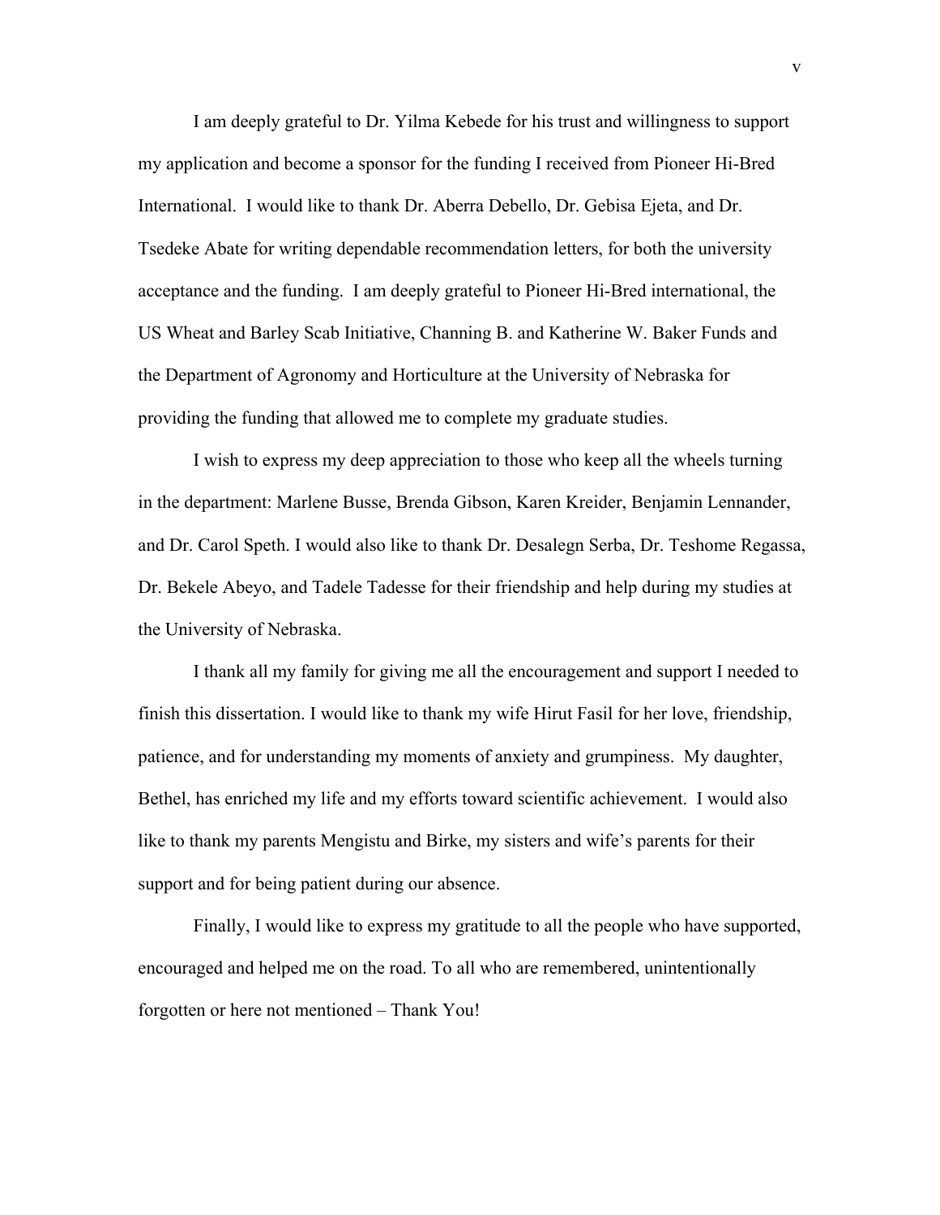I am deeply grateful to Dr. Yilma Kebede for his trust and willingness to support my application and become a sponsor for the funding I received from Pioneer Hi-Bred International. I would like to thank Dr. Aberra Debello, Dr. Gebisa Ejeta, and Dr. Tsedeke Abate for writing dependable recommendation letters, for both the university acceptance and the funding. I am deeply grateful to Pioneer Hi-Bred international, the US Wheat and Barley Scab Initiative, Channing B. and Katherine W. Baker Funds and the Department of Agronomy and Horticulture at the University of Nebraska for providing the funding that allowed me to complete my graduate studies.

I wish to express my deep appreciation to those who keep all the wheels turning in the department: Marlene Busse, Brenda Gibson, Karen Kreider, Benjamin Lennander, and Dr. Carol Speth. I would also like to thank Dr. Desalegn Serba, Dr. Teshome Regassa, Dr. Bekele Abeyo, and Tadele Tadesse for their friendship and help during my studies at the University of Nebraska.

I thank all my family for giving me all the encouragement and support I needed to finish this dissertation. I would like to thank my wife Hirut Fasil for her love, friendship, patience, and for understanding my moments of anxiety and grumpiness. My daughter, Bethel, has enriched my life and my efforts toward scientific achievement. I would also like to thank my parents Mengistu and Birke, my sisters and wife's parents for their support and for being patient during our absence.

Finally, I would like to express my gratitude to all the people who have supported, encouraged and helped me on the road. To all who are remembered, unintentionally forgotten or here not mentioned – Thank You!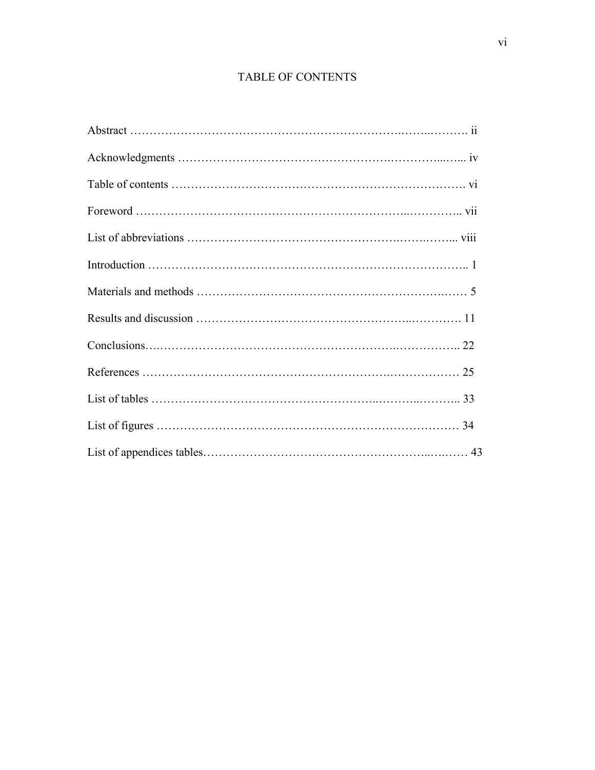# TABLE OF CONTENTS

Abstract ………………………………………………………………………. ii

Acknowledgments ……………………………………………………………… iv

Table of contents ………………………………………………………………. vi

Foreword ……………………………………………………………………….. vii

List of abbreviations ………………………………………………………….. viii

Introduction …………………………………………………………………….. 1

Materials and methods …………………………………………………………. 5

Results and discussion ………………………………………………………… 11

Conclusions……………………………………………………………………... 22

References ……………………………………………………………………… 25

List of tables ……………………………………………………………………. 33

List of figures …………………………………………………………………… 34

List of appendices tables………………………………………………………… 43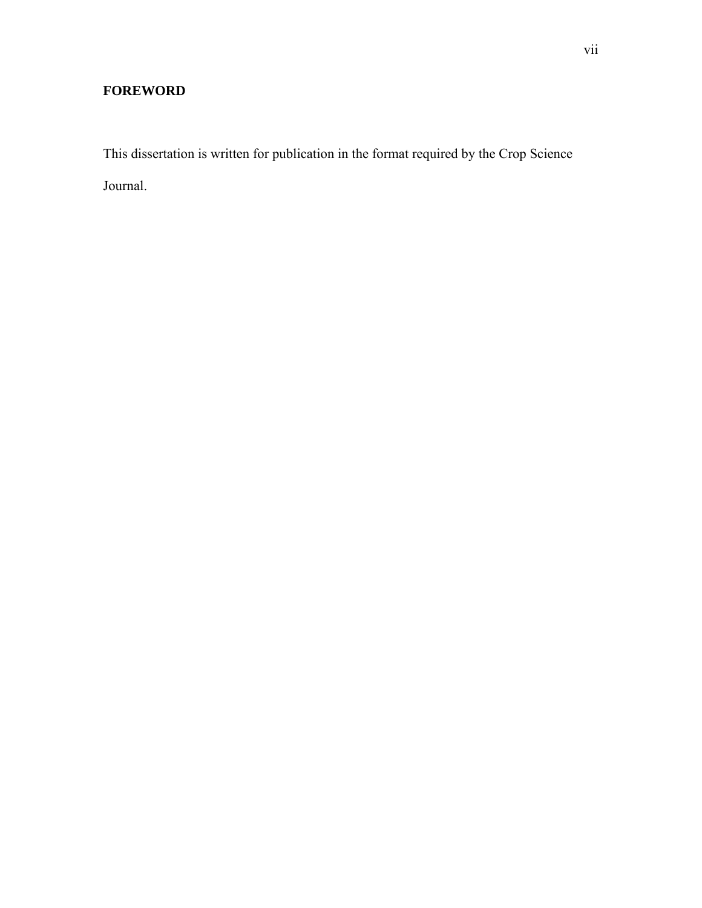# FOREWORD

This dissertation is written for publication in the format required by the Crop Science Journal.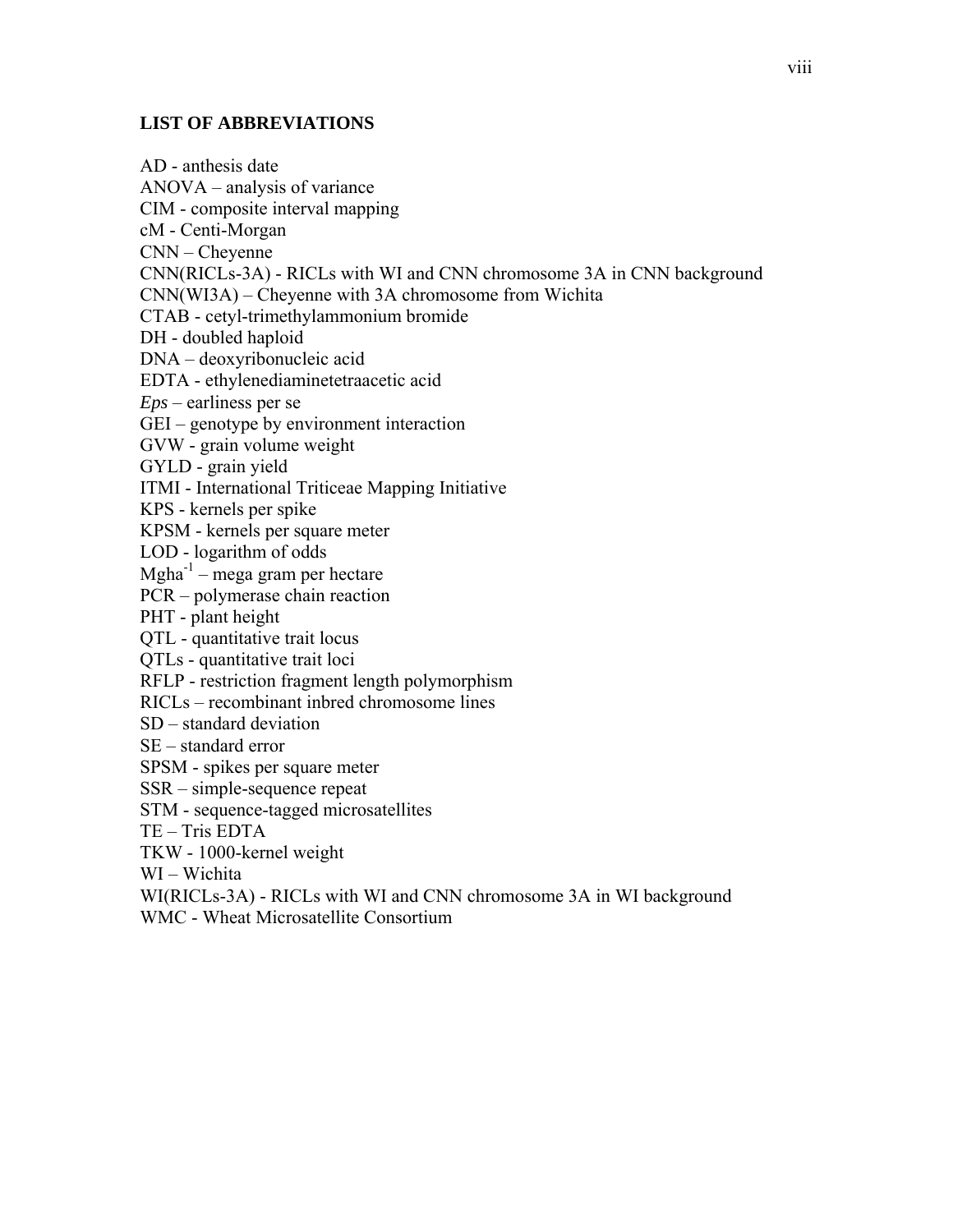**LIST OF ABBREVIATIONS**

AD - anthesis date
ANOVA – analysis of variance
CIM - composite interval mapping
cM - Centi-Morgan
CNN – Cheyenne
CNN(RICLs-3A) - RICLs with WI and CNN chromosome 3A in CNN background
CNN(WI3A) – Cheyenne with 3A chromosome from Wichita
CTAB - cetyl-trimethylammonium bromide
DH - doubled haploid
DNA – deoxyribonucleic acid
EDTA - ethylenediaminetetraacetic acid
*Eps* – earliness per se
GEI – genotype by environment interaction
GVW - grain volume weight
GYLD - grain yield
ITMI - International Triticeae Mapping Initiative
KPS - kernels per spike
KPSM - kernels per square meter
LOD - logarithm of odds
$Mgha^{-1}$ – mega gram per hectare
PCR – polymerase chain reaction
PHT - plant height
QTL - quantitative trait locus
QTLs - quantitative trait loci
RFLP - restriction fragment length polymorphism
RICLs – recombinant inbred chromosome lines
SD – standard deviation
SE – standard error
SPSM - spikes per square meter
SSR – simple-sequence repeat
STM - sequence-tagged microsatellites
TE – Tris EDTA
TKW - 1000-kernel weight
WI – Wichita
WI(RICLs-3A) - RICLs with WI and CNN chromosome 3A in WI background
WMC - Wheat Microsatellite Consortium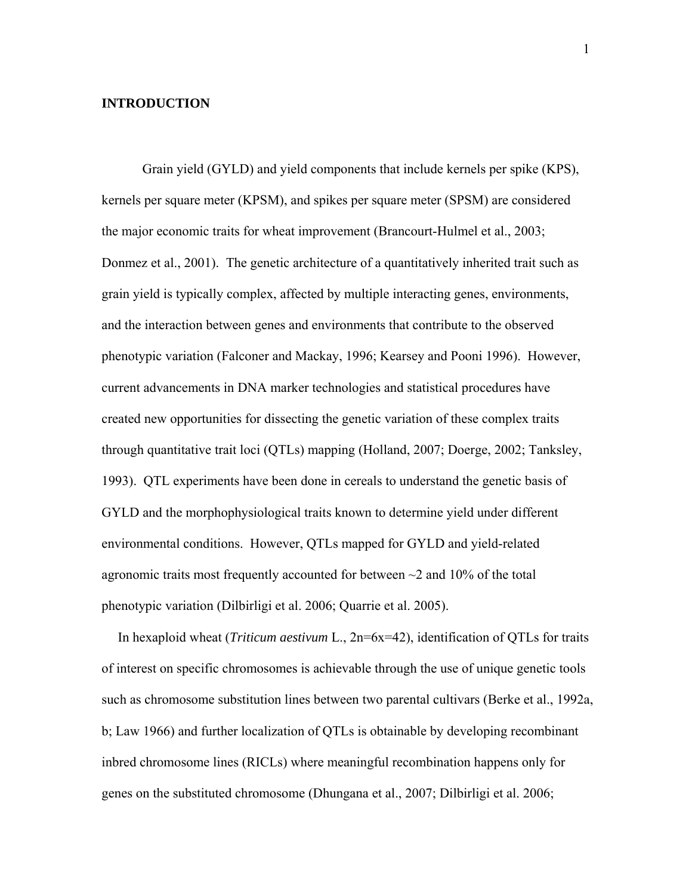## INTRODUCTION

Grain yield (GYLD) and yield components that include kernels per spike (KPS), kernels per square meter (KPSM), and spikes per square meter (SPSM) are considered the major economic traits for wheat improvement (Brancourt-Hulmel et al., 2003; Donmez et al., 2001). The genetic architecture of a quantitatively inherited trait such as grain yield is typically complex, affected by multiple interacting genes, environments, and the interaction between genes and environments that contribute to the observed phenotypic variation (Falconer and Mackay, 1996; Kearsey and Pooni 1996). However, current advancements in DNA marker technologies and statistical procedures have created new opportunities for dissecting the genetic variation of these complex traits through quantitative trait loci (QTLs) mapping (Holland, 2007; Doerge, 2002; Tanksley, 1993). QTL experiments have been done in cereals to understand the genetic basis of GYLD and the morphophysiological traits known to determine yield under different environmental conditions. However, QTLs mapped for GYLD and yield-related agronomic traits most frequently accounted for between ~2 and 10% of the total phenotypic variation (Dilbirligi et al. 2006; Quarrie et al. 2005).

In hexaploid wheat (*Triticum aestivum* L., 2n=6x=42), identification of QTLs for traits of interest on specific chromosomes is achievable through the use of unique genetic tools such as chromosome substitution lines between two parental cultivars (Berke et al., 1992a, b; Law 1966) and further localization of QTLs is obtainable by developing recombinant inbred chromosome lines (RICLs) where meaningful recombination happens only for genes on the substituted chromosome (Dhungana et al., 2007; Dilbirligi et al. 2006;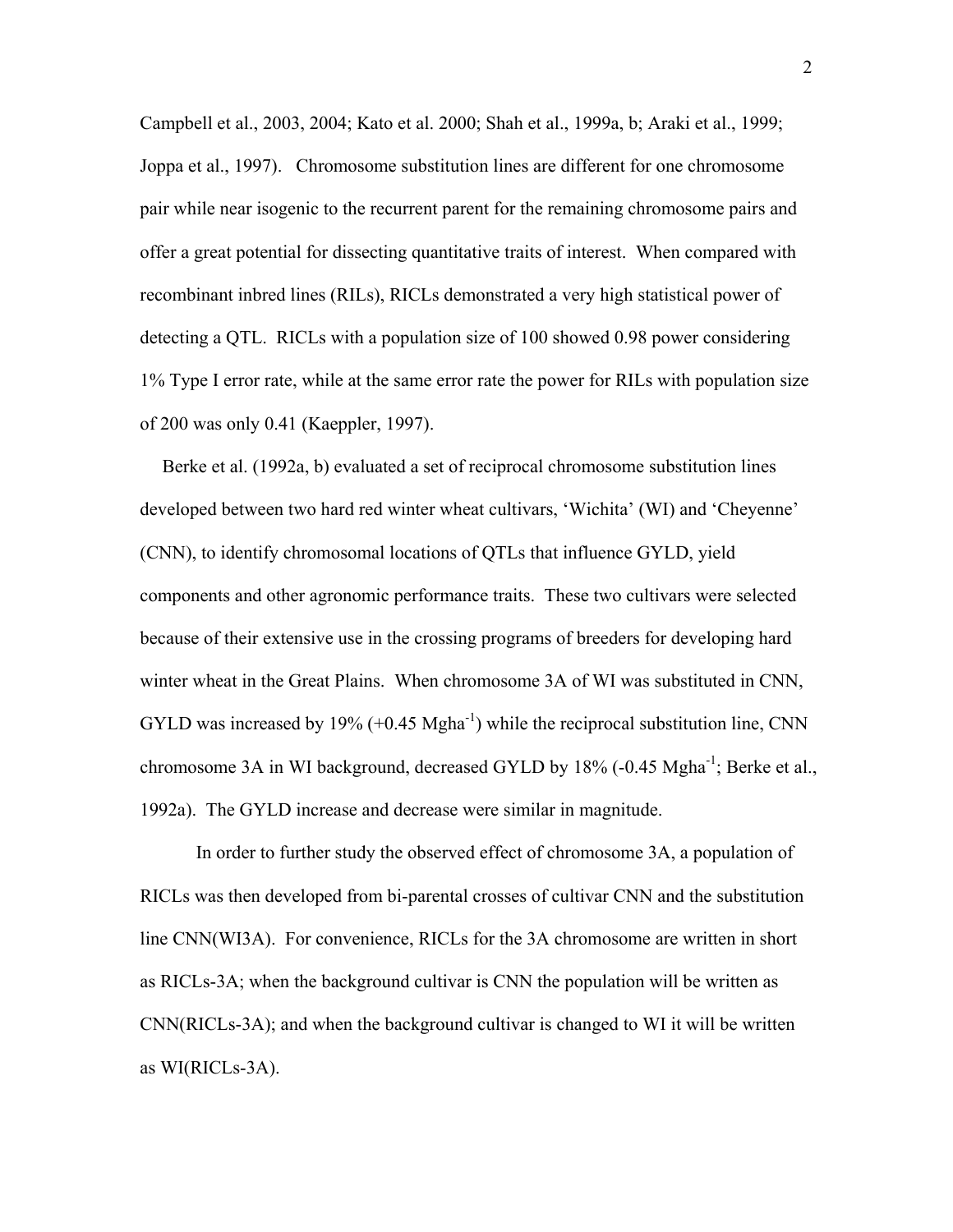Campbell et al., 2003, 2004; Kato et al. 2000; Shah et al., 1999a, b; Araki et al., 1999; Joppa et al., 1997). Chromosome substitution lines are different for one chromosome pair while near isogenic to the recurrent parent for the remaining chromosome pairs and offer a great potential for dissecting quantitative traits of interest. When compared with recombinant inbred lines (RILs), RICLs demonstrated a very high statistical power of detecting a QTL. RICLs with a population size of 100 showed 0.98 power considering 1% Type I error rate, while at the same error rate the power for RILs with population size of 200 was only 0.41 (Kaeppler, 1997).

Berke et al. (1992a, b) evaluated a set of reciprocal chromosome substitution lines developed between two hard red winter wheat cultivars, 'Wichita' (WI) and 'Cheyenne' (CNN), to identify chromosomal locations of QTLs that influence GYLD, yield components and other agronomic performance traits. These two cultivars were selected because of their extensive use in the crossing programs of breeders for developing hard winter wheat in the Great Plains. When chromosome 3A of WI was substituted in CNN, GYLD was increased by 19% (+0.45 $Mgha^{-1}$) while the reciprocal substitution line, CNN chromosome 3A in WI background, decreased GYLD by 18% (-0.45 $Mgha^{-1}$; Berke et al., 1992a). The GYLD increase and decrease were similar in magnitude.

In order to further study the observed effect of chromosome 3A, a population of RICLs was then developed from bi-parental crosses of cultivar CNN and the substitution line CNN(WI3A). For convenience, RICLs for the 3A chromosome are written in short as RICLs-3A; when the background cultivar is CNN the population will be written as CNN(RICLs-3A); and when the background cultivar is changed to WI it will be written as WI(RICLs-3A).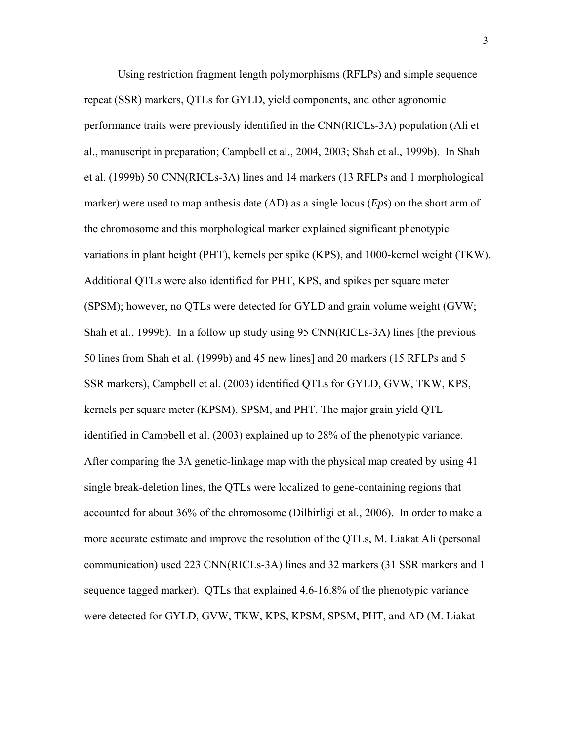Using restriction fragment length polymorphisms (RFLPs) and simple sequence repeat (SSR) markers, QTLs for GYLD, yield components, and other agronomic performance traits were previously identified in the CNN(RICLs-3A) population (Ali et al., manuscript in preparation; Campbell et al., 2004, 2003; Shah et al., 1999b). In Shah et al. (1999b) 50 CNN(RICLs-3A) lines and 14 markers (13 RFLPs and 1 morphological marker) were used to map anthesis date (AD) as a single locus (*Eps*) on the short arm of the chromosome and this morphological marker explained significant phenotypic variations in plant height (PHT), kernels per spike (KPS), and 1000-kernel weight (TKW). Additional QTLs were also identified for PHT, KPS, and spikes per square meter (SPSM); however, no QTLs were detected for GYLD and grain volume weight (GVW; Shah et al., 1999b). In a follow up study using 95 CNN(RICLs-3A) lines [the previous 50 lines from Shah et al. (1999b) and 45 new lines] and 20 markers (15 RFLPs and 5 SSR markers), Campbell et al. (2003) identified QTLs for GYLD, GVW, TKW, KPS, kernels per square meter (KPSM), SPSM, and PHT. The major grain yield QTL identified in Campbell et al. (2003) explained up to 28% of the phenotypic variance. After comparing the 3A genetic-linkage map with the physical map created by using 41 single break-deletion lines, the QTLs were localized to gene-containing regions that accounted for about 36% of the chromosome (Dilbirligi et al., 2006). In order to make a more accurate estimate and improve the resolution of the QTLs, M. Liakat Ali (personal communication) used 223 CNN(RICLs-3A) lines and 32 markers (31 SSR markers and 1 sequence tagged marker). QTLs that explained 4.6-16.8% of the phenotypic variance were detected for GYLD, GVW, TKW, KPS, KPSM, SPSM, PHT, and AD (M. Liakat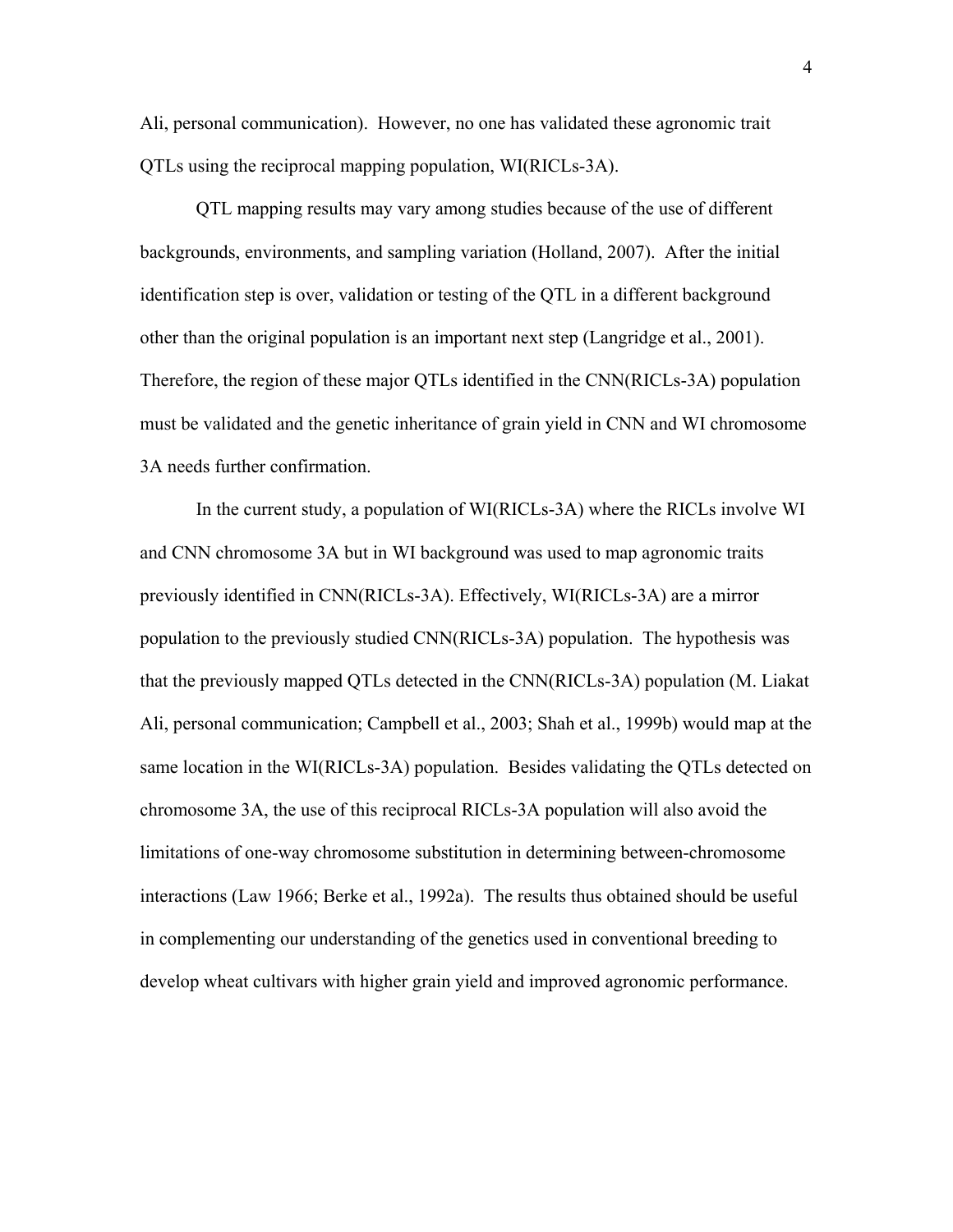Ali, personal communication). However, no one has validated these agronomic trait QTLs using the reciprocal mapping population, WI(RICLs-3A).

QTL mapping results may vary among studies because of the use of different backgrounds, environments, and sampling variation (Holland, 2007). After the initial identification step is over, validation or testing of the QTL in a different background other than the original population is an important next step (Langridge et al., 2001). Therefore, the region of these major QTLs identified in the CNN(RICLs-3A) population must be validated and the genetic inheritance of grain yield in CNN and WI chromosome 3A needs further confirmation.

In the current study, a population of WI(RICLs-3A) where the RICLs involve WI and CNN chromosome 3A but in WI background was used to map agronomic traits previously identified in CNN(RICLs-3A). Effectively, WI(RICLs-3A) are a mirror population to the previously studied CNN(RICLs-3A) population. The hypothesis was that the previously mapped QTLs detected in the CNN(RICLs-3A) population (M. Liakat Ali, personal communication; Campbell et al., 2003; Shah et al., 1999b) would map at the same location in the WI(RICLs-3A) population. Besides validating the QTLs detected on chromosome 3A, the use of this reciprocal RICLs-3A population will also avoid the limitations of one-way chromosome substitution in determining between-chromosome interactions (Law 1966; Berke et al., 1992a). The results thus obtained should be useful in complementing our understanding of the genetics used in conventional breeding to develop wheat cultivars with higher grain yield and improved agronomic performance.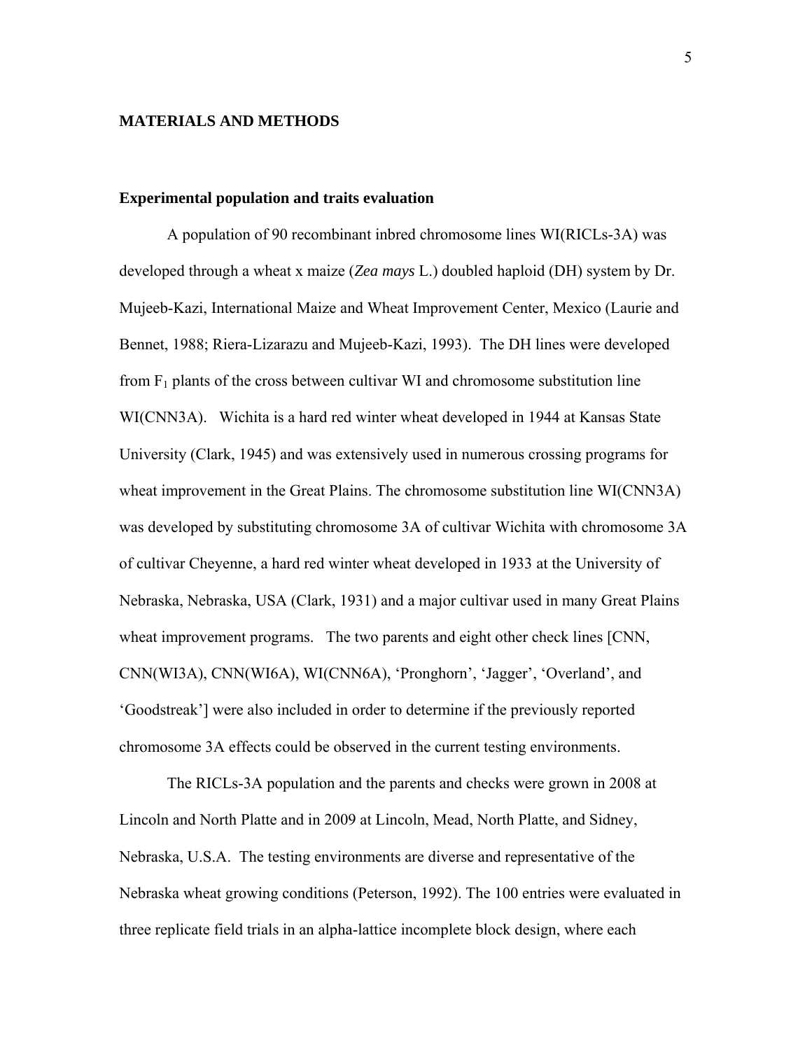## MATERIALS AND METHODS

### Experimental population and traits evaluation

A population of 90 recombinant inbred chromosome lines WI(RICLs-3A) was developed through a wheat x maize (*Zea mays* L.) doubled haploid (DH) system by Dr. Mujeeb-Kazi, International Maize and Wheat Improvement Center, Mexico (Laurie and Bennet, 1988; Riera-Lizarazu and Mujeeb-Kazi, 1993). The DH lines were developed from $F_1$ plants of the cross between cultivar WI and chromosome substitution line WI(CNN3A). Wichita is a hard red winter wheat developed in 1944 at Kansas State University (Clark, 1945) and was extensively used in numerous crossing programs for wheat improvement in the Great Plains. The chromosome substitution line WI(CNN3A) was developed by substituting chromosome 3A of cultivar Wichita with chromosome 3A of cultivar Cheyenne, a hard red winter wheat developed in 1933 at the University of Nebraska, Nebraska, USA (Clark, 1931) and a major cultivar used in many Great Plains wheat improvement programs. The two parents and eight other check lines [CNN, CNN(WI3A), CNN(WI6A), WI(CNN6A), 'Pronghorn', 'Jagger', 'Overland', and 'Goodstreak'] were also included in order to determine if the previously reported chromosome 3A effects could be observed in the current testing environments.

The RICLs-3A population and the parents and checks were grown in 2008 at Lincoln and North Platte and in 2009 at Lincoln, Mead, North Platte, and Sidney, Nebraska, U.S.A. The testing environments are diverse and representative of the Nebraska wheat growing conditions (Peterson, 1992). The 100 entries were evaluated in three replicate field trials in an alpha-lattice incomplete block design, where each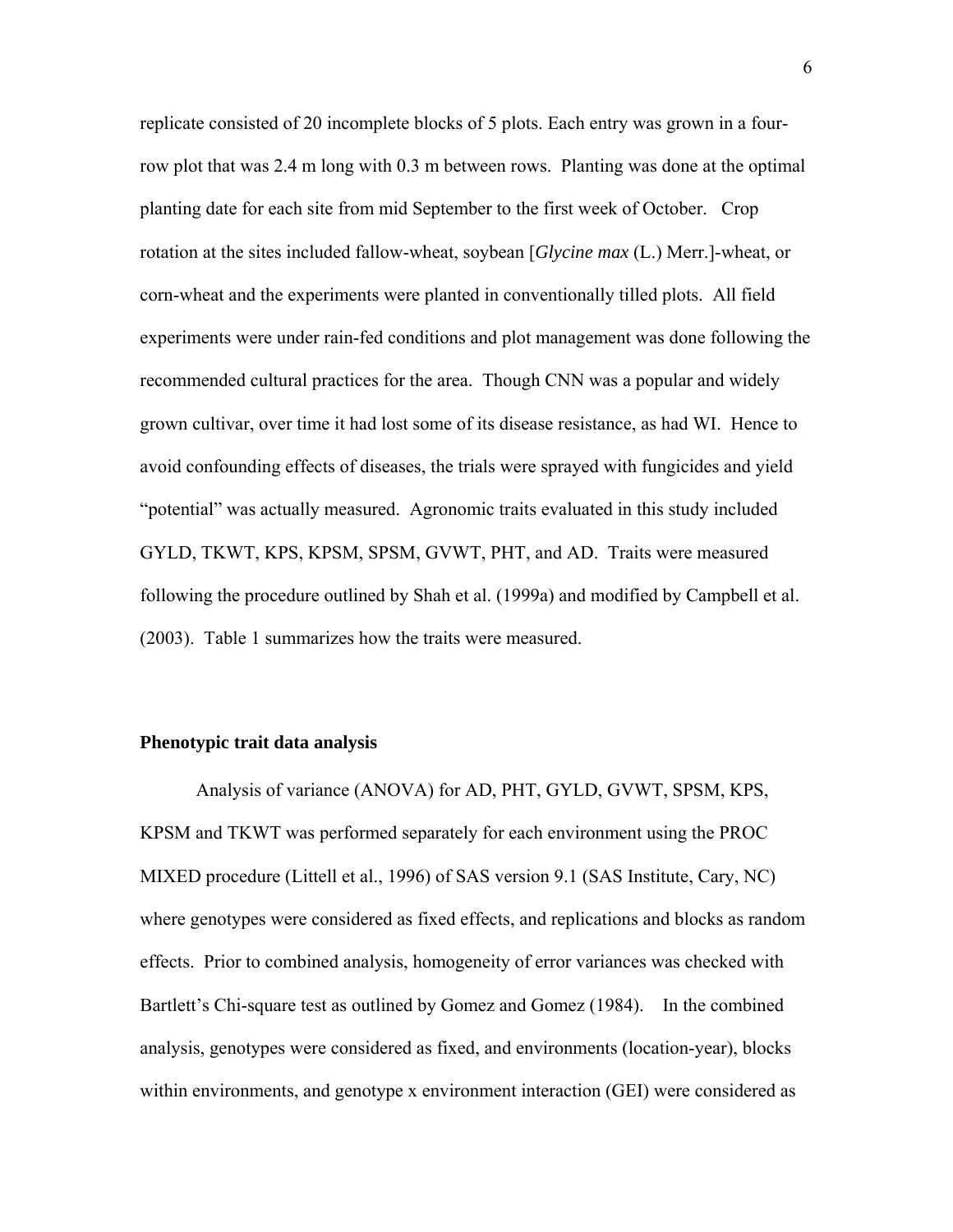replicate consisted of 20 incomplete blocks of 5 plots. Each entry was grown in a four-row plot that was 2.4 m long with 0.3 m between rows. Planting was done at the optimal planting date for each site from mid September to the first week of October. Crop rotation at the sites included fallow-wheat, soybean [*Glycine max* (L.) Merr.]-wheat, or corn-wheat and the experiments were planted in conventionally tilled plots. All field experiments were under rain-fed conditions and plot management was done following the recommended cultural practices for the area. Though CNN was a popular and widely grown cultivar, over time it had lost some of its disease resistance, as had WI. Hence to avoid confounding effects of diseases, the trials were sprayed with fungicides and yield "potential" was actually measured. Agronomic traits evaluated in this study included GYLD, TKWT, KPS, KPSM, SPSM, GVWT, PHT, and AD. Traits were measured following the procedure outlined by Shah et al. (1999a) and modified by Campbell et al. (2003). Table 1 summarizes how the traits were measured.

**Phenotypic trait data analysis**

Analysis of variance (ANOVA) for AD, PHT, GYLD, GVWT, SPSM, KPS, KPSM and TKWT was performed separately for each environment using the PROC MIXED procedure (Littell et al., 1996) of SAS version 9.1 (SAS Institute, Cary, NC) where genotypes were considered as fixed effects, and replications and blocks as random effects. Prior to combined analysis, homogeneity of error variances was checked with Bartlett's Chi-square test as outlined by Gomez and Gomez (1984). In the combined analysis, genotypes were considered as fixed, and environments (location-year), blocks within environments, and genotype x environment interaction (GEI) were considered as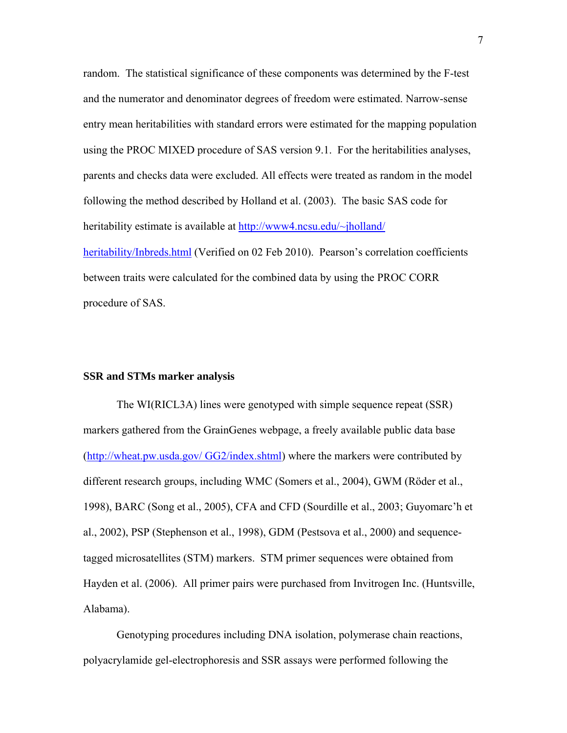random. The statistical significance of these components was determined by the F-test and the numerator and denominator degrees of freedom were estimated. Narrow-sense entry mean heritabilities with standard errors were estimated for the mapping population using the PROC MIXED procedure of SAS version 9.1. For the heritabilities analyses, parents and checks data were excluded. All effects were treated as random in the model following the method described by Holland et al. (2003). The basic SAS code for heritability estimate is available at http://www4.ncsu.edu/~jholland/heritability/Inbreds.html (Verified on 02 Feb 2010). Pearson's correlation coefficients between traits were calculated for the combined data by using the PROC CORR procedure of SAS.

**SSR and STMs marker analysis**

The WI(RICL3A) lines were genotyped with simple sequence repeat (SSR) markers gathered from the GrainGenes webpage, a freely available public data base (http://wheat.pw.usda.gov/ GG2/index.shtml) where the markers were contributed by different research groups, including WMC (Somers et al., 2004), GWM (Röder et al., 1998), BARC (Song et al., 2005), CFA and CFD (Sourdille et al., 2003; Guyomarc'h et al., 2002), PSP (Stephenson et al., 1998), GDM (Pestsova et al., 2000) and sequence-tagged microsatellites (STM) markers. STM primer sequences were obtained from Hayden et al. (2006). All primer pairs were purchased from Invitrogen Inc. (Huntsville, Alabama).

Genotyping procedures including DNA isolation, polymerase chain reactions, polyacrylamide gel-electrophoresis and SSR assays were performed following the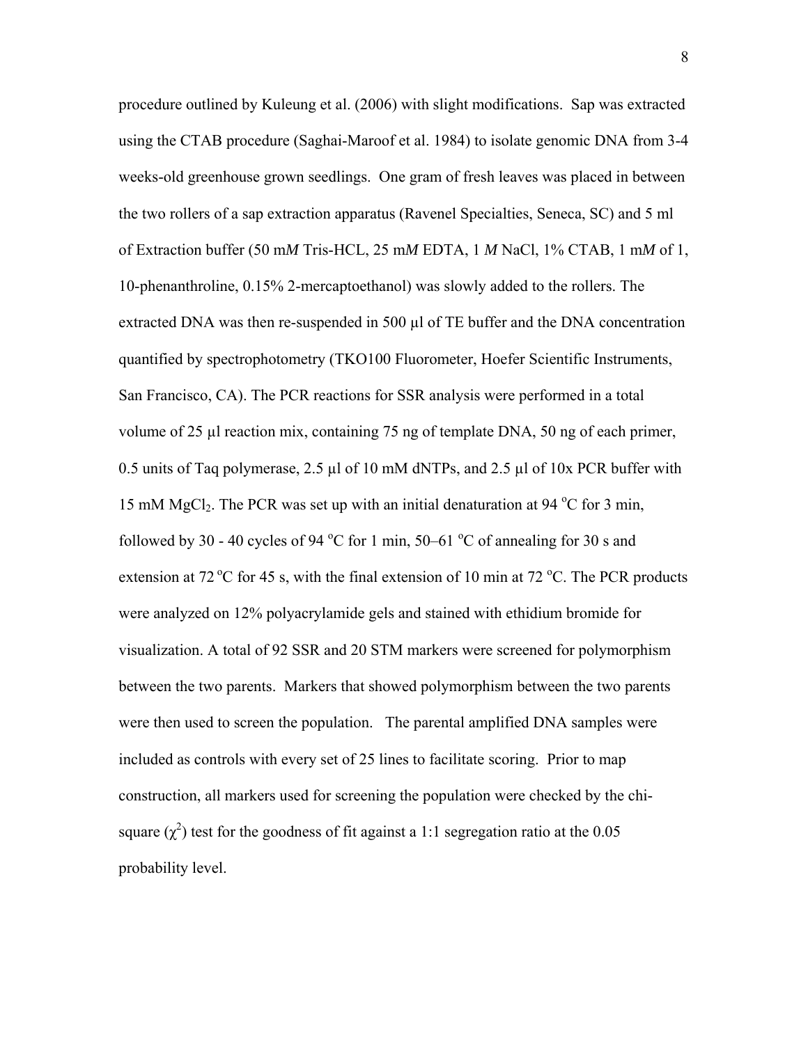procedure outlined by Kuleung et al. (2006) with slight modifications. Sap was extracted using the CTAB procedure (Saghai-Maroof et al. 1984) to isolate genomic DNA from 3-4 weeks-old greenhouse grown seedlings. One gram of fresh leaves was placed in between the two rollers of a sap extraction apparatus (Ravenel Specialties, Seneca, SC) and 5 ml of Extraction buffer (50 m*M* Tris-HCL, 25 m*M* EDTA, 1 *M* NaCl, 1% CTAB, 1 m*M* of 1, 10-phenanthroline, 0.15% 2-mercaptoethanol) was slowly added to the rollers. The extracted DNA was then re-suspended in 500 µl of TE buffer and the DNA concentration quantified by spectrophotometry (TKO100 Fluorometer, Hoefer Scientific Instruments, San Francisco, CA). The PCR reactions for SSR analysis were performed in a total volume of 25 µl reaction mix, containing 75 ng of template DNA, 50 ng of each primer, 0.5 units of Taq polymerase, 2.5 µl of 10 mM dNTPs, and 2.5 µl of 10x PCR buffer with 15 mM $MgCl_2$. The PCR was set up with an initial denaturation at 94 °C for 3 min, followed by 30 - 40 cycles of 94 °C for 1 min, 50–61 °C of annealing for 30 s and extension at 72 °C for 45 s, with the final extension of 10 min at 72 °C. The PCR products were analyzed on 12% polyacrylamide gels and stained with ethidium bromide for visualization. A total of 92 SSR and 20 STM markers were screened for polymorphism between the two parents. Markers that showed polymorphism between the two parents were then used to screen the population. The parental amplified DNA samples were included as controls with every set of 25 lines to facilitate scoring. Prior to map construction, all markers used for screening the population were checked by the chi-square ($\chi^2$) test for the goodness of fit against a 1:1 segregation ratio at the 0.05 probability level.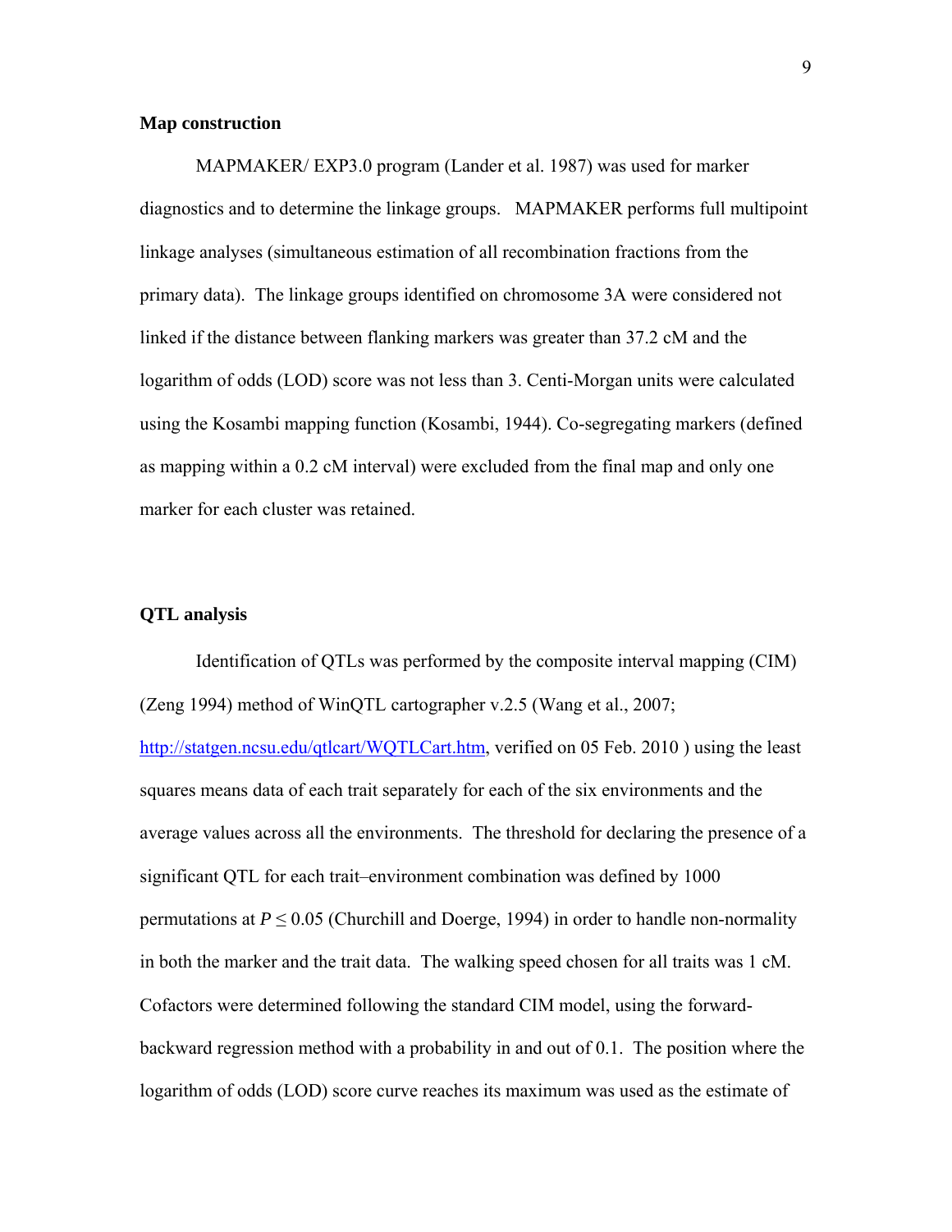### Map construction

MAPMAKER/ EXP3.0 program (Lander et al. 1987) was used for marker diagnostics and to determine the linkage groups. MAPMAKER performs full multipoint linkage analyses (simultaneous estimation of all recombination fractions from the primary data). The linkage groups identified on chromosome 3A were considered not linked if the distance between flanking markers was greater than 37.2 cM and the logarithm of odds (LOD) score was not less than 3. Centi-Morgan units were calculated using the Kosambi mapping function (Kosambi, 1944). Co-segregating markers (defined as mapping within a 0.2 cM interval) were excluded from the final map and only one marker for each cluster was retained.

### QTL analysis

Identification of QTLs was performed by the composite interval mapping (CIM) (Zeng 1994) method of WinQTL cartographer v.2.5 (Wang et al., 2007; http://statgen.ncsu.edu/qtlcart/WQTLCart.htm, verified on 05 Feb. 2010 ) using the least squares means data of each trait separately for each of the six environments and the average values across all the environments. The threshold for declaring the presence of a significant QTL for each trait–environment combination was defined by 1000 permutations at $P \leq 0.05$ (Churchill and Doerge, 1994) in order to handle non-normality in both the marker and the trait data. The walking speed chosen for all traits was 1 cM. Cofactors were determined following the standard CIM model, using the forward-backward regression method with a probability in and out of 0.1. The position where the logarithm of odds (LOD) score curve reaches its maximum was used as the estimate of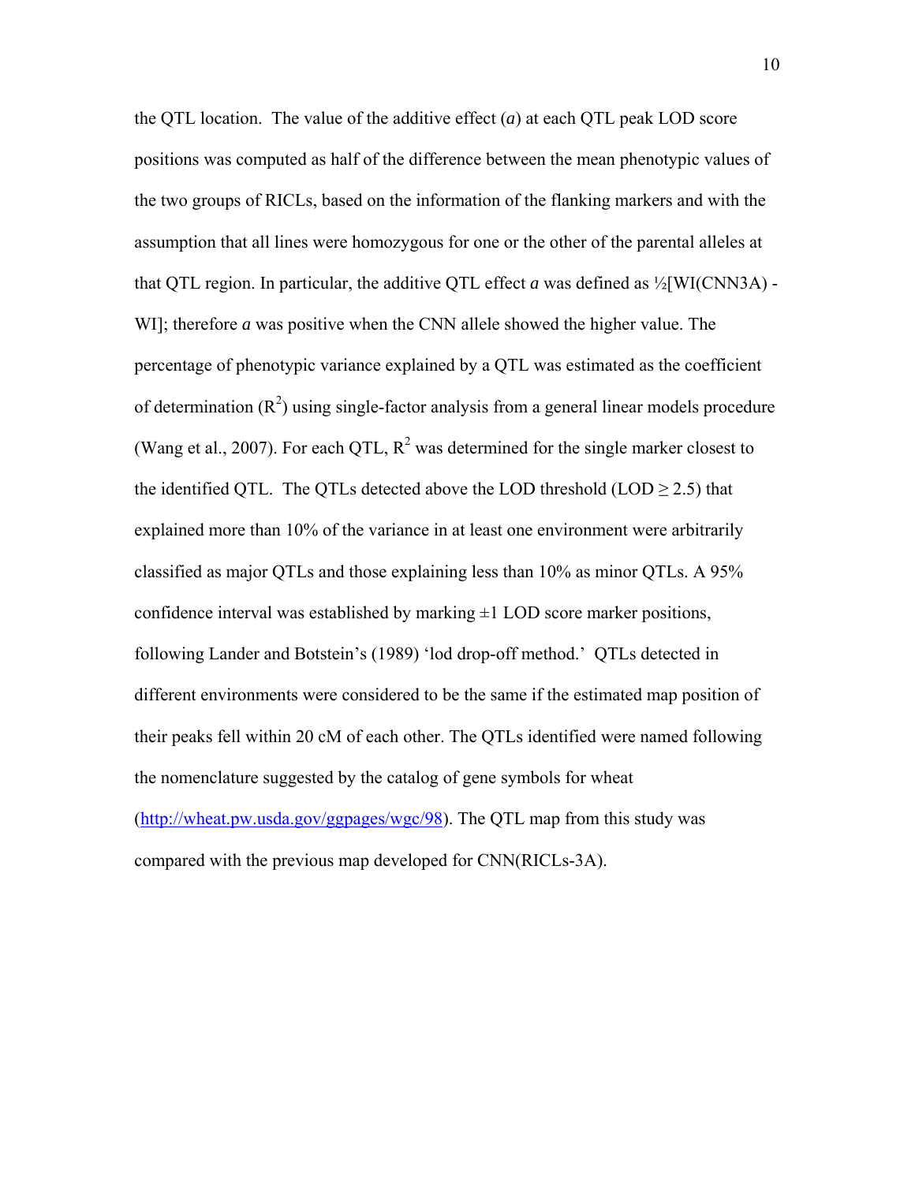the QTL location. The value of the additive effect (*a*) at each QTL peak LOD score positions was computed as half of the difference between the mean phenotypic values of the two groups of RICLs, based on the information of the flanking markers and with the assumption that all lines were homozygous for one or the other of the parental alleles at that QTL region. In particular, the additive QTL effect ***a*** was defined as ½[WI(CNN3A) - WI]; therefore ***a*** was positive when the CNN allele showed the higher value. The percentage of phenotypic variance explained by a QTL was estimated as the coefficient of determination ($R^2$) using single-factor analysis from a general linear models procedure (Wang et al., 2007). For each QTL, $R^2$ was determined for the single marker closest to the identified QTL. The QTLs detected above the LOD threshold (LOD $\geq$ 2.5) that explained more than 10% of the variance in at least one environment were arbitrarily classified as major QTLs and those explaining less than 10% as minor QTLs. A 95% confidence interval was established by marking ±1 LOD score marker positions, following Lander and Botstein's (1989) 'lod drop-off method.' QTLs detected in different environments were considered to be the same if the estimated map position of their peaks fell within 20 cM of each other. The QTLs identified were named following the nomenclature suggested by the catalog of gene symbols for wheat (http://wheat.pw.usda.gov/ggpages/wgc/98). The QTL map from this study was compared with the previous map developed for CNN(RICLs-3A).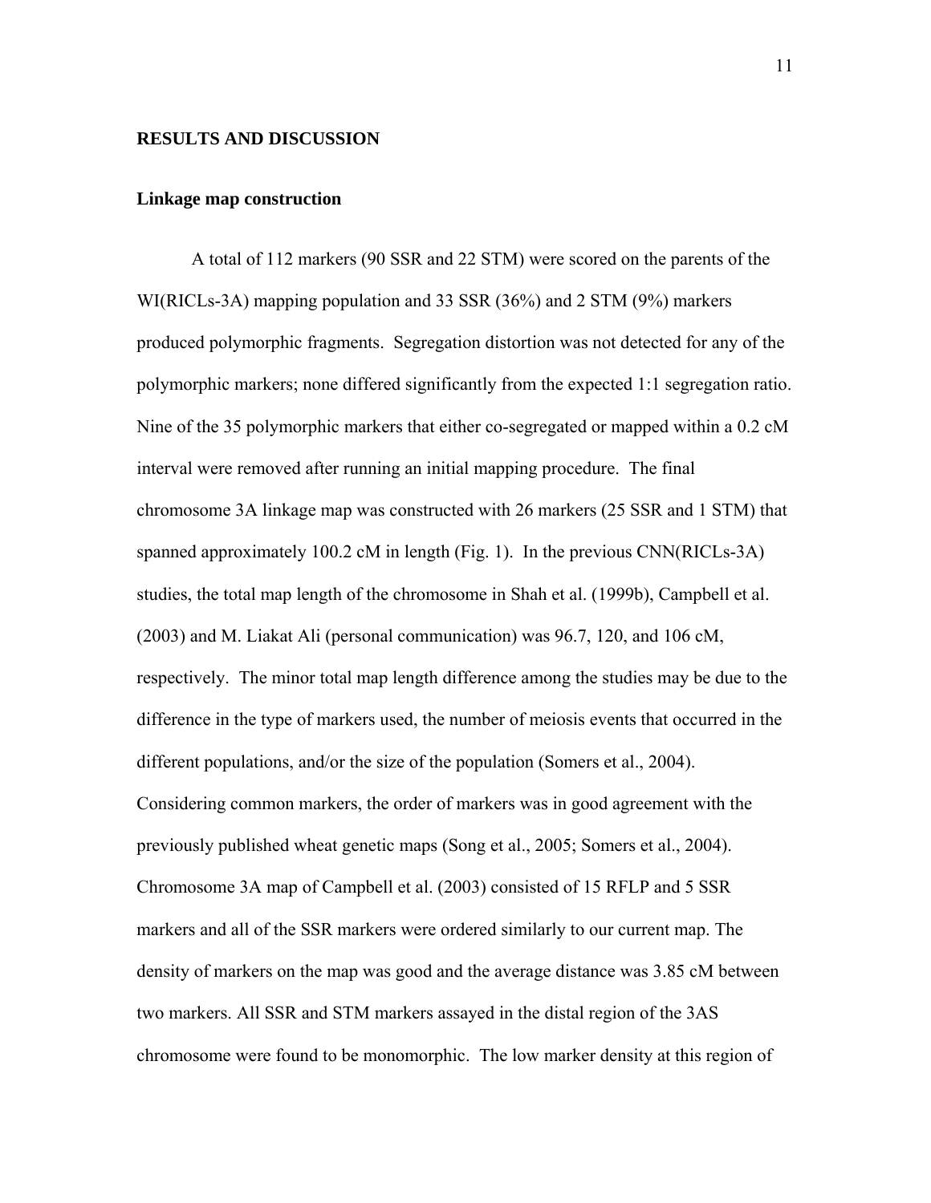## RESULTS AND DISCUSSION

### Linkage map construction

A total of 112 markers (90 SSR and 22 STM) were scored on the parents of the WI(RICLs-3A) mapping population and 33 SSR (36%) and 2 STM (9%) markers produced polymorphic fragments. Segregation distortion was not detected for any of the polymorphic markers; none differed significantly from the expected 1:1 segregation ratio. Nine of the 35 polymorphic markers that either co-segregated or mapped within a 0.2 cM interval were removed after running an initial mapping procedure. The final chromosome 3A linkage map was constructed with 26 markers (25 SSR and 1 STM) that spanned approximately 100.2 cM in length (Fig. 1). In the previous CNN(RICLs-3A) studies, the total map length of the chromosome in Shah et al. (1999b), Campbell et al. (2003) and M. Liakat Ali (personal communication) was 96.7, 120, and 106 cM, respectively. The minor total map length difference among the studies may be due to the difference in the type of markers used, the number of meiosis events that occurred in the different populations, and/or the size of the population (Somers et al., 2004). Considering common markers, the order of markers was in good agreement with the previously published wheat genetic maps (Song et al., 2005; Somers et al., 2004). Chromosome 3A map of Campbell et al. (2003) consisted of 15 RFLP and 5 SSR markers and all of the SSR markers were ordered similarly to our current map. The density of markers on the map was good and the average distance was 3.85 cM between two markers. All SSR and STM markers assayed in the distal region of the 3AS chromosome were found to be monomorphic. The low marker density at this region of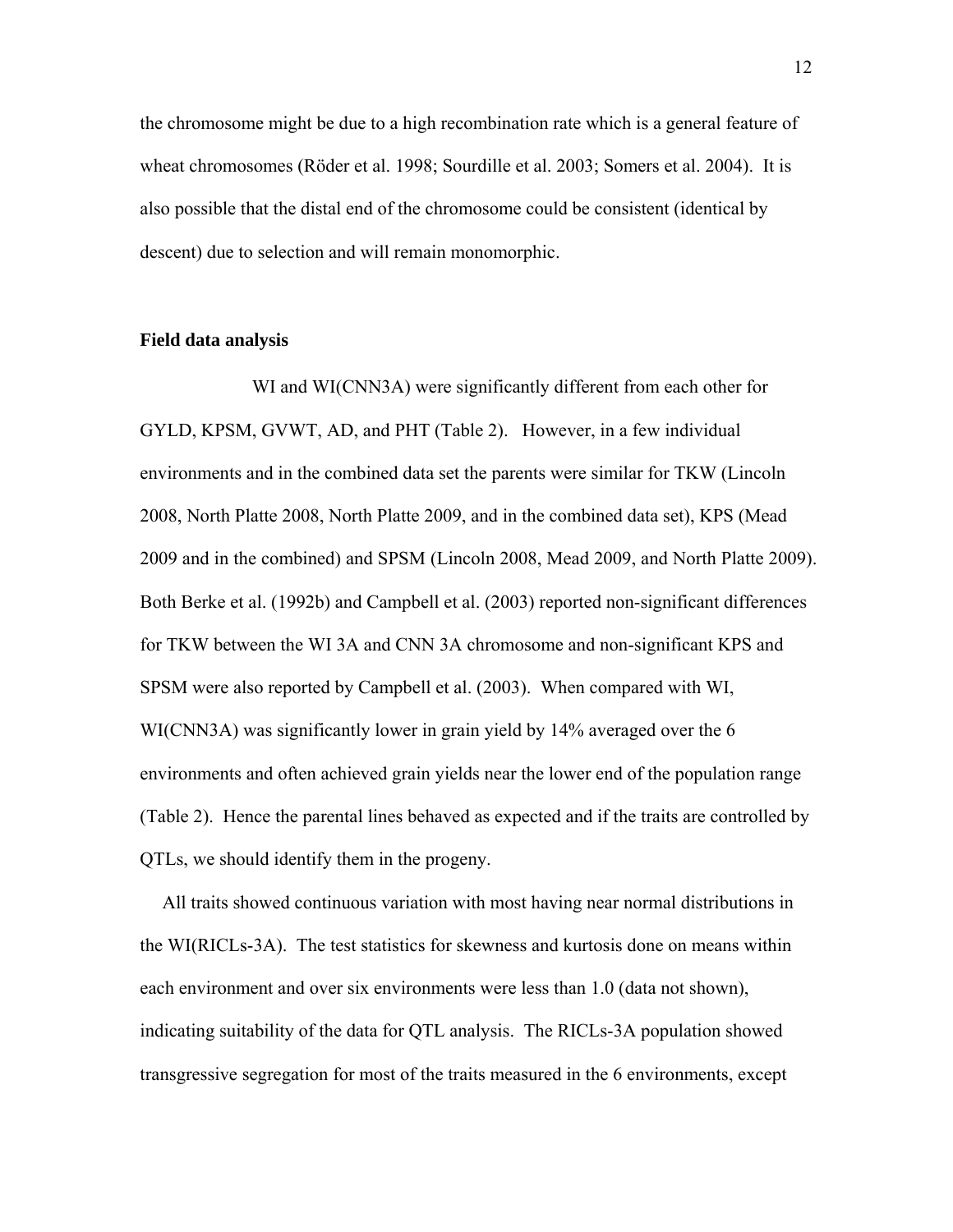the chromosome might be due to a high recombination rate which is a general feature of wheat chromosomes (Röder et al. 1998; Sourdille et al. 2003; Somers et al. 2004). It is also possible that the distal end of the chromosome could be consistent (identical by descent) due to selection and will remain monomorphic.

**Field data analysis**

WI and WI(CNN3A) were significantly different from each other for GYLD, KPSM, GVWT, AD, and PHT (Table 2). However, in a few individual environments and in the combined data set the parents were similar for TKW (Lincoln 2008, North Platte 2008, North Platte 2009, and in the combined data set), KPS (Mead 2009 and in the combined) and SPSM (Lincoln 2008, Mead 2009, and North Platte 2009). Both Berke et al. (1992b) and Campbell et al. (2003) reported non-significant differences for TKW between the WI 3A and CNN 3A chromosome and non-significant KPS and SPSM were also reported by Campbell et al. (2003). When compared with WI, WI(CNN3A) was significantly lower in grain yield by 14% averaged over the 6 environments and often achieved grain yields near the lower end of the population range (Table 2). Hence the parental lines behaved as expected and if the traits are controlled by QTLs, we should identify them in the progeny.

All traits showed continuous variation with most having near normal distributions in the WI(RICLs-3A). The test statistics for skewness and kurtosis done on means within each environment and over six environments were less than 1.0 (data not shown), indicating suitability of the data for QTL analysis. The RICLs-3A population showed transgressive segregation for most of the traits measured in the 6 environments, except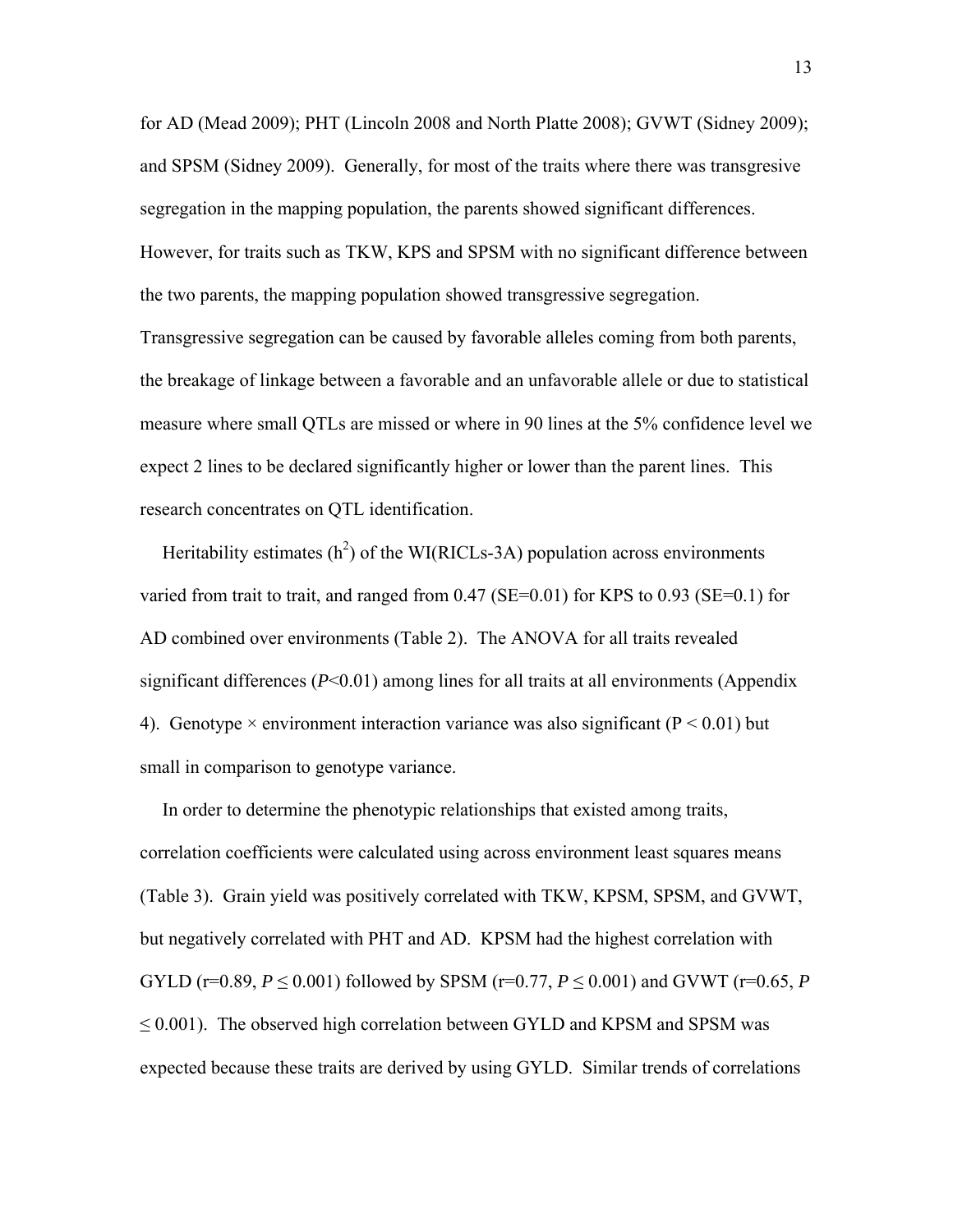for AD (Mead 2009); PHT (Lincoln 2008 and North Platte 2008); GVWT (Sidney 2009); and SPSM (Sidney 2009). Generally, for most of the traits where there was transgresive segregation in the mapping population, the parents showed significant differences. However, for traits such as TKW, KPS and SPSM with no significant difference between the two parents, the mapping population showed transgressive segregation. Transgressive segregation can be caused by favorable alleles coming from both parents, the breakage of linkage between a favorable and an unfavorable allele or due to statistical measure where small QTLs are missed or where in 90 lines at the 5% confidence level we expect 2 lines to be declared significantly higher or lower than the parent lines. This research concentrates on QTL identification.

Heritability estimates ($h^2$) of the WI(RICLs-3A) population across environments varied from trait to trait, and ranged from 0.47 (SE=0.01) for KPS to 0.93 (SE=0.1) for AD combined over environments (Table 2). The ANOVA for all traits revealed significant differences ($P<0.01$) among lines for all traits at all environments (Appendix 4). Genotype × environment interaction variance was also significant ($P < 0.01$) but small in comparison to genotype variance.

In order to determine the phenotypic relationships that existed among traits, correlation coefficients were calculated using across environment least squares means (Table 3). Grain yield was positively correlated with TKW, KPSM, SPSM, and GVWT, but negatively correlated with PHT and AD. KPSM had the highest correlation with GYLD (r=0.89, $P \leq 0.001$) followed by SPSM (r=0.77, $P \leq 0.001$) and GVWT (r=0.65, $P \leq 0.001$). The observed high correlation between GYLD and KPSM and SPSM was expected because these traits are derived by using GYLD. Similar trends of correlations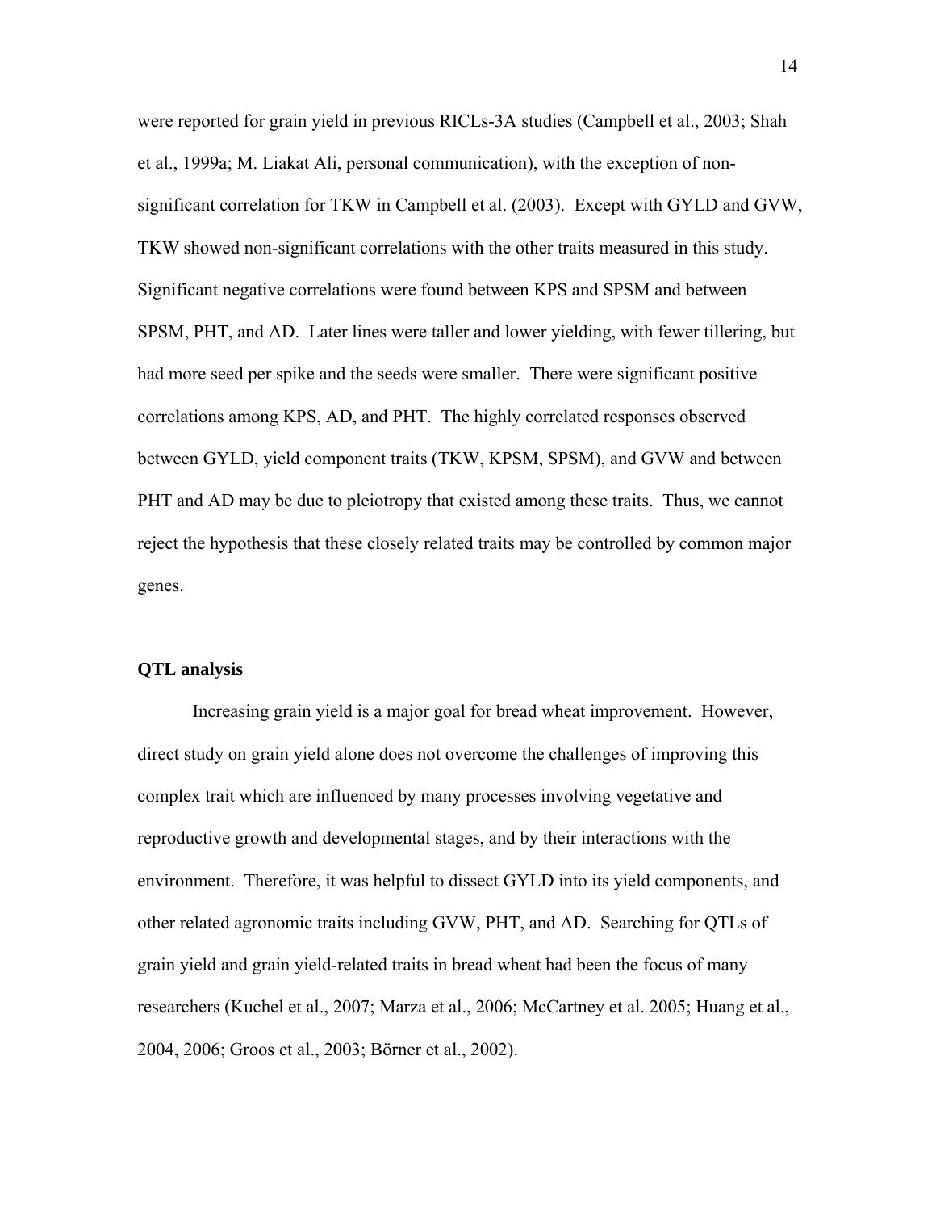were reported for grain yield in previous RICLs-3A studies (Campbell et al., 2003; Shah et al., 1999a; M. Liakat Ali, personal communication), with the exception of non-significant correlation for TKW in Campbell et al. (2003). Except with GYLD and GVW, TKW showed non-significant correlations with the other traits measured in this study. Significant negative correlations were found between KPS and SPSM and between SPSM, PHT, and AD. Later lines were taller and lower yielding, with fewer tillering, but had more seed per spike and the seeds were smaller. There were significant positive correlations among KPS, AD, and PHT. The highly correlated responses observed between GYLD, yield component traits (TKW, KPSM, SPSM), and GVW and between PHT and AD may be due to pleiotropy that existed among these traits. Thus, we cannot reject the hypothesis that these closely related traits may be controlled by common major genes.

**QTL analysis**

Increasing grain yield is a major goal for bread wheat improvement. However, direct study on grain yield alone does not overcome the challenges of improving this complex trait which are influenced by many processes involving vegetative and reproductive growth and developmental stages, and by their interactions with the environment. Therefore, it was helpful to dissect GYLD into its yield components, and other related agronomic traits including GVW, PHT, and AD. Searching for QTLs of grain yield and grain yield-related traits in bread wheat had been the focus of many researchers (Kuchel et al., 2007; Marza et al., 2006; McCartney et al. 2005; Huang et al., 2004, 2006; Groos et al., 2003; Börner et al., 2002).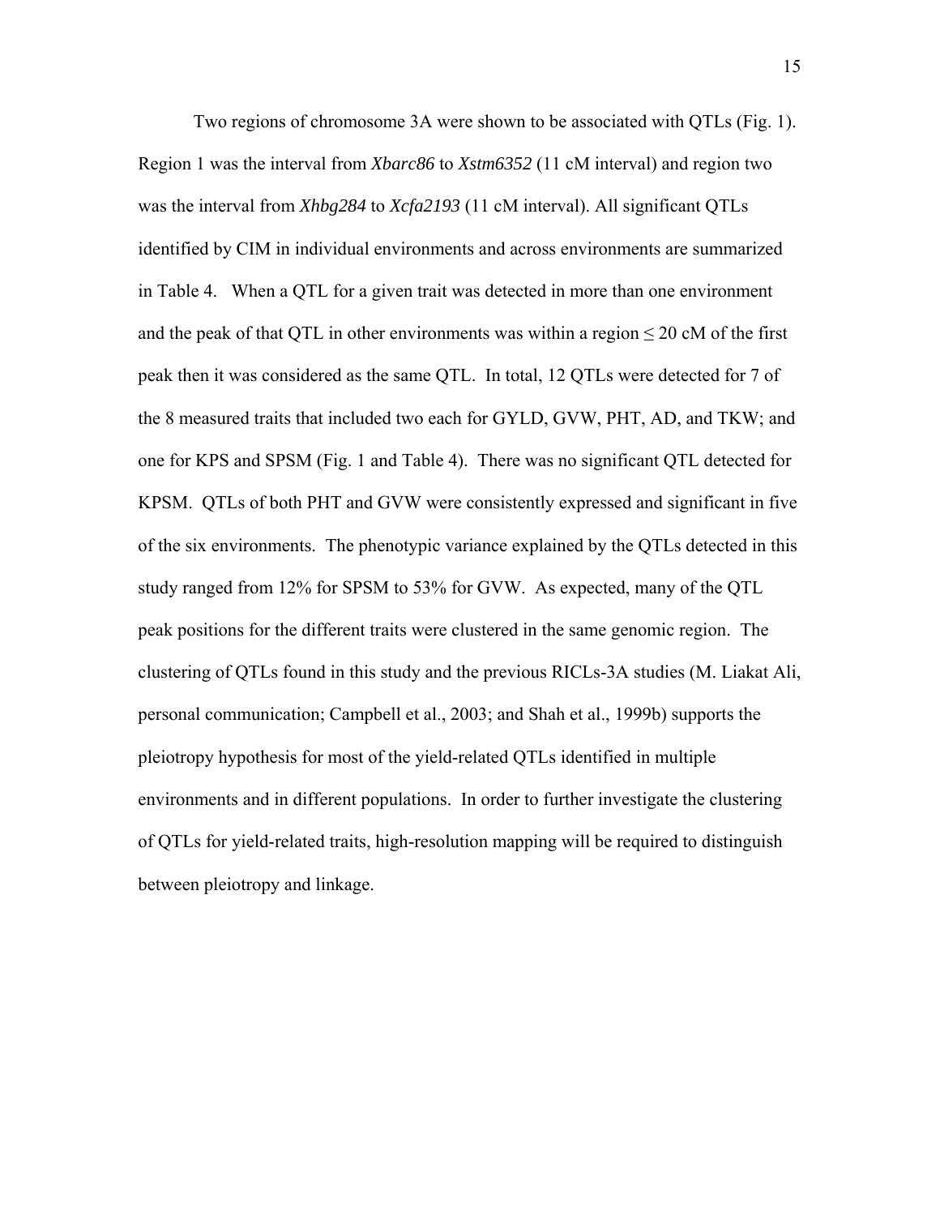Two regions of chromosome 3A were shown to be associated with QTLs (Fig. 1). Region 1 was the interval from *Xbarc86* to *Xstm6352* (11 cM interval) and region two was the interval from *Xhbg284* to *Xcfa2193* (11 cM interval). All significant QTLs identified by CIM in individual environments and across environments are summarized in Table 4. When a QTL for a given trait was detected in more than one environment and the peak of that QTL in other environments was within a region ≤ 20 cM of the first peak then it was considered as the same QTL. In total, 12 QTLs were detected for 7 of the 8 measured traits that included two each for GYLD, GVW, PHT, AD, and TKW; and one for KPS and SPSM (Fig. 1 and Table 4). There was no significant QTL detected for KPSM. QTLs of both PHT and GVW were consistently expressed and significant in five of the six environments. The phenotypic variance explained by the QTLs detected in this study ranged from 12% for SPSM to 53% for GVW. As expected, many of the QTL peak positions for the different traits were clustered in the same genomic region. The clustering of QTLs found in this study and the previous RICLs-3A studies (M. Liakat Ali, personal communication; Campbell et al., 2003; and Shah et al., 1999b) supports the pleiotropy hypothesis for most of the yield-related QTLs identified in multiple environments and in different populations. In order to further investigate the clustering of QTLs for yield-related traits, high-resolution mapping will be required to distinguish between pleiotropy and linkage.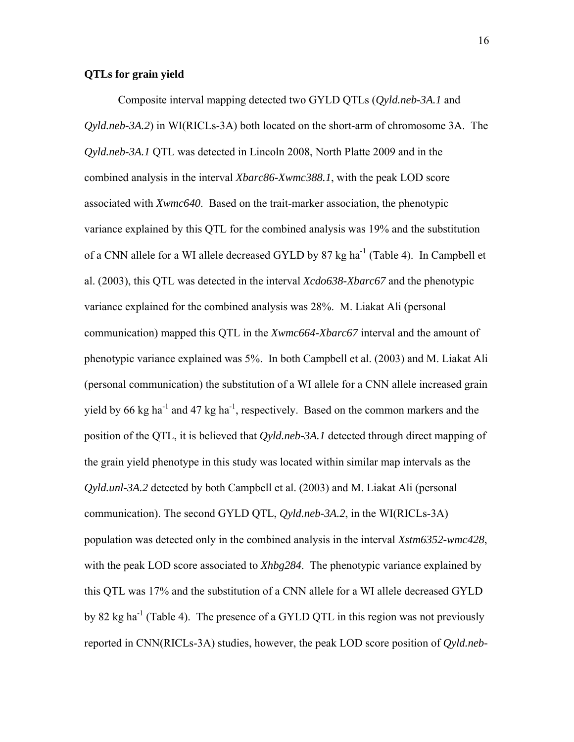**QTLs for grain yield**

Composite interval mapping detected two GYLD QTLs (*Qyld.neb-3A.1* and *Qyld.neb-3A.2*) in WI(RICLs-3A) both located on the short-arm of chromosome 3A. The *Qyld.neb-3A.1* QTL was detected in Lincoln 2008, North Platte 2009 and in the combined analysis in the interval *Xbarc86-Xwmc388.1*, with the peak LOD score associated with *Xwmc640*. Based on the trait-marker association, the phenotypic variance explained by this QTL for the combined analysis was 19% and the substitution of a CNN allele for a WI allele decreased GYLD by 87 kg ha$^{-1}$ (Table 4). In Campbell et al. (2003), this QTL was detected in the interval *Xcdo638-Xbarc67* and the phenotypic variance explained for the combined analysis was 28%. M. Liakat Ali (personal communication) mapped this QTL in the *Xwmc664-Xbarc67* interval and the amount of phenotypic variance explained was 5%. In both Campbell et al. (2003) and M. Liakat Ali (personal communication) the substitution of a WI allele for a CNN allele increased grain yield by 66 kg ha$^{-1}$ and 47 kg ha$^{-1}$, respectively. Based on the common markers and the position of the QTL, it is believed that *Qyld.neb-3A.1* detected through direct mapping of the grain yield phenotype in this study was located within similar map intervals as the *Qyld.unl-3A.2* detected by both Campbell et al. (2003) and M. Liakat Ali (personal communication). The second GYLD QTL, *Qyld.neb-3A.2*, in the WI(RICLs-3A) population was detected only in the combined analysis in the interval *Xstm6352-wmc428*, with the peak LOD score associated to *Xhbg284*. The phenotypic variance explained by this QTL was 17% and the substitution of a CNN allele for a WI allele decreased GYLD by 82 kg ha$^{-1}$ (Table 4). The presence of a GYLD QTL in this region was not previously reported in CNN(RICLs-3A) studies, however, the peak LOD score position of *Qyld.neb-*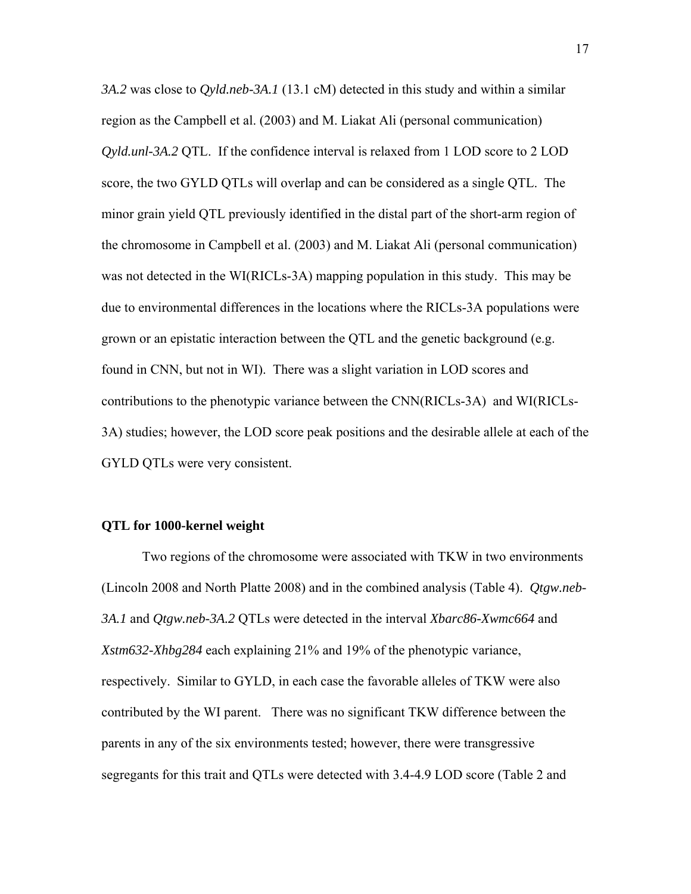*3A.2* was close to *Qyld.neb-3A.1* (13.1 cM) detected in this study and within a similar region as the Campbell et al. (2003) and M. Liakat Ali (personal communication) *Qyld.unl-3A.2* QTL. If the confidence interval is relaxed from 1 LOD score to 2 LOD score, the two GYLD QTLs will overlap and can be considered as a single QTL. The minor grain yield QTL previously identified in the distal part of the short-arm region of the chromosome in Campbell et al. (2003) and M. Liakat Ali (personal communication) was not detected in the WI(RICLs-3A) mapping population in this study. This may be due to environmental differences in the locations where the RICLs-3A populations were grown or an epistatic interaction between the QTL and the genetic background (e.g. found in CNN, but not in WI). There was a slight variation in LOD scores and contributions to the phenotypic variance between the CNN(RICLs-3A) and WI(RICLs-3A) studies; however, the LOD score peak positions and the desirable allele at each of the GYLD QTLs were very consistent.

### QTL for 1000-kernel weight

Two regions of the chromosome were associated with TKW in two environments (Lincoln 2008 and North Platte 2008) and in the combined analysis (Table 4). *Qtgw.neb-3A.1* and *Qtgw.neb-3A.2* QTLs were detected in the interval *Xbarc86-Xwmc664* and *Xstm632-Xhbg284* each explaining 21% and 19% of the phenotypic variance, respectively. Similar to GYLD, in each case the favorable alleles of TKW were also contributed by the WI parent. There was no significant TKW difference between the parents in any of the six environments tested; however, there were transgressive segregants for this trait and QTLs were detected with 3.4-4.9 LOD score (Table 2 and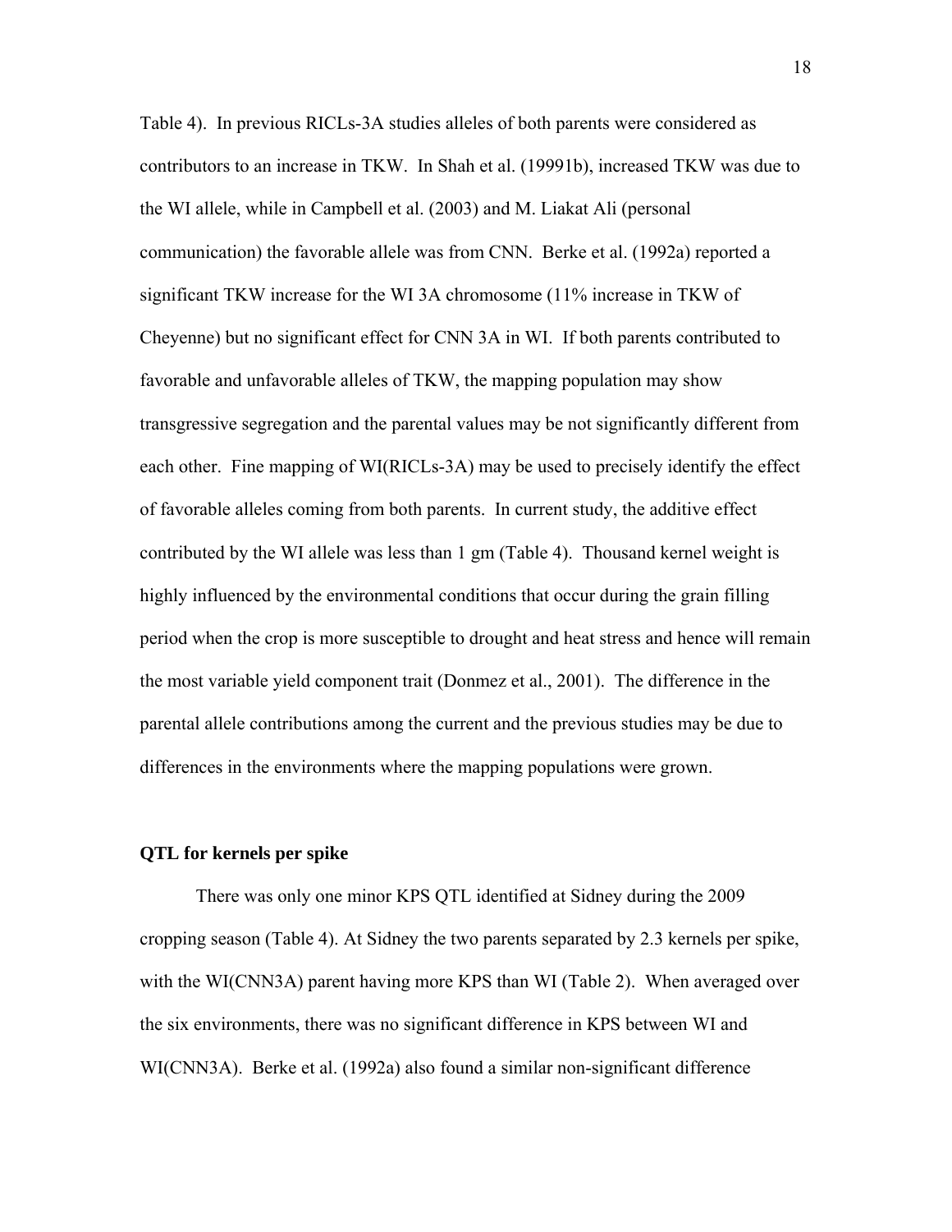Table 4). In previous RICLs-3A studies alleles of both parents were considered as contributors to an increase in TKW. In Shah et al. (19991b), increased TKW was due to the WI allele, while in Campbell et al. (2003) and M. Liakat Ali (personal communication) the favorable allele was from CNN. Berke et al. (1992a) reported a significant TKW increase for the WI 3A chromosome (11% increase in TKW of Cheyenne) but no significant effect for CNN 3A in WI. If both parents contributed to favorable and unfavorable alleles of TKW, the mapping population may show transgressive segregation and the parental values may be not significantly different from each other. Fine mapping of WI(RICLs-3A) may be used to precisely identify the effect of favorable alleles coming from both parents. In current study, the additive effect contributed by the WI allele was less than 1 gm (Table 4). Thousand kernel weight is highly influenced by the environmental conditions that occur during the grain filling period when the crop is more susceptible to drought and heat stress and hence will remain the most variable yield component trait (Donmez et al., 2001). The difference in the parental allele contributions among the current and the previous studies may be due to differences in the environments where the mapping populations were grown.

**QTL for kernels per spike**

There was only one minor KPS QTL identified at Sidney during the 2009 cropping season (Table 4). At Sidney the two parents separated by 2.3 kernels per spike, with the WI(CNN3A) parent having more KPS than WI (Table 2). When averaged over the six environments, there was no significant difference in KPS between WI and WI(CNN3A). Berke et al. (1992a) also found a similar non-significant difference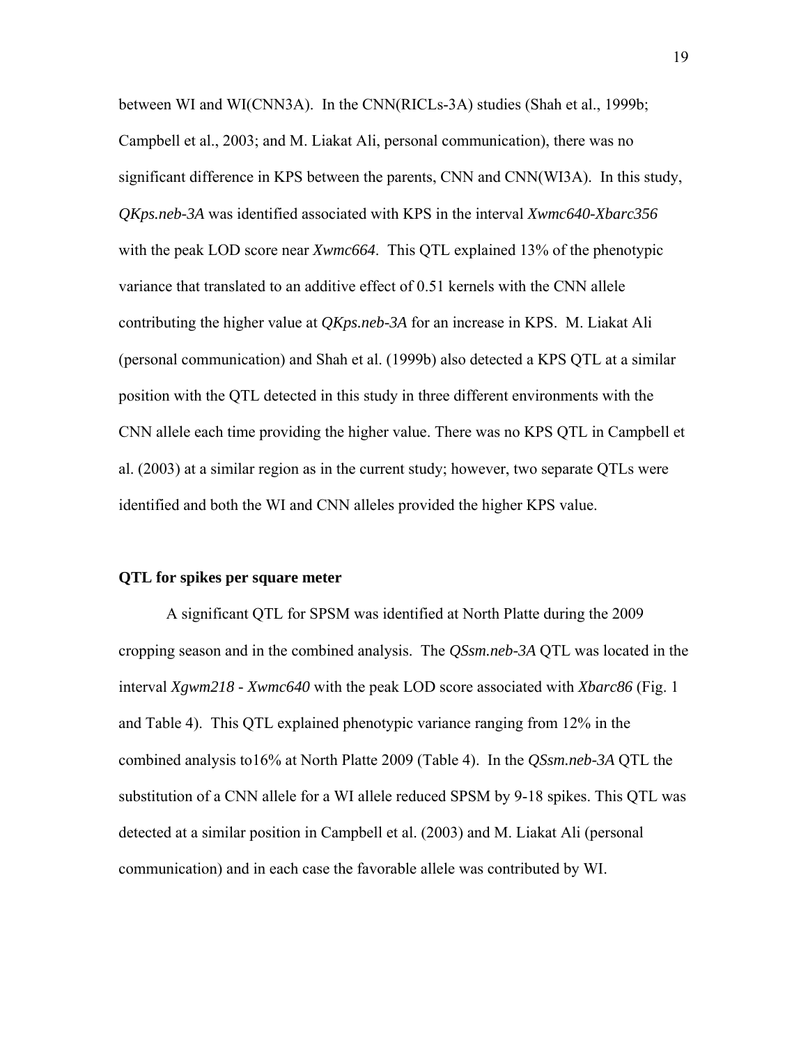between WI and WI(CNN3A). In the CNN(RICLs-3A) studies (Shah et al., 1999b; Campbell et al., 2003; and M. Liakat Ali, personal communication), there was no significant difference in KPS between the parents, CNN and CNN(WI3A). In this study, *QKps.neb-3A* was identified associated with KPS in the interval *Xwmc640-Xbarc356* with the peak LOD score near *Xwmc664*. This QTL explained 13% of the phenotypic variance that translated to an additive effect of 0.51 kernels with the CNN allele contributing the higher value at *QKps.neb-3A* for an increase in KPS. M. Liakat Ali (personal communication) and Shah et al. (1999b) also detected a KPS QTL at a similar position with the QTL detected in this study in three different environments with the CNN allele each time providing the higher value. There was no KPS QTL in Campbell et al. (2003) at a similar region as in the current study; however, two separate QTLs were identified and both the WI and CNN alleles provided the higher KPS value.

**QTL for spikes per square meter**

A significant QTL for SPSM was identified at North Platte during the 2009 cropping season and in the combined analysis. The *QSsm.neb-3A* QTL was located in the interval *Xgwm218 - Xwmc640* with the peak LOD score associated with *Xbarc86* (Fig. 1 and Table 4). This QTL explained phenotypic variance ranging from 12% in the combined analysis to16% at North Platte 2009 (Table 4). In the *QSsm.neb-3A* QTL the substitution of a CNN allele for a WI allele reduced SPSM by 9-18 spikes. This QTL was detected at a similar position in Campbell et al. (2003) and M. Liakat Ali (personal communication) and in each case the favorable allele was contributed by WI.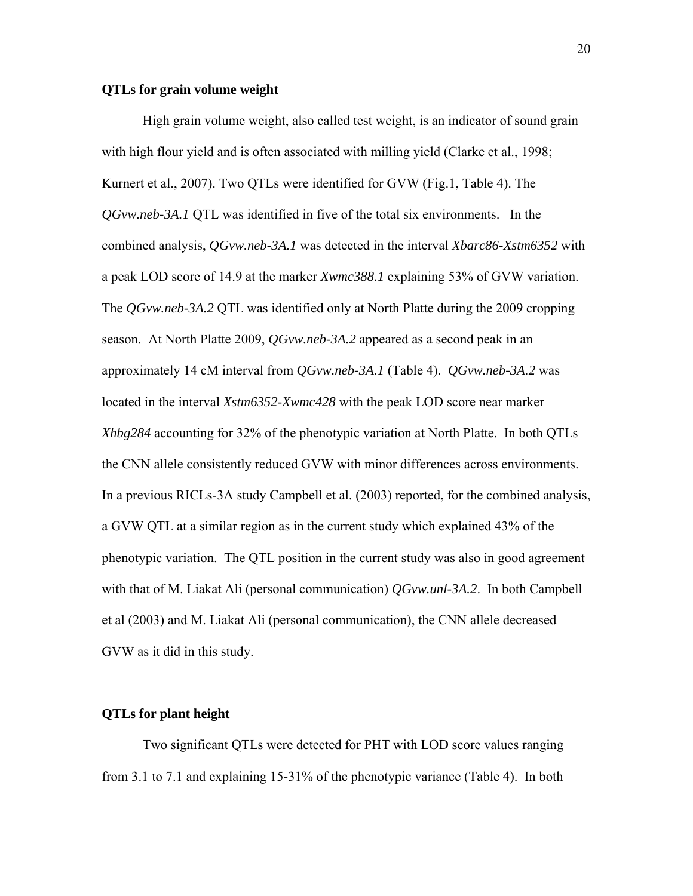### QTLs for grain volume weight

High grain volume weight, also called test weight, is an indicator of sound grain with high flour yield and is often associated with milling yield (Clarke et al., 1998; Kurnert et al., 2007). Two QTLs were identified for GVW (Fig.1, Table 4). The *QGvw.neb-3A.1* QTL was identified in five of the total six environments. In the combined analysis, *QGvw.neb-3A.1* was detected in the interval *Xbarc86-Xstm6352* with a peak LOD score of 14.9 at the marker *Xwmc388.1* explaining 53% of GVW variation. The *QGvw.neb-3A.2* QTL was identified only at North Platte during the 2009 cropping season. At North Platte 2009, *QGvw.neb-3A.2* appeared as a second peak in an approximately 14 cM interval from *QGvw.neb-3A.1* (Table 4). *QGvw.neb-3A.2* was located in the interval *Xstm6352-Xwmc428* with the peak LOD score near marker *Xhbg284* accounting for 32% of the phenotypic variation at North Platte. In both QTLs the CNN allele consistently reduced GVW with minor differences across environments. In a previous RICLs-3A study Campbell et al. (2003) reported, for the combined analysis, a GVW QTL at a similar region as in the current study which explained 43% of the phenotypic variation. The QTL position in the current study was also in good agreement with that of M. Liakat Ali (personal communication) *QGvw.unl-3A.2*. In both Campbell et al (2003) and M. Liakat Ali (personal communication), the CNN allele decreased GVW as it did in this study.

### QTLs for plant height

Two significant QTLs were detected for PHT with LOD score values ranging from 3.1 to 7.1 and explaining 15-31% of the phenotypic variance (Table 4). In both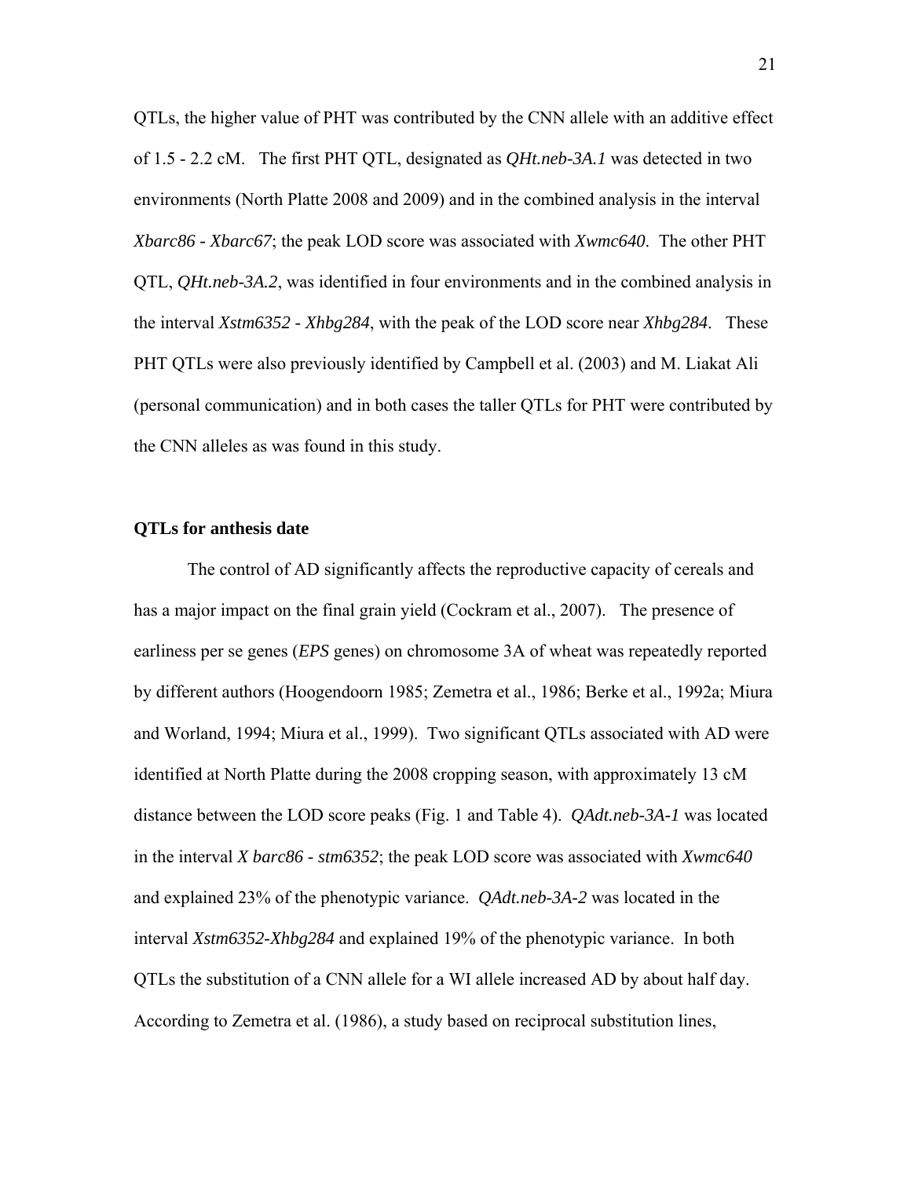QTLs, the higher value of PHT was contributed by the CNN allele with an additive effect of 1.5 - 2.2 cM. The first PHT QTL, designated as *QHt.neb-3A.1* was detected in two environments (North Platte 2008 and 2009) and in the combined analysis in the interval *Xbarc86 - Xbarc67*; the peak LOD score was associated with *Xwmc640*. The other PHT QTL, *QHt.neb-3A.2*, was identified in four environments and in the combined analysis in the interval *Xstm6352 - Xhbg284*, with the peak of the LOD score near *Xhbg284*. These PHT QTLs were also previously identified by Campbell et al. (2003) and M. Liakat Ali (personal communication) and in both cases the taller QTLs for PHT were contributed by the CNN alleles as was found in this study.

### QTLs for anthesis date

The control of AD significantly affects the reproductive capacity of cereals and has a major impact on the final grain yield (Cockram et al., 2007). The presence of earliness per se genes (*EPS* genes) on chromosome 3A of wheat was repeatedly reported by different authors (Hoogendoorn 1985; Zemetra et al., 1986; Berke et al., 1992a; Miura and Worland, 1994; Miura et al., 1999). Two significant QTLs associated with AD were identified at North Platte during the 2008 cropping season, with approximately 13 cM distance between the LOD score peaks (Fig. 1 and Table 4). *QAdt.neb-3A-1* was located in the interval *X barc86 - stm6352*; the peak LOD score was associated with *Xwmc640* and explained 23% of the phenotypic variance. *QAdt.neb-3A-2* was located in the interval *Xstm6352-Xhbg284* and explained 19% of the phenotypic variance. In both QTLs the substitution of a CNN allele for a WI allele increased AD by about half day. According to Zemetra et al. (1986), a study based on reciprocal substitution lines,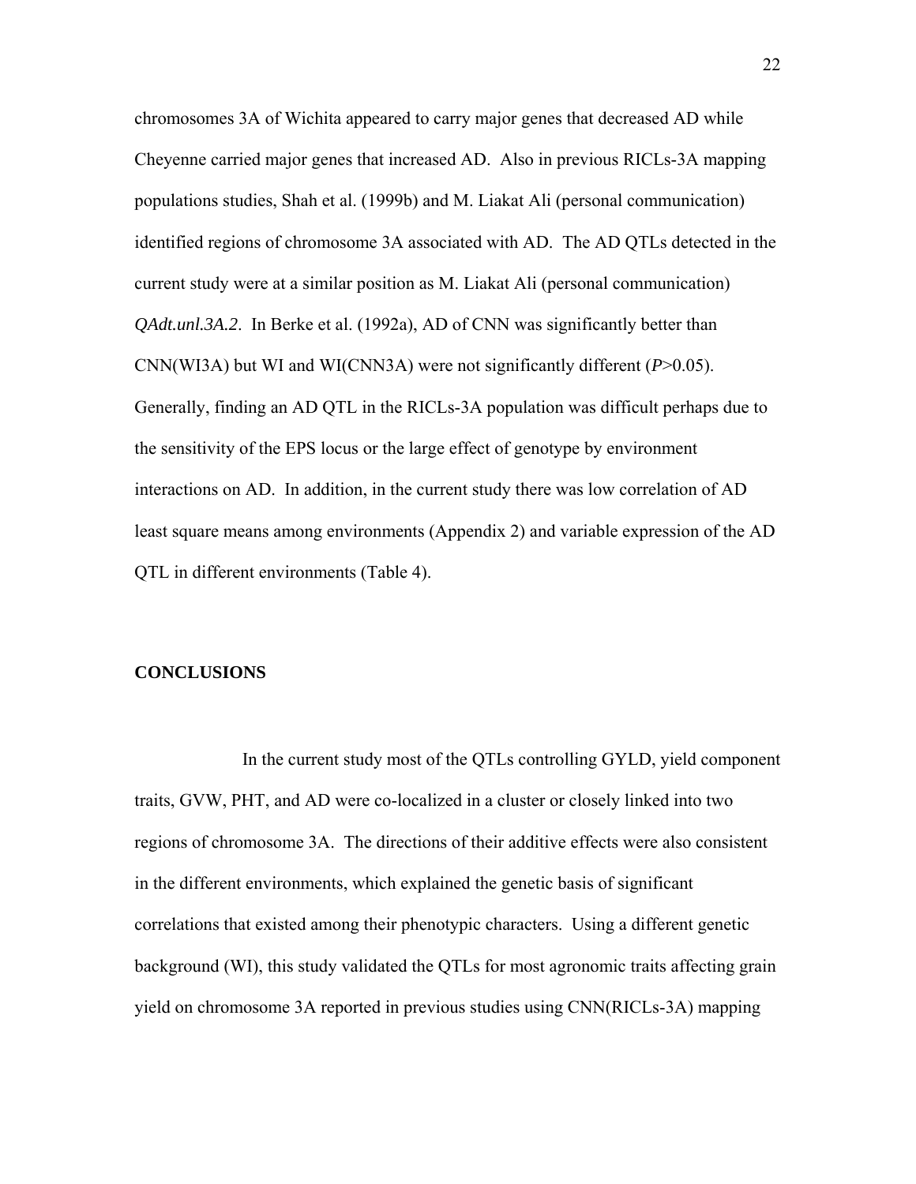chromosomes 3A of Wichita appeared to carry major genes that decreased AD while Cheyenne carried major genes that increased AD. Also in previous RICLs-3A mapping populations studies, Shah et al. (1999b) and M. Liakat Ali (personal communication) identified regions of chromosome 3A associated with AD. The AD QTLs detected in the current study were at a similar position as M. Liakat Ali (personal communication) *QAdt.unl.3A.2*. In Berke et al. (1992a), AD of CNN was significantly better than CNN(WI3A) but WI and WI(CNN3A) were not significantly different ($P$>0.05). Generally, finding an AD QTL in the RICLs-3A population was difficult perhaps due to the sensitivity of the EPS locus or the large effect of genotype by environment interactions on AD. In addition, in the current study there was low correlation of AD least square means among environments (Appendix 2) and variable expression of the AD QTL in different environments (Table 4).

## CONCLUSIONS

In the current study most of the QTLs controlling GYLD, yield component traits, GVW, PHT, and AD were co-localized in a cluster or closely linked into two regions of chromosome 3A. The directions of their additive effects were also consistent in the different environments, which explained the genetic basis of significant correlations that existed among their phenotypic characters. Using a different genetic background (WI), this study validated the QTLs for most agronomic traits affecting grain yield on chromosome 3A reported in previous studies using CNN(RICLs-3A) mapping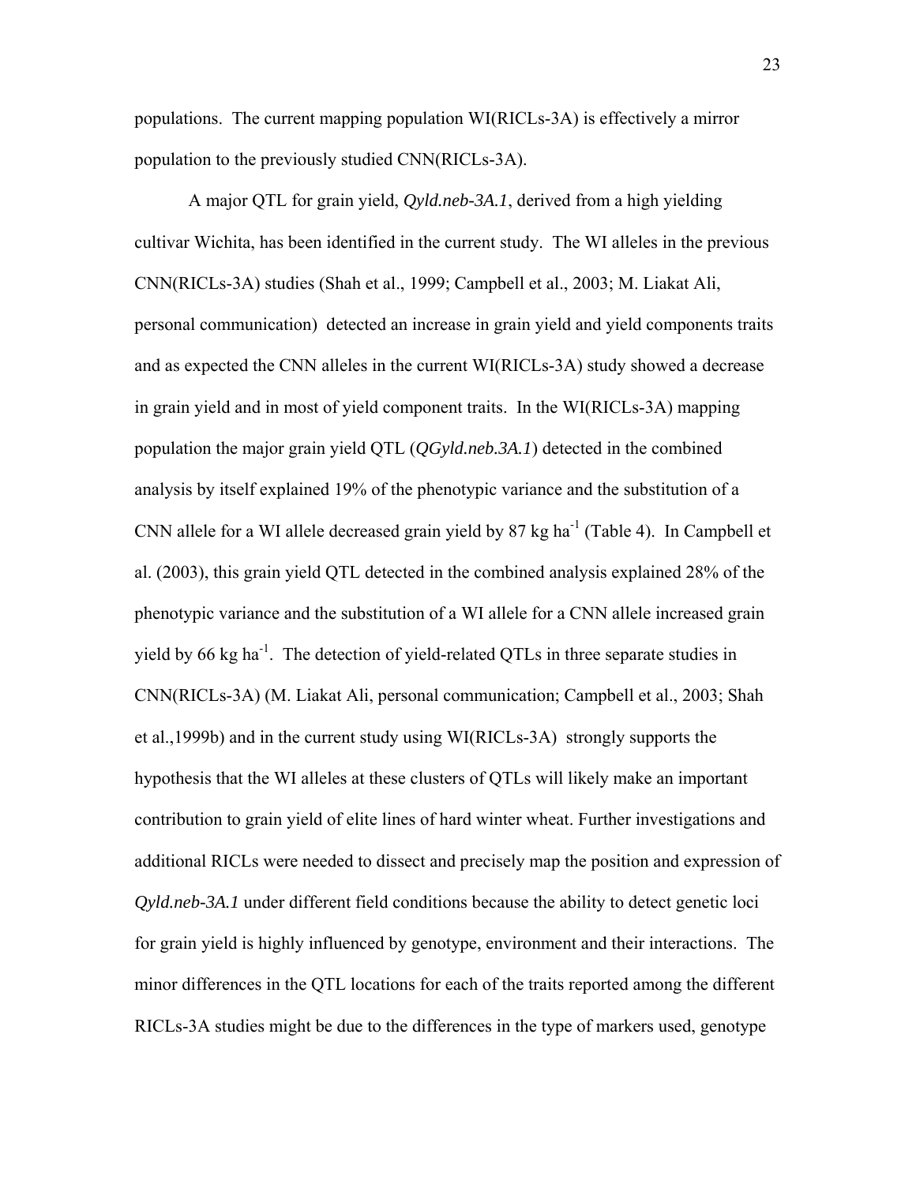populations. The current mapping population WI(RICLs-3A) is effectively a mirror population to the previously studied CNN(RICLs-3A).

A major QTL for grain yield, *Qyld.neb-3A.1*, derived from a high yielding cultivar Wichita, has been identified in the current study. The WI alleles in the previous CNN(RICLs-3A) studies (Shah et al., 1999; Campbell et al., 2003; M. Liakat Ali, personal communication) detected an increase in grain yield and yield components traits and as expected the CNN alleles in the current WI(RICLs-3A) study showed a decrease in grain yield and in most of yield component traits. In the WI(RICLs-3A) mapping population the major grain yield QTL (*QGyld.neb.3A.1*) detected in the combined analysis by itself explained 19% of the phenotypic variance and the substitution of a CNN allele for a WI allele decreased grain yield by 87 kg ha$^{-1}$ (Table 4). In Campbell et al. (2003), this grain yield QTL detected in the combined analysis explained 28% of the phenotypic variance and the substitution of a WI allele for a CNN allele increased grain yield by 66 kg ha$^{-1}$. The detection of yield-related QTLs in three separate studies in CNN(RICLs-3A) (M. Liakat Ali, personal communication; Campbell et al., 2003; Shah et al.,1999b) and in the current study using WI(RICLs-3A) strongly supports the hypothesis that the WI alleles at these clusters of QTLs will likely make an important contribution to grain yield of elite lines of hard winter wheat. Further investigations and additional RICLs were needed to dissect and precisely map the position and expression of *Qyld.neb-3A.1* under different field conditions because the ability to detect genetic loci for grain yield is highly influenced by genotype, environment and their interactions. The minor differences in the QTL locations for each of the traits reported among the different RICLs-3A studies might be due to the differences in the type of markers used, genotype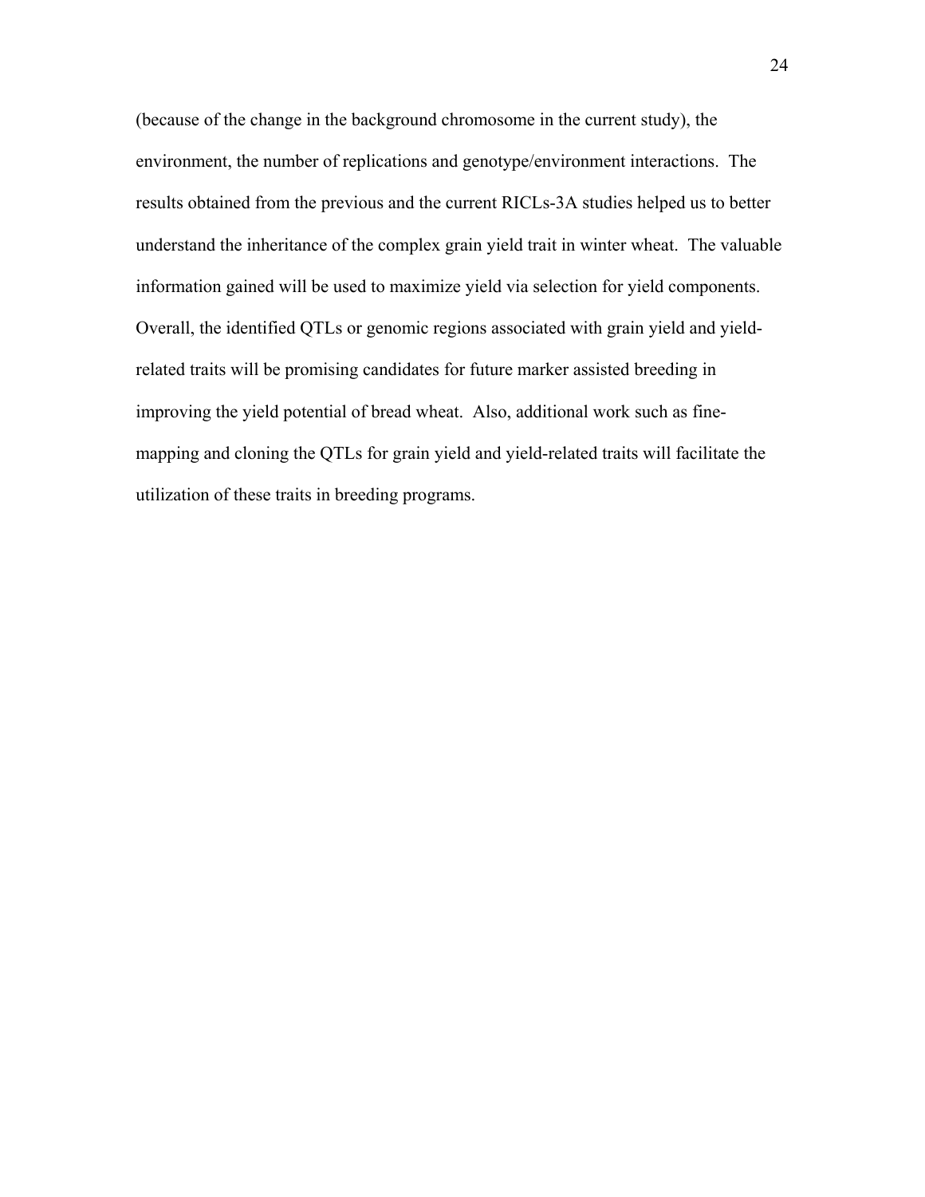(because of the change in the background chromosome in the current study), the environment, the number of replications and genotype/environment interactions. The results obtained from the previous and the current RICLs-3A studies helped us to better understand the inheritance of the complex grain yield trait in winter wheat. The valuable information gained will be used to maximize yield via selection for yield components. Overall, the identified QTLs or genomic regions associated with grain yield and yield-related traits will be promising candidates for future marker assisted breeding in improving the yield potential of bread wheat. Also, additional work such as fine-mapping and cloning the QTLs for grain yield and yield-related traits will facilitate the utilization of these traits in breeding programs.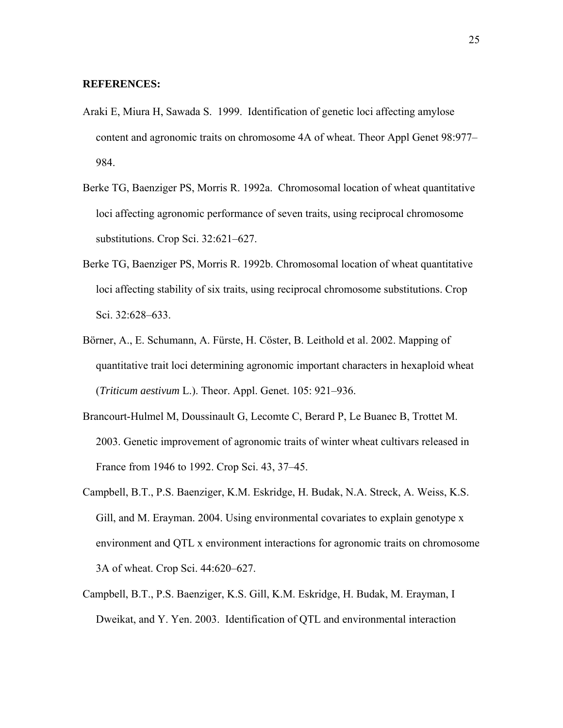**REFERENCES:**

Araki E, Miura H, Sawada S. 1999. Identification of genetic loci affecting amylose content and agronomic traits on chromosome 4A of wheat. Theor Appl Genet 98:977–984.

Berke TG, Baenziger PS, Morris R. 1992a. Chromosomal location of wheat quantitative loci affecting agronomic performance of seven traits, using reciprocal chromosome substitutions. Crop Sci. 32:621–627.

Berke TG, Baenziger PS, Morris R. 1992b. Chromosomal location of wheat quantitative loci affecting stability of six traits, using reciprocal chromosome substitutions. Crop Sci. 32:628–633.

Börner, A., E. Schumann, A. Fürste, H. Cöster, B. Leithold et al. 2002. Mapping of quantitative trait loci determining agronomic important characters in hexaploid wheat (*Triticum aestivum* L.). Theor. Appl. Genet. 105: 921–936.

Brancourt-Hulmel M, Doussinault G, Lecomte C, Berard P, Le Buanec B, Trottet M. 2003. Genetic improvement of agronomic traits of winter wheat cultivars released in France from 1946 to 1992. Crop Sci. 43, 37–45.

Campbell, B.T., P.S. Baenziger, K.M. Eskridge, H. Budak, N.A. Streck, A. Weiss, K.S. Gill, and M. Erayman. 2004. Using environmental covariates to explain genotype x environment and QTL x environment interactions for agronomic traits on chromosome 3A of wheat. Crop Sci. 44:620–627.

Campbell, B.T., P.S. Baenziger, K.S. Gill, K.M. Eskridge, H. Budak, M. Erayman, I Dweikat, and Y. Yen. 2003. Identification of QTL and environmental interaction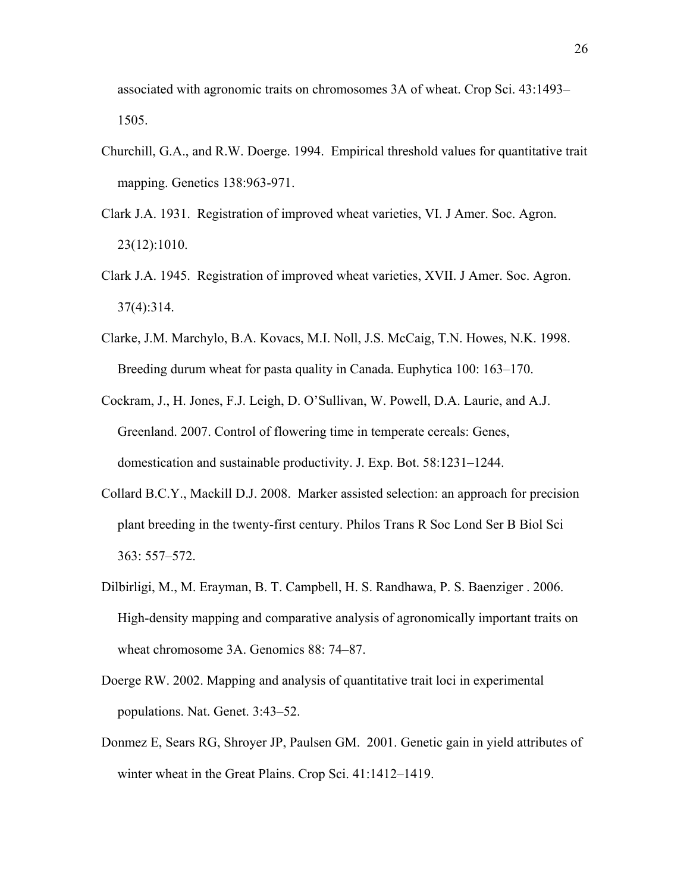associated with agronomic traits on chromosomes 3A of wheat. Crop Sci. 43:1493–1505.

Churchill, G.A., and R.W. Doerge. 1994. Empirical threshold values for quantitative trait mapping. Genetics 138:963-971.

Clark J.A. 1931. Registration of improved wheat varieties, VI. J Amer. Soc. Agron. 23(12):1010.

Clark J.A. 1945. Registration of improved wheat varieties, XVII. J Amer. Soc. Agron. 37(4):314.

Clarke, J.M. Marchylo, B.A. Kovacs, M.I. Noll, J.S. McCaig, T.N. Howes, N.K. 1998. Breeding durum wheat for pasta quality in Canada. Euphytica 100: 163–170.

Cockram, J., H. Jones, F.J. Leigh, D. O'Sullivan, W. Powell, D.A. Laurie, and A.J. Greenland. 2007. Control of flowering time in temperate cereals: Genes, domestication and sustainable productivity. J. Exp. Bot. 58:1231–1244.

Collard B.C.Y., Mackill D.J. 2008. Marker assisted selection: an approach for precision plant breeding in the twenty-first century. Philos Trans R Soc Lond Ser B Biol Sci 363: 557–572.

Dilbirligi, M., M. Erayman, B. T. Campbell, H. S. Randhawa, P. S. Baenziger . 2006. High-density mapping and comparative analysis of agronomically important traits on wheat chromosome 3A. Genomics 88: 74–87.

Doerge RW. 2002. Mapping and analysis of quantitative trait loci in experimental populations. Nat. Genet. 3:43–52.

Donmez E, Sears RG, Shroyer JP, Paulsen GM. 2001. Genetic gain in yield attributes of winter wheat in the Great Plains. Crop Sci. 41:1412–1419.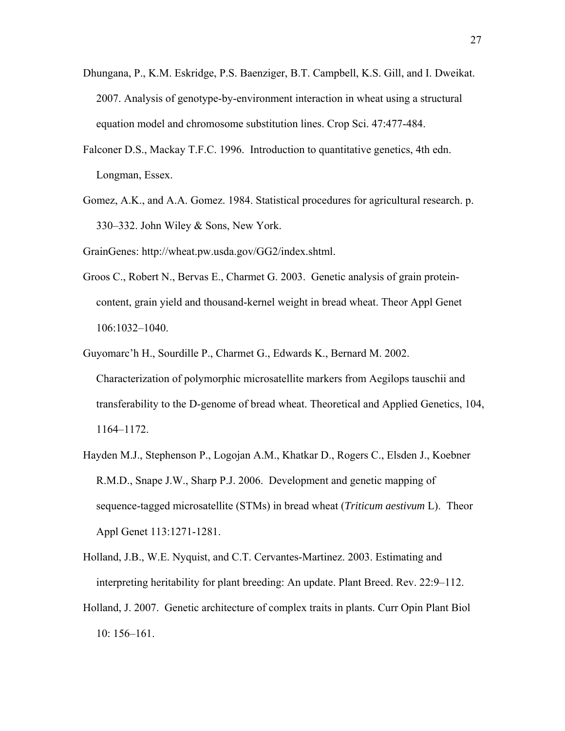Dhungana, P., K.M. Eskridge, P.S. Baenziger, B.T. Campbell, K.S. Gill, and I. Dweikat. 2007. Analysis of genotype-by-environment interaction in wheat using a structural equation model and chromosome substitution lines. Crop Sci. 47:477-484.

Falconer D.S., Mackay T.F.C. 1996. Introduction to quantitative genetics, 4th edn. Longman, Essex.

Gomez, A.K., and A.A. Gomez. 1984. Statistical procedures for agricultural research. p. 330–332. John Wiley & Sons, New York.

GrainGenes: http://wheat.pw.usda.gov/GG2/index.shtml.

Groos C., Robert N., Bervas E., Charmet G. 2003. Genetic analysis of grain protein-content, grain yield and thousand-kernel weight in bread wheat. Theor Appl Genet 106:1032–1040.

Guyomarc'h H., Sourdille P., Charmet G., Edwards K., Bernard M. 2002. Characterization of polymorphic microsatellite markers from Aegilops tauschii and transferability to the D-genome of bread wheat. Theoretical and Applied Genetics, 104, 1164–1172.

Hayden M.J., Stephenson P., Logojan A.M., Khatkar D., Rogers C., Elsden J., Koebner R.M.D., Snape J.W., Sharp P.J. 2006. Development and genetic mapping of sequence-tagged microsatellite (STMs) in bread wheat (*Triticum aestivum* L). Theor Appl Genet 113:1271-1281.

Holland, J.B., W.E. Nyquist, and C.T. Cervantes-Martinez. 2003. Estimating and interpreting heritability for plant breeding: An update. Plant Breed. Rev. 22:9–112.

Holland, J. 2007. Genetic architecture of complex traits in plants. Curr Opin Plant Biol 10: 156–161.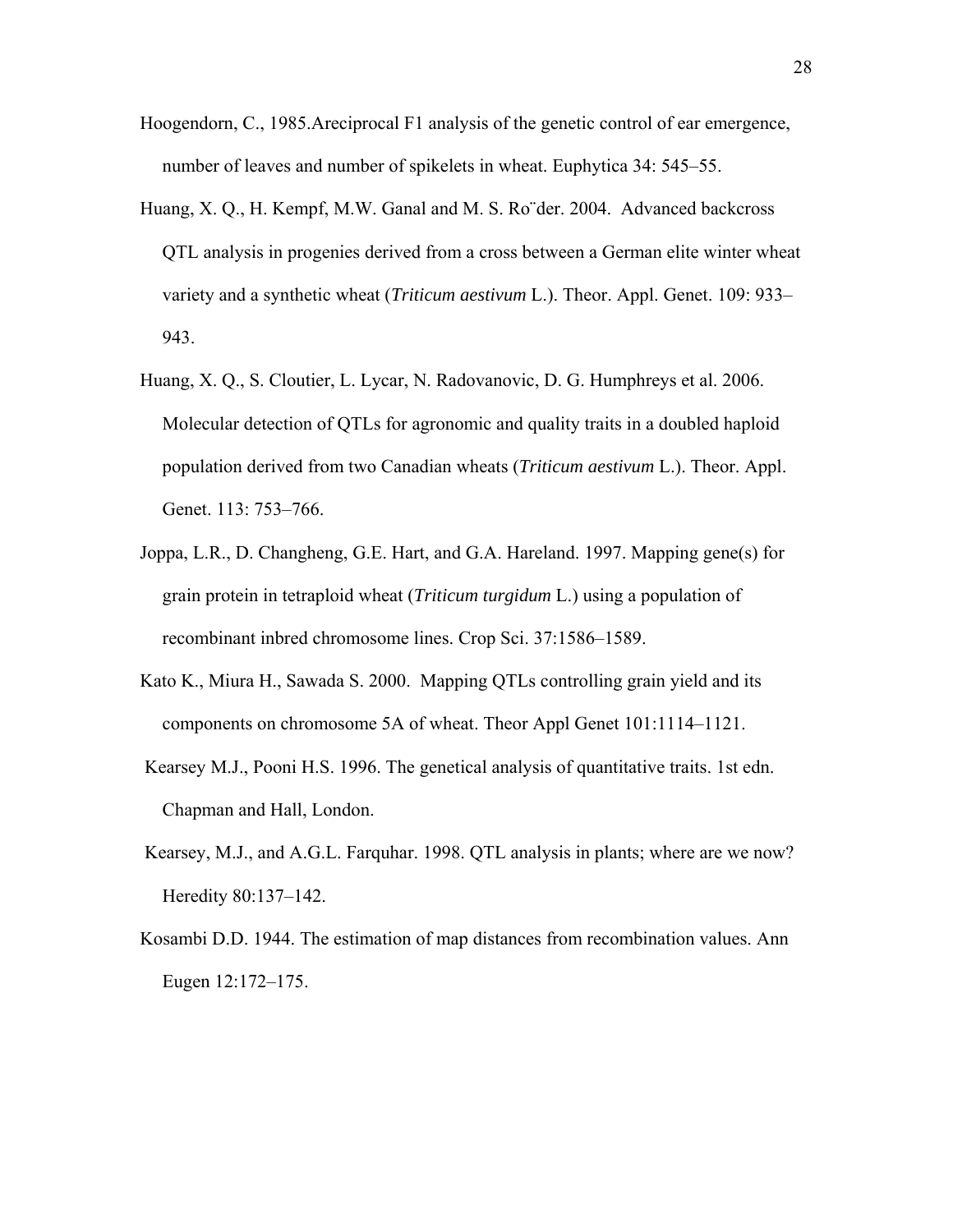Hoogendorn, C., 1985.Areciprocal F1 analysis of the genetic control of ear emergence, number of leaves and number of spikelets in wheat. Euphytica 34: 545–55.

Huang, X. Q., H. Kempf, M.W. Ganal and M. S. Ro¨der. 2004. Advanced backcross QTL analysis in progenies derived from a cross between a German elite winter wheat variety and a synthetic wheat (*Triticum aestivum* L.). Theor. Appl. Genet. 109: 933–943.

Huang, X. Q., S. Cloutier, L. Lycar, N. Radovanovic, D. G. Humphreys et al. 2006. Molecular detection of QTLs for agronomic and quality traits in a doubled haploid population derived from two Canadian wheats (*Triticum aestivum* L.). Theor. Appl. Genet. 113: 753–766.

Joppa, L.R., D. Changheng, G.E. Hart, and G.A. Hareland. 1997. Mapping gene(s) for grain protein in tetraploid wheat (*Triticum turgidum* L.) using a population of recombinant inbred chromosome lines. Crop Sci. 37:1586–1589.

Kato K., Miura H., Sawada S. 2000. Mapping QTLs controlling grain yield and its components on chromosome 5A of wheat. Theor Appl Genet 101:1114–1121.

Kearsey M.J., Pooni H.S. 1996. The genetical analysis of quantitative traits. 1st edn. Chapman and Hall, London.

Kearsey, M.J., and A.G.L. Farquhar. 1998. QTL analysis in plants; where are we now? Heredity 80:137–142.

Kosambi D.D. 1944. The estimation of map distances from recombination values. Ann Eugen 12:172–175.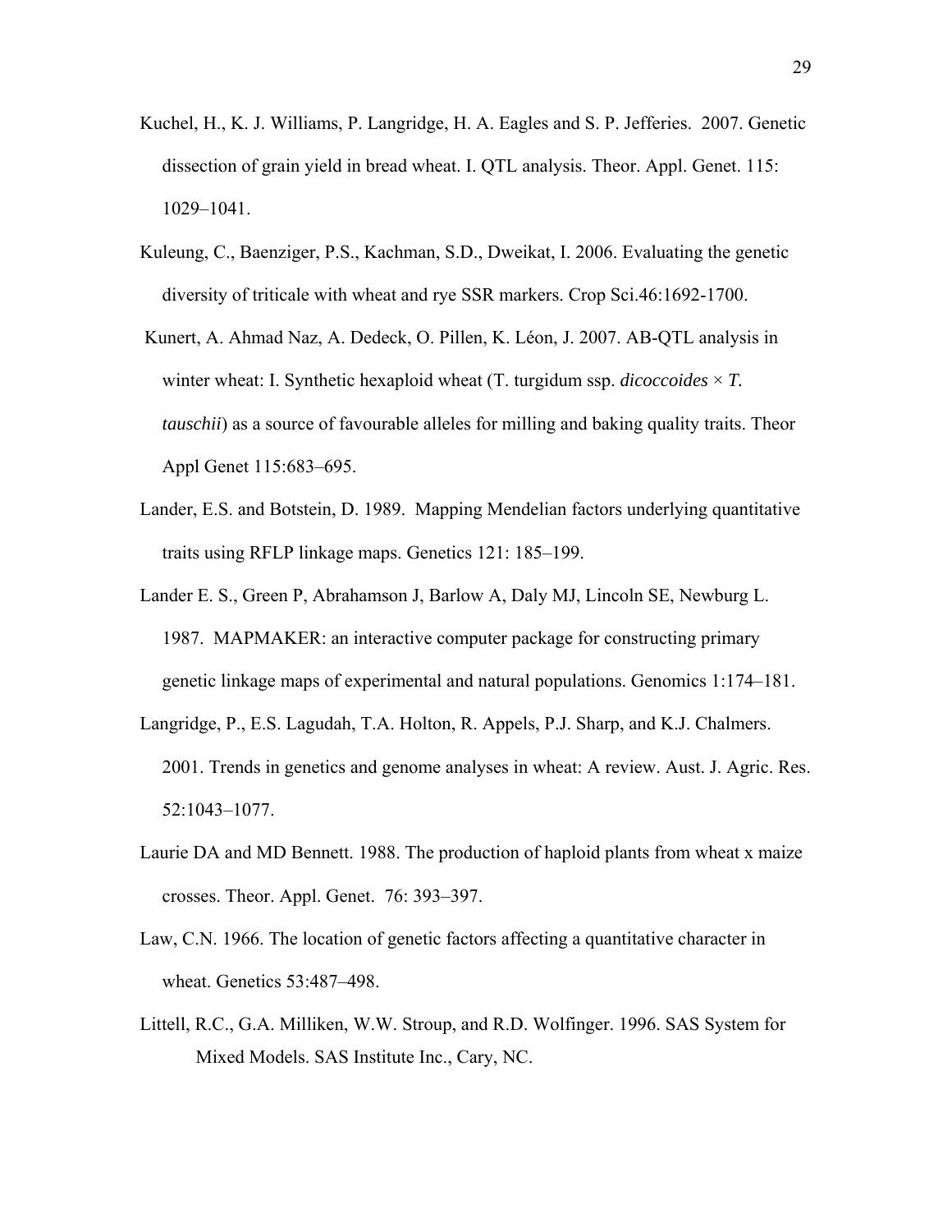Kuchel, H., K. J. Williams, P. Langridge, H. A. Eagles and S. P. Jefferies. 2007. Genetic dissection of grain yield in bread wheat. I. QTL analysis. Theor. Appl. Genet. 115: 1029–1041.

Kuleung, C., Baenziger, P.S., Kachman, S.D., Dweikat, I. 2006. Evaluating the genetic diversity of triticale with wheat and rye SSR markers. Crop Sci.46:1692-1700.

Kunert, A. Ahmad Naz, A. Dedeck, O. Pillen, K. Léon, J. 2007. AB-QTL analysis in winter wheat: I. Synthetic hexaploid wheat (T. turgidum ssp. *dicoccoides* × *T. tauschii*) as a source of favourable alleles for milling and baking quality traits. Theor Appl Genet 115:683–695.

Lander, E.S. and Botstein, D. 1989. Mapping Mendelian factors underlying quantitative traits using RFLP linkage maps. Genetics 121: 185–199.

Lander E. S., Green P, Abrahamson J, Barlow A, Daly MJ, Lincoln SE, Newburg L. 1987. MAPMAKER: an interactive computer package for constructing primary genetic linkage maps of experimental and natural populations. Genomics 1:174–181.

Langridge, P., E.S. Lagudah, T.A. Holton, R. Appels, P.J. Sharp, and K.J. Chalmers. 2001. Trends in genetics and genome analyses in wheat: A review. Aust. J. Agric. Res. 52:1043–1077.

Laurie DA and MD Bennett. 1988. The production of haploid plants from wheat x maize crosses. Theor. Appl. Genet. 76: 393–397.

Law, C.N. 1966. The location of genetic factors affecting a quantitative character in wheat. Genetics 53:487–498.

Littell, R.C., G.A. Milliken, W.W. Stroup, and R.D. Wolfinger. 1996. SAS System for Mixed Models. SAS Institute Inc., Cary, NC.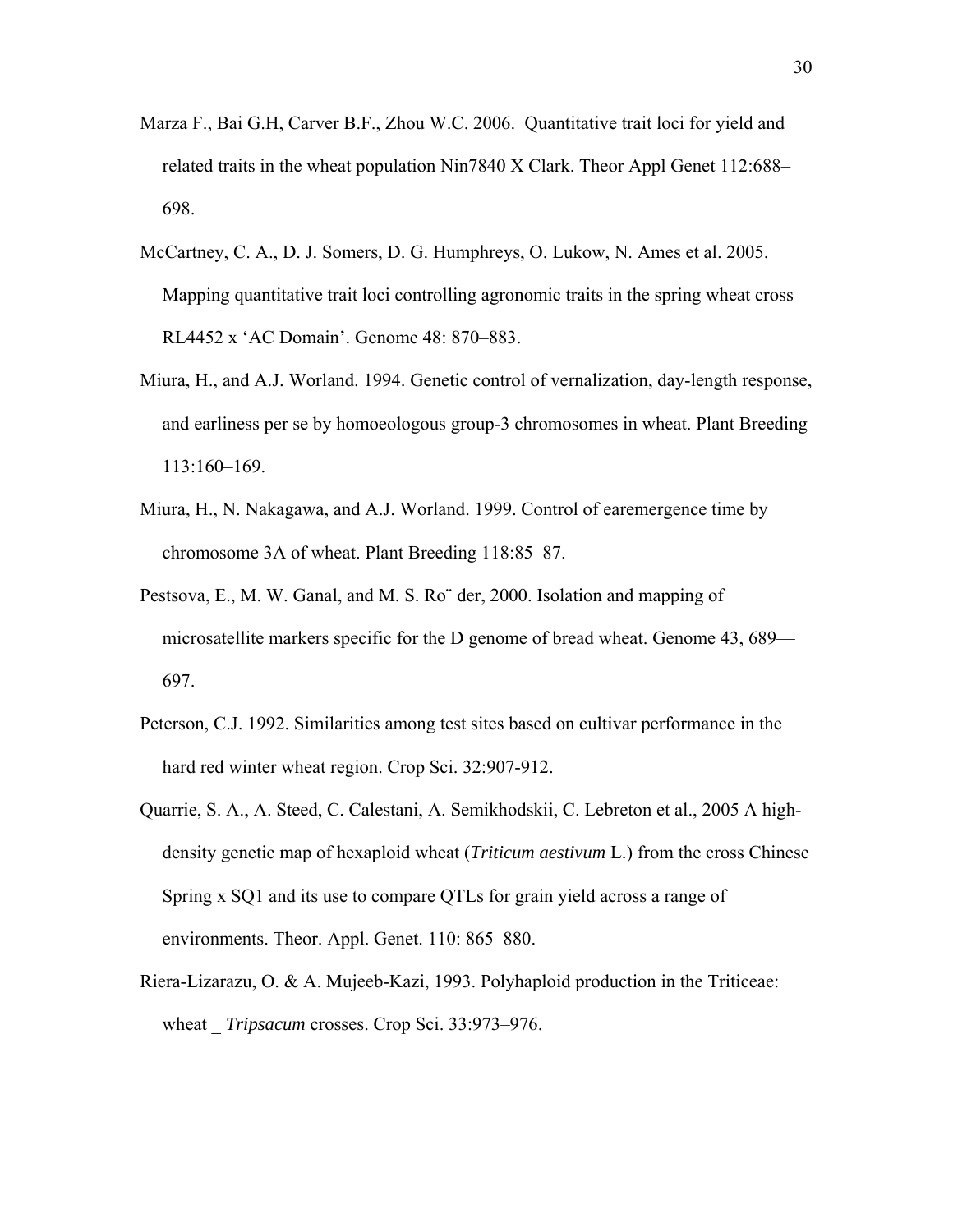Marza F., Bai G.H, Carver B.F., Zhou W.C. 2006. Quantitative trait loci for yield and related traits in the wheat population Nin7840 X Clark. Theor Appl Genet 112:688–698.

McCartney, C. A., D. J. Somers, D. G. Humphreys, O. Lukow, N. Ames et al. 2005. Mapping quantitative trait loci controlling agronomic traits in the spring wheat cross RL4452 x 'AC Domain'. Genome 48: 870–883.

Miura, H., and A.J. Worland. 1994. Genetic control of vernalization, day-length response, and earliness per se by homoeologous group-3 chromosomes in wheat. Plant Breeding 113:160–169.

Miura, H., N. Nakagawa, and A.J. Worland. 1999. Control of earemergence time by chromosome 3A of wheat. Plant Breeding 118:85–87.

Pestsova, E., M. W. Ganal, and M. S. Ro¨ der, 2000. Isolation and mapping of microsatellite markers specific for the D genome of bread wheat. Genome 43, 689—697.

Peterson, C.J. 1992. Similarities among test sites based on cultivar performance in the hard red winter wheat region. Crop Sci. 32:907-912.

Quarrie, S. A., A. Steed, C. Calestani, A. Semikhodskii, C. Lebreton et al., 2005 A high-density genetic map of hexaploid wheat (*Triticum aestivum* L.) from the cross Chinese Spring x SQ1 and its use to compare QTLs for grain yield across a range of environments. Theor. Appl. Genet. 110: 865–880.

Riera-Lizarazu, O. & A. Mujeeb-Kazi, 1993. Polyhaploid production in the Triticeae: wheat _ *Tripsacum* crosses. Crop Sci. 33:973–976.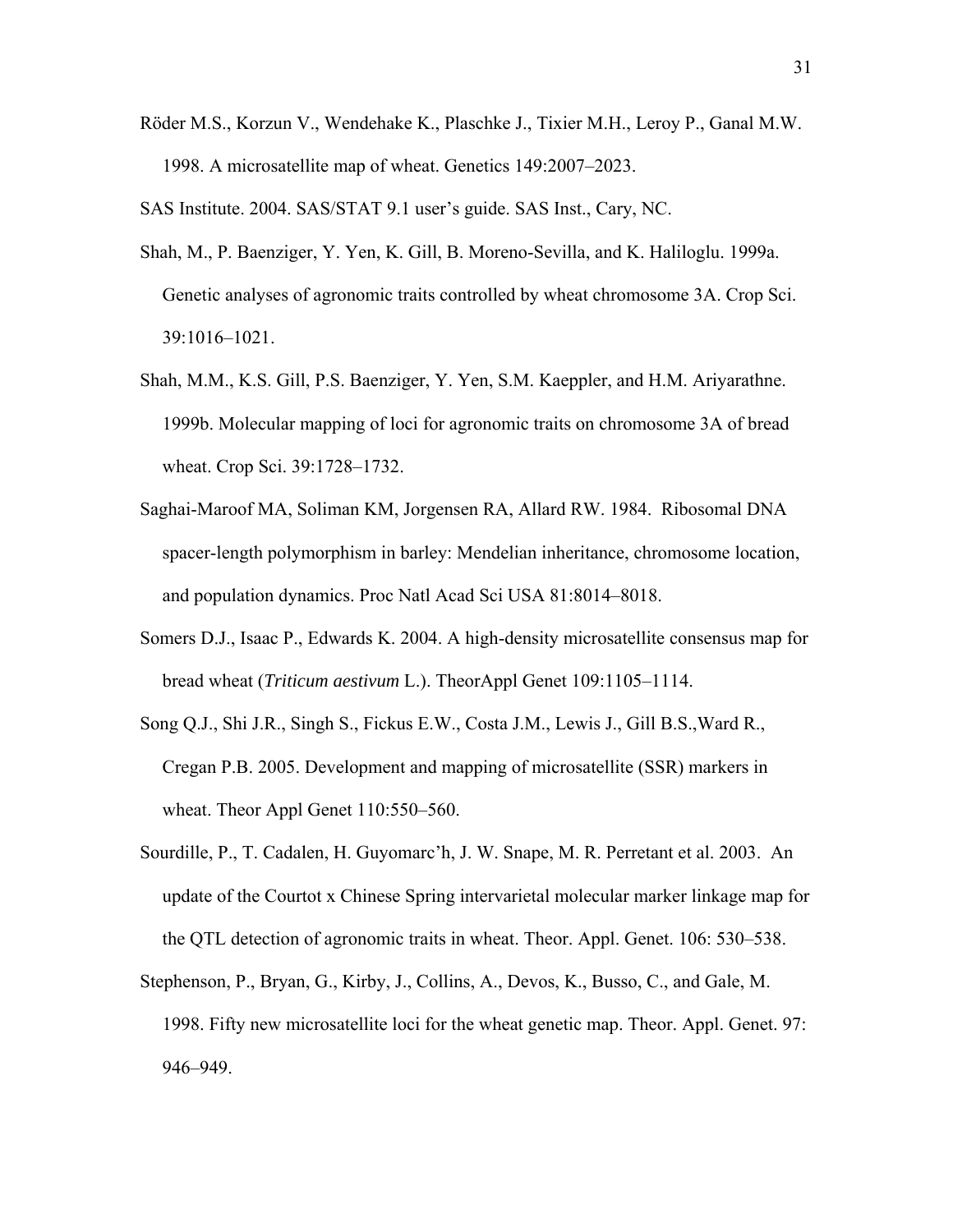Röder M.S., Korzun V., Wendehake K., Plaschke J., Tixier M.H., Leroy P., Ganal M.W. 1998. A microsatellite map of wheat. Genetics 149:2007–2023.

SAS Institute. 2004. SAS/STAT 9.1 user's guide. SAS Inst., Cary, NC.

Shah, M., P. Baenziger, Y. Yen, K. Gill, B. Moreno-Sevilla, and K. Haliloglu. 1999a. Genetic analyses of agronomic traits controlled by wheat chromosome 3A. Crop Sci. 39:1016–1021.

Shah, M.M., K.S. Gill, P.S. Baenziger, Y. Yen, S.M. Kaeppler, and H.M. Ariyarathne. 1999b. Molecular mapping of loci for agronomic traits on chromosome 3A of bread wheat. Crop Sci. 39:1728–1732.

Saghai-Maroof MA, Soliman KM, Jorgensen RA, Allard RW. 1984. Ribosomal DNA spacer-length polymorphism in barley: Mendelian inheritance, chromosome location, and population dynamics. Proc Natl Acad Sci USA 81:8014–8018.

Somers D.J., Isaac P., Edwards K. 2004. A high-density microsatellite consensus map for bread wheat (*Triticum aestivum* L.). TheorAppl Genet 109:1105–1114.

Song Q.J., Shi J.R., Singh S., Fickus E.W., Costa J.M., Lewis J., Gill B.S.,Ward R., Cregan P.B. 2005. Development and mapping of microsatellite (SSR) markers in wheat. Theor Appl Genet 110:550–560.

Sourdille, P., T. Cadalen, H. Guyomarc'h, J. W. Snape, M. R. Perretant et al. 2003. An update of the Courtot x Chinese Spring intervarietal molecular marker linkage map for the QTL detection of agronomic traits in wheat. Theor. Appl. Genet. 106: 530–538.

Stephenson, P., Bryan, G., Kirby, J., Collins, A., Devos, K., Busso, C., and Gale, M. 1998. Fifty new microsatellite loci for the wheat genetic map. Theor. Appl. Genet. 97: 946–949.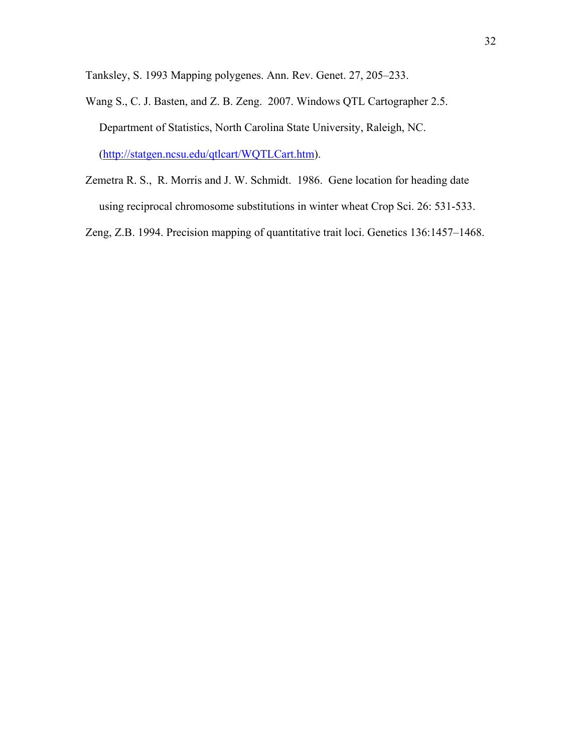Tanksley, S. 1993 Mapping polygenes. Ann. Rev. Genet. 27, 205–233.

Wang S., C. J. Basten, and Z. B. Zeng. 2007. Windows QTL Cartographer 2.5. Department of Statistics, North Carolina State University, Raleigh, NC. (http://statgen.ncsu.edu/qtlcart/WQTLCart.htm).

Zemetra R. S., R. Morris and J. W. Schmidt. 1986. Gene location for heading date using reciprocal chromosome substitutions in winter wheat Crop Sci. 26: 531-533.

Zeng, Z.B. 1994. Precision mapping of quantitative trait loci. Genetics 136:1457–1468.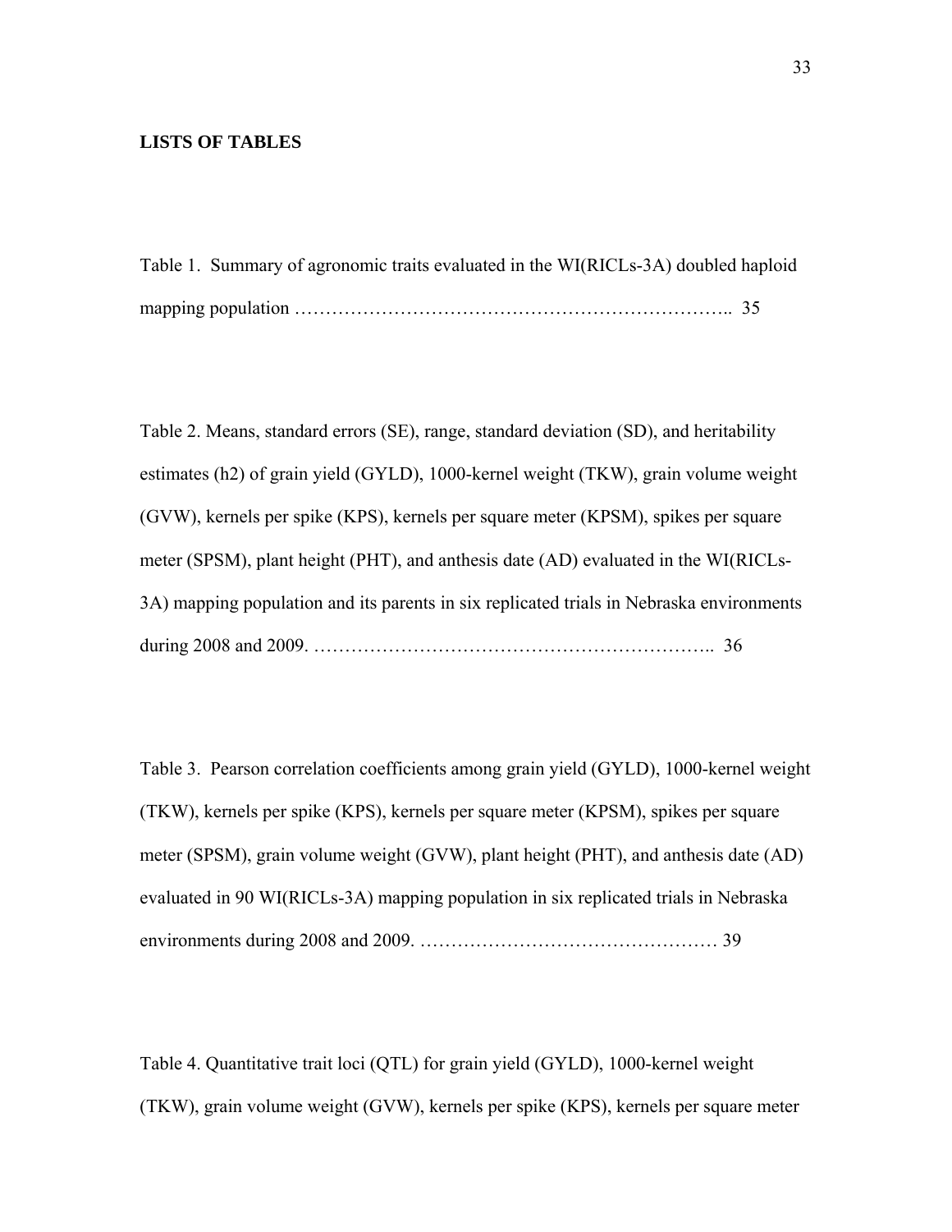**LISTS OF TABLES**

Table 1. Summary of agronomic traits evaluated in the WI(RICLs-3A) doubled haploid mapping population ……………………………………………………………. 35

Table 2. Means, standard errors (SE), range, standard deviation (SD), and heritability estimates (h2) of grain yield (GYLD), 1000-kernel weight (TKW), grain volume weight (GVW), kernels per spike (KPS), kernels per square meter (KPSM), spikes per square meter (SPSM), plant height (PHT), and anthesis date (AD) evaluated in the WI(RICLs-3A) mapping population and its parents in six replicated trials in Nebraska environments during 2008 and 2009. ……………………………………………………….. 36

Table 3. Pearson correlation coefficients among grain yield (GYLD), 1000-kernel weight (TKW), kernels per spike (KPS), kernels per square meter (KPSM), spikes per square meter (SPSM), grain volume weight (GVW), plant height (PHT), and anthesis date (AD) evaluated in 90 WI(RICLs-3A) mapping population in six replicated trials in Nebraska environments during 2008 and 2009. ………………………………………… 39

Table 4. Quantitative trait loci (QTL) for grain yield (GYLD), 1000-kernel weight (TKW), grain volume weight (GVW), kernels per spike (KPS), kernels per square meter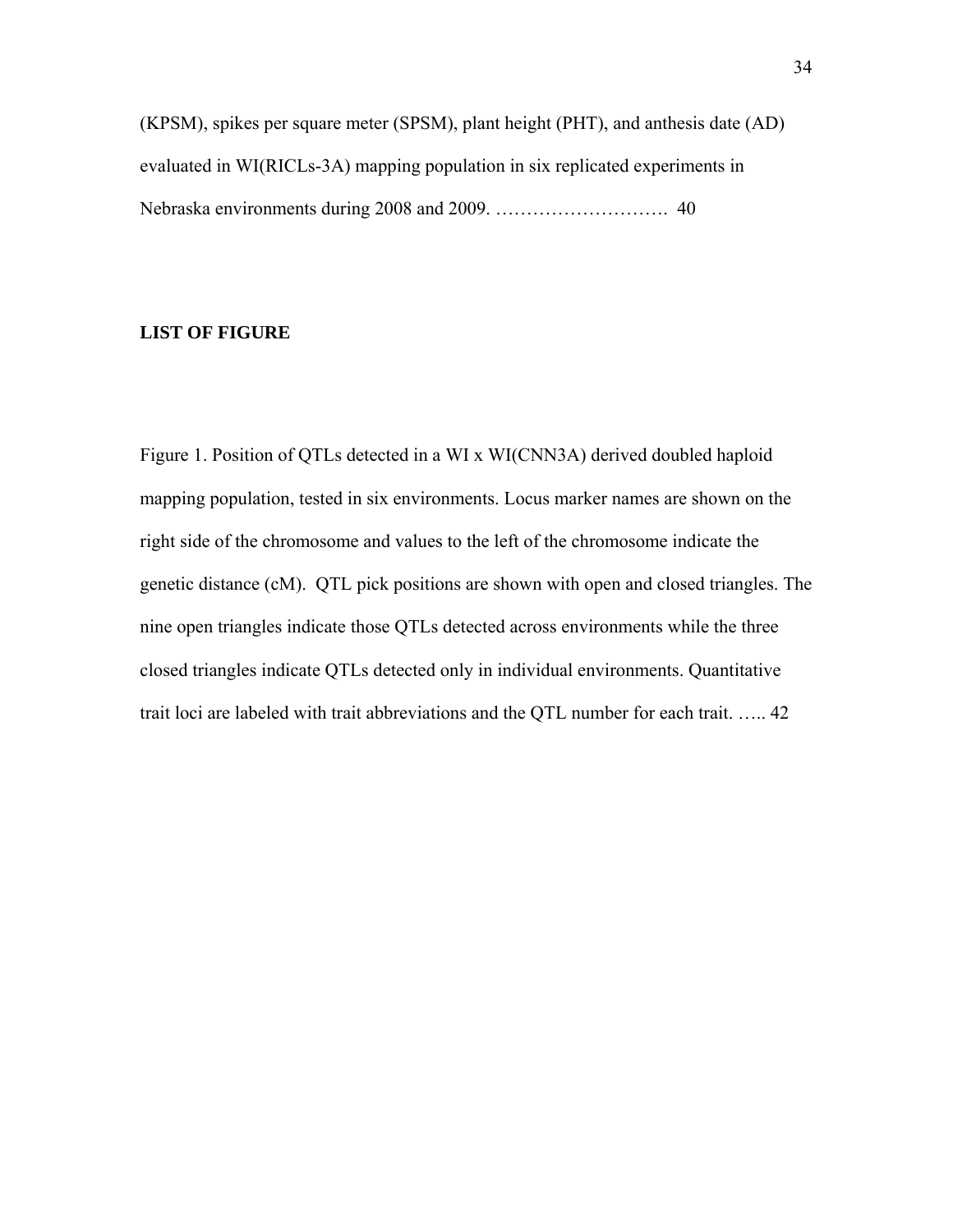(KPSM), spikes per square meter (SPSM), plant height (PHT), and anthesis date (AD) evaluated in WI(RICLs-3A) mapping population in six replicated experiments in Nebraska environments during 2008 and 2009. ………………………. 40

**LIST OF FIGURE**

Figure 1. Position of QTLs detected in a WI x WI(CNN3A) derived doubled haploid mapping population, tested in six environments. Locus marker names are shown on the right side of the chromosome and values to the left of the chromosome indicate the genetic distance (cM). QTL pick positions are shown with open and closed triangles. The nine open triangles indicate those QTLs detected across environments while the three closed triangles indicate QTLs detected only in individual environments. Quantitative trait loci are labeled with trait abbreviations and the QTL number for each trait. ….. 42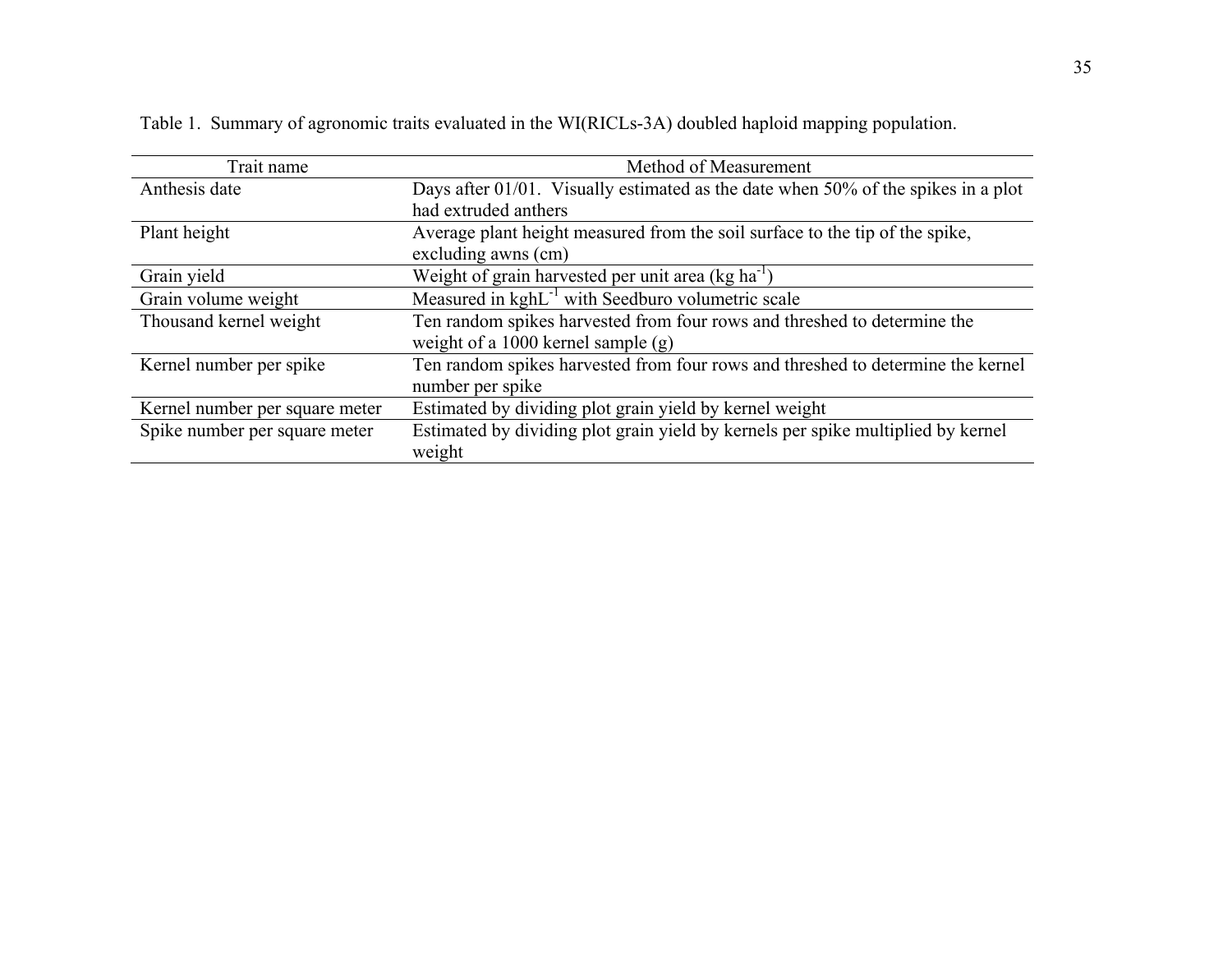Table 1. Summary of agronomic traits evaluated in the WI(RICLs-3A) doubled haploid mapping population.

| Trait name | Method of Measurement |
|---|---|
| Anthesis date | Days after 01/01. Visually estimated as the date when 50% of the spikes in a plot had extruded anthers |
| Plant height | Average plant height measured from the soil surface to the tip of the spike, excluding awns (cm) |
| Grain yield | Weight of grain harvested per unit area (kg $ha^{-1}$) |
| Grain volume weight | Measured in $kghL^{-1}$ with Seedburo volumetric scale |
| Thousand kernel weight | Ten random spikes harvested from four rows and threshed to determine the weight of a 1000 kernel sample (g) |
| Kernel number per spike | Ten random spikes harvested from four rows and threshed to determine the kernel number per spike |
| Kernel number per square meter | Estimated by dividing plot grain yield by kernel weight |
| Spike number per square meter | Estimated by dividing plot grain yield by kernels per spike multiplied by kernel weight |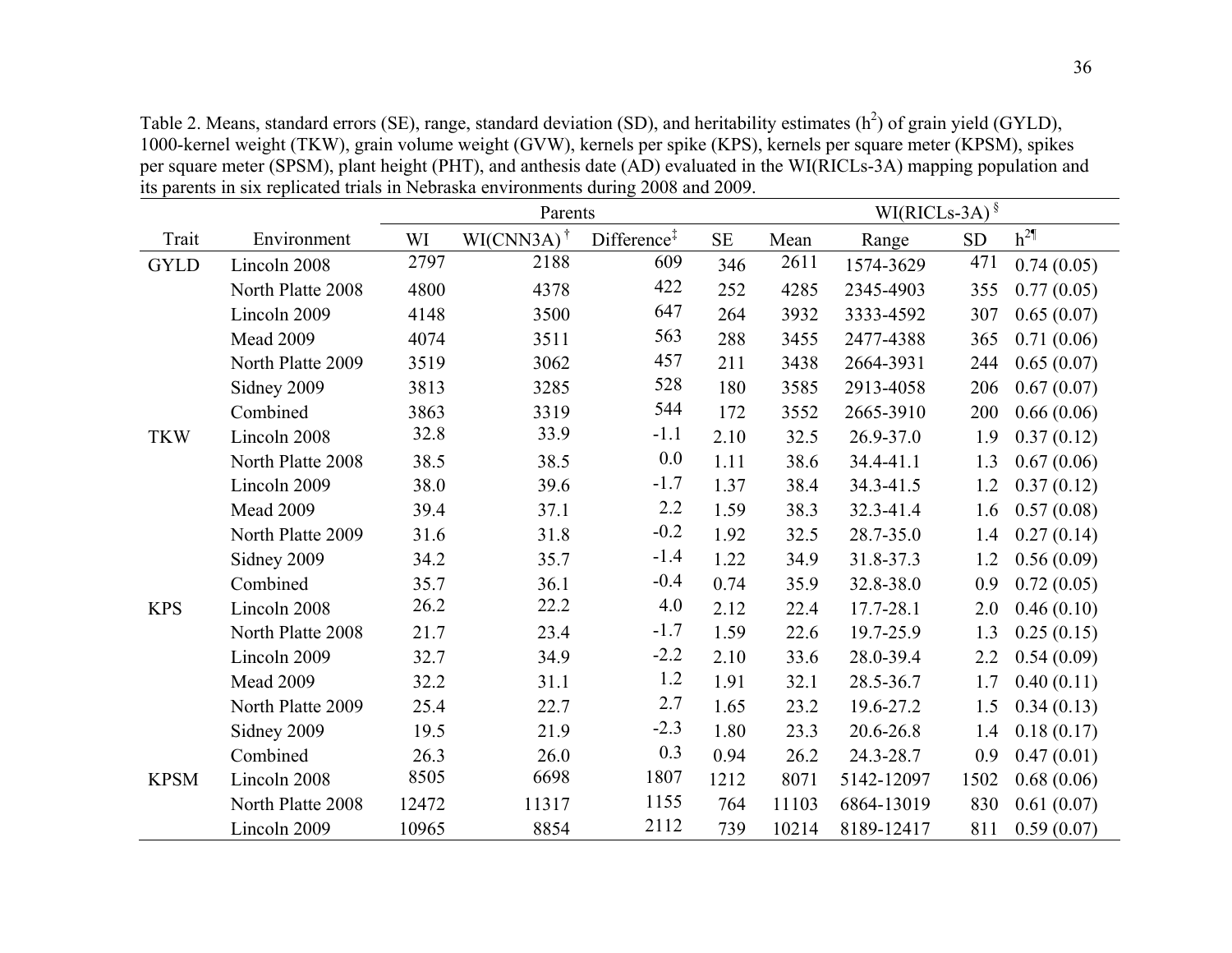Table 2. Means, standard errors (SE), range, standard deviation (SD), and heritability estimates ($h^2$) of grain yield (GYLD), 1000-kernel weight (TKW), grain volume weight (GVW), kernels per spike (KPS), kernels per square meter (KPSM), spikes per square meter (SPSM), plant height (PHT), and anthesis date (AD) evaluated in the WI(RICLs-3A) mapping population and its parents in six replicated trials in Nebraska environments during 2008 and 2009.

| | | Parents | | | | WI(RICLs-3A) § | | | |
|---|---|---|---|---|---|---|---|---|---|
| Trait | Environment | WI | WI(CNN3A) † | Difference‡ | SE | Mean | Range | SD | $h^2$¶ |
| GYLD | Lincoln 2008 | 2797 | 2188 | 609 | 346 | 2611 | 1574-3629 | 471 | 0.74 (0.05) |
| | North Platte 2008 | 4800 | 4378 | 422 | 252 | 4285 | 2345-4903 | 355 | 0.77 (0.05) |
| | Lincoln 2009 | 4148 | 3500 | 647 | 264 | 3932 | 3333-4592 | 307 | 0.65 (0.07) |
| | Mead 2009 | 4074 | 3511 | 563 | 288 | 3455 | 2477-4388 | 365 | 0.71 (0.06) |
| | North Platte 2009 | 3519 | 3062 | 457 | 211 | 3438 | 2664-3931 | 244 | 0.65 (0.07) |
| | Sidney 2009 | 3813 | 3285 | 528 | 180 | 3585 | 2913-4058 | 206 | 0.67 (0.07) |
| | Combined | 3863 | 3319 | 544 | 172 | 3552 | 2665-3910 | 200 | 0.66 (0.06) |
| TKW | Lincoln 2008 | 32.8 | 33.9 | -1.1 | 2.10 | 32.5 | 26.9-37.0 | 1.9 | 0.37 (0.12) |
| | North Platte 2008 | 38.5 | 38.5 | 0.0 | 1.11 | 38.6 | 34.4-41.1 | 1.3 | 0.67 (0.06) |
| | Lincoln 2009 | 38.0 | 39.6 | -1.7 | 1.37 | 38.4 | 34.3-41.5 | 1.2 | 0.37 (0.12) |
| | Mead 2009 | 39.4 | 37.1 | 2.2 | 1.59 | 38.3 | 32.3-41.4 | 1.6 | 0.57 (0.08) |
| | North Platte 2009 | 31.6 | 31.8 | -0.2 | 1.92 | 32.5 | 28.7-35.0 | 1.4 | 0.27 (0.14) |
| | Sidney 2009 | 34.2 | 35.7 | -1.4 | 1.22 | 34.9 | 31.8-37.3 | 1.2 | 0.56 (0.09) |
| | Combined | 35.7 | 36.1 | -0.4 | 0.74 | 35.9 | 32.8-38.0 | 0.9 | 0.72 (0.05) |
| KPS | Lincoln 2008 | 26.2 | 22.2 | 4.0 | 2.12 | 22.4 | 17.7-28.1 | 2.0 | 0.46 (0.10) |
| | North Platte 2008 | 21.7 | 23.4 | -1.7 | 1.59 | 22.6 | 19.7-25.9 | 1.3 | 0.25 (0.15) |
| | Lincoln 2009 | 32.7 | 34.9 | -2.2 | 2.10 | 33.6 | 28.0-39.4 | 2.2 | 0.54 (0.09) |
| | Mead 2009 | 32.2 | 31.1 | 1.2 | 1.91 | 32.1 | 28.5-36.7 | 1.7 | 0.40 (0.11) |
| | North Platte 2009 | 25.4 | 22.7 | 2.7 | 1.65 | 23.2 | 19.6-27.2 | 1.5 | 0.34 (0.13) |
| | Sidney 2009 | 19.5 | 21.9 | -2.3 | 1.80 | 23.3 | 20.6-26.8 | 1.4 | 0.18 (0.17) |
| | Combined | 26.3 | 26.0 | 0.3 | 0.94 | 26.2 | 24.3-28.7 | 0.9 | 0.47 (0.01) |
| KPSM | Lincoln 2008 | 8505 | 6698 | 1807 | 1212 | 8071 | 5142-12097 | 1502 | 0.68 (0.06) |
| | North Platte 2008 | 12472 | 11317 | 1155 | 764 | 11103 | 6864-13019 | 830 | 0.61 (0.07) |
| | Lincoln 2009 | 10965 | 8854 | 2112 | 739 | 10214 | 8189-12417 | 811 | 0.59 (0.07) |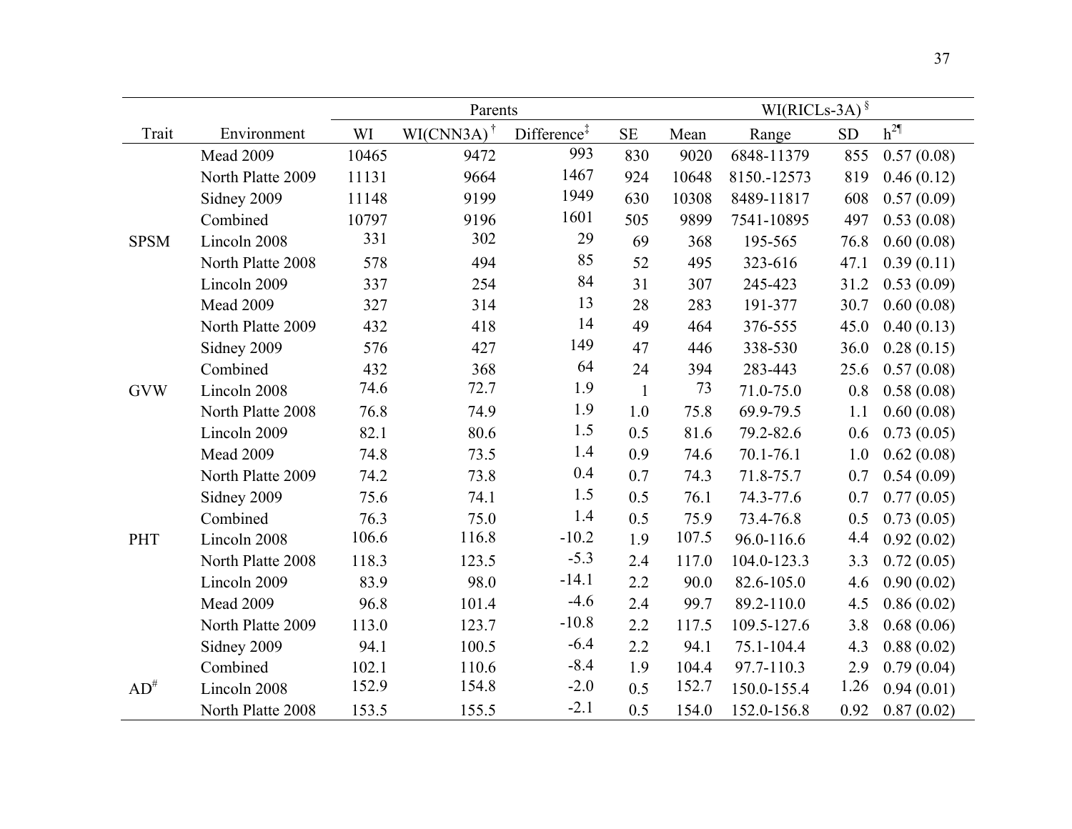| Trait | Environment | Parents | | | | WI(RICLs-3A) [§] | | | |
|---|---|---|---|---|---|---|---|---|---|
| | | WI | WI(CNN3A) [†] | Difference [‡] | SE | Mean | Range | SD | $h^2$ [¶] |
| | Mead 2009 | 10465 | 9472 | 993 | 830 | 9020 | 6848-11379 | 855 | 0.57 (0.08) |
| | North Platte 2009 | 11131 | 9664 | 1467 | 924 | 10648 | 8150.-12573 | 819 | 0.46 (0.12) |
| | Sidney 2009 | 11148 | 9199 | 1949 | 630 | 10308 | 8489-11817 | 608 | 0.57 (0.09) |
| | Combined | 10797 | 9196 | 1601 | 505 | 9899 | 7541-10895 | 497 | 0.53 (0.08) |
| SPSM | Lincoln 2008 | 331 | 302 | 29 | 69 | 368 | 195-565 | 76.8 | 0.60 (0.08) |
| | North Platte 2008 | 578 | 494 | 85 | 52 | 495 | 323-616 | 47.1 | 0.39 (0.11) |
| | Lincoln 2009 | 337 | 254 | 84 | 31 | 307 | 245-423 | 31.2 | 0.53 (0.09) |
| | Mead 2009 | 327 | 314 | 13 | 28 | 283 | 191-377 | 30.7 | 0.60 (0.08) |
| | North Platte 2009 | 432 | 418 | 14 | 49 | 464 | 376-555 | 45.0 | 0.40 (0.13) |
| | Sidney 2009 | 576 | 427 | 149 | 47 | 446 | 338-530 | 36.0 | 0.28 (0.15) |
| | Combined | 432 | 368 | 64 | 24 | 394 | 283-443 | 25.6 | 0.57 (0.08) |
| GVW | Lincoln 2008 | 74.6 | 72.7 | 1.9 | 1 | 73 | 71.0-75.0 | 0.8 | 0.58 (0.08) |
| | North Platte 2008 | 76.8 | 74.9 | 1.9 | 1.0 | 75.8 | 69.9-79.5 | 1.1 | 0.60 (0.08) |
| | Lincoln 2009 | 82.1 | 80.6 | 1.5 | 0.5 | 81.6 | 79.2-82.6 | 0.6 | 0.73 (0.05) |
| | Mead 2009 | 74.8 | 73.5 | 1.4 | 0.9 | 74.6 | 70.1-76.1 | 1.0 | 0.62 (0.08) |
| | North Platte 2009 | 74.2 | 73.8 | 0.4 | 0.7 | 74.3 | 71.8-75.7 | 0.7 | 0.54 (0.09) |
| | Sidney 2009 | 75.6 | 74.1 | 1.5 | 0.5 | 76.1 | 74.3-77.6 | 0.7 | 0.77 (0.05) |
| | Combined | 76.3 | 75.0 | 1.4 | 0.5 | 75.9 | 73.4-76.8 | 0.5 | 0.73 (0.05) |
| PHT | Lincoln 2008 | 106.6 | 116.8 | -10.2 | 1.9 | 107.5 | 96.0-116.6 | 4.4 | 0.92 (0.02) |
| | North Platte 2008 | 118.3 | 123.5 | -5.3 | 2.4 | 117.0 | 104.0-123.3 | 3.3 | 0.72 (0.05) |
| | Lincoln 2009 | 83.9 | 98.0 | -14.1 | 2.2 | 90.0 | 82.6-105.0 | 4.6 | 0.90 (0.02) |
| | Mead 2009 | 96.8 | 101.4 | -4.6 | 2.4 | 99.7 | 89.2-110.0 | 4.5 | 0.86 (0.02) |
| | North Platte 2009 | 113.0 | 123.7 | -10.8 | 2.2 | 117.5 | 109.5-127.6 | 3.8 | 0.68 (0.06) |
| | Sidney 2009 | 94.1 | 100.5 | -6.4 | 2.2 | 94.1 | 75.1-104.4 | 4.3 | 0.88 (0.02) |
| | Combined | 102.1 | 110.6 | -8.4 | 1.9 | 104.4 | 97.7-110.3 | 2.9 | 0.79 (0.04) |
| AD [#] | Lincoln 2008 | 152.9 | 154.8 | -2.0 | 0.5 | 152.7 | 150.0-155.4 | 1.26 | 0.94 (0.01) |
| | North Platte 2008 | 153.5 | 155.5 | -2.1 | 0.5 | 154.0 | 152.0-156.8 | 0.92 | 0.87 (0.02) |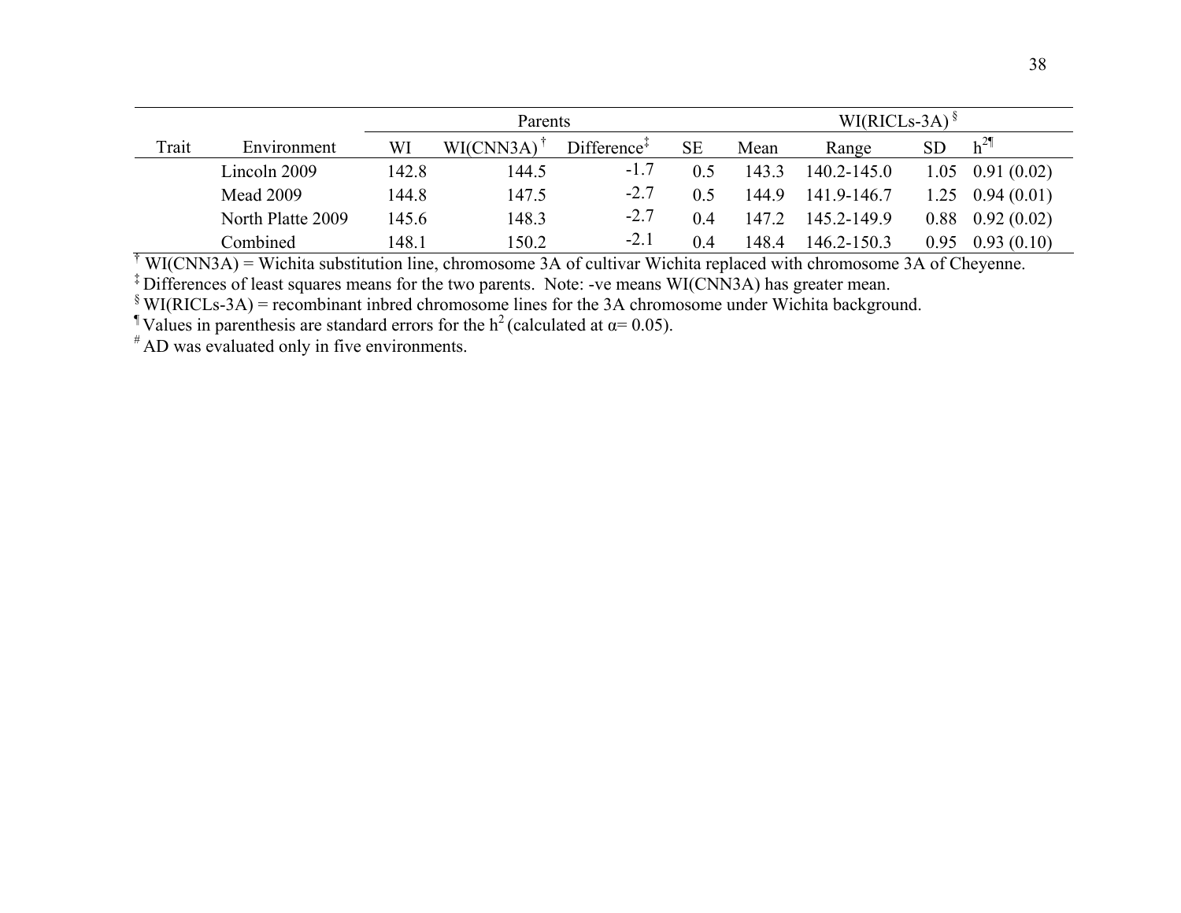| Trait | Environment | Parents | | | | WI(RICLs-3A) § | | | |
|---|---|---|---|---|---|---|---|---|---|
| | | WI | WI(CNN3A) † | Difference‡ | SE | Mean | Range | SD | $h^2$¶ |
| | Lincoln 2009 | 142.8 | 144.5 | -1.7 | 0.5 | 143.3 | 140.2-145.0 | 1.05 | 0.91 (0.02) |
| | Mead 2009 | 144.8 | 147.5 | -2.7 | 0.5 | 144.9 | 141.9-146.7 | 1.25 | 0.94 (0.01) |
| | North Platte 2009 | 145.6 | 148.3 | -2.7 | 0.4 | 147.2 | 145.2-149.9 | 0.88 | 0.92 (0.02) |
| | Combined | 148.1 | 150.2 | -2.1 | 0.4 | 148.4 | 146.2-150.3 | 0.95 | 0.93 (0.10) |

† WI(CNN3A) = Wichita substitution line, chromosome 3A of cultivar Wichita replaced with chromosome 3A of Cheyenne.

‡ Differences of least squares means for the two parents. Note: -ve means WI(CNN3A) has greater mean.

§ WI(RICLs-3A) = recombinant inbred chromosome lines for the 3A chromosome under Wichita background.

¶ Values in parenthesis are standard errors for the $h^2$ (calculated at $\alpha = 0.05$).

# AD was evaluated only in five environments.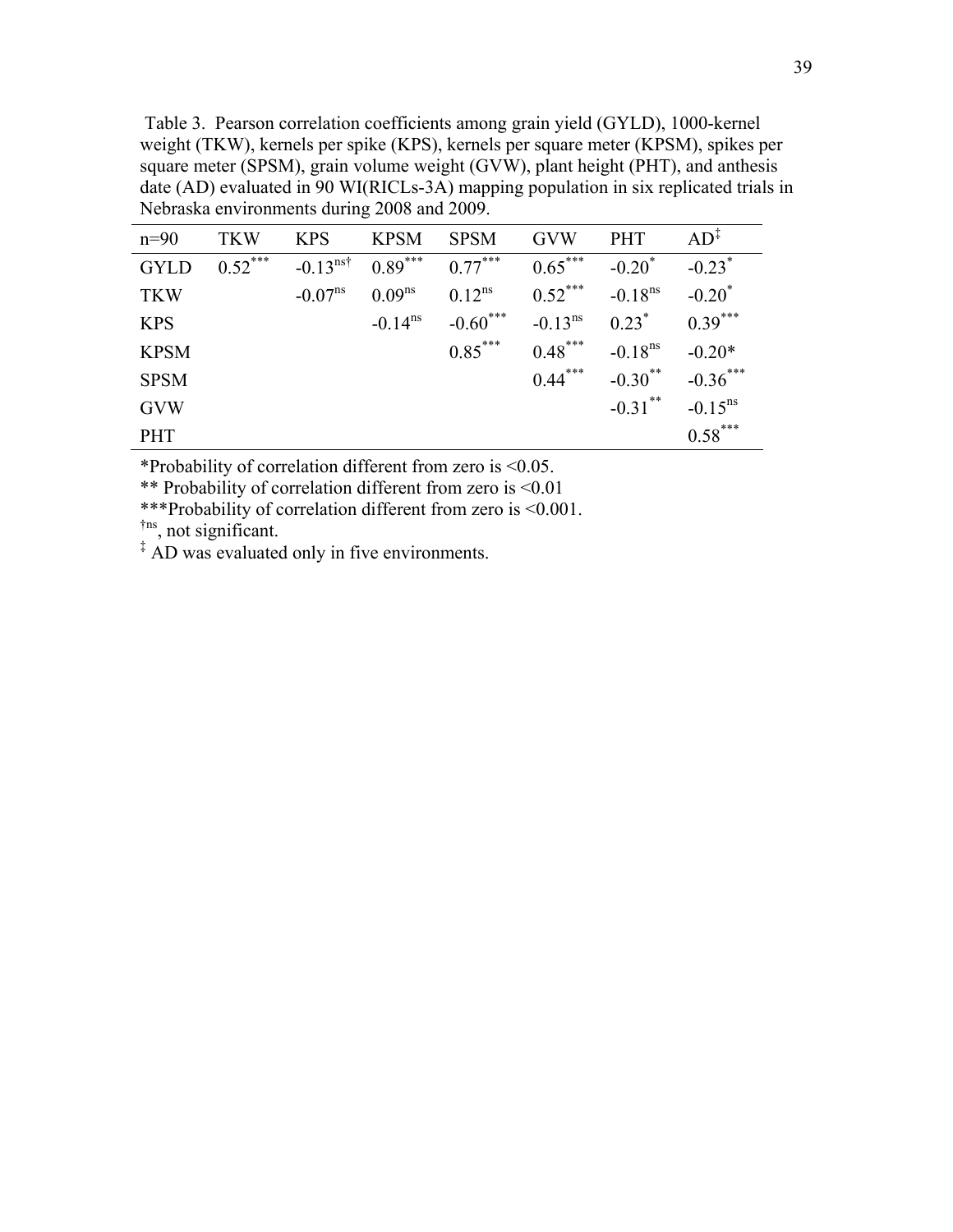Table 3. Pearson correlation coefficients among grain yield (GYLD), 1000-kernel weight (TKW), kernels per spike (KPS), kernels per square meter (KPSM), spikes per square meter (SPSM), grain volume weight (GVW), plant height (PHT), and anthesis date (AD) evaluated in 90 WI(RICLs-3A) mapping population in six replicated trials in Nebraska environments during 2008 and 2009.

| n=90 | TKW | KPS | KPSM | SPSM | GVW | PHT | AD‡ |
|---|---|---|---|---|---|---|---|
| GYLD | 0.52*** | -0.13ns† | 0.89*** | 0.77*** | 0.65*** | -0.20* | -0.23* |
| TKW | | -0.07ns | 0.09ns | 0.12ns | 0.52*** | -0.18ns | -0.20* |
| KPS | | | -0.14ns | -0.60*** | -0.13ns | 0.23* | 0.39*** |
| KPSM | | | | 0.85*** | 0.48*** | -0.18ns | -0.20* |
| SPSM | | | | | 0.44*** | -0.30** | -0.36*** |
| GVW | | | | | | -0.31** | -0.15ns |
| PHT | | | | | | | 0.58*** |

*Probability of correlation different from zero is <0.05.

** Probability of correlation different from zero is <0.01

***Probability of correlation different from zero is <0.001.

†ns, not significant.

‡ AD was evaluated only in five environments.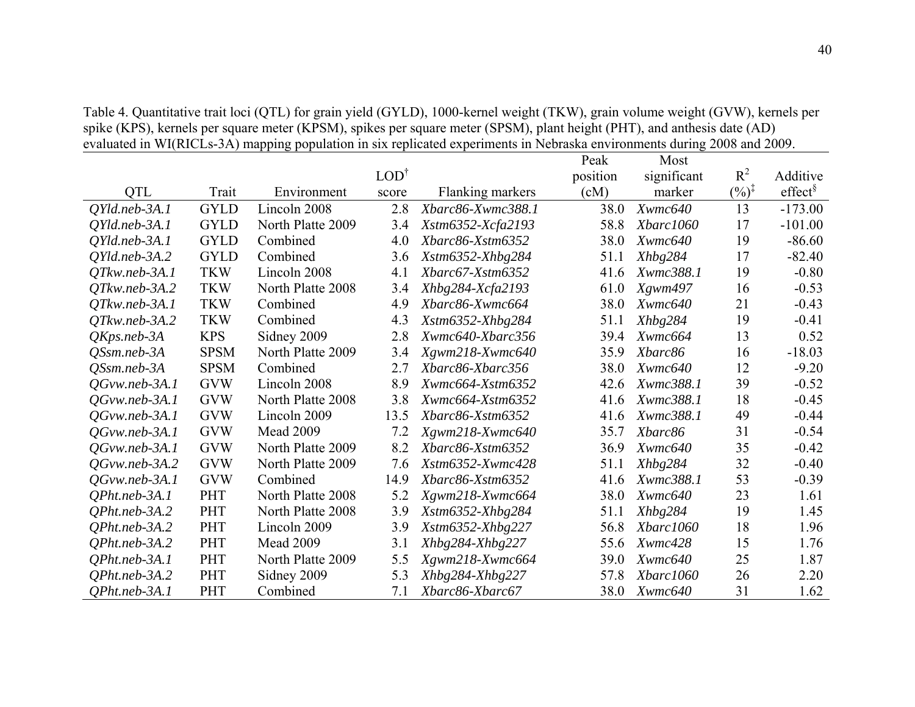Table 4. Quantitative trait loci (QTL) for grain yield (GYLD), 1000-kernel weight (TKW), grain volume weight (GVW), kernels per spike (KPS), kernels per square meter (KPSM), spikes per square meter (SPSM), plant height (PHT), and anthesis date (AD) evaluated in WI(RICLs-3A) mapping population in six replicated experiments in Nebraska environments during 2008 and 2009.

| QTL | Trait | Environment | LOD[†] score | Flanking markers | Peak position (cM) | Most significant marker | $R^2$ (%)[‡] | Additive effect[§] |
|---|---|---|---|---|---|---|---|---|
| *QYld.neb-3A.1* | GYLD | Lincoln 2008 | 2.8 | *Xbarc86-Xwmc388.1* | 38.0 | *Xwmc640* | 13 | -173.00 |
| *QYld.neb-3A.1* | GYLD | North Platte 2009 | 3.4 | *Xstm6352-Xcfa2193* | 58.8 | *Xbarc1060* | 17 | -101.00 |
| *QYld.neb-3A.1* | GYLD | Combined | 4.0 | *Xbarc86-Xstm6352* | 38.0 | *Xwmc640* | 19 | -86.60 |
| *QYld.neb-3A.2* | GYLD | Combined | 3.6 | *Xstm6352-Xhbg284* | 51.1 | *Xhbg284* | 17 | -82.40 |
| *QTkw.neb-3A.1* | TKW | Lincoln 2008 | 4.1 | *Xbarc67-Xstm6352* | 41.6 | *Xwmc388.1* | 19 | -0.80 |
| *QTkw.neb-3A.2* | TKW | North Platte 2008 | 3.4 | *Xhbg284-Xcfa2193* | 61.0 | *Xgwm497* | 16 | -0.53 |
| *QTkw.neb-3A.1* | TKW | Combined | 4.9 | *Xbarc86-Xwmc664* | 38.0 | *Xwmc640* | 21 | -0.43 |
| *QTkw.neb-3A.2* | TKW | Combined | 4.3 | *Xstm6352-Xhbg284* | 51.1 | *Xhbg284* | 19 | -0.41 |
| *QKps.neb-3A* | KPS | Sidney 2009 | 2.8 | *Xwmc640-Xbarc356* | 39.4 | *Xwmc664* | 13 | 0.52 |
| *QSsm.neb-3A* | SPSM | North Platte 2009 | 3.4 | *Xgwm218-Xwmc640* | 35.9 | *Xbarc86* | 16 | -18.03 |
| *QSsm.neb-3A* | SPSM | Combined | 2.7 | *Xbarc86-Xbarc356* | 38.0 | *Xwmc640* | 12 | -9.20 |
| *QGvw.neb-3A.1* | GVW | Lincoln 2008 | 8.9 | *Xwmc664-Xstm6352* | 42.6 | *Xwmc388.1* | 39 | -0.52 |
| *QGvw.neb-3A.1* | GVW | North Platte 2008 | 3.8 | *Xwmc664-Xstm6352* | 41.6 | *Xwmc388.1* | 18 | -0.45 |
| *QGvw.neb-3A.1* | GVW | Lincoln 2009 | 13.5 | *Xbarc86-Xstm6352* | 41.6 | *Xwmc388.1* | 49 | -0.44 |
| *QGvw.neb-3A.1* | GVW | Mead 2009 | 7.2 | *Xgwm218-Xwmc640* | 35.7 | *Xbarc86* | 31 | -0.54 |
| *QGvw.neb-3A.1* | GVW | North Platte 2009 | 8.2 | *Xbarc86-Xstm6352* | 36.9 | *Xwmc640* | 35 | -0.42 |
| *QGvw.neb-3A.2* | GVW | North Platte 2009 | 7.6 | *Xstm6352-Xwmc428* | 51.1 | *Xhbg284* | 32 | -0.40 |
| *QGvw.neb-3A.1* | GVW | Combined | 14.9 | *Xbarc86-Xstm6352* | 41.6 | *Xwmc388.1* | 53 | -0.39 |
| *QPht.neb-3A.1* | PHT | North Platte 2008 | 5.2 | *Xgwm218-Xwmc664* | 38.0 | *Xwmc640* | 23 | 1.61 |
| *QPht.neb-3A.2* | PHT | North Platte 2008 | 3.9 | *Xstm6352-Xhbg284* | 51.1 | *Xhbg284* | 19 | 1.45 |
| *QPht.neb-3A.2* | PHT | Lincoln 2009 | 3.9 | *Xstm6352-Xhbg227* | 56.8 | *Xbarc1060* | 18 | 1.96 |
| *QPht.neb-3A.2* | PHT | Mead 2009 | 3.1 | *Xhbg284-Xhbg227* | 55.6 | *Xwmc428* | 15 | 1.76 |
| *QPht.neb-3A.1* | PHT | North Platte 2009 | 5.5 | *Xgwm218-Xwmc664* | 39.0 | *Xwmc640* | 25 | 1.87 |
| *QPht.neb-3A.2* | PHT | Sidney 2009 | 5.3 | *Xhbg284-Xhbg227* | 57.8 | *Xbarc1060* | 26 | 2.20 |
| *QPht.neb-3A.1* | PHT | Combined | 7.1 | *Xbarc86-Xbarc67* | 38.0 | *Xwmc640* | 31 | 1.62 |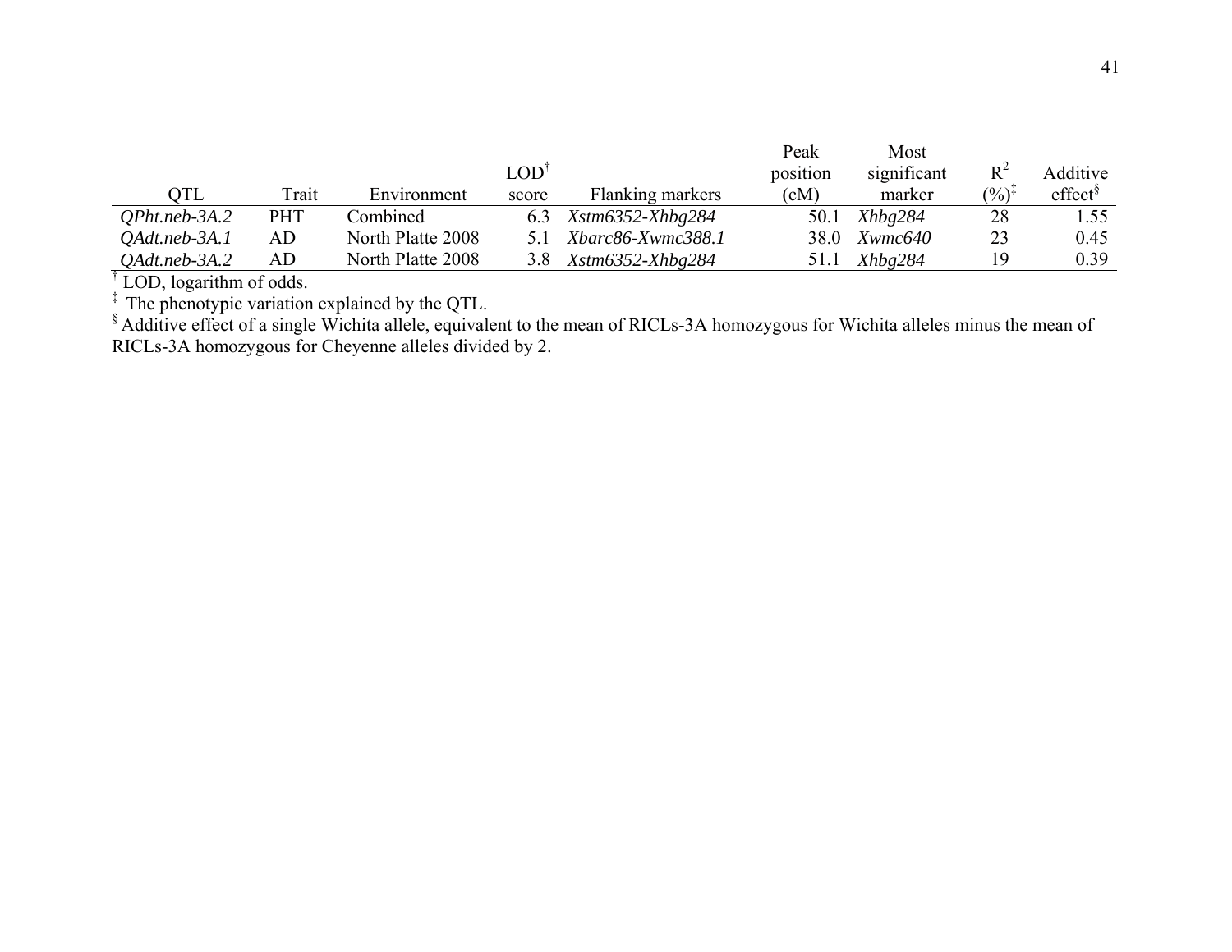| QTL | Trait | Environment | LOD[†] score | Flanking markers | Peak position (cM) | Most significant marker | $R^2$ (%)[‡] | Additive effect[§] |
|---|---|---|---|---|---|---|---|---|
| *QPht.neb-3A.2* | PHT | Combined | 6.3 | *Xstm6352-Xhbg284* | 50.1 | *Xhbg284* | 28 | 1.55 |
| *QAdt.neb-3A.1* | AD | North Platte 2008 | 5.1 | *Xbarc86-Xwmc388.1* | 38.0 | *Xwmc640* | 23 | 0.45 |
| *QAdt.neb-3A.2* | AD | North Platte 2008 | 3.8 | *Xstm6352-Xhbg284* | 51.1 | *Xhbg284* | 19 | 0.39 |

[†] LOD, logarithm of odds.

[‡] The phenotypic variation explained by the QTL.

[§] Additive effect of a single Wichita allele, equivalent to the mean of RICLs-3A homozygous for Wichita alleles minus the mean of RICLs-3A homozygous for Cheyenne alleles divided by 2.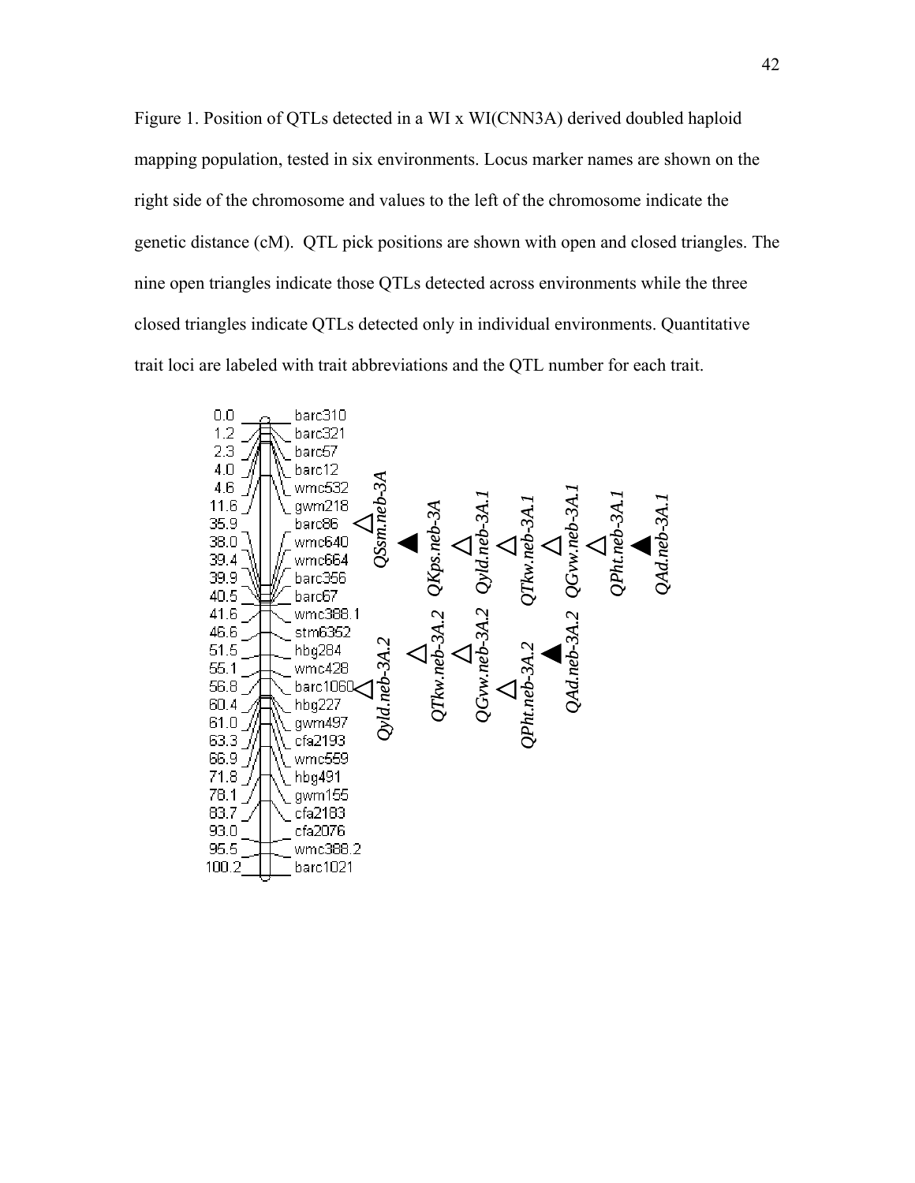Figure 1. Position of QTLs detected in a WI x WI(CNN3A) derived doubled haploid mapping population, tested in six environments. Locus marker names are shown on the right side of the chromosome and values to the left of the chromosome indicate the genetic distance (cM). QTL pick positions are shown with open and closed triangles. The nine open triangles indicate those QTLs detected across environments while the three closed triangles indicate QTLs detected only in individual environments. Quantitative trait loci are labeled with trait abbreviations and the QTL number for each trait.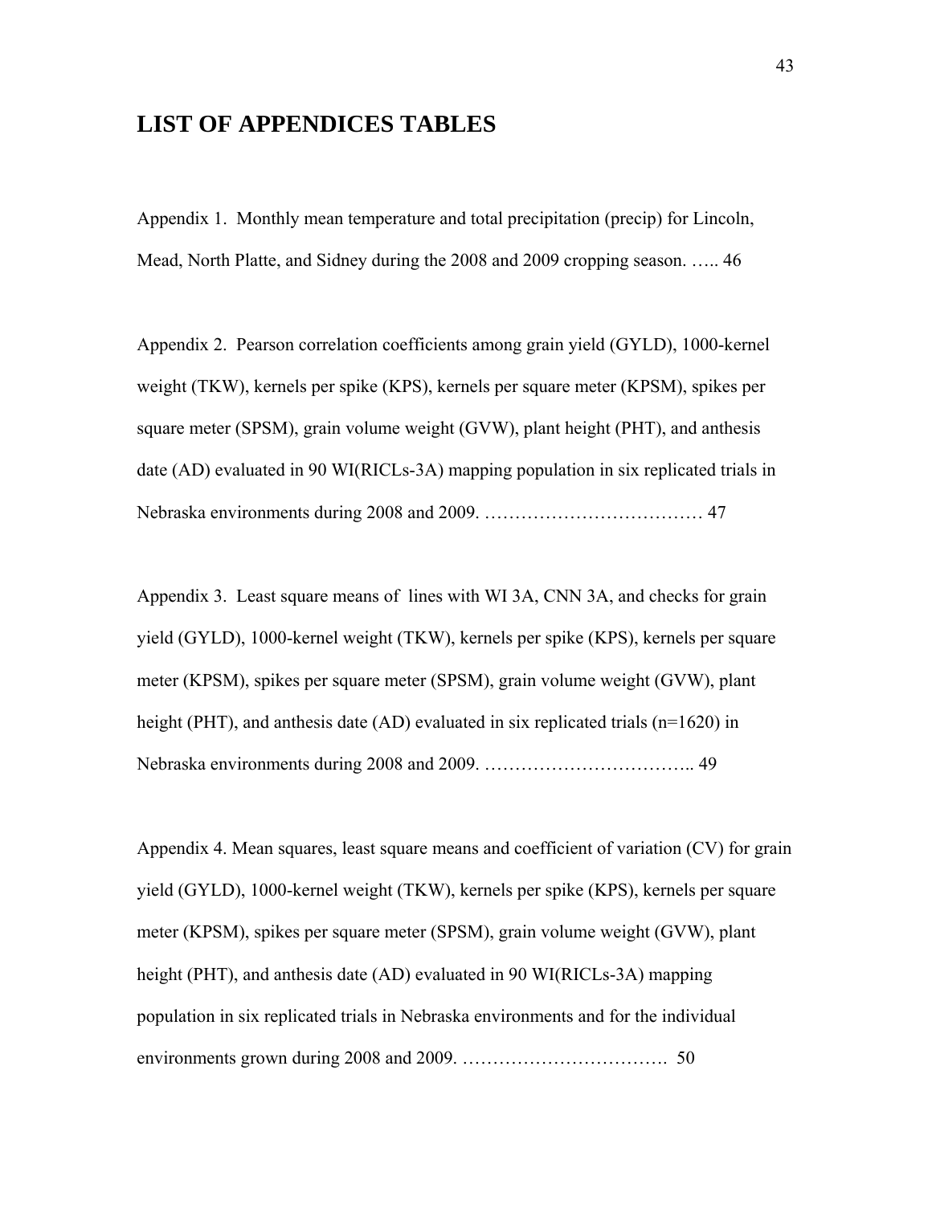# LIST OF APPENDICES TABLES

Appendix 1. Monthly mean temperature and total precipitation (precip) for Lincoln, Mead, North Platte, and Sidney during the 2008 and 2009 cropping season. ….. 46

Appendix 2. Pearson correlation coefficients among grain yield (GYLD), 1000-kernel weight (TKW), kernels per spike (KPS), kernels per square meter (KPSM), spikes per square meter (SPSM), grain volume weight (GVW), plant height (PHT), and anthesis date (AD) evaluated in 90 WI(RICLs-3A) mapping population in six replicated trials in Nebraska environments during 2008 and 2009. ……………………………… 47

Appendix 3. Least square means of lines with WI 3A, CNN 3A, and checks for grain yield (GYLD), 1000-kernel weight (TKW), kernels per spike (KPS), kernels per square meter (KPSM), spikes per square meter (SPSM), grain volume weight (GVW), plant height (PHT), and anthesis date (AD) evaluated in six replicated trials (n=1620) in Nebraska environments during 2008 and 2009. …………………………….. 49

Appendix 4. Mean squares, least square means and coefficient of variation (CV) for grain yield (GYLD), 1000-kernel weight (TKW), kernels per spike (KPS), kernels per square meter (KPSM), spikes per square meter (SPSM), grain volume weight (GVW), plant height (PHT), and anthesis date (AD) evaluated in 90 WI(RICLs-3A) mapping population in six replicated trials in Nebraska environments and for the individual environments grown during 2008 and 2009. ……………………………. 50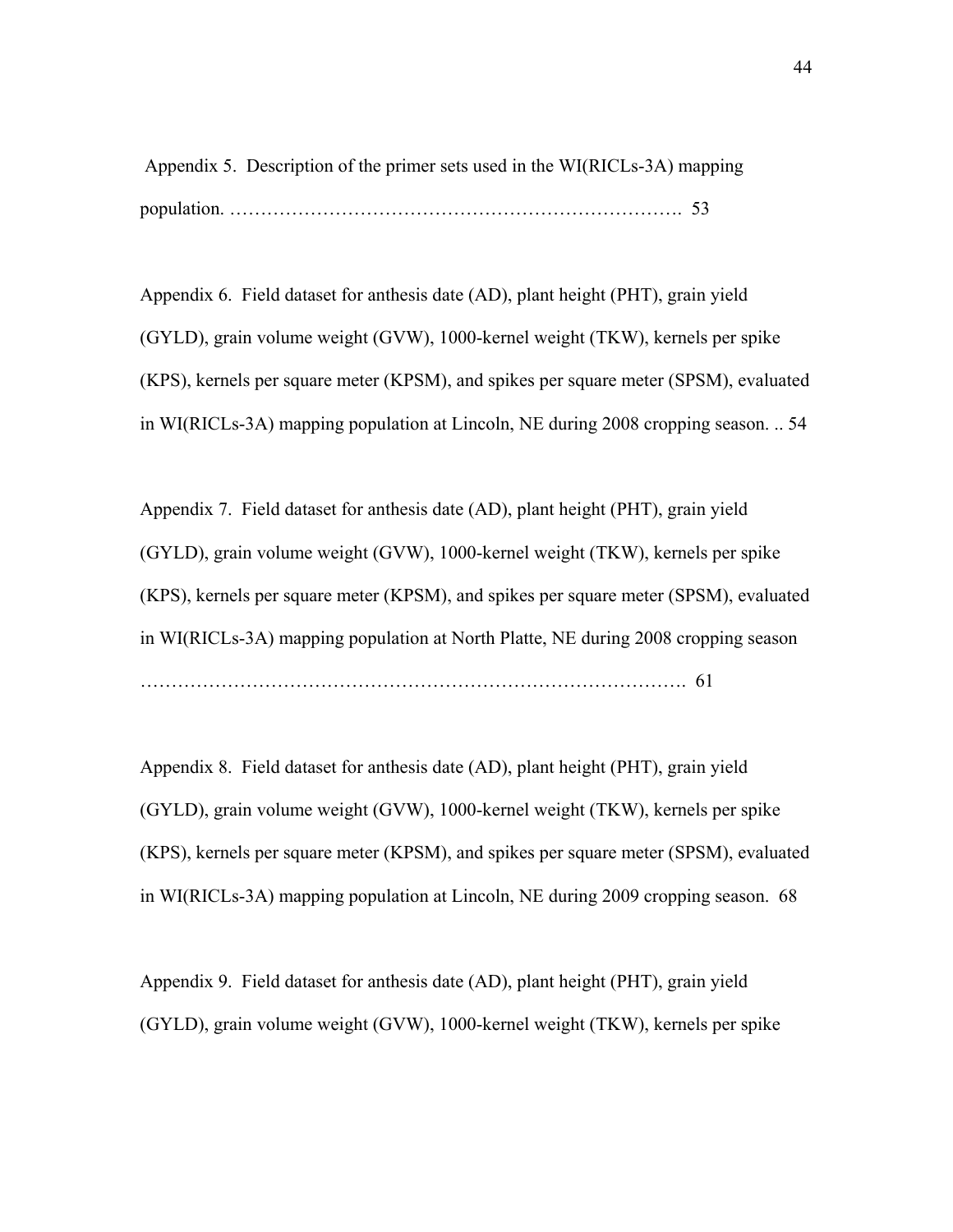Appendix 5. Description of the primer sets used in the WI(RICLs-3A) mapping population. ………………………………………………………………. 53

Appendix 6. Field dataset for anthesis date (AD), plant height (PHT), grain yield (GYLD), grain volume weight (GVW), 1000-kernel weight (TKW), kernels per spike (KPS), kernels per square meter (KPSM), and spikes per square meter (SPSM), evaluated in WI(RICLs-3A) mapping population at Lincoln, NE during 2008 cropping season. .. 54

Appendix 7. Field dataset for anthesis date (AD), plant height (PHT), grain yield (GYLD), grain volume weight (GVW), 1000-kernel weight (TKW), kernels per spike (KPS), kernels per square meter (KPSM), and spikes per square meter (SPSM), evaluated in WI(RICLs-3A) mapping population at North Platte, NE during 2008 cropping season ………………………………………………………………………………. 61

Appendix 8. Field dataset for anthesis date (AD), plant height (PHT), grain yield (GYLD), grain volume weight (GVW), 1000-kernel weight (TKW), kernels per spike (KPS), kernels per square meter (KPSM), and spikes per square meter (SPSM), evaluated in WI(RICLs-3A) mapping population at Lincoln, NE during 2009 cropping season. 68

Appendix 9. Field dataset for anthesis date (AD), plant height (PHT), grain yield (GYLD), grain volume weight (GVW), 1000-kernel weight (TKW), kernels per spike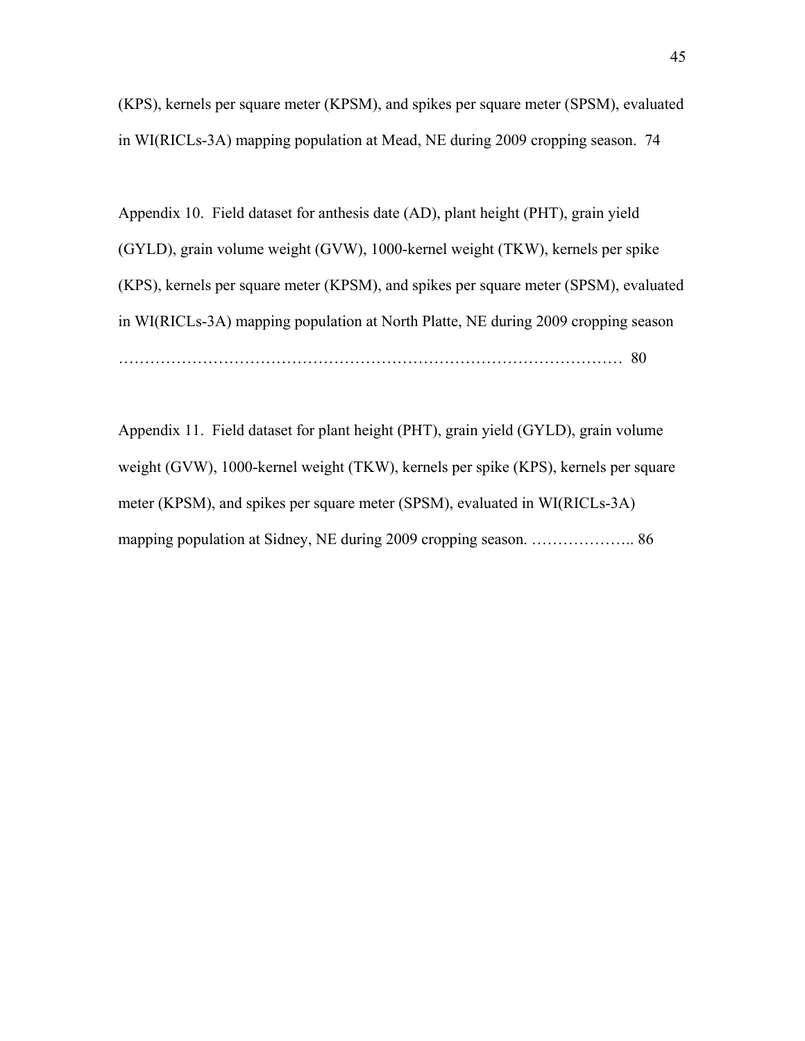(KPS), kernels per square meter (KPSM), and spikes per square meter (SPSM), evaluated in WI(RICLs-3A) mapping population at Mead, NE during 2009 cropping season. 74

Appendix 10. Field dataset for anthesis date (AD), plant height (PHT), grain yield (GYLD), grain volume weight (GVW), 1000-kernel weight (TKW), kernels per spike (KPS), kernels per square meter (KPSM), and spikes per square meter (SPSM), evaluated in WI(RICLs-3A) mapping population at North Platte, NE during 2009 cropping season …………………………………………………………………………………… 80

Appendix 11. Field dataset for plant height (PHT), grain yield (GYLD), grain volume weight (GVW), 1000-kernel weight (TKW), kernels per spike (KPS), kernels per square meter (KPSM), and spikes per square meter (SPSM), evaluated in WI(RICLs-3A) mapping population at Sidney, NE during 2009 cropping season. ……………….. 86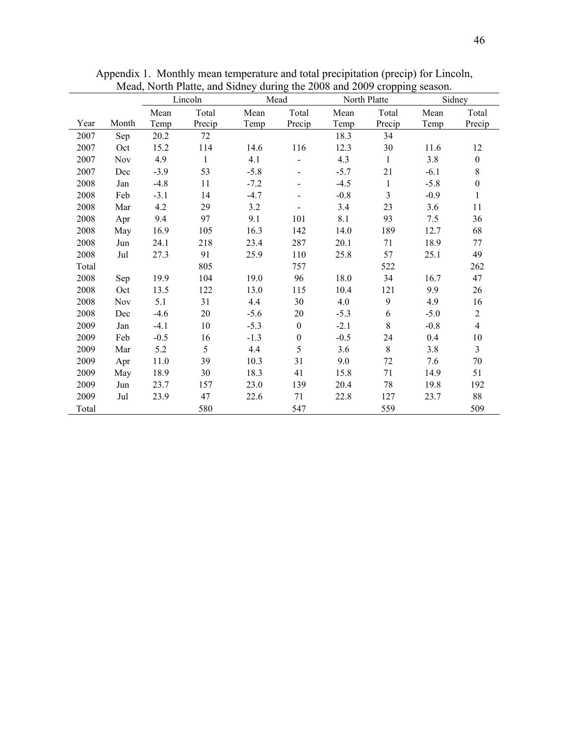Appendix 1. Monthly mean temperature and total precipitation (precip) for Lincoln, Mead, North Platte, and Sidney during the 2008 and 2009 cropping season.

| | | Lincoln | | Mead | | North Platte | | Sidney | |
|---|---|---|---|---|---|---|---|---|---|
| Year | Month | Mean Temp | Total Precip | Mean Temp | Total Precip | Mean Temp | Total Precip | Mean Temp | Total Precip |
| 2007 | Sep | 20.2 | 72 | | | 18.3 | 34 | | |
| 2007 | Oct | 15.2 | 114 | 14.6 | 116 | 12.3 | 30 | 11.6 | 12 |
| 2007 | Nov | 4.9 | 1 | 4.1 | - | 4.3 | 1 | 3.8 | 0 |
| 2007 | Dec | -3.9 | 53 | -5.8 | - | -5.7 | 21 | -6.1 | 8 |
| 2008 | Jan | -4.8 | 11 | -7.2 | - | -4.5 | 1 | -5.8 | 0 |
| 2008 | Feb | -3.1 | 14 | -4.7 | - | -0.8 | 3 | -0.9 | 1 |
| 2008 | Mar | 4.2 | 29 | 3.2 | - | 3.4 | 23 | 3.6 | 11 |
| 2008 | Apr | 9.4 | 97 | 9.1 | 101 | 8.1 | 93 | 7.5 | 36 |
| 2008 | May | 16.9 | 105 | 16.3 | 142 | 14.0 | 189 | 12.7 | 68 |
| 2008 | Jun | 24.1 | 218 | 23.4 | 287 | 20.1 | 71 | 18.9 | 77 |
| 2008 | Jul | 27.3 | 91 | 25.9 | 110 | 25.8 | 57 | 25.1 | 49 |
| Total | | | 805 | | 757 | | 522 | | 262 |
| 2008 | Sep | 19.9 | 104 | 19.0 | 96 | 18.0 | 34 | 16.7 | 47 |
| 2008 | Oct | 13.5 | 122 | 13.0 | 115 | 10.4 | 121 | 9.9 | 26 |
| 2008 | Nov | 5.1 | 31 | 4.4 | 30 | 4.0 | 9 | 4.9 | 16 |
| 2008 | Dec | -4.6 | 20 | -5.6 | 20 | -5.3 | 6 | -5.0 | 2 |
| 2009 | Jan | -4.1 | 10 | -5.3 | 0 | -2.1 | 8 | -0.8 | 4 |
| 2009 | Feb | -0.5 | 16 | -1.3 | 0 | -0.5 | 24 | 0.4 | 10 |
| 2009 | Mar | 5.2 | 5 | 4.4 | 5 | 3.6 | 8 | 3.8 | 3 |
| 2009 | Apr | 11.0 | 39 | 10.3 | 31 | 9.0 | 72 | 7.6 | 70 |
| 2009 | May | 18.9 | 30 | 18.3 | 41 | 15.8 | 71 | 14.9 | 51 |
| 2009 | Jun | 23.7 | 157 | 23.0 | 139 | 20.4 | 78 | 19.8 | 192 |
| 2009 | Jul | 23.9 | 47 | 22.6 | 71 | 22.8 | 127 | 23.7 | 88 |
| Total | | | 580 | | 547 | | 559 | | 509 |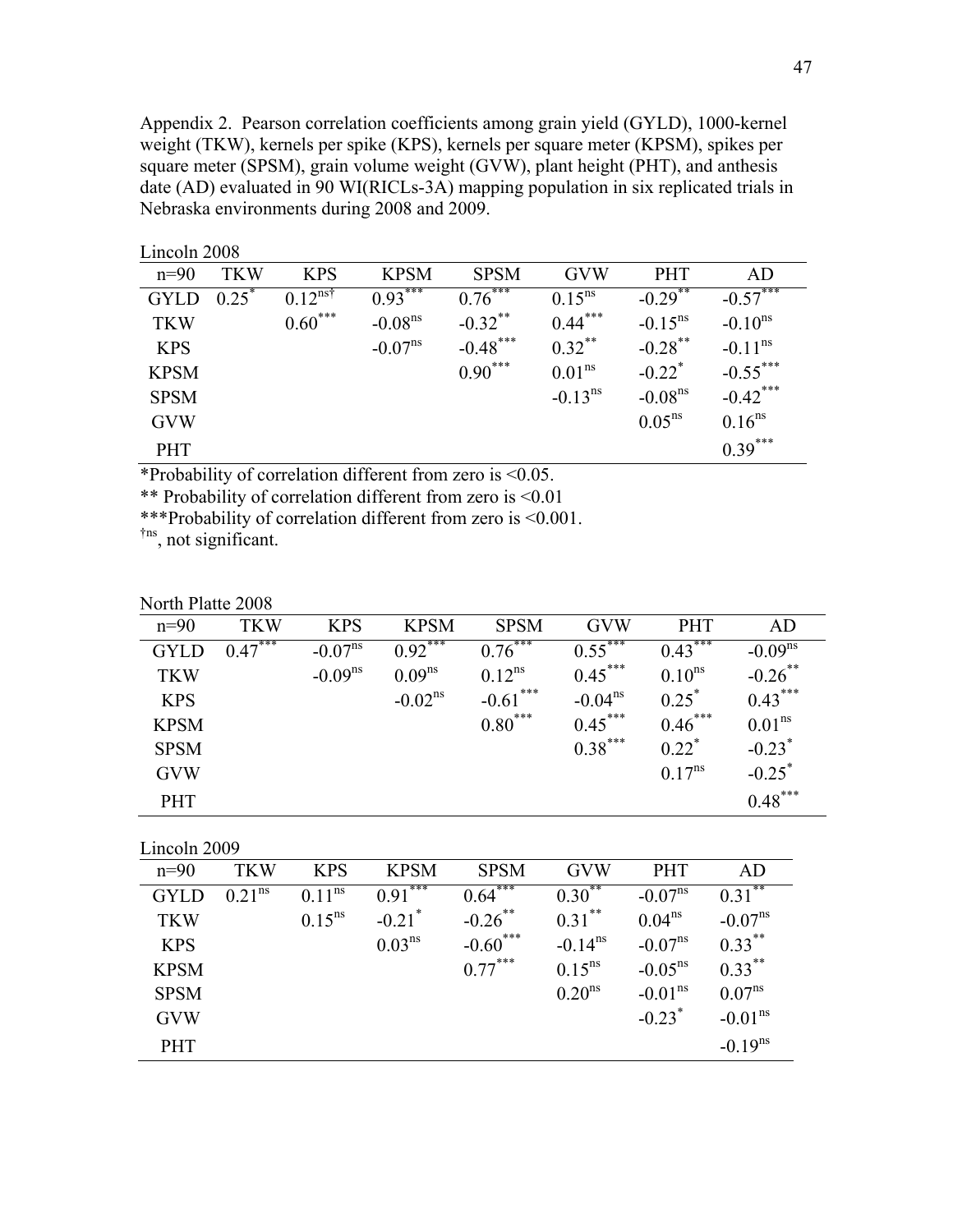Appendix 2. Pearson correlation coefficients among grain yield (GYLD), 1000-kernel weight (TKW), kernels per spike (KPS), kernels per square meter (KPSM), spikes per square meter (SPSM), grain volume weight (GVW), plant height (PHT), and anthesis date (AD) evaluated in 90 WI(RICLs-3A) mapping population in six replicated trials in Nebraska environments during 2008 and 2009.

Lincoln 2008

| n=90 | TKW | KPS | KPSM | SPSM | GVW | PHT | AD |
|---|---|---|---|---|---|---|---|
| GYLD | $0.25^{*}$ | $0.12^{ns\dagger}$ | $0.93^{***}$ | $0.76^{***}$ | $0.15^{ns}$ | $-0.29^{**}$ | $-0.57^{***}$ |
| TKW | | $0.60^{***}$ | $-0.08^{ns}$ | $-0.32^{**}$ | $0.44^{***}$ | $-0.15^{ns}$ | $-0.10^{ns}$ |
| KPS | | | $-0.07^{ns}$ | $-0.48^{***}$ | $0.32^{**}$ | $-0.28^{**}$ | $-0.11^{ns}$ |
| KPSM | | | | $0.90^{***}$ | $0.01^{ns}$ | $-0.22^{*}$ | $-0.55^{***}$ |
| SPSM | | | | | $-0.13^{ns}$ | $-0.08^{ns}$ | $-0.42^{***}$ |
| GVW | | | | | | $0.05^{ns}$ | $0.16^{ns}$ |
| PHT | | | | | | | $0.39^{***}$ |

*Probability of correlation different from zero is <0.05.

** Probability of correlation different from zero is <0.01

***Probability of correlation different from zero is <0.001.

$^{\dagger ns}$, not significant.

North Platte 2008

| n=90 | TKW | KPS | KPSM | SPSM | GVW | PHT | AD |
|---|---|---|---|---|---|---|---|
| GYLD | $0.47^{***}$ | $-0.07^{ns}$ | $0.92^{***}$ | $0.76^{***}$ | $0.55^{***}$ | $0.43^{***}$ | $-0.09^{ns}$ |
| TKW | | $-0.09^{ns}$ | $0.09^{ns}$ | $0.12^{ns}$ | $0.45^{***}$ | $0.10^{ns}$ | $-0.26^{**}$ |
| KPS | | | $-0.02^{ns}$ | $-0.61^{***}$ | $-0.04^{ns}$ | $0.25^{*}$ | $0.43^{***}$ |
| KPSM | | | | $0.80^{***}$ | $0.45^{***}$ | $0.46^{***}$ | $0.01^{ns}$ |
| SPSM | | | | | $0.38^{***}$ | $0.22^{*}$ | $-0.23^{*}$ |
| GVW | | | | | | $0.17^{ns}$ | $-0.25^{*}$ |
| PHT | | | | | | | $0.48^{***}$ |

Lincoln 2009

| n=90 | TKW | KPS | KPSM | SPSM | GVW | PHT | AD |
|---|---|---|---|---|---|---|---|
| GYLD | $0.21^{ns}$ | $0.11^{ns}$ | $0.91^{***}$ | $0.64^{***}$ | $0.30^{**}$ | $-0.07^{ns}$ | $0.31^{**}$ |
| TKW | | $0.15^{ns}$ | $-0.21^{*}$ | $-0.26^{**}$ | $0.31^{**}$ | $0.04^{ns}$ | $-0.07^{ns}$ |
| KPS | | | $0.03^{ns}$ | $-0.60^{***}$ | $-0.14^{ns}$ | $-0.07^{ns}$ | $0.33^{**}$ |
| KPSM | | | | $0.77^{***}$ | $0.15^{ns}$ | $-0.05^{ns}$ | $0.33^{**}$ |
| SPSM | | | | | $0.20^{ns}$ | $-0.01^{ns}$ | $0.07^{ns}$ |
| GVW | | | | | | $-0.23^{*}$ | $-0.01^{ns}$ |
| PHT | | | | | | | $-0.19^{ns}$ |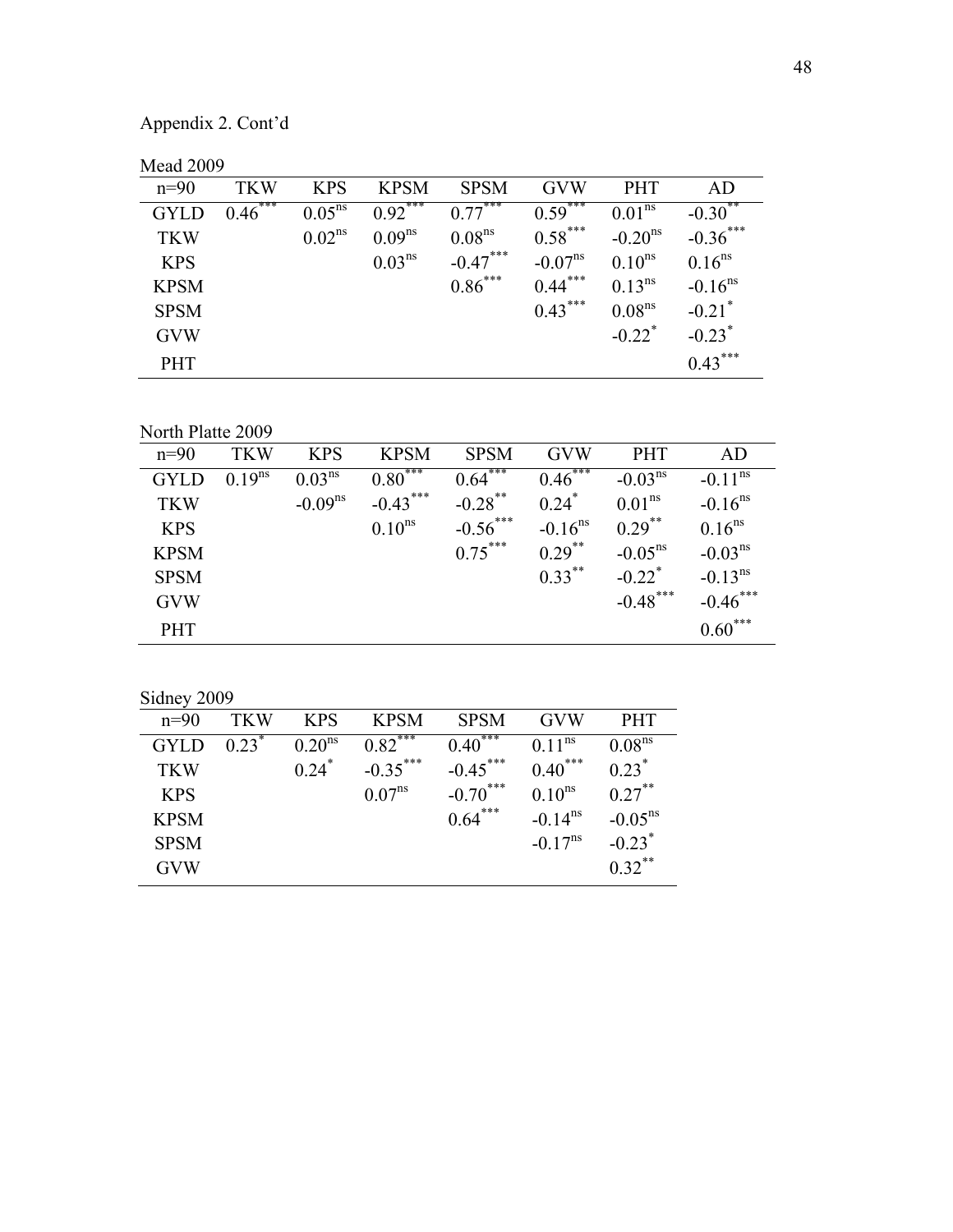Appendix 2. Cont'd

Mead 2009

| n=90 | TKW | KPS | KPSM | SPSM | GVW | PHT | AD |
|---|---|---|---|---|---|---|---|
| GYLD | $0.46^{***}$ | $0.05^{ns}$ | $0.92^{***}$ | $0.77^{***}$ | $0.59^{***}$ | $0.01^{ns}$ | $-0.30^{**}$ |
| TKW | | $0.02^{ns}$ | $0.09^{ns}$ | $0.08^{ns}$ | $0.58^{***}$ | $-0.20^{ns}$ | $-0.36^{***}$ |
| KPS | | | $0.03^{ns}$ | $-0.47^{***}$ | $-0.07^{ns}$ | $0.10^{ns}$ | $0.16^{ns}$ |
| KPSM | | | | $0.86^{***}$ | $0.44^{***}$ | $0.13^{ns}$ | $-0.16^{ns}$ |
| SPSM | | | | | $0.43^{***}$ | $0.08^{ns}$ | $-0.21^{*}$ |
| GVW | | | | | | $-0.22^{*}$ | $-0.23^{*}$ |
| PHT | | | | | | | $0.43^{***}$ |

North Platte 2009

| n=90 | TKW | KPS | KPSM | SPSM | GVW | PHT | AD |
|---|---|---|---|---|---|---|---|
| GYLD | $0.19^{ns}$ | $0.03^{ns}$ | $0.80^{***}$ | $0.64^{***}$ | $0.46^{***}$ | $-0.03^{ns}$ | $-0.11^{ns}$ |
| TKW | | $-0.09^{ns}$ | $-0.43^{***}$ | $-0.28^{**}$ | $0.24^{*}$ | $0.01^{ns}$ | $-0.16^{ns}$ |
| KPS | | | $0.10^{ns}$ | $-0.56^{***}$ | $-0.16^{ns}$ | $0.29^{**}$ | $0.16^{ns}$ |
| KPSM | | | | $0.75^{***}$ | $0.29^{**}$ | $-0.05^{ns}$ | $-0.03^{ns}$ |
| SPSM | | | | | $0.33^{**}$ | $-0.22^{*}$ | $-0.13^{ns}$ |
| GVW | | | | | | $-0.48^{***}$ | $-0.46^{***}$ |
| PHT | | | | | | | $0.60^{***}$ |

Sidney 2009

| n=90 | TKW | KPS | KPSM | SPSM | GVW | PHT |
|---|---|---|---|---|---|---|
| GYLD | $0.23^{*}$ | $0.20^{ns}$ | $0.82^{***}$ | $0.40^{***}$ | $0.11^{ns}$ | $0.08^{ns}$ |
| TKW | | $0.24^{*}$ | $-0.35^{***}$ | $-0.45^{***}$ | $0.40^{***}$ | $0.23^{*}$ |
| KPS | | | $0.07^{ns}$ | $-0.70^{***}$ | $0.10^{ns}$ | $0.27^{**}$ |
| KPSM | | | | $0.64^{***}$ | $-0.14^{ns}$ | $-0.05^{ns}$ |
| SPSM | | | | | $-0.17^{ns}$ | $-0.23^{*}$ |
| GVW | | | | | | $0.32^{**}$ |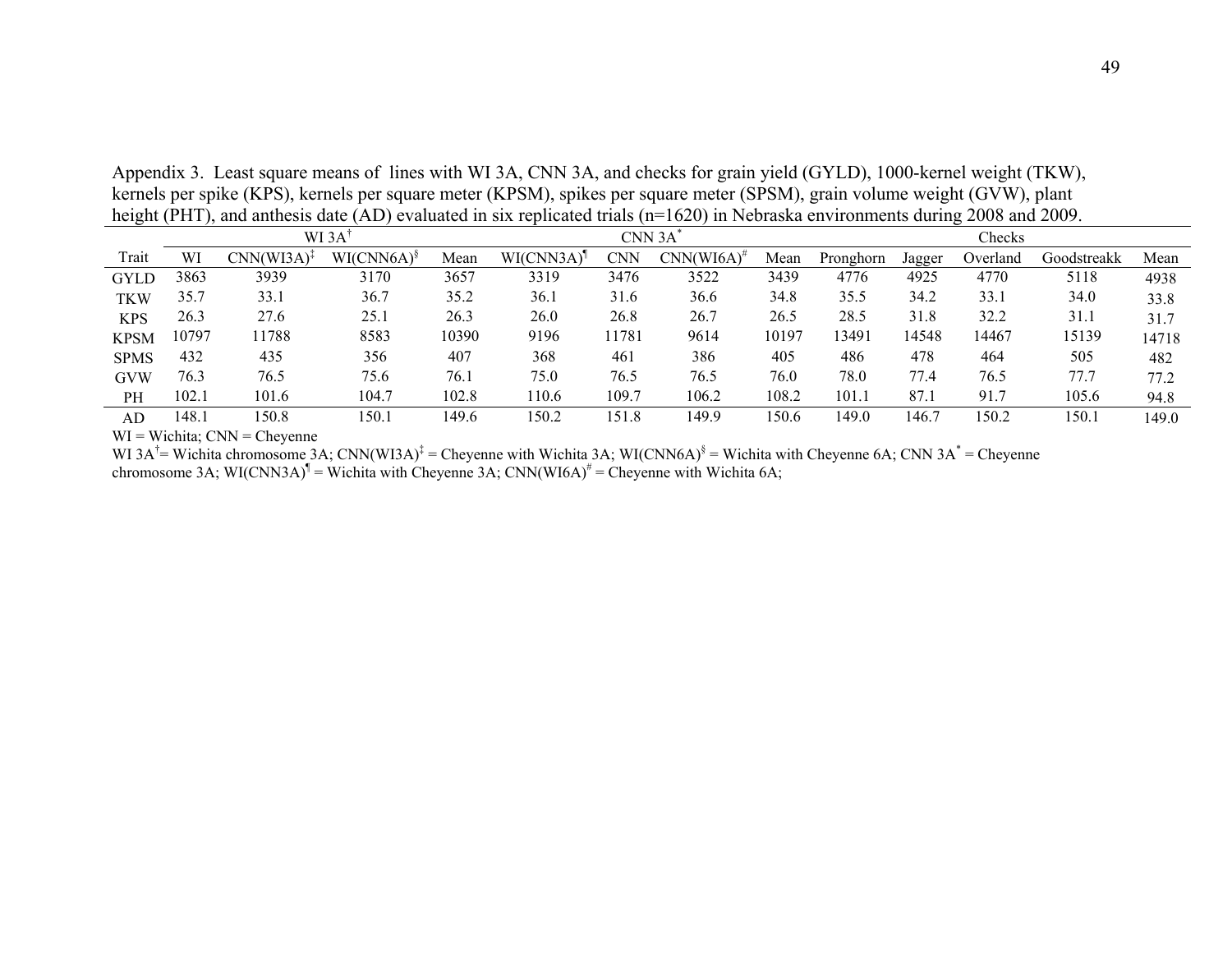Appendix 3. Least square means of lines with WI 3A, CNN 3A, and checks for grain yield (GYLD), 1000-kernel weight (TKW), kernels per spike (KPS), kernels per square meter (KPSM), spikes per square meter (SPSM), grain volume weight (GVW), plant height (PHT), and anthesis date (AD) evaluated in six replicated trials (n=1620) in Nebraska environments during 2008 and 2009.

| | WI 3A† | | | | CNN 3A* | | | | Checks | | | | |
|---|---|---|---|---|---|---|---|---|---|---|---|---|---|
| Trait | WI | CNN(WI3A)‡ | WI(CNN6A)§ | Mean | WI(CNN3A)¶ | CNN | CNN(WI6A)# | Mean | Pronghorn | Jagger | Overland | Goodstreakk | Mean |
| GYLD | 3863 | 3939 | 3170 | 3657 | 3319 | 3476 | 3522 | 3439 | 4776 | 4925 | 4770 | 5118 | 4938 |
| TKW | 35.7 | 33.1 | 36.7 | 35.2 | 36.1 | 31.6 | 36.6 | 34.8 | 35.5 | 34.2 | 33.1 | 34.0 | 33.8 |
| KPS | 26.3 | 27.6 | 25.1 | 26.3 | 26.0 | 26.8 | 26.7 | 26.5 | 28.5 | 31.8 | 32.2 | 31.1 | 31.7 |
| KPSM | 10797 | 11788 | 8583 | 10390 | 9196 | 11781 | 9614 | 10197 | 13491 | 14548 | 14467 | 15139 | 14718 |
| SPMS | 432 | 435 | 356 | 407 | 368 | 461 | 386 | 405 | 486 | 478 | 464 | 505 | 482 |
| GVW | 76.3 | 76.5 | 75.6 | 76.1 | 75.0 | 76.5 | 76.5 | 76.0 | 78.0 | 77.4 | 76.5 | 77.7 | 77.2 |
| PH | 102.1 | 101.6 | 104.7 | 102.8 | 110.6 | 109.7 | 106.2 | 108.2 | 101.1 | 87.1 | 91.7 | 105.6 | 94.8 |
| AD | 148.1 | 150.8 | 150.1 | 149.6 | 150.2 | 151.8 | 149.9 | 150.6 | 149.0 | 146.7 | 150.2 | 150.1 | 149.0 |

WI = Wichita; CNN = Cheyenne

WI 3A† = Wichita chromosome 3A; CNN(WI3A)‡ = Cheyenne with Wichita 3A; WI(CNN6A)§ = Wichita with Cheyenne 6A; CNN 3A* = Cheyenne chromosome 3A; WI(CNN3A)¶ = Wichita with Cheyenne 3A; CNN(WI6A)# = Cheyenne with Wichita 6A;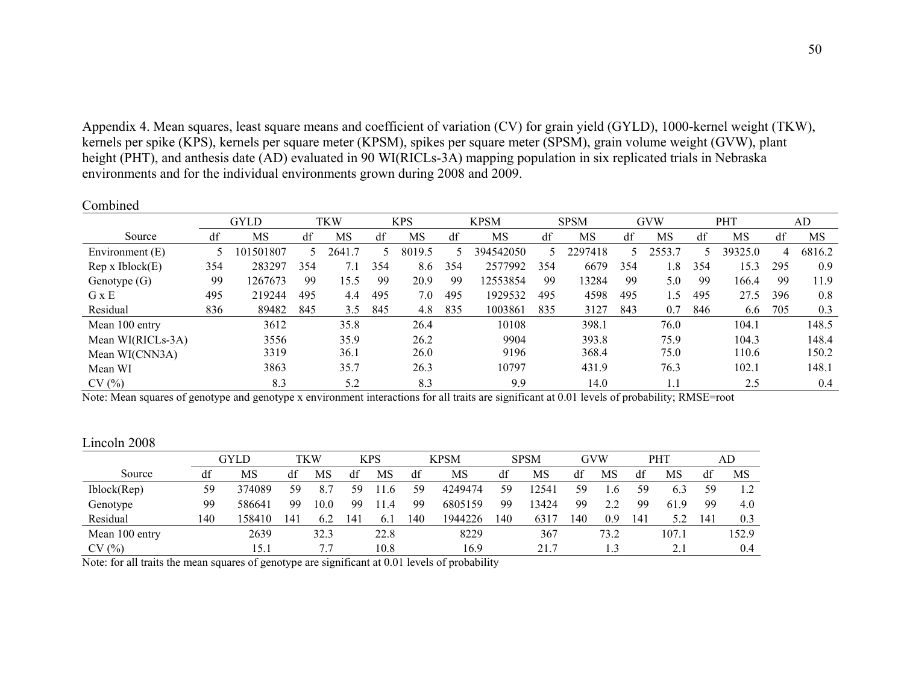Appendix 4. Mean squares, least square means and coefficient of variation (CV) for grain yield (GYLD), 1000-kernel weight (TKW), kernels per spike (KPS), kernels per square meter (KPSM), spikes per square meter (SPSM), grain volume weight (GVW), plant height (PHT), and anthesis date (AD) evaluated in 90 WI(RICLs-3A) mapping population in six replicated trials in Nebraska environments and for the individual environments grown during 2008 and 2009.

Combined

| | GYLD | | TKW | | KPS | | KPSM | | SPSM | | GVW | | PHT | | AD | |
|---|---|---|---|---|---|---|---|---|---|---|---|---|---|---|---|---|
| Source | df | MS | df | MS | df | MS | df | MS | df | MS | df | MS | df | MS | df | MS |
| Environment (E) | 5 | 101501807 | 5 | 2641.7 | 5 | 8019.5 | 5 | 394542050 | 5 | 2297418 | 5 | 2553.7 | 5 | 39325.0 | 4 | 6816.2 |
| Rep x Iblock(E) | 354 | 283297 | 354 | 7.1 | 354 | 8.6 | 354 | 2577992 | 354 | 6679 | 354 | 1.8 | 354 | 15.3 | 295 | 0.9 |
| Genotype (G) | 99 | 1267673 | 99 | 15.5 | 99 | 20.9 | 99 | 12553854 | 99 | 13284 | 99 | 5.0 | 99 | 166.4 | 99 | 11.9 |
| G x E | 495 | 219244 | 495 | 4.4 | 495 | 7.0 | 495 | 1929532 | 495 | 4598 | 495 | 1.5 | 495 | 27.5 | 396 | 0.8 |
| Residual | 836 | 89482 | 845 | 3.5 | 845 | 4.8 | 835 | 1003861 | 835 | 3127 | 843 | 0.7 | 846 | 6.6 | 705 | 0.3 |
| Mean 100 entry | | 3612 | | 35.8 | | 26.4 | | 10108 | | 398.1 | | 76.0 | | 104.1 | | 148.5 |
| Mean WI(RICLs-3A) | | 3556 | | 35.9 | | 26.2 | | 9904 | | 393.8 | | 75.9 | | 104.3 | | 148.4 |
| Mean WI(CNN3A) | | 3319 | | 36.1 | | 26.0 | | 9196 | | 368.4 | | 75.0 | | 110.6 | | 150.2 |
| Mean WI | | 3863 | | 35.7 | | 26.3 | | 10797 | | 431.9 | | 76.3 | | 102.1 | | 148.1 |
| CV (%) | | 8.3 | | 5.2 | | 8.3 | | 9.9 | | 14.0 | | 1.1 | | 2.5 | | 0.4 |

Note: Mean squares of genotype and genotype x environment interactions for all traits are significant at 0.01 levels of probability; RMSE=root

Lincoln 2008

| | GYLD | | TKW | | KPS | | KPSM | | SPSM | | GVW | | PHT | | AD | |
|---|---|---|---|---|---|---|---|---|---|---|---|---|---|---|---|---|
| Source | df | MS | df | MS | df | MS | df | MS | df | MS | df | MS | df | MS | df | MS |
| Iblock(Rep) | 59 | 374089 | 59 | 8.7 | 59 | 11.6 | 59 | 4249474 | 59 | 12541 | 59 | 1.6 | 59 | 6.3 | 59 | 1.2 |
| Genotype | 99 | 586641 | 99 | 10.0 | 99 | 11.4 | 99 | 6805159 | 99 | 13424 | 99 | 2.2 | 99 | 61.9 | 99 | 4.0 |
| Residual | 140 | 158410 | 141 | 6.2 | 141 | 6.1 | 140 | 1944226 | 140 | 6317 | 140 | 0.9 | 141 | 5.2 | 141 | 0.3 |
| Mean 100 entry | | 2639 | | 32.3 | | 22.8 | | 8229 | | 367 | | 73.2 | | 107.1 | | 152.9 |
| CV (%) | | 15.1 | | 7.7 | | 10.8 | | 16.9 | | 21.7 | | 1.3 | | 2.1 | | 0.4 |

Note: for all traits the mean squares of genotype are significant at 0.01 levels of probability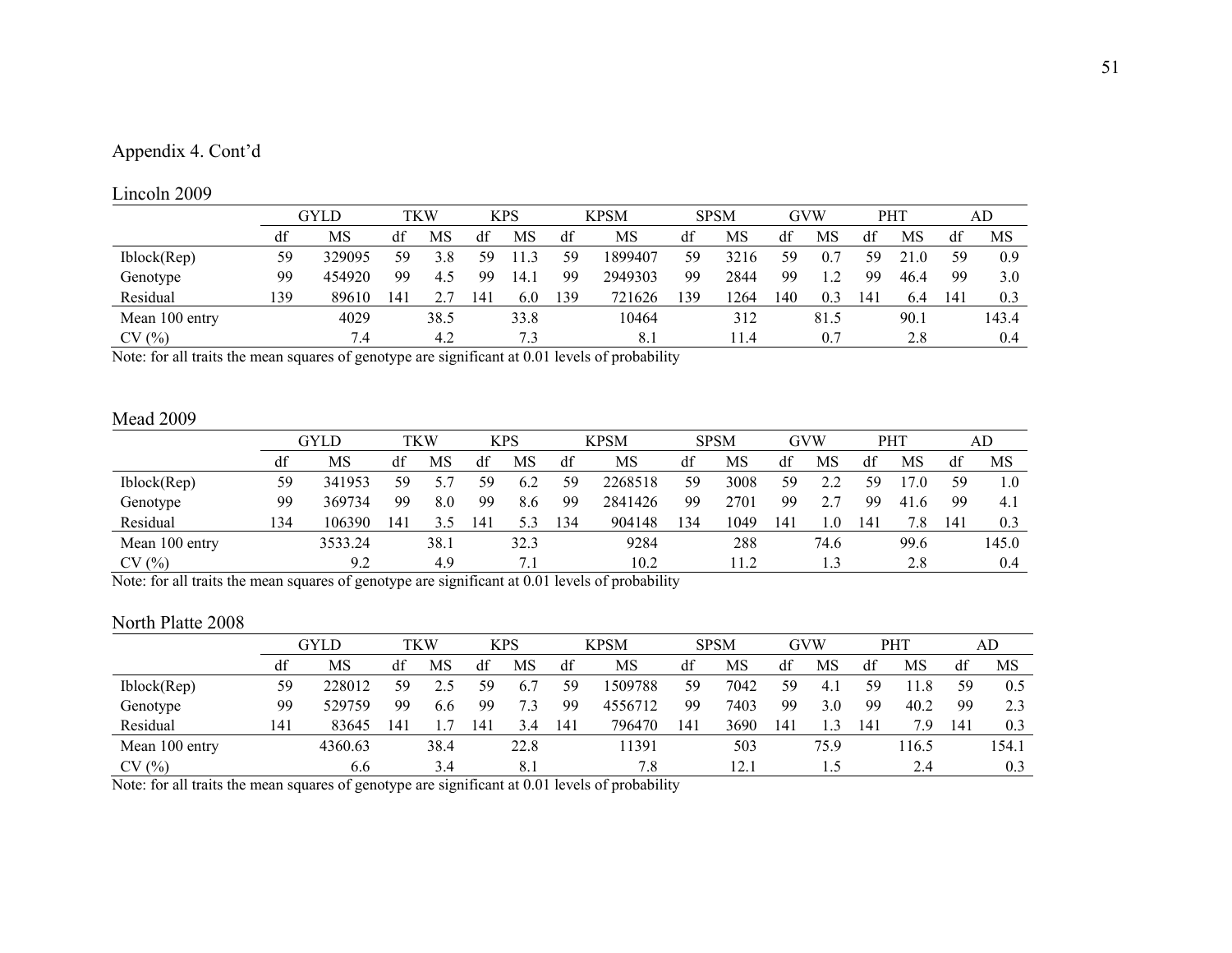Appendix 4. Cont'd

Lincoln 2009

| | GYLD | | TKW | | KPS | | KPSM | | SPSM | | GVW | | PHT | | AD | |
|---|---|---|---|---|---|---|---|---|---|---|---|---|---|---|---|---|
| | df | MS | df | MS | df | MS | df | MS | df | MS | df | MS | df | MS | df | MS |
| Iblock(Rep) | 59 | 329095 | 59 | 3.8 | 59 | 11.3 | 59 | 1899407 | 59 | 3216 | 59 | 0.7 | 59 | 21.0 | 59 | 0.9 |
| Genotype | 99 | 454920 | 99 | 4.5 | 99 | 14.1 | 99 | 2949303 | 99 | 2844 | 99 | 1.2 | 99 | 46.4 | 99 | 3.0 |
| Residual | 139 | 89610 | 141 | 2.7 | 141 | 6.0 | 139 | 721626 | 139 | 1264 | 140 | 0.3 | 141 | 6.4 | 141 | 0.3 |
| Mean 100 entry | | 4029 | | 38.5 | | 33.8 | | 10464 | | 312 | | 81.5 | | 90.1 | | 143.4 |
| CV (%) | | 7.4 | | 4.2 | | 7.3 | | 8.1 | | 11.4 | | 0.7 | | 2.8 | | 0.4 |

Note: for all traits the mean squares of genotype are significant at 0.01 levels of probability

Mead 2009

| | GYLD | | TKW | | KPS | | KPSM | | SPSM | | GVW | | PHT | | AD | |
|---|---|---|---|---|---|---|---|---|---|---|---|---|---|---|---|---|
| | df | MS | df | MS | df | MS | df | MS | df | MS | df | MS | df | MS | df | MS |
| Iblock(Rep) | 59 | 341953 | 59 | 5.7 | 59 | 6.2 | 59 | 2268518 | 59 | 3008 | 59 | 2.2 | 59 | 17.0 | 59 | 1.0 |
| Genotype | 99 | 369734 | 99 | 8.0 | 99 | 8.6 | 99 | 2841426 | 99 | 2701 | 99 | 2.7 | 99 | 41.6 | 99 | 4.1 |
| Residual | 134 | 106390 | 141 | 3.5 | 141 | 5.3 | 134 | 904148 | 134 | 1049 | 141 | 1.0 | 141 | 7.8 | 141 | 0.3 |
| Mean 100 entry | | 3533.24 | | 38.1 | | 32.3 | | 9284 | | 288 | | 74.6 | | 99.6 | | 145.0 |
| CV (%) | | 9.2 | | 4.9 | | 7.1 | | 10.2 | | 11.2 | | 1.3 | | 2.8 | | 0.4 |

Note: for all traits the mean squares of genotype are significant at 0.01 levels of probability

North Platte 2008

| | GYLD | | TKW | | KPS | | KPSM | | SPSM | | GVW | | PHT | | AD | |
|---|---|---|---|---|---|---|---|---|---|---|---|---|---|---|---|---|
| | df | MS | df | MS | df | MS | df | MS | df | MS | df | MS | df | MS | df | MS |
| Iblock(Rep) | 59 | 228012 | 59 | 2.5 | 59 | 6.7 | 59 | 1509788 | 59 | 7042 | 59 | 4.1 | 59 | 11.8 | 59 | 0.5 |
| Genotype | 99 | 529759 | 99 | 6.6 | 99 | 7.3 | 99 | 4556712 | 99 | 7403 | 99 | 3.0 | 99 | 40.2 | 99 | 2.3 |
| Residual | 141 | 83645 | 141 | 1.7 | 141 | 3.4 | 141 | 796470 | 141 | 3690 | 141 | 1.3 | 141 | 7.9 | 141 | 0.3 |
| Mean 100 entry | | 4360.63 | | 38.4 | | 22.8 | | 11391 | | 503 | | 75.9 | | 116.5 | | 154.1 |
| CV (%) | | 6.6 | | 3.4 | | 8.1 | | 7.8 | | 12.1 | | 1.5 | | 2.4 | | 0.3 |

Note: for all traits the mean squares of genotype are significant at 0.01 levels of probability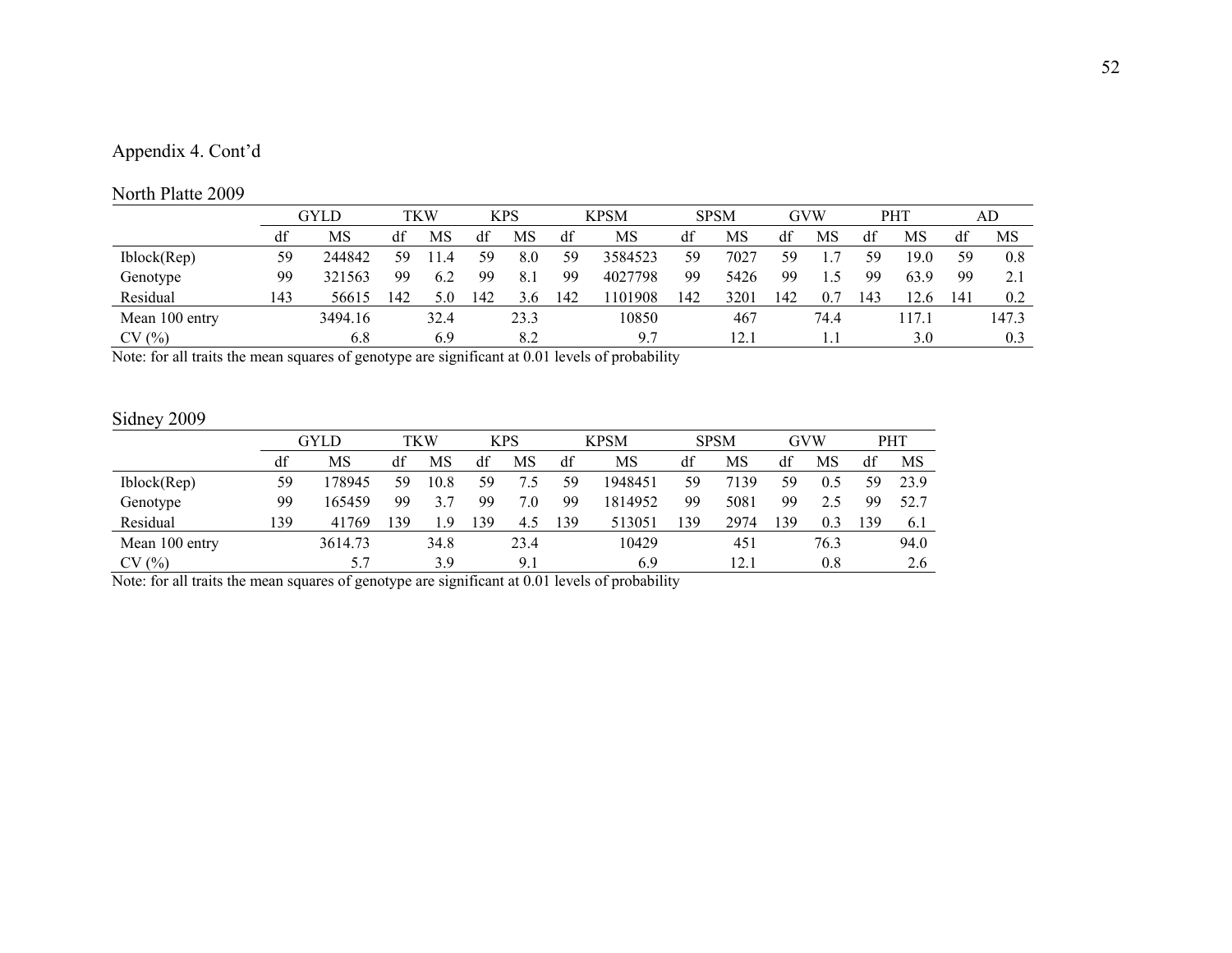Appendix 4. Cont'd

North Platte 2009

| | GYLD | | TKW | | KPS | | KPSM | | SPSM | | GVW | | PHT | | AD | |
|---|---|---|---|---|---|---|---|---|---|---|---|---|---|---|---|---|
| | df | MS | df | MS | df | MS | df | MS | df | MS | df | MS | df | MS | df | MS |
| Iblock(Rep) | 59 | 244842 | 59 | 11.4 | 59 | 8.0 | 59 | 3584523 | 59 | 7027 | 59 | 1.7 | 59 | 19.0 | 59 | 0.8 |
| Genotype | 99 | 321563 | 99 | 6.2 | 99 | 8.1 | 99 | 4027798 | 99 | 5426 | 99 | 1.5 | 99 | 63.9 | 99 | 2.1 |
| Residual | 143 | 56615 | 142 | 5.0 | 142 | 3.6 | 142 | 1101908 | 142 | 3201 | 142 | 0.7 | 143 | 12.6 | 141 | 0.2 |
| Mean 100 entry | | 3494.16 | | 32.4 | | 23.3 | | 10850 | | 467 | | 74.4 | | 117.1 | | 147.3 |
| CV (%) | | 6.8 | | 6.9 | | 8.2 | | 9.7 | | 12.1 | | 1.1 | | 3.0 | | 0.3 |

Note: for all traits the mean squares of genotype are significant at 0.01 levels of probability

Sidney 2009

| | GYLD | | TKW | | KPS | | KPSM | | SPSM | | GVW | | PHT | |
|---|---|---|---|---|---|---|---|---|---|---|---|---|---|---|
| | df | MS | df | MS | df | MS | df | MS | df | MS | df | MS | df | MS |
| Iblock(Rep) | 59 | 178945 | 59 | 10.8 | 59 | 7.5 | 59 | 1948451 | 59 | 7139 | 59 | 0.5 | 59 | 23.9 |
| Genotype | 99 | 165459 | 99 | 3.7 | 99 | 7.0 | 99 | 1814952 | 99 | 5081 | 99 | 2.5 | 99 | 52.7 |
| Residual | 139 | 41769 | 139 | 1.9 | 139 | 4.5 | 139 | 513051 | 139 | 2974 | 139 | 0.3 | 139 | 6.1 |
| Mean 100 entry | | 3614.73 | | 34.8 | | 23.4 | | 10429 | | 451 | | 76.3 | | 94.0 |
| CV (%) | | 5.7 | | 3.9 | | 9.1 | | 6.9 | | 12.1 | | 0.8 | | 2.6 |

Note: for all traits the mean squares of genotype are significant at 0.01 levels of probability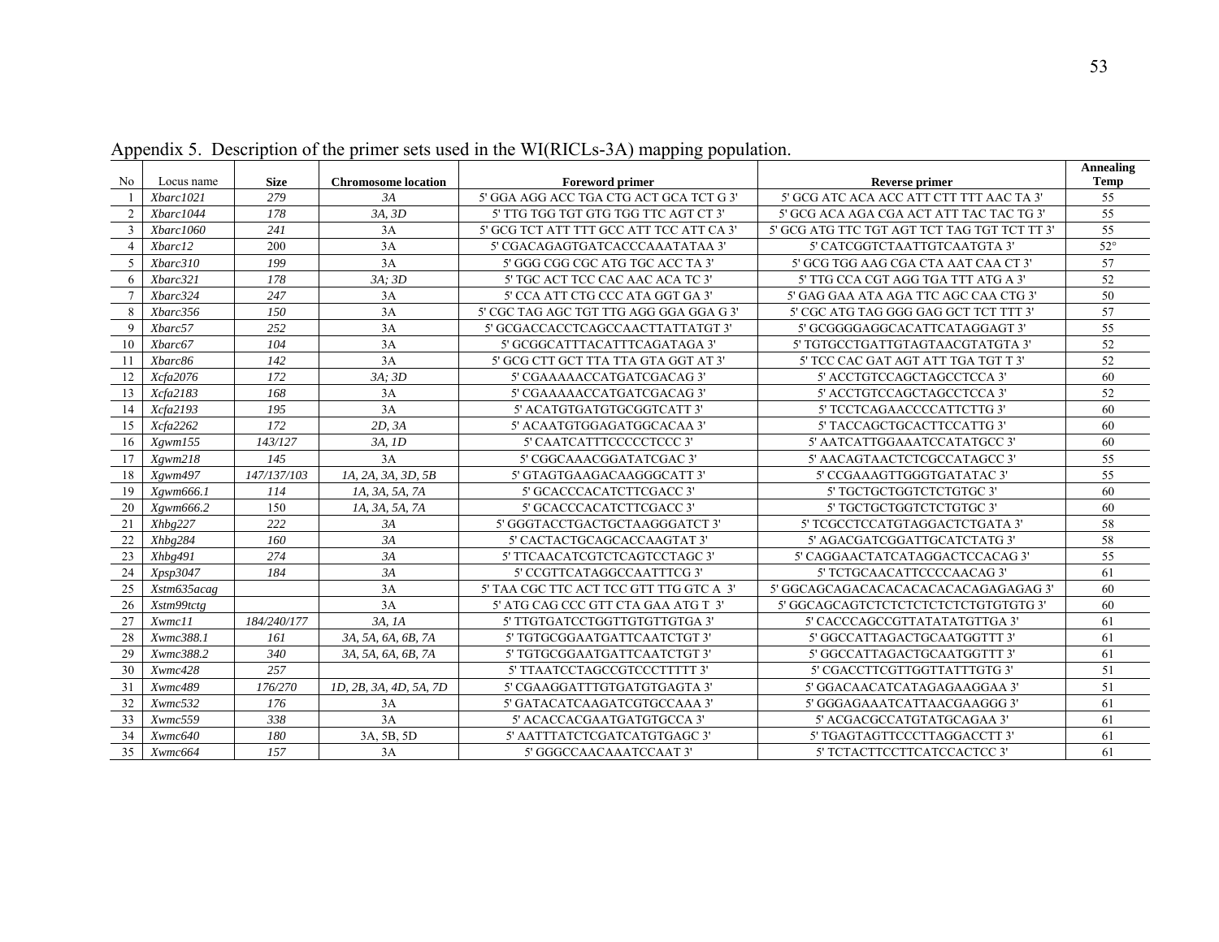Appendix 5. Description of the primer sets used in the WI(RICLs-3A) mapping population.

| No | Locus name | Size | Chromosome location | Foreword primer | Reverse primer | Annealing Temp |
|---|---|---|---|---|---|---|
| 1 | *Xbarc1021* | *279* | *3A* | 5' GGA AGG ACC TGA CTG ACT GCA TCT G 3' | 5' GCG ATC ACA ACC ATT CTT TTT AAC TA 3' | 55 |
| 2 | *Xbarc1044* | *178* | *3A, 3D* | 5' TTG TGG TGT GTG TGG TTC AGT CT 3' | 5' GCG ACA AGA CGA ACT ATT TAC TAC TG 3' | 55 |
| 3 | *Xbarc1060* | *241* | 3A | 5' GCG TCT ATT TTT GCC ATT TCC ATT CA 3' | 5' GCG ATG TTC TGT AGT TCT TAG TGT TCT TT 3' | 55 |
| 4 | *Xbarc12* | 200 | 3A | 5' CGACAGAGTGATCACCCAAATATAA 3' | 5' CATCGGTCTAATTGTCAATGTA 3' | 52° |
| 5 | *Xbarc310* | *199* | 3A | 5' GGG CGG CGC ATG TGC ACC TA 3' | 5' GCG TGG AAG CGA CTA AAT CAA CT 3' | 57 |
| 6 | *Xbarc321* | *178* | *3A; 3D* | 5' TGC ACT TCC CAC AAC ACA TC 3' | 5' TTG CCA CGT AGG TGA TTT ATG A 3' | 52 |
| 7 | *Xbarc324* | *247* | 3A | 5' CCA ATT CTG CCC ATA GGT GA 3' | 5' GAG GAA ATA AGA TTC AGC CAA CTG 3' | 50 |
| 8 | *Xbarc356* | *150* | 3A | 5' CGC TAG AGC TGT TTG AGG GGA GGA G 3' | 5' CGC ATG TAG GGG GAG GCT TCT TTT 3' | 57 |
| 9 | *Xbarc57* | *252* | 3A | 5' GCGACCACCTCAGCCAACTTATTATGT 3' | 5' GCGGGGAGGCACATTCATAGGAGT 3' | 55 |
| 10 | *Xbarc67* | *104* | 3A | 5' GCGGCATTTACATTTCAGATAGA 3' | 5' TGTGCCTGATTGTAGTAACGTATGTA 3' | 52 |
| 11 | *Xbarc86* | *142* | 3A | 5' GCG CTT GCT TTA TTA GTA GGT AT 3' | 5' TCC CAC GAT AGT ATT TGA TGT T 3' | 52 |
| 12 | *Xcfa2076* | *172* | *3A; 3D* | 5' CGAAAAACCATGATCGACAG 3' | 5' ACCTGTCCAGCTAGCCTCCA 3' | 60 |
| 13 | *Xcfa2183* | *168* | 3A | 5' CGAAAAACCATGATCGACAG 3' | 5' ACCTGTCCAGCTAGCCTCCA 3' | 52 |
| 14 | *Xcfa2193* | *195* | 3A | 5' ACATGTGATGTGCGGTCATT 3' | 5' TCCTCAGAACCCCATTCTTG 3' | 60 |
| 15 | *Xcfa2262* | *172* | *2D, 3A* | 5' ACAATGTGGAGATGGCACAA 3' | 5' TACCAGCTGCACTTCCATTG 3' | 60 |
| 16 | *Xgwm155* | *143/127* | *3A, 1D* | 5' CAATCATTTCCCCCTCCC 3' | 5' AATCATTGGAAATCCATATGCC 3' | 60 |
| 17 | *Xgwm218* | *145* | 3A | 5' CGGCAAACGGATATCGAC 3' | 5' AACAGTAACTCTCGCCATAGCC 3' | 55 |
| 18 | *Xgwm497* | *147/137/103* | *1A, 2A, 3A, 3D, 5B* | 5' GTAGTGAAGACAAGGGCATT 3' | 5' CCGAAAGTTGGGTGATATAC 3' | 55 |
| 19 | *Xgwm666.1* | *114* | *1A, 3A, 5A, 7A* | 5' GCACCCACATCTTCGACC 3' | 5' TGCTGCTGGTCTCTGTGC 3' | 60 |
| 20 | *Xgwm666.2* | 150 | *1A, 3A, 5A, 7A* | 5' GCACCCACATCTTCGACC 3' | 5' TGCTGCTGGTCTCTGTGC 3' | 60 |
| 21 | *Xhbg227* | *222* | *3A* | 5' GGGTACCTGACTGCTAAGGGATCT 3' | 5' TCGCCTCCATGTAGGACTCTGATA 3' | 58 |
| 22 | *Xhbg284* | *160* | *3A* | 5' CACTACTGCAGCACCAAGTAT 3' | 5' AGACGATCGGATTGCATCTATG 3' | 58 |
| 23 | *Xhbg491* | *274* | *3A* | 5' TTCAACATCGTCTCAGTCCTAGC 3' | 5' CAGGAACTATCATAGGACTCCACAG 3' | 55 |
| 24 | *Xpsp3047* | *184* | *3A* | 5' CCGTTCATAGGCCAATTTCG 3' | 5' TCTGCAACATTCCCCAACAG 3' | 61 |
| 25 | *Xstm635acag* | | 3A | 5' TAA CGC TTC ACT TCC GTT TTG GTC A 3' | 5' GGCAGCAGACACACACACACACAGAGAGAG 3' | 60 |
| 26 | *Xstm99tctg* | | 3A | 5' ATG CAG CCC GTT CTA GAA ATG T 3' | 5' GGCAGCAGTCTCTCTCTCTCTGTGTGTG 3' | 60 |
| 27 | *Xwmc11* | *184/240/177* | *3A, 1A* | 5' TTGTGATCCTGGTTGTGTTGTGA 3' | 5' CACCCAGCCGTTATATATGTTGA 3' | 61 |
| 28 | *Xwmc388.1* | *161* | *3A, 5A, 6A, 6B, 7A* | 5' TGTGCGGAATGATTCAATCTGT 3' | 5' GGCCATTAGACTGCAATGGTTT 3' | 61 |
| 29 | *Xwmc388.2* | *340* | *3A, 5A, 6A, 6B, 7A* | 5' TGTGCGGAATGATTCAATCTGT 3' | 5' GGCCATTAGACTGCAATGGTTT 3' | 61 |
| 30 | *Xwmc428* | *257* | | 5' TTAATCCTAGCCGTCCCTTTTT 3' | 5' CGACCTTCGTTGGTTATTTGTG 3' | 51 |
| 31 | *Xwmc489* | *176/270* | *1D, 2B, 3A, 4D, 5A, 7D* | 5' CGAAGGATTTGTGATGTGAGTA 3' | 5' GGACAACATCATAGAGAAGGAA 3' | 51 |
| 32 | *Xwmc532* | *176* | 3A | 5' GATACATCAAGATCGTGCCAAA 3' | 5' GGGAGAAATCATTAACGAAGGG 3' | 61 |
| 33 | *Xwmc559* | *338* | 3A | 5' ACACCACGAATGATGTGCCA 3' | 5' ACGACGCCATGTATGCAGAA 3' | 61 |
| 34 | *Xwmc640* | *180* | 3A, 5B, 5D | 5' AATTTATCTCGATCATGTGAGC 3' | 5' TGAGTAGTTCCCTTAGGACCTT 3' | 61 |
| 35 | *Xwmc664* | *157* | 3A | 5' GGGCCAACAAATCCAAT 3' | 5' TCTACTTCCTTCATCCACTCC 3' | 61 |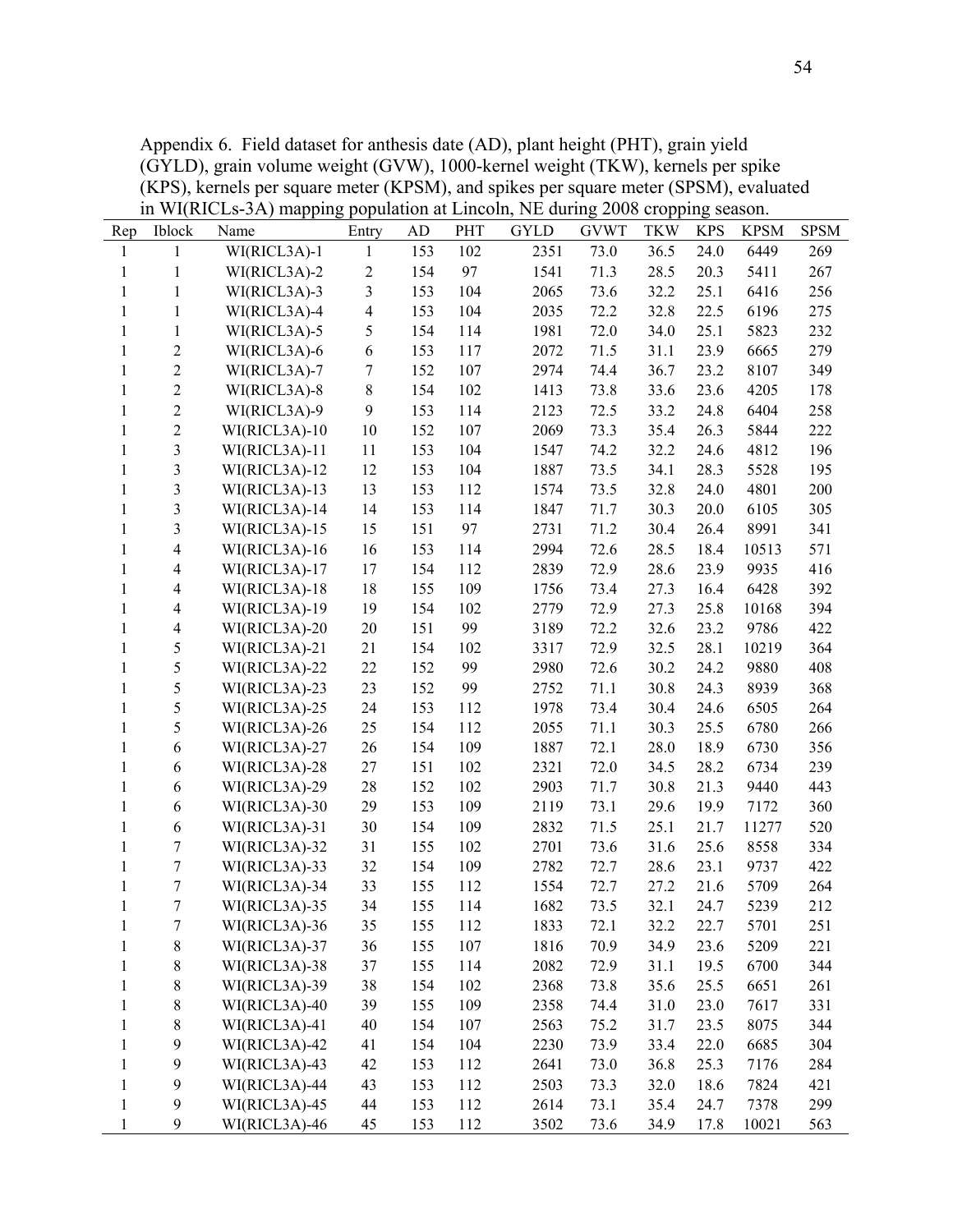Appendix 6. Field dataset for anthesis date (AD), plant height (PHT), grain yield (GYLD), grain volume weight (GVW), 1000-kernel weight (TKW), kernels per spike (KPS), kernels per square meter (KPSM), and spikes per square meter (SPSM), evaluated in WI(RICLs-3A) mapping population at Lincoln, NE during 2008 cropping season.

| Rep | Iblock | Name | Entry | AD | PHT | GYLD | GVWT | TKW | KPS | KPSM | SPSM |
|---|---|---|---|---|---|---|---|---|---|---|---|
| 1 | 1 | WI(RICL3A)-1 | 1 | 153 | 102 | 2351 | 73.0 | 36.5 | 24.0 | 6449 | 269 |
| 1 | 1 | WI(RICL3A)-2 | 2 | 154 | 97 | 1541 | 71.3 | 28.5 | 20.3 | 5411 | 267 |
| 1 | 1 | WI(RICL3A)-3 | 3 | 153 | 104 | 2065 | 73.6 | 32.2 | 25.1 | 6416 | 256 |
| 1 | 1 | WI(RICL3A)-4 | 4 | 153 | 104 | 2035 | 72.2 | 32.8 | 22.5 | 6196 | 275 |
| 1 | 1 | WI(RICL3A)-5 | 5 | 154 | 114 | 1981 | 72.0 | 34.0 | 25.1 | 5823 | 232 |
| 1 | 2 | WI(RICL3A)-6 | 6 | 153 | 117 | 2072 | 71.5 | 31.1 | 23.9 | 6665 | 279 |
| 1 | 2 | WI(RICL3A)-7 | 7 | 152 | 107 | 2974 | 74.4 | 36.7 | 23.2 | 8107 | 349 |
| 1 | 2 | WI(RICL3A)-8 | 8 | 154 | 102 | 1413 | 73.8 | 33.6 | 23.6 | 4205 | 178 |
| 1 | 2 | WI(RICL3A)-9 | 9 | 153 | 114 | 2123 | 72.5 | 33.2 | 24.8 | 6404 | 258 |
| 1 | 2 | WI(RICL3A)-10 | 10 | 152 | 107 | 2069 | 73.3 | 35.4 | 26.3 | 5844 | 222 |
| 1 | 3 | WI(RICL3A)-11 | 11 | 153 | 104 | 1547 | 74.2 | 32.2 | 24.6 | 4812 | 196 |
| 1 | 3 | WI(RICL3A)-12 | 12 | 153 | 104 | 1887 | 73.5 | 34.1 | 28.3 | 5528 | 195 |
| 1 | 3 | WI(RICL3A)-13 | 13 | 153 | 112 | 1574 | 73.5 | 32.8 | 24.0 | 4801 | 200 |
| 1 | 3 | WI(RICL3A)-14 | 14 | 153 | 114 | 1847 | 71.7 | 30.3 | 20.0 | 6105 | 305 |
| 1 | 3 | WI(RICL3A)-15 | 15 | 151 | 97 | 2731 | 71.2 | 30.4 | 26.4 | 8991 | 341 |
| 1 | 4 | WI(RICL3A)-16 | 16 | 153 | 114 | 2994 | 72.6 | 28.5 | 18.4 | 10513 | 571 |
| 1 | 4 | WI(RICL3A)-17 | 17 | 154 | 112 | 2839 | 72.9 | 28.6 | 23.9 | 9935 | 416 |
| 1 | 4 | WI(RICL3A)-18 | 18 | 155 | 109 | 1756 | 73.4 | 27.3 | 16.4 | 6428 | 392 |
| 1 | 4 | WI(RICL3A)-19 | 19 | 154 | 102 | 2779 | 72.9 | 27.3 | 25.8 | 10168 | 394 |
| 1 | 4 | WI(RICL3A)-20 | 20 | 151 | 99 | 3189 | 72.2 | 32.6 | 23.2 | 9786 | 422 |
| 1 | 5 | WI(RICL3A)-21 | 21 | 154 | 102 | 3317 | 72.9 | 32.5 | 28.1 | 10219 | 364 |
| 1 | 5 | WI(RICL3A)-22 | 22 | 152 | 99 | 2980 | 72.6 | 30.2 | 24.2 | 9880 | 408 |
| 1 | 5 | WI(RICL3A)-23 | 23 | 152 | 99 | 2752 | 71.1 | 30.8 | 24.3 | 8939 | 368 |
| 1 | 5 | WI(RICL3A)-25 | 24 | 153 | 112 | 1978 | 73.4 | 30.4 | 24.6 | 6505 | 264 |
| 1 | 5 | WI(RICL3A)-26 | 25 | 154 | 112 | 2055 | 71.1 | 30.3 | 25.5 | 6780 | 266 |
| 1 | 6 | WI(RICL3A)-27 | 26 | 154 | 109 | 1887 | 72.1 | 28.0 | 18.9 | 6730 | 356 |
| 1 | 6 | WI(RICL3A)-28 | 27 | 151 | 102 | 2321 | 72.0 | 34.5 | 28.2 | 6734 | 239 |
| 1 | 6 | WI(RICL3A)-29 | 28 | 152 | 102 | 2903 | 71.7 | 30.8 | 21.3 | 9440 | 443 |
| 1 | 6 | WI(RICL3A)-30 | 29 | 153 | 109 | 2119 | 73.1 | 29.6 | 19.9 | 7172 | 360 |
| 1 | 6 | WI(RICL3A)-31 | 30 | 154 | 109 | 2832 | 71.5 | 25.1 | 21.7 | 11277 | 520 |
| 1 | 7 | WI(RICL3A)-32 | 31 | 155 | 102 | 2701 | 73.6 | 31.6 | 25.6 | 8558 | 334 |
| 1 | 7 | WI(RICL3A)-33 | 32 | 154 | 109 | 2782 | 72.7 | 28.6 | 23.1 | 9737 | 422 |
| 1 | 7 | WI(RICL3A)-34 | 33 | 155 | 112 | 1554 | 72.7 | 27.2 | 21.6 | 5709 | 264 |
| 1 | 7 | WI(RICL3A)-35 | 34 | 155 | 114 | 1682 | 73.5 | 32.1 | 24.7 | 5239 | 212 |
| 1 | 7 | WI(RICL3A)-36 | 35 | 155 | 112 | 1833 | 72.1 | 32.2 | 22.7 | 5701 | 251 |
| 1 | 8 | WI(RICL3A)-37 | 36 | 155 | 107 | 1816 | 70.9 | 34.9 | 23.6 | 5209 | 221 |
| 1 | 8 | WI(RICL3A)-38 | 37 | 155 | 114 | 2082 | 72.9 | 31.1 | 19.5 | 6700 | 344 |
| 1 | 8 | WI(RICL3A)-39 | 38 | 154 | 102 | 2368 | 73.8 | 35.6 | 25.5 | 6651 | 261 |
| 1 | 8 | WI(RICL3A)-40 | 39 | 155 | 109 | 2358 | 74.4 | 31.0 | 23.0 | 7617 | 331 |
| 1 | 8 | WI(RICL3A)-41 | 40 | 154 | 107 | 2563 | 75.2 | 31.7 | 23.5 | 8075 | 344 |
| 1 | 9 | WI(RICL3A)-42 | 41 | 154 | 104 | 2230 | 73.9 | 33.4 | 22.0 | 6685 | 304 |
| 1 | 9 | WI(RICL3A)-43 | 42 | 153 | 112 | 2641 | 73.0 | 36.8 | 25.3 | 7176 | 284 |
| 1 | 9 | WI(RICL3A)-44 | 43 | 153 | 112 | 2503 | 73.3 | 32.0 | 18.6 | 7824 | 421 |
| 1 | 9 | WI(RICL3A)-45 | 44 | 153 | 112 | 2614 | 73.1 | 35.4 | 24.7 | 7378 | 299 |
| 1 | 9 | WI(RICL3A)-46 | 45 | 153 | 112 | 3502 | 73.6 | 34.9 | 17.8 | 10021 | 563 |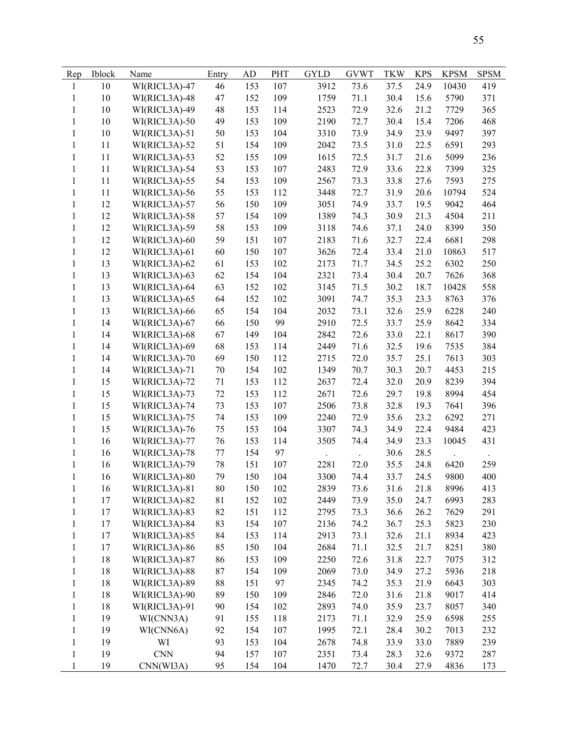| Rep | Iblock | Name | Entry | AD | PHT | GYLD | GVWT | TKW | KPS | KPSM | SPSM |
|---|---|---|---|---|---|---|---|---|---|---|---|
| 1 | 10 | WI(RICL3A)-47 | 46 | 153 | 107 | 3912 | 73.6 | 37.5 | 24.9 | 10430 | 419 |
| 1 | 10 | WI(RICL3A)-48 | 47 | 152 | 109 | 1759 | 71.1 | 30.4 | 15.6 | 5790 | 371 |
| 1 | 10 | WI(RICL3A)-49 | 48 | 153 | 114 | 2523 | 72.9 | 32.6 | 21.2 | 7729 | 365 |
| 1 | 10 | WI(RICL3A)-50 | 49 | 153 | 109 | 2190 | 72.7 | 30.4 | 15.4 | 7206 | 468 |
| 1 | 10 | WI(RICL3A)-51 | 50 | 153 | 104 | 3310 | 73.9 | 34.9 | 23.9 | 9497 | 397 |
| 1 | 11 | WI(RICL3A)-52 | 51 | 154 | 109 | 2042 | 73.5 | 31.0 | 22.5 | 6591 | 293 |
| 1 | 11 | WI(RICL3A)-53 | 52 | 155 | 109 | 1615 | 72.5 | 31.7 | 21.6 | 5099 | 236 |
| 1 | 11 | WI(RICL3A)-54 | 53 | 153 | 107 | 2483 | 72.9 | 33.6 | 22.8 | 7399 | 325 |
| 1 | 11 | WI(RICL3A)-55 | 54 | 153 | 109 | 2567 | 73.3 | 33.8 | 27.6 | 7593 | 275 |
| 1 | 11 | WI(RICL3A)-56 | 55 | 153 | 112 | 3448 | 72.7 | 31.9 | 20.6 | 10794 | 524 |
| 1 | 12 | WI(RICL3A)-57 | 56 | 150 | 109 | 3051 | 74.9 | 33.7 | 19.5 | 9042 | 464 |
| 1 | 12 | WI(RICL3A)-58 | 57 | 154 | 109 | 1389 | 74.3 | 30.9 | 21.3 | 4504 | 211 |
| 1 | 12 | WI(RICL3A)-59 | 58 | 153 | 109 | 3118 | 74.6 | 37.1 | 24.0 | 8399 | 350 |
| 1 | 12 | WI(RICL3A)-60 | 59 | 151 | 107 | 2183 | 71.6 | 32.7 | 22.4 | 6681 | 298 |
| 1 | 12 | WI(RICL3A)-61 | 60 | 150 | 107 | 3626 | 72.4 | 33.4 | 21.0 | 10863 | 517 |
| 1 | 13 | WI(RICL3A)-62 | 61 | 153 | 102 | 2173 | 71.7 | 34.5 | 25.2 | 6302 | 250 |
| 1 | 13 | WI(RICL3A)-63 | 62 | 154 | 104 | 2321 | 73.4 | 30.4 | 20.7 | 7626 | 368 |
| 1 | 13 | WI(RICL3A)-64 | 63 | 152 | 102 | 3145 | 71.5 | 30.2 | 18.7 | 10428 | 558 |
| 1 | 13 | WI(RICL3A)-65 | 64 | 152 | 102 | 3091 | 74.7 | 35.3 | 23.3 | 8763 | 376 |
| 1 | 13 | WI(RICL3A)-66 | 65 | 154 | 104 | 2032 | 73.1 | 32.6 | 25.9 | 6228 | 240 |
| 1 | 14 | WI(RICL3A)-67 | 66 | 150 | 99 | 2910 | 72.5 | 33.7 | 25.9 | 8642 | 334 |
| 1 | 14 | WI(RICL3A)-68 | 67 | 149 | 104 | 2842 | 72.6 | 33.0 | 22.1 | 8617 | 390 |
| 1 | 14 | WI(RICL3A)-69 | 68 | 153 | 114 | 2449 | 71.6 | 32.5 | 19.6 | 7535 | 384 |
| 1 | 14 | WI(RICL3A)-70 | 69 | 150 | 112 | 2715 | 72.0 | 35.7 | 25.1 | 7613 | 303 |
| 1 | 14 | WI(RICL3A)-71 | 70 | 154 | 102 | 1349 | 70.7 | 30.3 | 20.7 | 4453 | 215 |
| 1 | 15 | WI(RICL3A)-72 | 71 | 153 | 112 | 2637 | 72.4 | 32.0 | 20.9 | 8239 | 394 |
| 1 | 15 | WI(RICL3A)-73 | 72 | 153 | 112 | 2671 | 72.6 | 29.7 | 19.8 | 8994 | 454 |
| 1 | 15 | WI(RICL3A)-74 | 73 | 153 | 107 | 2506 | 73.8 | 32.8 | 19.3 | 7641 | 396 |
| 1 | 15 | WI(RICL3A)-75 | 74 | 153 | 109 | 2240 | 72.9 | 35.6 | 23.2 | 6292 | 271 |
| 1 | 15 | WI(RICL3A)-76 | 75 | 153 | 104 | 3307 | 74.3 | 34.9 | 22.4 | 9484 | 423 |
| 1 | 16 | WI(RICL3A)-77 | 76 | 153 | 114 | 3505 | 74.4 | 34.9 | 23.3 | 10045 | 431 |
| 1 | 16 | WI(RICL3A)-78 | 77 | 154 | 97 | . | . | 30.6 | 28.5 | . | . |
| 1 | 16 | WI(RICL3A)-79 | 78 | 151 | 107 | 2281 | 72.0 | 35.5 | 24.8 | 6420 | 259 |
| 1 | 16 | WI(RICL3A)-80 | 79 | 150 | 104 | 3300 | 74.4 | 33.7 | 24.5 | 9800 | 400 |
| 1 | 16 | WI(RICL3A)-81 | 80 | 150 | 102 | 2839 | 73.6 | 31.6 | 21.8 | 8996 | 413 |
| 1 | 17 | WI(RICL3A)-82 | 81 | 152 | 102 | 2449 | 73.9 | 35.0 | 24.7 | 6993 | 283 |
| 1 | 17 | WI(RICL3A)-83 | 82 | 151 | 112 | 2795 | 73.3 | 36.6 | 26.2 | 7629 | 291 |
| 1 | 17 | WI(RICL3A)-84 | 83 | 154 | 107 | 2136 | 74.2 | 36.7 | 25.3 | 5823 | 230 |
| 1 | 17 | WI(RICL3A)-85 | 84 | 153 | 114 | 2913 | 73.1 | 32.6 | 21.1 | 8934 | 423 |
| 1 | 17 | WI(RICL3A)-86 | 85 | 150 | 104 | 2684 | 71.1 | 32.5 | 21.7 | 8251 | 380 |
| 1 | 18 | WI(RICL3A)-87 | 86 | 153 | 109 | 2250 | 72.6 | 31.8 | 22.7 | 7075 | 312 |
| 1 | 18 | WI(RICL3A)-88 | 87 | 154 | 109 | 2069 | 73.0 | 34.9 | 27.2 | 5936 | 218 |
| 1 | 18 | WI(RICL3A)-89 | 88 | 151 | 97 | 2345 | 74.2 | 35.3 | 21.9 | 6643 | 303 |
| 1 | 18 | WI(RICL3A)-90 | 89 | 150 | 109 | 2846 | 72.0 | 31.6 | 21.8 | 9017 | 414 |
| 1 | 18 | WI(RICL3A)-91 | 90 | 154 | 102 | 2893 | 74.0 | 35.9 | 23.7 | 8057 | 340 |
| 1 | 19 | WI(CNN3A) | 91 | 155 | 118 | 2173 | 71.1 | 32.9 | 25.9 | 6598 | 255 |
| 1 | 19 | WI(CNN6A) | 92 | 154 | 107 | 1995 | 72.1 | 28.4 | 30.2 | 7013 | 232 |
| 1 | 19 | WI | 93 | 153 | 104 | 2678 | 74.8 | 33.9 | 33.0 | 7889 | 239 |
| 1 | 19 | CNN | 94 | 157 | 107 | 2351 | 73.4 | 28.3 | 32.6 | 9372 | 287 |
| 1 | 19 | CNN(WI3A) | 95 | 154 | 104 | 1470 | 72.7 | 30.4 | 27.9 | 4836 | 173 |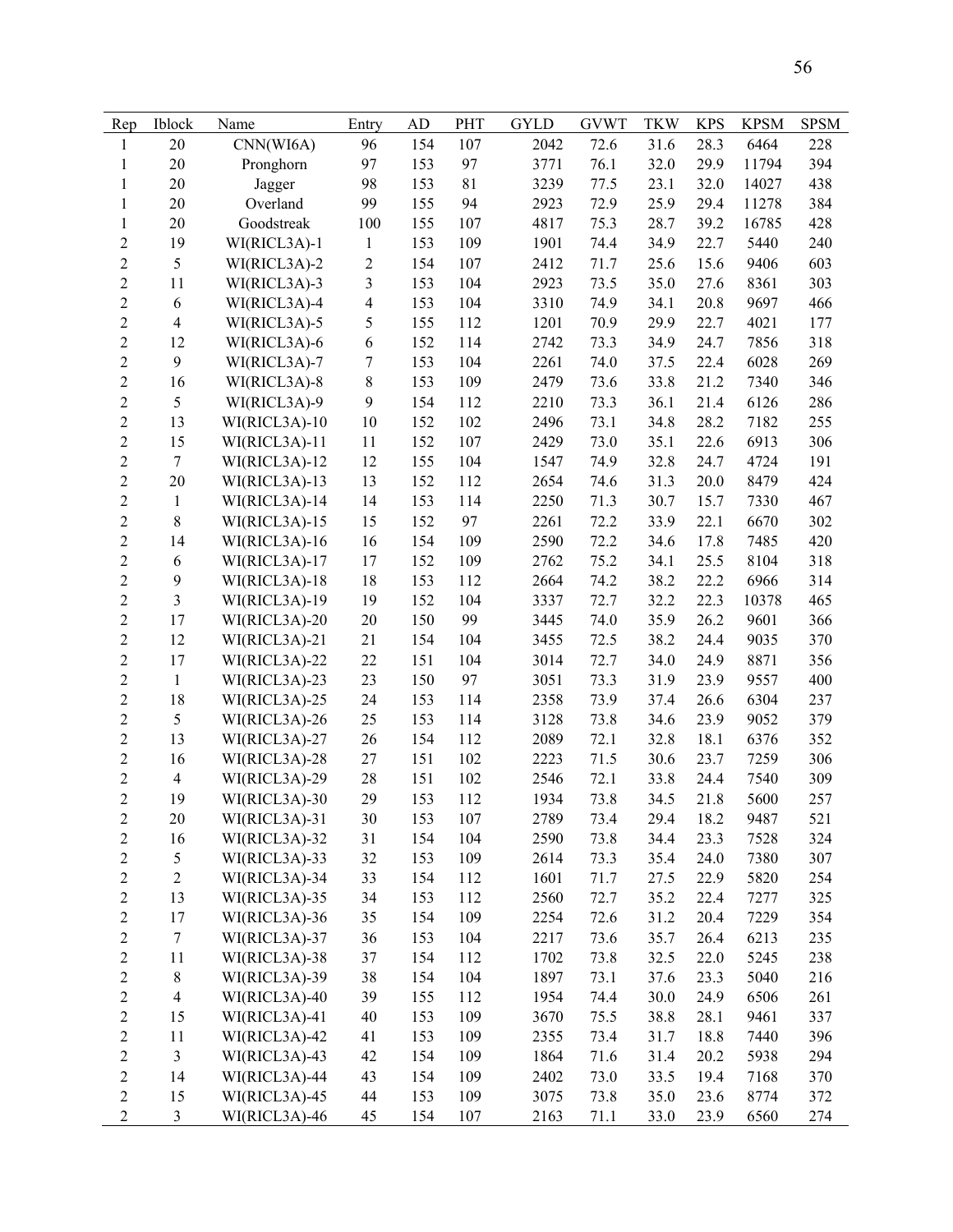| Rep | Iblock | Name | Entry | AD | PHT | GYLD | GVWT | TKW | KPS | KPSM | SPSM |
|---|---|---|---|---|---|---|---|---|---|---|---|
| 1 | 20 | CNN(WI6A) | 96 | 154 | 107 | 2042 | 72.6 | 31.6 | 28.3 | 6464 | 228 |
| 1 | 20 | Pronghorn | 97 | 153 | 97 | 3771 | 76.1 | 32.0 | 29.9 | 11794 | 394 |
| 1 | 20 | Jagger | 98 | 153 | 81 | 3239 | 77.5 | 23.1 | 32.0 | 14027 | 438 |
| 1 | 20 | Overland | 99 | 155 | 94 | 2923 | 72.9 | 25.9 | 29.4 | 11278 | 384 |
| 1 | 20 | Goodstreak | 100 | 155 | 107 | 4817 | 75.3 | 28.7 | 39.2 | 16785 | 428 |
| 2 | 19 | WI(RICL3A)-1 | 1 | 153 | 109 | 1901 | 74.4 | 34.9 | 22.7 | 5440 | 240 |
| 2 | 5 | WI(RICL3A)-2 | 2 | 154 | 107 | 2412 | 71.7 | 25.6 | 15.6 | 9406 | 603 |
| 2 | 11 | WI(RICL3A)-3 | 3 | 153 | 104 | 2923 | 73.5 | 35.0 | 27.6 | 8361 | 303 |
| 2 | 6 | WI(RICL3A)-4 | 4 | 153 | 104 | 3310 | 74.9 | 34.1 | 20.8 | 9697 | 466 |
| 2 | 4 | WI(RICL3A)-5 | 5 | 155 | 112 | 1201 | 70.9 | 29.9 | 22.7 | 4021 | 177 |
| 2 | 12 | WI(RICL3A)-6 | 6 | 152 | 114 | 2742 | 73.3 | 34.9 | 24.7 | 7856 | 318 |
| 2 | 9 | WI(RICL3A)-7 | 7 | 153 | 104 | 2261 | 74.0 | 37.5 | 22.4 | 6028 | 269 |
| 2 | 16 | WI(RICL3A)-8 | 8 | 153 | 109 | 2479 | 73.6 | 33.8 | 21.2 | 7340 | 346 |
| 2 | 5 | WI(RICL3A)-9 | 9 | 154 | 112 | 2210 | 73.3 | 36.1 | 21.4 | 6126 | 286 |
| 2 | 13 | WI(RICL3A)-10 | 10 | 152 | 102 | 2496 | 73.1 | 34.8 | 28.2 | 7182 | 255 |
| 2 | 15 | WI(RICL3A)-11 | 11 | 152 | 107 | 2429 | 73.0 | 35.1 | 22.6 | 6913 | 306 |
| 2 | 7 | WI(RICL3A)-12 | 12 | 155 | 104 | 1547 | 74.9 | 32.8 | 24.7 | 4724 | 191 |
| 2 | 20 | WI(RICL3A)-13 | 13 | 152 | 112 | 2654 | 74.6 | 31.3 | 20.0 | 8479 | 424 |
| 2 | 1 | WI(RICL3A)-14 | 14 | 153 | 114 | 2250 | 71.3 | 30.7 | 15.7 | 7330 | 467 |
| 2 | 8 | WI(RICL3A)-15 | 15 | 152 | 97 | 2261 | 72.2 | 33.9 | 22.1 | 6670 | 302 |
| 2 | 14 | WI(RICL3A)-16 | 16 | 154 | 109 | 2590 | 72.2 | 34.6 | 17.8 | 7485 | 420 |
| 2 | 6 | WI(RICL3A)-17 | 17 | 152 | 109 | 2762 | 75.2 | 34.1 | 25.5 | 8104 | 318 |
| 2 | 9 | WI(RICL3A)-18 | 18 | 153 | 112 | 2664 | 74.2 | 38.2 | 22.2 | 6966 | 314 |
| 2 | 3 | WI(RICL3A)-19 | 19 | 152 | 104 | 3337 | 72.7 | 32.2 | 22.3 | 10378 | 465 |
| 2 | 17 | WI(RICL3A)-20 | 20 | 150 | 99 | 3445 | 74.0 | 35.9 | 26.2 | 9601 | 366 |
| 2 | 12 | WI(RICL3A)-21 | 21 | 154 | 104 | 3455 | 72.5 | 38.2 | 24.4 | 9035 | 370 |
| 2 | 17 | WI(RICL3A)-22 | 22 | 151 | 104 | 3014 | 72.7 | 34.0 | 24.9 | 8871 | 356 |
| 2 | 1 | WI(RICL3A)-23 | 23 | 150 | 97 | 3051 | 73.3 | 31.9 | 23.9 | 9557 | 400 |
| 2 | 18 | WI(RICL3A)-25 | 24 | 153 | 114 | 2358 | 73.9 | 37.4 | 26.6 | 6304 | 237 |
| 2 | 5 | WI(RICL3A)-26 | 25 | 153 | 114 | 3128 | 73.8 | 34.6 | 23.9 | 9052 | 379 |
| 2 | 13 | WI(RICL3A)-27 | 26 | 154 | 112 | 2089 | 72.1 | 32.8 | 18.1 | 6376 | 352 |
| 2 | 16 | WI(RICL3A)-28 | 27 | 151 | 102 | 2223 | 71.5 | 30.6 | 23.7 | 7259 | 306 |
| 2 | 4 | WI(RICL3A)-29 | 28 | 151 | 102 | 2546 | 72.1 | 33.8 | 24.4 | 7540 | 309 |
| 2 | 19 | WI(RICL3A)-30 | 29 | 153 | 112 | 1934 | 73.8 | 34.5 | 21.8 | 5600 | 257 |
| 2 | 20 | WI(RICL3A)-31 | 30 | 153 | 107 | 2789 | 73.4 | 29.4 | 18.2 | 9487 | 521 |
| 2 | 16 | WI(RICL3A)-32 | 31 | 154 | 104 | 2590 | 73.8 | 34.4 | 23.3 | 7528 | 324 |
| 2 | 5 | WI(RICL3A)-33 | 32 | 153 | 109 | 2614 | 73.3 | 35.4 | 24.0 | 7380 | 307 |
| 2 | 2 | WI(RICL3A)-34 | 33 | 154 | 112 | 1601 | 71.7 | 27.5 | 22.9 | 5820 | 254 |
| 2 | 13 | WI(RICL3A)-35 | 34 | 153 | 112 | 2560 | 72.7 | 35.2 | 22.4 | 7277 | 325 |
| 2 | 17 | WI(RICL3A)-36 | 35 | 154 | 109 | 2254 | 72.6 | 31.2 | 20.4 | 7229 | 354 |
| 2 | 7 | WI(RICL3A)-37 | 36 | 153 | 104 | 2217 | 73.6 | 35.7 | 26.4 | 6213 | 235 |
| 2 | 11 | WI(RICL3A)-38 | 37 | 154 | 112 | 1702 | 73.8 | 32.5 | 22.0 | 5245 | 238 |
| 2 | 8 | WI(RICL3A)-39 | 38 | 154 | 104 | 1897 | 73.1 | 37.6 | 23.3 | 5040 | 216 |
| 2 | 4 | WI(RICL3A)-40 | 39 | 155 | 112 | 1954 | 74.4 | 30.0 | 24.9 | 6506 | 261 |
| 2 | 15 | WI(RICL3A)-41 | 40 | 153 | 109 | 3670 | 75.5 | 38.8 | 28.1 | 9461 | 337 |
| 2 | 11 | WI(RICL3A)-42 | 41 | 153 | 109 | 2355 | 73.4 | 31.7 | 18.8 | 7440 | 396 |
| 2 | 3 | WI(RICL3A)-43 | 42 | 154 | 109 | 1864 | 71.6 | 31.4 | 20.2 | 5938 | 294 |
| 2 | 14 | WI(RICL3A)-44 | 43 | 154 | 109 | 2402 | 73.0 | 33.5 | 19.4 | 7168 | 370 |
| 2 | 15 | WI(RICL3A)-45 | 44 | 153 | 109 | 3075 | 73.8 | 35.0 | 23.6 | 8774 | 372 |
| 2 | 3 | WI(RICL3A)-46 | 45 | 154 | 107 | 2163 | 71.1 | 33.0 | 23.9 | 6560 | 274 |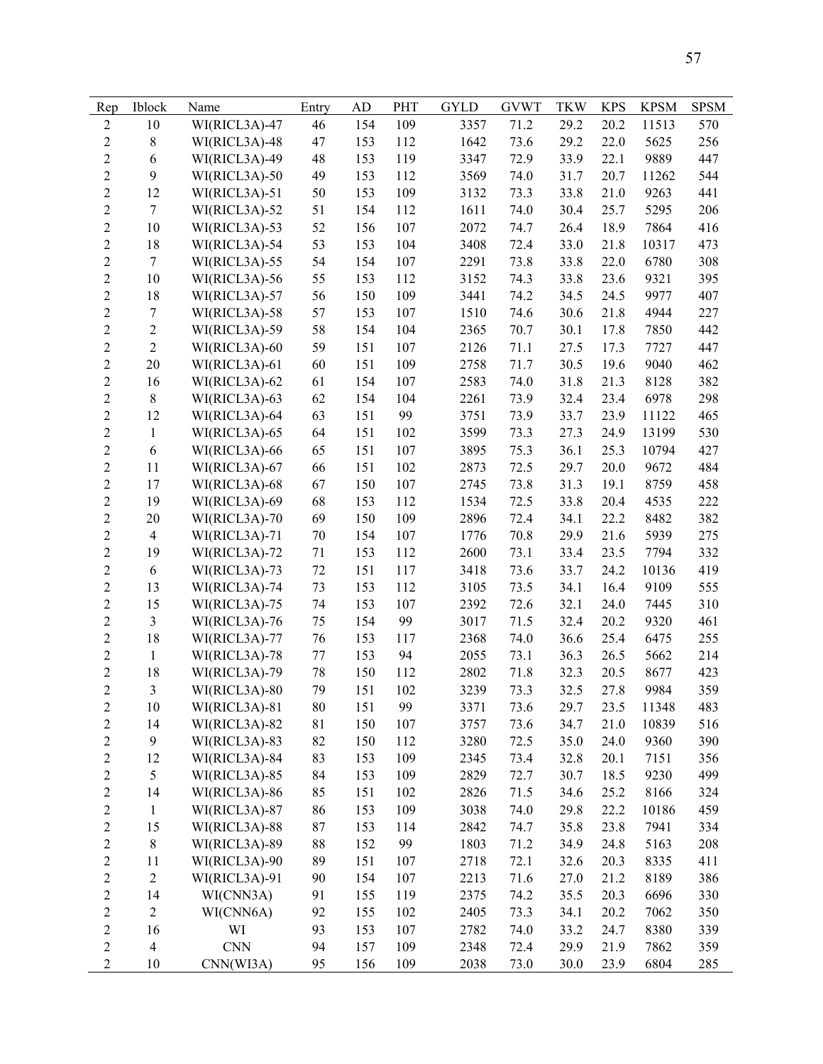| Rep | Iblock | Name | Entry | AD | PHT | GYLD | GVWT | TKW | KPS | KPSM | SPSM |
|---|---|---|---|---|---|---|---|---|---|---|---|
| 2 | 10 | WI(RICL3A)-47 | 46 | 154 | 109 | 3357 | 71.2 | 29.2 | 20.2 | 11513 | 570 |
| 2 | 8 | WI(RICL3A)-48 | 47 | 153 | 112 | 1642 | 73.6 | 29.2 | 22.0 | 5625 | 256 |
| 2 | 6 | WI(RICL3A)-49 | 48 | 153 | 119 | 3347 | 72.9 | 33.9 | 22.1 | 9889 | 447 |
| 2 | 9 | WI(RICL3A)-50 | 49 | 153 | 112 | 3569 | 74.0 | 31.7 | 20.7 | 11262 | 544 |
| 2 | 12 | WI(RICL3A)-51 | 50 | 153 | 109 | 3132 | 73.3 | 33.8 | 21.0 | 9263 | 441 |
| 2 | 7 | WI(RICL3A)-52 | 51 | 154 | 112 | 1611 | 74.0 | 30.4 | 25.7 | 5295 | 206 |
| 2 | 10 | WI(RICL3A)-53 | 52 | 156 | 107 | 2072 | 74.7 | 26.4 | 18.9 | 7864 | 416 |
| 2 | 18 | WI(RICL3A)-54 | 53 | 153 | 104 | 3408 | 72.4 | 33.0 | 21.8 | 10317 | 473 |
| 2 | 7 | WI(RICL3A)-55 | 54 | 154 | 107 | 2291 | 73.8 | 33.8 | 22.0 | 6780 | 308 |
| 2 | 10 | WI(RICL3A)-56 | 55 | 153 | 112 | 3152 | 74.3 | 33.8 | 23.6 | 9321 | 395 |
| 2 | 18 | WI(RICL3A)-57 | 56 | 150 | 109 | 3441 | 74.2 | 34.5 | 24.5 | 9977 | 407 |
| 2 | 7 | WI(RICL3A)-58 | 57 | 153 | 107 | 1510 | 74.6 | 30.6 | 21.8 | 4944 | 227 |
| 2 | 2 | WI(RICL3A)-59 | 58 | 154 | 104 | 2365 | 70.7 | 30.1 | 17.8 | 7850 | 442 |
| 2 | 2 | WI(RICL3A)-60 | 59 | 151 | 107 | 2126 | 71.1 | 27.5 | 17.3 | 7727 | 447 |
| 2 | 20 | WI(RICL3A)-61 | 60 | 151 | 109 | 2758 | 71.7 | 30.5 | 19.6 | 9040 | 462 |
| 2 | 16 | WI(RICL3A)-62 | 61 | 154 | 107 | 2583 | 74.0 | 31.8 | 21.3 | 8128 | 382 |
| 2 | 8 | WI(RICL3A)-63 | 62 | 154 | 104 | 2261 | 73.9 | 32.4 | 23.4 | 6978 | 298 |
| 2 | 12 | WI(RICL3A)-64 | 63 | 151 | 99 | 3751 | 73.9 | 33.7 | 23.9 | 11122 | 465 |
| 2 | 1 | WI(RICL3A)-65 | 64 | 151 | 102 | 3599 | 73.3 | 27.3 | 24.9 | 13199 | 530 |
| 2 | 6 | WI(RICL3A)-66 | 65 | 151 | 107 | 3895 | 75.3 | 36.1 | 25.3 | 10794 | 427 |
| 2 | 11 | WI(RICL3A)-67 | 66 | 151 | 102 | 2873 | 72.5 | 29.7 | 20.0 | 9672 | 484 |
| 2 | 17 | WI(RICL3A)-68 | 67 | 150 | 107 | 2745 | 73.8 | 31.3 | 19.1 | 8759 | 458 |
| 2 | 19 | WI(RICL3A)-69 | 68 | 153 | 112 | 1534 | 72.5 | 33.8 | 20.4 | 4535 | 222 |
| 2 | 20 | WI(RICL3A)-70 | 69 | 150 | 109 | 2896 | 72.4 | 34.1 | 22.2 | 8482 | 382 |
| 2 | 4 | WI(RICL3A)-71 | 70 | 154 | 107 | 1776 | 70.8 | 29.9 | 21.6 | 5939 | 275 |
| 2 | 19 | WI(RICL3A)-72 | 71 | 153 | 112 | 2600 | 73.1 | 33.4 | 23.5 | 7794 | 332 |
| 2 | 6 | WI(RICL3A)-73 | 72 | 151 | 117 | 3418 | 73.6 | 33.7 | 24.2 | 10136 | 419 |
| 2 | 13 | WI(RICL3A)-74 | 73 | 153 | 112 | 3105 | 73.5 | 34.1 | 16.4 | 9109 | 555 |
| 2 | 15 | WI(RICL3A)-75 | 74 | 153 | 107 | 2392 | 72.6 | 32.1 | 24.0 | 7445 | 310 |
| 2 | 3 | WI(RICL3A)-76 | 75 | 154 | 99 | 3017 | 71.5 | 32.4 | 20.2 | 9320 | 461 |
| 2 | 18 | WI(RICL3A)-77 | 76 | 153 | 117 | 2368 | 74.0 | 36.6 | 25.4 | 6475 | 255 |
| 2 | 1 | WI(RICL3A)-78 | 77 | 153 | 94 | 2055 | 73.1 | 36.3 | 26.5 | 5662 | 214 |
| 2 | 18 | WI(RICL3A)-79 | 78 | 150 | 112 | 2802 | 71.8 | 32.3 | 20.5 | 8677 | 423 |
| 2 | 3 | WI(RICL3A)-80 | 79 | 151 | 102 | 3239 | 73.3 | 32.5 | 27.8 | 9984 | 359 |
| 2 | 10 | WI(RICL3A)-81 | 80 | 151 | 99 | 3371 | 73.6 | 29.7 | 23.5 | 11348 | 483 |
| 2 | 14 | WI(RICL3A)-82 | 81 | 150 | 107 | 3757 | 73.6 | 34.7 | 21.0 | 10839 | 516 |
| 2 | 9 | WI(RICL3A)-83 | 82 | 150 | 112 | 3280 | 72.5 | 35.0 | 24.0 | 9360 | 390 |
| 2 | 12 | WI(RICL3A)-84 | 83 | 153 | 109 | 2345 | 73.4 | 32.8 | 20.1 | 7151 | 356 |
| 2 | 5 | WI(RICL3A)-85 | 84 | 153 | 109 | 2829 | 72.7 | 30.7 | 18.5 | 9230 | 499 |
| 2 | 14 | WI(RICL3A)-86 | 85 | 151 | 102 | 2826 | 71.5 | 34.6 | 25.2 | 8166 | 324 |
| 2 | 1 | WI(RICL3A)-87 | 86 | 153 | 109 | 3038 | 74.0 | 29.8 | 22.2 | 10186 | 459 |
| 2 | 15 | WI(RICL3A)-88 | 87 | 153 | 114 | 2842 | 74.7 | 35.8 | 23.8 | 7941 | 334 |
| 2 | 8 | WI(RICL3A)-89 | 88 | 152 | 99 | 1803 | 71.2 | 34.9 | 24.8 | 5163 | 208 |
| 2 | 11 | WI(RICL3A)-90 | 89 | 151 | 107 | 2718 | 72.1 | 32.6 | 20.3 | 8335 | 411 |
| 2 | 2 | WI(RICL3A)-91 | 90 | 154 | 107 | 2213 | 71.6 | 27.0 | 21.2 | 8189 | 386 |
| 2 | 14 | WI(CNN3A) | 91 | 155 | 119 | 2375 | 74.2 | 35.5 | 20.3 | 6696 | 330 |
| 2 | 2 | WI(CNN6A) | 92 | 155 | 102 | 2405 | 73.3 | 34.1 | 20.2 | 7062 | 350 |
| 2 | 16 | WI | 93 | 153 | 107 | 2782 | 74.0 | 33.2 | 24.7 | 8380 | 339 |
| 2 | 4 | CNN | 94 | 157 | 109 | 2348 | 72.4 | 29.9 | 21.9 | 7862 | 359 |
| 2 | 10 | CNN(WI3A) | 95 | 156 | 109 | 2038 | 73.0 | 30.0 | 23.9 | 6804 | 285 |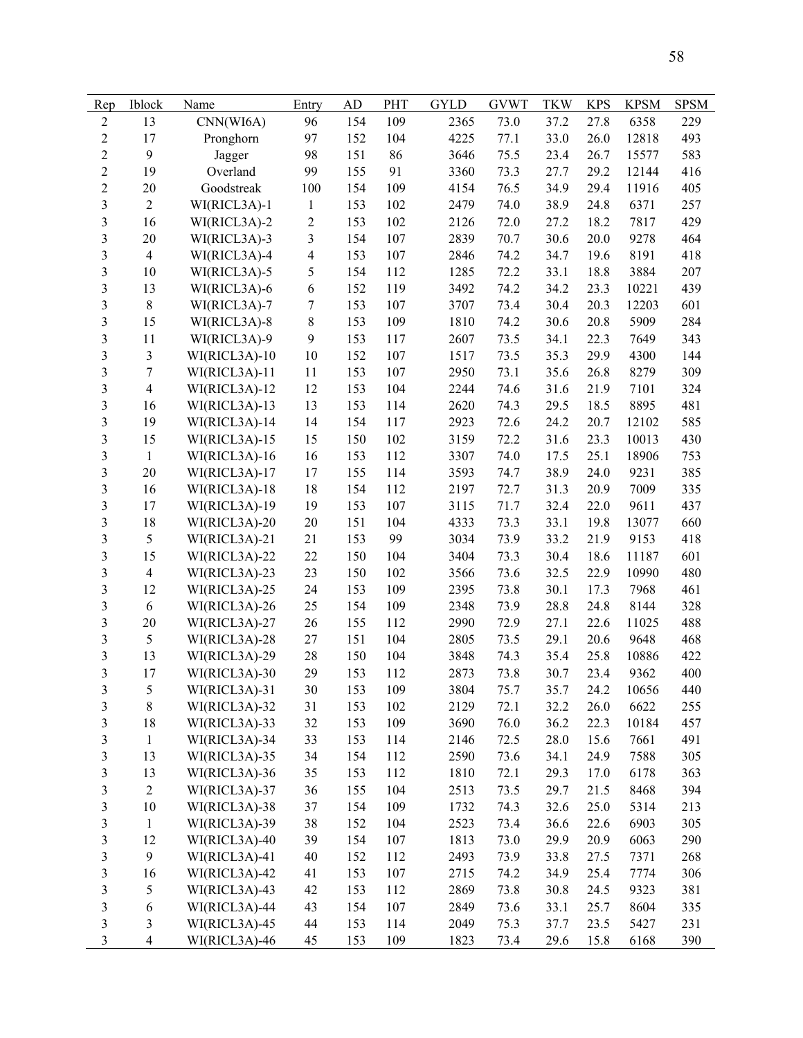| Rep | Iblock | Name | Entry | AD | PHT | GYLD | GVWT | TKW | KPS | KPSM | SPSM |
|---|---|---|---|---|---|---|---|---|---|---|---|
| 2 | 13 | CNN(WI6A) | 96 | 154 | 109 | 2365 | 73.0 | 37.2 | 27.8 | 6358 | 229 |
| 2 | 17 | Pronghorn | 97 | 152 | 104 | 4225 | 77.1 | 33.0 | 26.0 | 12818 | 493 |
| 2 | 9 | Jagger | 98 | 151 | 86 | 3646 | 75.5 | 23.4 | 26.7 | 15577 | 583 |
| 2 | 19 | Overland | 99 | 155 | 91 | 3360 | 73.3 | 27.7 | 29.2 | 12144 | 416 |
| 2 | 20 | Goodstreak | 100 | 154 | 109 | 4154 | 76.5 | 34.9 | 29.4 | 11916 | 405 |
| 3 | 2 | WI(RICL3A)-1 | 1 | 153 | 102 | 2479 | 74.0 | 38.9 | 24.8 | 6371 | 257 |
| 3 | 16 | WI(RICL3A)-2 | 2 | 153 | 102 | 2126 | 72.0 | 27.2 | 18.2 | 7817 | 429 |
| 3 | 20 | WI(RICL3A)-3 | 3 | 154 | 107 | 2839 | 70.7 | 30.6 | 20.0 | 9278 | 464 |
| 3 | 4 | WI(RICL3A)-4 | 4 | 153 | 107 | 2846 | 74.2 | 34.7 | 19.6 | 8191 | 418 |
| 3 | 10 | WI(RICL3A)-5 | 5 | 154 | 112 | 1285 | 72.2 | 33.1 | 18.8 | 3884 | 207 |
| 3 | 13 | WI(RICL3A)-6 | 6 | 152 | 119 | 3492 | 74.2 | 34.2 | 23.3 | 10221 | 439 |
| 3 | 8 | WI(RICL3A)-7 | 7 | 153 | 107 | 3707 | 73.4 | 30.4 | 20.3 | 12203 | 601 |
| 3 | 15 | WI(RICL3A)-8 | 8 | 153 | 109 | 1810 | 74.2 | 30.6 | 20.8 | 5909 | 284 |
| 3 | 11 | WI(RICL3A)-9 | 9 | 153 | 117 | 2607 | 73.5 | 34.1 | 22.3 | 7649 | 343 |
| 3 | 3 | WI(RICL3A)-10 | 10 | 152 | 107 | 1517 | 73.5 | 35.3 | 29.9 | 4300 | 144 |
| 3 | 7 | WI(RICL3A)-11 | 11 | 153 | 107 | 2950 | 73.1 | 35.6 | 26.8 | 8279 | 309 |
| 3 | 4 | WI(RICL3A)-12 | 12 | 153 | 104 | 2244 | 74.6 | 31.6 | 21.9 | 7101 | 324 |
| 3 | 16 | WI(RICL3A)-13 | 13 | 153 | 114 | 2620 | 74.3 | 29.5 | 18.5 | 8895 | 481 |
| 3 | 19 | WI(RICL3A)-14 | 14 | 154 | 117 | 2923 | 72.6 | 24.2 | 20.7 | 12102 | 585 |
| 3 | 15 | WI(RICL3A)-15 | 15 | 150 | 102 | 3159 | 72.2 | 31.6 | 23.3 | 10013 | 430 |
| 3 | 1 | WI(RICL3A)-16 | 16 | 153 | 112 | 3307 | 74.0 | 17.5 | 25.1 | 18906 | 753 |
| 3 | 20 | WI(RICL3A)-17 | 17 | 155 | 114 | 3593 | 74.7 | 38.9 | 24.0 | 9231 | 385 |
| 3 | 16 | WI(RICL3A)-18 | 18 | 154 | 112 | 2197 | 72.7 | 31.3 | 20.9 | 7009 | 335 |
| 3 | 17 | WI(RICL3A)-19 | 19 | 153 | 107 | 3115 | 71.7 | 32.4 | 22.0 | 9611 | 437 |
| 3 | 18 | WI(RICL3A)-20 | 20 | 151 | 104 | 4333 | 73.3 | 33.1 | 19.8 | 13077 | 660 |
| 3 | 5 | WI(RICL3A)-21 | 21 | 153 | 99 | 3034 | 73.9 | 33.2 | 21.9 | 9153 | 418 |
| 3 | 15 | WI(RICL3A)-22 | 22 | 150 | 104 | 3404 | 73.3 | 30.4 | 18.6 | 11187 | 601 |
| 3 | 4 | WI(RICL3A)-23 | 23 | 150 | 102 | 3566 | 73.6 | 32.5 | 22.9 | 10990 | 480 |
| 3 | 12 | WI(RICL3A)-25 | 24 | 153 | 109 | 2395 | 73.8 | 30.1 | 17.3 | 7968 | 461 |
| 3 | 6 | WI(RICL3A)-26 | 25 | 154 | 109 | 2348 | 73.9 | 28.8 | 24.8 | 8144 | 328 |
| 3 | 20 | WI(RICL3A)-27 | 26 | 155 | 112 | 2990 | 72.9 | 27.1 | 22.6 | 11025 | 488 |
| 3 | 5 | WI(RICL3A)-28 | 27 | 151 | 104 | 2805 | 73.5 | 29.1 | 20.6 | 9648 | 468 |
| 3 | 13 | WI(RICL3A)-29 | 28 | 150 | 104 | 3848 | 74.3 | 35.4 | 25.8 | 10886 | 422 |
| 3 | 17 | WI(RICL3A)-30 | 29 | 153 | 112 | 2873 | 73.8 | 30.7 | 23.4 | 9362 | 400 |
| 3 | 5 | WI(RICL3A)-31 | 30 | 153 | 109 | 3804 | 75.7 | 35.7 | 24.2 | 10656 | 440 |
| 3 | 8 | WI(RICL3A)-32 | 31 | 153 | 102 | 2129 | 72.1 | 32.2 | 26.0 | 6622 | 255 |
| 3 | 18 | WI(RICL3A)-33 | 32 | 153 | 109 | 3690 | 76.0 | 36.2 | 22.3 | 10184 | 457 |
| 3 | 1 | WI(RICL3A)-34 | 33 | 153 | 114 | 2146 | 72.5 | 28.0 | 15.6 | 7661 | 491 |
| 3 | 13 | WI(RICL3A)-35 | 34 | 154 | 112 | 2590 | 73.6 | 34.1 | 24.9 | 7588 | 305 |
| 3 | 13 | WI(RICL3A)-36 | 35 | 153 | 112 | 1810 | 72.1 | 29.3 | 17.0 | 6178 | 363 |
| 3 | 2 | WI(RICL3A)-37 | 36 | 155 | 104 | 2513 | 73.5 | 29.7 | 21.5 | 8468 | 394 |
| 3 | 10 | WI(RICL3A)-38 | 37 | 154 | 109 | 1732 | 74.3 | 32.6 | 25.0 | 5314 | 213 |
| 3 | 1 | WI(RICL3A)-39 | 38 | 152 | 104 | 2523 | 73.4 | 36.6 | 22.6 | 6903 | 305 |
| 3 | 12 | WI(RICL3A)-40 | 39 | 154 | 107 | 1813 | 73.0 | 29.9 | 20.9 | 6063 | 290 |
| 3 | 9 | WI(RICL3A)-41 | 40 | 152 | 112 | 2493 | 73.9 | 33.8 | 27.5 | 7371 | 268 |
| 3 | 16 | WI(RICL3A)-42 | 41 | 153 | 107 | 2715 | 74.2 | 34.9 | 25.4 | 7774 | 306 |
| 3 | 5 | WI(RICL3A)-43 | 42 | 153 | 112 | 2869 | 73.8 | 30.8 | 24.5 | 9323 | 381 |
| 3 | 6 | WI(RICL3A)-44 | 43 | 154 | 107 | 2849 | 73.6 | 33.1 | 25.7 | 8604 | 335 |
| 3 | 3 | WI(RICL3A)-45 | 44 | 153 | 114 | 2049 | 75.3 | 37.7 | 23.5 | 5427 | 231 |
| 3 | 4 | WI(RICL3A)-46 | 45 | 153 | 109 | 1823 | 73.4 | 29.6 | 15.8 | 6168 | 390 |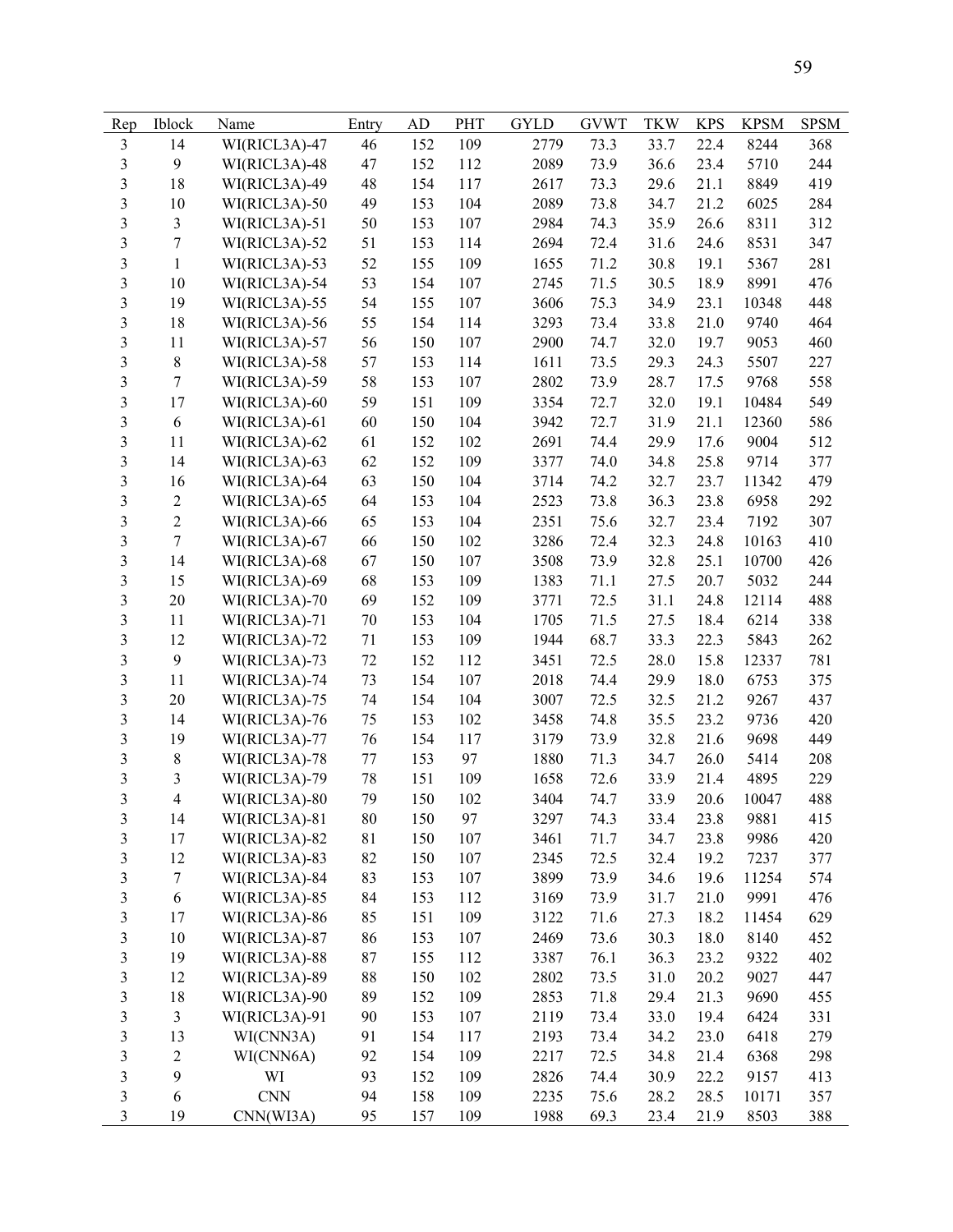| Rep | Iblock | Name | Entry | AD | PHT | GYLD | GVWT | TKW | KPS | KPSM | SPSM |
|---|---|---|---|---|---|---|---|---|---|---|---|
| 3 | 14 | WI(RICL3A)-47 | 46 | 152 | 109 | 2779 | 73.3 | 33.7 | 22.4 | 8244 | 368 |
| 3 | 9 | WI(RICL3A)-48 | 47 | 152 | 112 | 2089 | 73.9 | 36.6 | 23.4 | 5710 | 244 |
| 3 | 18 | WI(RICL3A)-49 | 48 | 154 | 117 | 2617 | 73.3 | 29.6 | 21.1 | 8849 | 419 |
| 3 | 10 | WI(RICL3A)-50 | 49 | 153 | 104 | 2089 | 73.8 | 34.7 | 21.2 | 6025 | 284 |
| 3 | 3 | WI(RICL3A)-51 | 50 | 153 | 107 | 2984 | 74.3 | 35.9 | 26.6 | 8311 | 312 |
| 3 | 7 | WI(RICL3A)-52 | 51 | 153 | 114 | 2694 | 72.4 | 31.6 | 24.6 | 8531 | 347 |
| 3 | 1 | WI(RICL3A)-53 | 52 | 155 | 109 | 1655 | 71.2 | 30.8 | 19.1 | 5367 | 281 |
| 3 | 10 | WI(RICL3A)-54 | 53 | 154 | 107 | 2745 | 71.5 | 30.5 | 18.9 | 8991 | 476 |
| 3 | 19 | WI(RICL3A)-55 | 54 | 155 | 107 | 3606 | 75.3 | 34.9 | 23.1 | 10348 | 448 |
| 3 | 18 | WI(RICL3A)-56 | 55 | 154 | 114 | 3293 | 73.4 | 33.8 | 21.0 | 9740 | 464 |
| 3 | 11 | WI(RICL3A)-57 | 56 | 150 | 107 | 2900 | 74.7 | 32.0 | 19.7 | 9053 | 460 |
| 3 | 8 | WI(RICL3A)-58 | 57 | 153 | 114 | 1611 | 73.5 | 29.3 | 24.3 | 5507 | 227 |
| 3 | 7 | WI(RICL3A)-59 | 58 | 153 | 107 | 2802 | 73.9 | 28.7 | 17.5 | 9768 | 558 |
| 3 | 17 | WI(RICL3A)-60 | 59 | 151 | 109 | 3354 | 72.7 | 32.0 | 19.1 | 10484 | 549 |
| 3 | 6 | WI(RICL3A)-61 | 60 | 150 | 104 | 3942 | 72.7 | 31.9 | 21.1 | 12360 | 586 |
| 3 | 11 | WI(RICL3A)-62 | 61 | 152 | 102 | 2691 | 74.4 | 29.9 | 17.6 | 9004 | 512 |
| 3 | 14 | WI(RICL3A)-63 | 62 | 152 | 109 | 3377 | 74.0 | 34.8 | 25.8 | 9714 | 377 |
| 3 | 16 | WI(RICL3A)-64 | 63 | 150 | 104 | 3714 | 74.2 | 32.7 | 23.7 | 11342 | 479 |
| 3 | 2 | WI(RICL3A)-65 | 64 | 153 | 104 | 2523 | 73.8 | 36.3 | 23.8 | 6958 | 292 |
| 3 | 2 | WI(RICL3A)-66 | 65 | 153 | 104 | 2351 | 75.6 | 32.7 | 23.4 | 7192 | 307 |
| 3 | 7 | WI(RICL3A)-67 | 66 | 150 | 102 | 3286 | 72.4 | 32.3 | 24.8 | 10163 | 410 |
| 3 | 14 | WI(RICL3A)-68 | 67 | 150 | 107 | 3508 | 73.9 | 32.8 | 25.1 | 10700 | 426 |
| 3 | 15 | WI(RICL3A)-69 | 68 | 153 | 109 | 1383 | 71.1 | 27.5 | 20.7 | 5032 | 244 |
| 3 | 20 | WI(RICL3A)-70 | 69 | 152 | 109 | 3771 | 72.5 | 31.1 | 24.8 | 12114 | 488 |
| 3 | 11 | WI(RICL3A)-71 | 70 | 153 | 104 | 1705 | 71.5 | 27.5 | 18.4 | 6214 | 338 |
| 3 | 12 | WI(RICL3A)-72 | 71 | 153 | 109 | 1944 | 68.7 | 33.3 | 22.3 | 5843 | 262 |
| 3 | 9 | WI(RICL3A)-73 | 72 | 152 | 112 | 3451 | 72.5 | 28.0 | 15.8 | 12337 | 781 |
| 3 | 11 | WI(RICL3A)-74 | 73 | 154 | 107 | 2018 | 74.4 | 29.9 | 18.0 | 6753 | 375 |
| 3 | 20 | WI(RICL3A)-75 | 74 | 154 | 104 | 3007 | 72.5 | 32.5 | 21.2 | 9267 | 437 |
| 3 | 14 | WI(RICL3A)-76 | 75 | 153 | 102 | 3458 | 74.8 | 35.5 | 23.2 | 9736 | 420 |
| 3 | 19 | WI(RICL3A)-77 | 76 | 154 | 117 | 3179 | 73.9 | 32.8 | 21.6 | 9698 | 449 |
| 3 | 8 | WI(RICL3A)-78 | 77 | 153 | 97 | 1880 | 71.3 | 34.7 | 26.0 | 5414 | 208 |
| 3 | 3 | WI(RICL3A)-79 | 78 | 151 | 109 | 1658 | 72.6 | 33.9 | 21.4 | 4895 | 229 |
| 3 | 4 | WI(RICL3A)-80 | 79 | 150 | 102 | 3404 | 74.7 | 33.9 | 20.6 | 10047 | 488 |
| 3 | 14 | WI(RICL3A)-81 | 80 | 150 | 97 | 3297 | 74.3 | 33.4 | 23.8 | 9881 | 415 |
| 3 | 17 | WI(RICL3A)-82 | 81 | 150 | 107 | 3461 | 71.7 | 34.7 | 23.8 | 9986 | 420 |
| 3 | 12 | WI(RICL3A)-83 | 82 | 150 | 107 | 2345 | 72.5 | 32.4 | 19.2 | 7237 | 377 |
| 3 | 7 | WI(RICL3A)-84 | 83 | 153 | 107 | 3899 | 73.9 | 34.6 | 19.6 | 11254 | 574 |
| 3 | 6 | WI(RICL3A)-85 | 84 | 153 | 112 | 3169 | 73.9 | 31.7 | 21.0 | 9991 | 476 |
| 3 | 17 | WI(RICL3A)-86 | 85 | 151 | 109 | 3122 | 71.6 | 27.3 | 18.2 | 11454 | 629 |
| 3 | 10 | WI(RICL3A)-87 | 86 | 153 | 107 | 2469 | 73.6 | 30.3 | 18.0 | 8140 | 452 |
| 3 | 19 | WI(RICL3A)-88 | 87 | 155 | 112 | 3387 | 76.1 | 36.3 | 23.2 | 9322 | 402 |
| 3 | 12 | WI(RICL3A)-89 | 88 | 150 | 102 | 2802 | 73.5 | 31.0 | 20.2 | 9027 | 447 |
| 3 | 18 | WI(RICL3A)-90 | 89 | 152 | 109 | 2853 | 71.8 | 29.4 | 21.3 | 9690 | 455 |
| 3 | 3 | WI(RICL3A)-91 | 90 | 153 | 107 | 2119 | 73.4 | 33.0 | 19.4 | 6424 | 331 |
| 3 | 13 | WI(CNN3A) | 91 | 154 | 117 | 2193 | 73.4 | 34.2 | 23.0 | 6418 | 279 |
| 3 | 2 | WI(CNN6A) | 92 | 154 | 109 | 2217 | 72.5 | 34.8 | 21.4 | 6368 | 298 |
| 3 | 9 | WI | 93 | 152 | 109 | 2826 | 74.4 | 30.9 | 22.2 | 9157 | 413 |
| 3 | 6 | CNN | 94 | 158 | 109 | 2235 | 75.6 | 28.2 | 28.5 | 10171 | 357 |
| 3 | 19 | CNN(WI3A) | 95 | 157 | 109 | 1988 | 69.3 | 23.4 | 21.9 | 8503 | 388 |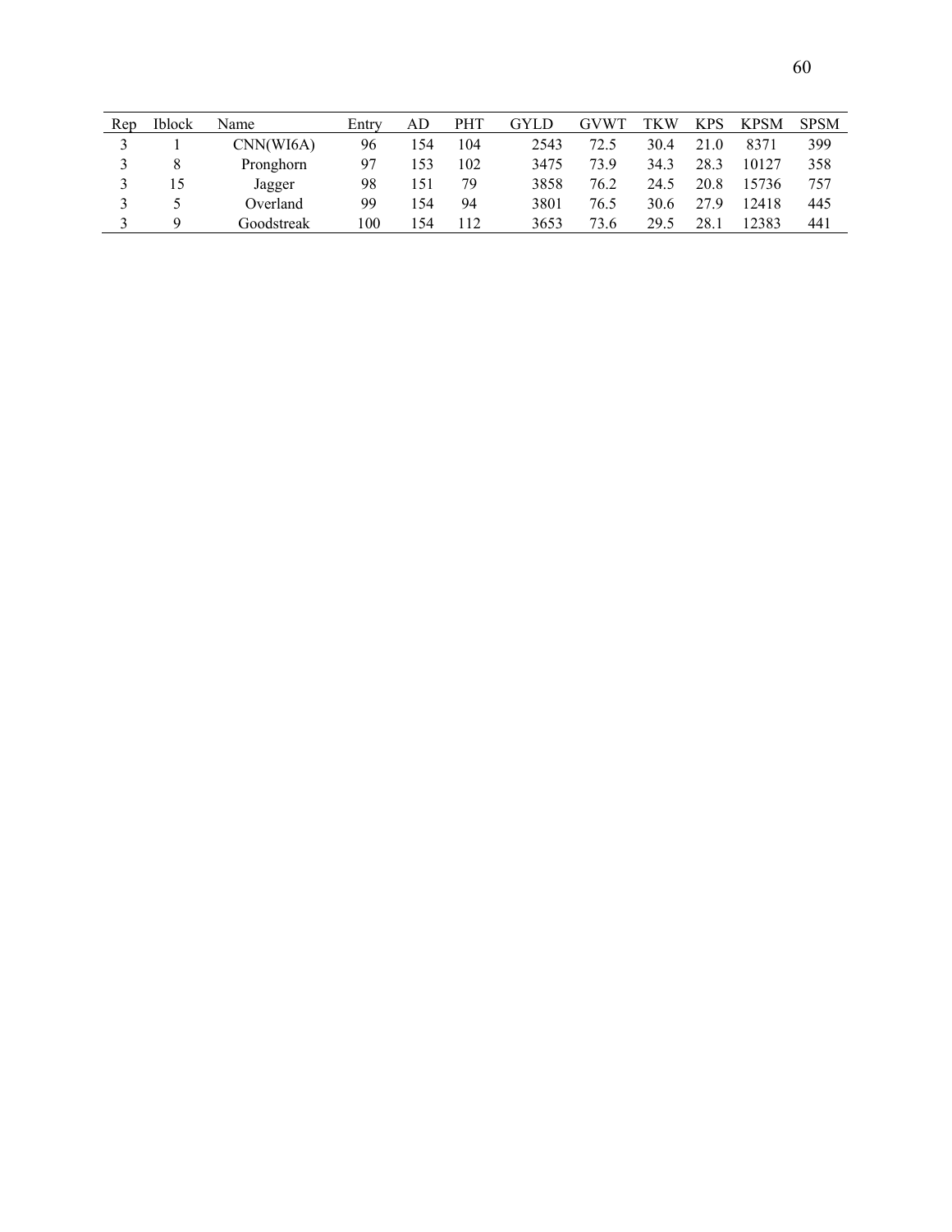| Rep | Iblock | Name | Entry | AD | PHT | GYLD | GVWT | TKW | KPS | KPSM | SPSM |
|---|---|---|---|---|---|---|---|---|---|---|---|
| 3 | 1 | CNN(WI6A) | 96 | 154 | 104 | 2543 | 72.5 | 30.4 | 21.0 | 8371 | 399 |
| 3 | 8 | Pronghorn | 97 | 153 | 102 | 3475 | 73.9 | 34.3 | 28.3 | 10127 | 358 |
| 3 | 15 | Jagger | 98 | 151 | 79 | 3858 | 76.2 | 24.5 | 20.8 | 15736 | 757 |
| 3 | 5 | Overland | 99 | 154 | 94 | 3801 | 76.5 | 30.6 | 27.9 | 12418 | 445 |
| 3 | 9 | Goodstreak | 100 | 154 | 112 | 3653 | 73.6 | 29.5 | 28.1 | 12383 | 441 |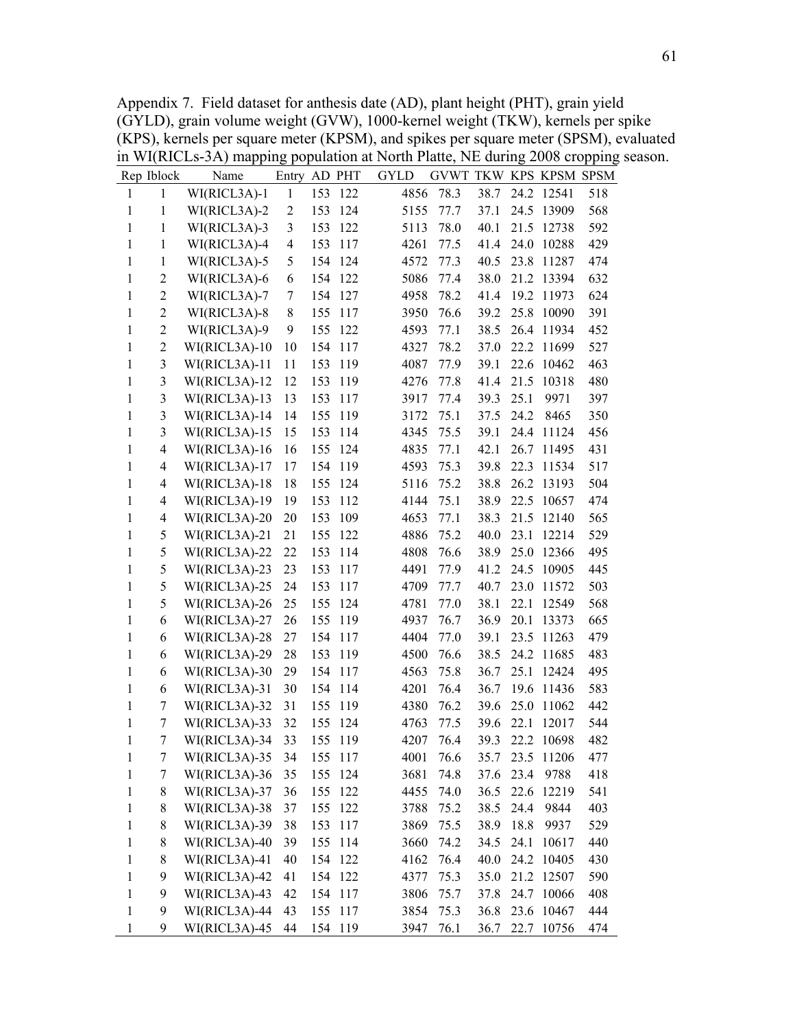Appendix 7. Field dataset for anthesis date (AD), plant height (PHT), grain yield (GYLD), grain volume weight (GVW), 1000-kernel weight (TKW), kernels per spike (KPS), kernels per square meter (KPSM), and spikes per square meter (SPSM), evaluated in WI(RICLs-3A) mapping population at North Platte, NE during 2008 cropping season.

| Rep | Iblock | Name | Entry | AD | PHT | GYLD | GVWT | TKW | KPS | KPSM | SPSM |
|---|---|---|---|---|---|---|---|---|---|---|---|
| 1 | 1 | WI(RICL3A)-1 | 1 | 153 | 122 | 4856 | 78.3 | 38.7 | 24.2 | 12541 | 518 |
| 1 | 1 | WI(RICL3A)-2 | 2 | 153 | 124 | 5155 | 77.7 | 37.1 | 24.5 | 13909 | 568 |
| 1 | 1 | WI(RICL3A)-3 | 3 | 153 | 122 | 5113 | 78.0 | 40.1 | 21.5 | 12738 | 592 |
| 1 | 1 | WI(RICL3A)-4 | 4 | 153 | 117 | 4261 | 77.5 | 41.4 | 24.0 | 10288 | 429 |
| 1 | 1 | WI(RICL3A)-5 | 5 | 154 | 124 | 4572 | 77.3 | 40.5 | 23.8 | 11287 | 474 |
| 1 | 2 | WI(RICL3A)-6 | 6 | 154 | 122 | 5086 | 77.4 | 38.0 | 21.2 | 13394 | 632 |
| 1 | 2 | WI(RICL3A)-7 | 7 | 154 | 127 | 4958 | 78.2 | 41.4 | 19.2 | 11973 | 624 |
| 1 | 2 | WI(RICL3A)-8 | 8 | 155 | 117 | 3950 | 76.6 | 39.2 | 25.8 | 10090 | 391 |
| 1 | 2 | WI(RICL3A)-9 | 9 | 155 | 122 | 4593 | 77.1 | 38.5 | 26.4 | 11934 | 452 |
| 1 | 2 | WI(RICL3A)-10 | 10 | 154 | 117 | 4327 | 78.2 | 37.0 | 22.2 | 11699 | 527 |
| 1 | 3 | WI(RICL3A)-11 | 11 | 153 | 119 | 4087 | 77.9 | 39.1 | 22.6 | 10462 | 463 |
| 1 | 3 | WI(RICL3A)-12 | 12 | 153 | 119 | 4276 | 77.8 | 41.4 | 21.5 | 10318 | 480 |
| 1 | 3 | WI(RICL3A)-13 | 13 | 153 | 117 | 3917 | 77.4 | 39.3 | 25.1 | 9971 | 397 |
| 1 | 3 | WI(RICL3A)-14 | 14 | 155 | 119 | 3172 | 75.1 | 37.5 | 24.2 | 8465 | 350 |
| 1 | 3 | WI(RICL3A)-15 | 15 | 153 | 114 | 4345 | 75.5 | 39.1 | 24.4 | 11124 | 456 |
| 1 | 4 | WI(RICL3A)-16 | 16 | 155 | 124 | 4835 | 77.1 | 42.1 | 26.7 | 11495 | 431 |
| 1 | 4 | WI(RICL3A)-17 | 17 | 154 | 119 | 4593 | 75.3 | 39.8 | 22.3 | 11534 | 517 |
| 1 | 4 | WI(RICL3A)-18 | 18 | 155 | 124 | 5116 | 75.2 | 38.8 | 26.2 | 13193 | 504 |
| 1 | 4 | WI(RICL3A)-19 | 19 | 153 | 112 | 4144 | 75.1 | 38.9 | 22.5 | 10657 | 474 |
| 1 | 4 | WI(RICL3A)-20 | 20 | 153 | 109 | 4653 | 77.1 | 38.3 | 21.5 | 12140 | 565 |
| 1 | 5 | WI(RICL3A)-21 | 21 | 155 | 122 | 4886 | 75.2 | 40.0 | 23.1 | 12214 | 529 |
| 1 | 5 | WI(RICL3A)-22 | 22 | 153 | 114 | 4808 | 76.6 | 38.9 | 25.0 | 12366 | 495 |
| 1 | 5 | WI(RICL3A)-23 | 23 | 153 | 117 | 4491 | 77.9 | 41.2 | 24.5 | 10905 | 445 |
| 1 | 5 | WI(RICL3A)-25 | 24 | 153 | 117 | 4709 | 77.7 | 40.7 | 23.0 | 11572 | 503 |
| 1 | 5 | WI(RICL3A)-26 | 25 | 155 | 124 | 4781 | 77.0 | 38.1 | 22.1 | 12549 | 568 |
| 1 | 6 | WI(RICL3A)-27 | 26 | 155 | 119 | 4937 | 76.7 | 36.9 | 20.1 | 13373 | 665 |
| 1 | 6 | WI(RICL3A)-28 | 27 | 154 | 117 | 4404 | 77.0 | 39.1 | 23.5 | 11263 | 479 |
| 1 | 6 | WI(RICL3A)-29 | 28 | 153 | 119 | 4500 | 76.6 | 38.5 | 24.2 | 11685 | 483 |
| 1 | 6 | WI(RICL3A)-30 | 29 | 154 | 117 | 4563 | 75.8 | 36.7 | 25.1 | 12424 | 495 |
| 1 | 6 | WI(RICL3A)-31 | 30 | 154 | 114 | 4201 | 76.4 | 36.7 | 19.6 | 11436 | 583 |
| 1 | 7 | WI(RICL3A)-32 | 31 | 155 | 119 | 4380 | 76.2 | 39.6 | 25.0 | 11062 | 442 |
| 1 | 7 | WI(RICL3A)-33 | 32 | 155 | 124 | 4763 | 77.5 | 39.6 | 22.1 | 12017 | 544 |
| 1 | 7 | WI(RICL3A)-34 | 33 | 155 | 119 | 4207 | 76.4 | 39.3 | 22.2 | 10698 | 482 |
| 1 | 7 | WI(RICL3A)-35 | 34 | 155 | 117 | 4001 | 76.6 | 35.7 | 23.5 | 11206 | 477 |
| 1 | 7 | WI(RICL3A)-36 | 35 | 155 | 124 | 3681 | 74.8 | 37.6 | 23.4 | 9788 | 418 |
| 1 | 8 | WI(RICL3A)-37 | 36 | 155 | 122 | 4455 | 74.0 | 36.5 | 22.6 | 12219 | 541 |
| 1 | 8 | WI(RICL3A)-38 | 37 | 155 | 122 | 3788 | 75.2 | 38.5 | 24.4 | 9844 | 403 |
| 1 | 8 | WI(RICL3A)-39 | 38 | 153 | 117 | 3869 | 75.5 | 38.9 | 18.8 | 9937 | 529 |
| 1 | 8 | WI(RICL3A)-40 | 39 | 155 | 114 | 3660 | 74.2 | 34.5 | 24.1 | 10617 | 440 |
| 1 | 8 | WI(RICL3A)-41 | 40 | 154 | 122 | 4162 | 76.4 | 40.0 | 24.2 | 10405 | 430 |
| 1 | 9 | WI(RICL3A)-42 | 41 | 154 | 122 | 4377 | 75.3 | 35.0 | 21.2 | 12507 | 590 |
| 1 | 9 | WI(RICL3A)-43 | 42 | 154 | 117 | 3806 | 75.7 | 37.8 | 24.7 | 10066 | 408 |
| 1 | 9 | WI(RICL3A)-44 | 43 | 155 | 117 | 3854 | 75.3 | 36.8 | 23.6 | 10467 | 444 |
| 1 | 9 | WI(RICL3A)-45 | 44 | 154 | 119 | 3947 | 76.1 | 36.7 | 22.7 | 10756 | 474 |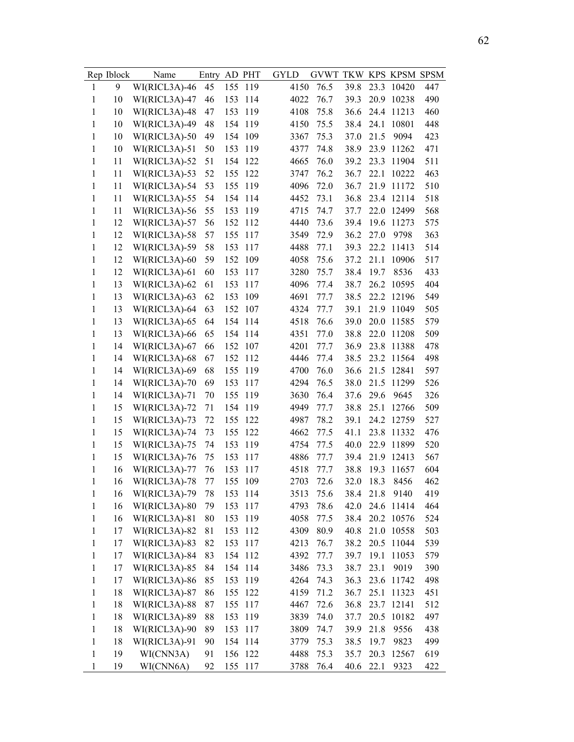| Rep | Iblock | Name | Entry | AD | PHT | GYLD | GVWT | TKW | KPS | KPSM | SPSM |
|---|---|---|---|---|---|---|---|---|---|---|---|
| 1 | 9 | WI(RICL3A)-46 | 45 | 155 | 119 | 4150 | 76.5 | 39.8 | 23.3 | 10420 | 447 |
| 1 | 10 | WI(RICL3A)-47 | 46 | 153 | 114 | 4022 | 76.7 | 39.3 | 20.9 | 10238 | 490 |
| 1 | 10 | WI(RICL3A)-48 | 47 | 153 | 119 | 4108 | 75.8 | 36.6 | 24.4 | 11213 | 460 |
| 1 | 10 | WI(RICL3A)-49 | 48 | 154 | 119 | 4150 | 75.5 | 38.4 | 24.1 | 10801 | 448 |
| 1 | 10 | WI(RICL3A)-50 | 49 | 154 | 109 | 3367 | 75.3 | 37.0 | 21.5 | 9094 | 423 |
| 1 | 10 | WI(RICL3A)-51 | 50 | 153 | 119 | 4377 | 74.8 | 38.9 | 23.9 | 11262 | 471 |
| 1 | 11 | WI(RICL3A)-52 | 51 | 154 | 122 | 4665 | 76.0 | 39.2 | 23.3 | 11904 | 511 |
| 1 | 11 | WI(RICL3A)-53 | 52 | 155 | 122 | 3747 | 76.2 | 36.7 | 22.1 | 10222 | 463 |
| 1 | 11 | WI(RICL3A)-54 | 53 | 155 | 119 | 4096 | 72.0 | 36.7 | 21.9 | 11172 | 510 |
| 1 | 11 | WI(RICL3A)-55 | 54 | 154 | 114 | 4452 | 73.1 | 36.8 | 23.4 | 12114 | 518 |
| 1 | 11 | WI(RICL3A)-56 | 55 | 153 | 119 | 4715 | 74.7 | 37.7 | 22.0 | 12499 | 568 |
| 1 | 12 | WI(RICL3A)-57 | 56 | 152 | 112 | 4440 | 73.6 | 39.4 | 19.6 | 11273 | 575 |
| 1 | 12 | WI(RICL3A)-58 | 57 | 155 | 117 | 3549 | 72.9 | 36.2 | 27.0 | 9798 | 363 |
| 1 | 12 | WI(RICL3A)-59 | 58 | 153 | 117 | 4488 | 77.1 | 39.3 | 22.2 | 11413 | 514 |
| 1 | 12 | WI(RICL3A)-60 | 59 | 152 | 109 | 4058 | 75.6 | 37.2 | 21.1 | 10906 | 517 |
| 1 | 12 | WI(RICL3A)-61 | 60 | 153 | 117 | 3280 | 75.7 | 38.4 | 19.7 | 8536 | 433 |
| 1 | 13 | WI(RICL3A)-62 | 61 | 153 | 117 | 4096 | 77.4 | 38.7 | 26.2 | 10595 | 404 |
| 1 | 13 | WI(RICL3A)-63 | 62 | 153 | 109 | 4691 | 77.7 | 38.5 | 22.2 | 12196 | 549 |
| 1 | 13 | WI(RICL3A)-64 | 63 | 152 | 107 | 4324 | 77.7 | 39.1 | 21.9 | 11049 | 505 |
| 1 | 13 | WI(RICL3A)-65 | 64 | 154 | 114 | 4518 | 76.6 | 39.0 | 20.0 | 11585 | 579 |
| 1 | 13 | WI(RICL3A)-66 | 65 | 154 | 114 | 4351 | 77.0 | 38.8 | 22.0 | 11208 | 509 |
| 1 | 14 | WI(RICL3A)-67 | 66 | 152 | 107 | 4201 | 77.7 | 36.9 | 23.8 | 11388 | 478 |
| 1 | 14 | WI(RICL3A)-68 | 67 | 152 | 112 | 4446 | 77.4 | 38.5 | 23.2 | 11564 | 498 |
| 1 | 14 | WI(RICL3A)-69 | 68 | 155 | 119 | 4700 | 76.0 | 36.6 | 21.5 | 12841 | 597 |
| 1 | 14 | WI(RICL3A)-70 | 69 | 153 | 117 | 4294 | 76.5 | 38.0 | 21.5 | 11299 | 526 |
| 1 | 14 | WI(RICL3A)-71 | 70 | 155 | 119 | 3630 | 76.4 | 37.6 | 29.6 | 9645 | 326 |
| 1 | 15 | WI(RICL3A)-72 | 71 | 154 | 119 | 4949 | 77.7 | 38.8 | 25.1 | 12766 | 509 |
| 1 | 15 | WI(RICL3A)-73 | 72 | 155 | 122 | 4987 | 78.2 | 39.1 | 24.2 | 12759 | 527 |
| 1 | 15 | WI(RICL3A)-74 | 73 | 155 | 122 | 4662 | 77.5 | 41.1 | 23.8 | 11332 | 476 |
| 1 | 15 | WI(RICL3A)-75 | 74 | 153 | 119 | 4754 | 77.5 | 40.0 | 22.9 | 11899 | 520 |
| 1 | 15 | WI(RICL3A)-76 | 75 | 153 | 117 | 4886 | 77.7 | 39.4 | 21.9 | 12413 | 567 |
| 1 | 16 | WI(RICL3A)-77 | 76 | 153 | 117 | 4518 | 77.7 | 38.8 | 19.3 | 11657 | 604 |
| 1 | 16 | WI(RICL3A)-78 | 77 | 155 | 109 | 2703 | 72.6 | 32.0 | 18.3 | 8456 | 462 |
| 1 | 16 | WI(RICL3A)-79 | 78 | 153 | 114 | 3513 | 75.6 | 38.4 | 21.8 | 9140 | 419 |
| 1 | 16 | WI(RICL3A)-80 | 79 | 153 | 117 | 4793 | 78.6 | 42.0 | 24.6 | 11414 | 464 |
| 1 | 16 | WI(RICL3A)-81 | 80 | 153 | 119 | 4058 | 77.5 | 38.4 | 20.2 | 10576 | 524 |
| 1 | 17 | WI(RICL3A)-82 | 81 | 153 | 112 | 4309 | 80.9 | 40.8 | 21.0 | 10558 | 503 |
| 1 | 17 | WI(RICL3A)-83 | 82 | 153 | 117 | 4213 | 76.7 | 38.2 | 20.5 | 11044 | 539 |
| 1 | 17 | WI(RICL3A)-84 | 83 | 154 | 112 | 4392 | 77.7 | 39.7 | 19.1 | 11053 | 579 |
| 1 | 17 | WI(RICL3A)-85 | 84 | 154 | 114 | 3486 | 73.3 | 38.7 | 23.1 | 9019 | 390 |
| 1 | 17 | WI(RICL3A)-86 | 85 | 153 | 119 | 4264 | 74.3 | 36.3 | 23.6 | 11742 | 498 |
| 1 | 18 | WI(RICL3A)-87 | 86 | 155 | 122 | 4159 | 71.2 | 36.7 | 25.1 | 11323 | 451 |
| 1 | 18 | WI(RICL3A)-88 | 87 | 155 | 117 | 4467 | 72.6 | 36.8 | 23.7 | 12141 | 512 |
| 1 | 18 | WI(RICL3A)-89 | 88 | 153 | 119 | 3839 | 74.0 | 37.7 | 20.5 | 10182 | 497 |
| 1 | 18 | WI(RICL3A)-90 | 89 | 153 | 117 | 3809 | 74.7 | 39.9 | 21.8 | 9556 | 438 |
| 1 | 18 | WI(RICL3A)-91 | 90 | 154 | 114 | 3779 | 75.3 | 38.5 | 19.7 | 9823 | 499 |
| 1 | 19 | WI(CNN3A) | 91 | 156 | 122 | 4488 | 75.3 | 35.7 | 20.3 | 12567 | 619 |
| 1 | 19 | WI(CNN6A) | 92 | 155 | 117 | 3788 | 76.4 | 40.6 | 22.1 | 9323 | 422 |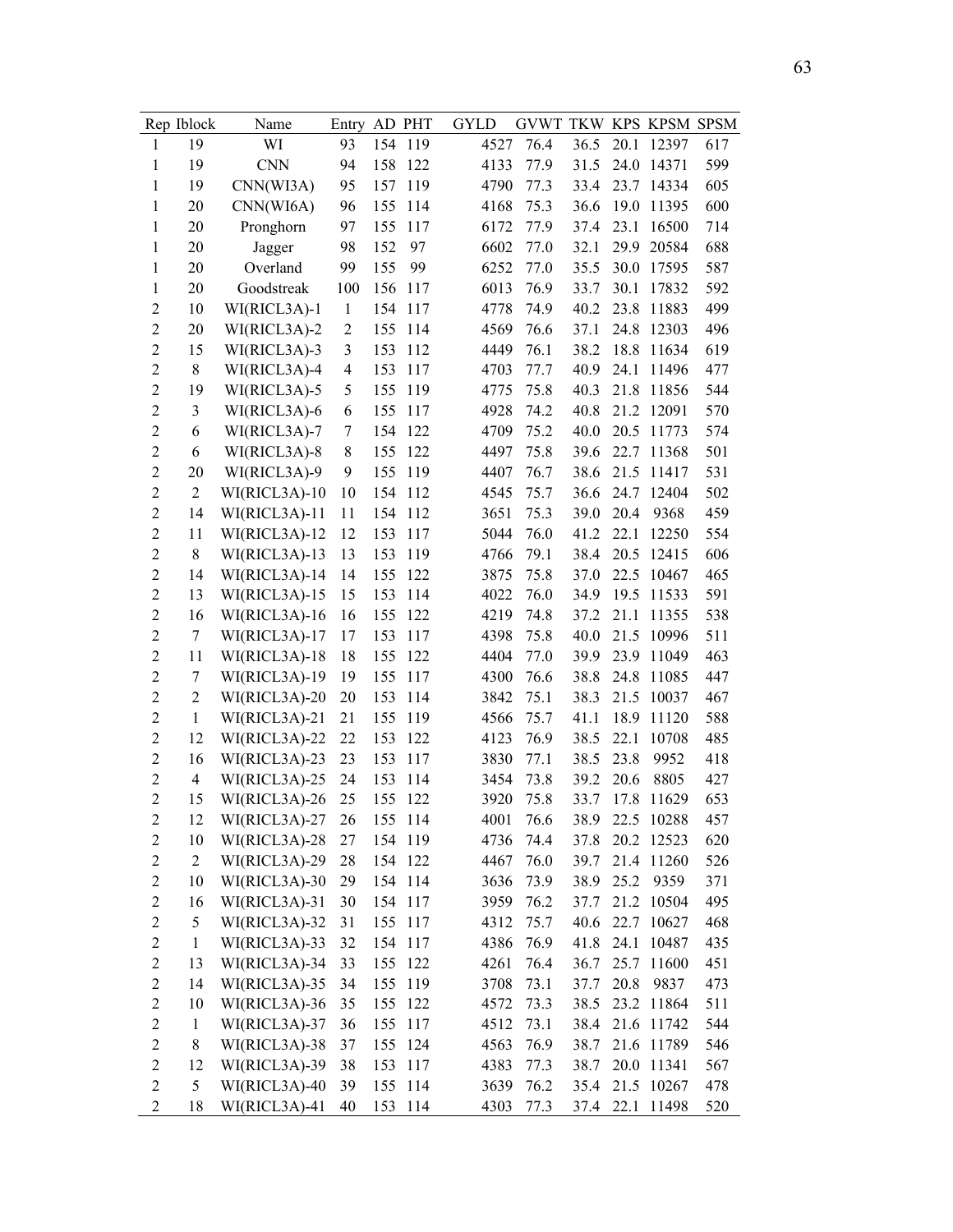| Rep | Iblock | Name | Entry | AD | PHT | GYLD | GVWT | TKW | KPS | KPSM | SPSM |
|---|---|---|---|---|---|---|---|---|---|---|---|
| 1 | 19 | WI | 93 | 154 | 119 | 4527 | 76.4 | 36.5 | 20.1 | 12397 | 617 |
| 1 | 19 | CNN | 94 | 158 | 122 | 4133 | 77.9 | 31.5 | 24.0 | 14371 | 599 |
| 1 | 19 | CNN(WI3A) | 95 | 157 | 119 | 4790 | 77.3 | 33.4 | 23.7 | 14334 | 605 |
| 1 | 20 | CNN(WI6A) | 96 | 155 | 114 | 4168 | 75.3 | 36.6 | 19.0 | 11395 | 600 |
| 1 | 20 | Pronghorn | 97 | 155 | 117 | 6172 | 77.9 | 37.4 | 23.1 | 16500 | 714 |
| 1 | 20 | Jagger | 98 | 152 | 97 | 6602 | 77.0 | 32.1 | 29.9 | 20584 | 688 |
| 1 | 20 | Overland | 99 | 155 | 99 | 6252 | 77.0 | 35.5 | 30.0 | 17595 | 587 |
| 1 | 20 | Goodstreak | 100 | 156 | 117 | 6013 | 76.9 | 33.7 | 30.1 | 17832 | 592 |
| 2 | 10 | WI(RICL3A)-1 | 1 | 154 | 117 | 4778 | 74.9 | 40.2 | 23.8 | 11883 | 499 |
| 2 | 20 | WI(RICL3A)-2 | 2 | 155 | 114 | 4569 | 76.6 | 37.1 | 24.8 | 12303 | 496 |
| 2 | 15 | WI(RICL3A)-3 | 3 | 153 | 112 | 4449 | 76.1 | 38.2 | 18.8 | 11634 | 619 |
| 2 | 8 | WI(RICL3A)-4 | 4 | 153 | 117 | 4703 | 77.7 | 40.9 | 24.1 | 11496 | 477 |
| 2 | 19 | WI(RICL3A)-5 | 5 | 155 | 119 | 4775 | 75.8 | 40.3 | 21.8 | 11856 | 544 |
| 2 | 3 | WI(RICL3A)-6 | 6 | 155 | 117 | 4928 | 74.2 | 40.8 | 21.2 | 12091 | 570 |
| 2 | 6 | WI(RICL3A)-7 | 7 | 154 | 122 | 4709 | 75.2 | 40.0 | 20.5 | 11773 | 574 |
| 2 | 6 | WI(RICL3A)-8 | 8 | 155 | 122 | 4497 | 75.8 | 39.6 | 22.7 | 11368 | 501 |
| 2 | 20 | WI(RICL3A)-9 | 9 | 155 | 119 | 4407 | 76.7 | 38.6 | 21.5 | 11417 | 531 |
| 2 | 2 | WI(RICL3A)-10 | 10 | 154 | 112 | 4545 | 75.7 | 36.6 | 24.7 | 12404 | 502 |
| 2 | 14 | WI(RICL3A)-11 | 11 | 154 | 112 | 3651 | 75.3 | 39.0 | 20.4 | 9368 | 459 |
| 2 | 11 | WI(RICL3A)-12 | 12 | 153 | 117 | 5044 | 76.0 | 41.2 | 22.1 | 12250 | 554 |
| 2 | 8 | WI(RICL3A)-13 | 13 | 153 | 119 | 4766 | 79.1 | 38.4 | 20.5 | 12415 | 606 |
| 2 | 14 | WI(RICL3A)-14 | 14 | 155 | 122 | 3875 | 75.8 | 37.0 | 22.5 | 10467 | 465 |
| 2 | 13 | WI(RICL3A)-15 | 15 | 153 | 114 | 4022 | 76.0 | 34.9 | 19.5 | 11533 | 591 |
| 2 | 16 | WI(RICL3A)-16 | 16 | 155 | 122 | 4219 | 74.8 | 37.2 | 21.1 | 11355 | 538 |
| 2 | 7 | WI(RICL3A)-17 | 17 | 153 | 117 | 4398 | 75.8 | 40.0 | 21.5 | 10996 | 511 |
| 2 | 11 | WI(RICL3A)-18 | 18 | 155 | 122 | 4404 | 77.0 | 39.9 | 23.9 | 11049 | 463 |
| 2 | 7 | WI(RICL3A)-19 | 19 | 155 | 117 | 4300 | 76.6 | 38.8 | 24.8 | 11085 | 447 |
| 2 | 2 | WI(RICL3A)-20 | 20 | 153 | 114 | 3842 | 75.1 | 38.3 | 21.5 | 10037 | 467 |
| 2 | 1 | WI(RICL3A)-21 | 21 | 155 | 119 | 4566 | 75.7 | 41.1 | 18.9 | 11120 | 588 |
| 2 | 12 | WI(RICL3A)-22 | 22 | 153 | 122 | 4123 | 76.9 | 38.5 | 22.1 | 10708 | 485 |
| 2 | 16 | WI(RICL3A)-23 | 23 | 153 | 117 | 3830 | 77.1 | 38.5 | 23.8 | 9952 | 418 |
| 2 | 4 | WI(RICL3A)-25 | 24 | 153 | 114 | 3454 | 73.8 | 39.2 | 20.6 | 8805 | 427 |
| 2 | 15 | WI(RICL3A)-26 | 25 | 155 | 122 | 3920 | 75.8 | 33.7 | 17.8 | 11629 | 653 |
| 2 | 12 | WI(RICL3A)-27 | 26 | 155 | 114 | 4001 | 76.6 | 38.9 | 22.5 | 10288 | 457 |
| 2 | 10 | WI(RICL3A)-28 | 27 | 154 | 119 | 4736 | 74.4 | 37.8 | 20.2 | 12523 | 620 |
| 2 | 2 | WI(RICL3A)-29 | 28 | 154 | 122 | 4467 | 76.0 | 39.7 | 21.4 | 11260 | 526 |
| 2 | 10 | WI(RICL3A)-30 | 29 | 154 | 114 | 3636 | 73.9 | 38.9 | 25.2 | 9359 | 371 |
| 2 | 16 | WI(RICL3A)-31 | 30 | 154 | 117 | 3959 | 76.2 | 37.7 | 21.2 | 10504 | 495 |
| 2 | 5 | WI(RICL3A)-32 | 31 | 155 | 117 | 4312 | 75.7 | 40.6 | 22.7 | 10627 | 468 |
| 2 | 1 | WI(RICL3A)-33 | 32 | 154 | 117 | 4386 | 76.9 | 41.8 | 24.1 | 10487 | 435 |
| 2 | 13 | WI(RICL3A)-34 | 33 | 155 | 122 | 4261 | 76.4 | 36.7 | 25.7 | 11600 | 451 |
| 2 | 14 | WI(RICL3A)-35 | 34 | 155 | 119 | 3708 | 73.1 | 37.7 | 20.8 | 9837 | 473 |
| 2 | 10 | WI(RICL3A)-36 | 35 | 155 | 122 | 4572 | 73.3 | 38.5 | 23.2 | 11864 | 511 |
| 2 | 1 | WI(RICL3A)-37 | 36 | 155 | 117 | 4512 | 73.1 | 38.4 | 21.6 | 11742 | 544 |
| 2 | 8 | WI(RICL3A)-38 | 37 | 155 | 124 | 4563 | 76.9 | 38.7 | 21.6 | 11789 | 546 |
| 2 | 12 | WI(RICL3A)-39 | 38 | 153 | 117 | 4383 | 77.3 | 38.7 | 20.0 | 11341 | 567 |
| 2 | 5 | WI(RICL3A)-40 | 39 | 155 | 114 | 3639 | 76.2 | 35.4 | 21.5 | 10267 | 478 |
| 2 | 18 | WI(RICL3A)-41 | 40 | 153 | 114 | 4303 | 77.3 | 37.4 | 22.1 | 11498 | 520 |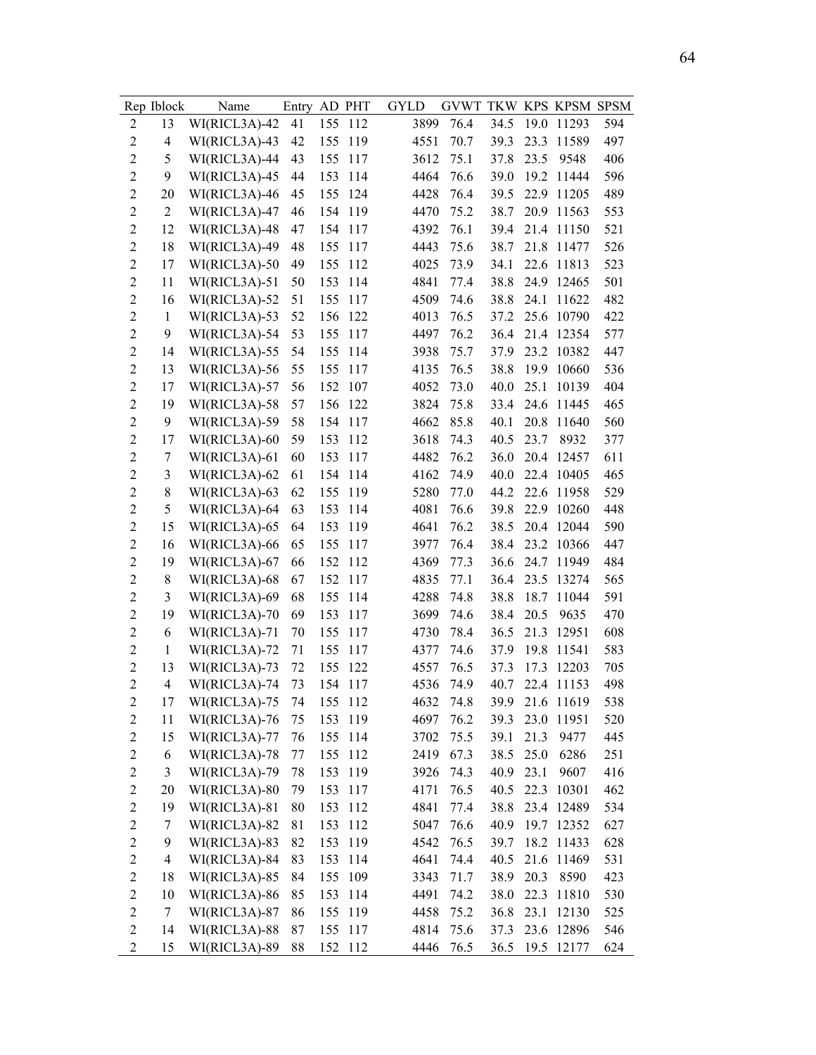| Rep | Iblock | Name | Entry | AD | PHT | GYLD | GVWT | TKW | KPS | KPSM | SPSM |
|---|---|---|---|---|---|---|---|---|---|---|---|
| 2 | 13 | WI(RICL3A)-42 | 41 | 155 | 112 | 3899 | 76.4 | 34.5 | 19.0 | 11293 | 594 |
| 2 | 4 | WI(RICL3A)-43 | 42 | 155 | 119 | 4551 | 70.7 | 39.3 | 23.3 | 11589 | 497 |
| 2 | 5 | WI(RICL3A)-44 | 43 | 155 | 117 | 3612 | 75.1 | 37.8 | 23.5 | 9548 | 406 |
| 2 | 9 | WI(RICL3A)-45 | 44 | 153 | 114 | 4464 | 76.6 | 39.0 | 19.2 | 11444 | 596 |
| 2 | 20 | WI(RICL3A)-46 | 45 | 155 | 124 | 4428 | 76.4 | 39.5 | 22.9 | 11205 | 489 |
| 2 | 2 | WI(RICL3A)-47 | 46 | 154 | 119 | 4470 | 75.2 | 38.7 | 20.9 | 11563 | 553 |
| 2 | 12 | WI(RICL3A)-48 | 47 | 154 | 117 | 4392 | 76.1 | 39.4 | 21.4 | 11150 | 521 |
| 2 | 18 | WI(RICL3A)-49 | 48 | 155 | 117 | 4443 | 75.6 | 38.7 | 21.8 | 11477 | 526 |
| 2 | 17 | WI(RICL3A)-50 | 49 | 155 | 112 | 4025 | 73.9 | 34.1 | 22.6 | 11813 | 523 |
| 2 | 11 | WI(RICL3A)-51 | 50 | 153 | 114 | 4841 | 77.4 | 38.8 | 24.9 | 12465 | 501 |
| 2 | 16 | WI(RICL3A)-52 | 51 | 155 | 117 | 4509 | 74.6 | 38.8 | 24.1 | 11622 | 482 |
| 2 | 1 | WI(RICL3A)-53 | 52 | 156 | 122 | 4013 | 76.5 | 37.2 | 25.6 | 10790 | 422 |
| 2 | 9 | WI(RICL3A)-54 | 53 | 155 | 117 | 4497 | 76.2 | 36.4 | 21.4 | 12354 | 577 |
| 2 | 14 | WI(RICL3A)-55 | 54 | 155 | 114 | 3938 | 75.7 | 37.9 | 23.2 | 10382 | 447 |
| 2 | 13 | WI(RICL3A)-56 | 55 | 155 | 117 | 4135 | 76.5 | 38.8 | 19.9 | 10660 | 536 |
| 2 | 17 | WI(RICL3A)-57 | 56 | 152 | 107 | 4052 | 73.0 | 40.0 | 25.1 | 10139 | 404 |
| 2 | 19 | WI(RICL3A)-58 | 57 | 156 | 122 | 3824 | 75.8 | 33.4 | 24.6 | 11445 | 465 |
| 2 | 9 | WI(RICL3A)-59 | 58 | 154 | 117 | 4662 | 85.8 | 40.1 | 20.8 | 11640 | 560 |
| 2 | 17 | WI(RICL3A)-60 | 59 | 153 | 112 | 3618 | 74.3 | 40.5 | 23.7 | 8932 | 377 |
| 2 | 7 | WI(RICL3A)-61 | 60 | 153 | 117 | 4482 | 76.2 | 36.0 | 20.4 | 12457 | 611 |
| 2 | 3 | WI(RICL3A)-62 | 61 | 154 | 114 | 4162 | 74.9 | 40.0 | 22.4 | 10405 | 465 |
| 2 | 8 | WI(RICL3A)-63 | 62 | 155 | 119 | 5280 | 77.0 | 44.2 | 22.6 | 11958 | 529 |
| 2 | 5 | WI(RICL3A)-64 | 63 | 153 | 114 | 4081 | 76.6 | 39.8 | 22.9 | 10260 | 448 |
| 2 | 15 | WI(RICL3A)-65 | 64 | 153 | 119 | 4641 | 76.2 | 38.5 | 20.4 | 12044 | 590 |
| 2 | 16 | WI(RICL3A)-66 | 65 | 155 | 117 | 3977 | 76.4 | 38.4 | 23.2 | 10366 | 447 |
| 2 | 19 | WI(RICL3A)-67 | 66 | 152 | 112 | 4369 | 77.3 | 36.6 | 24.7 | 11949 | 484 |
| 2 | 8 | WI(RICL3A)-68 | 67 | 152 | 117 | 4835 | 77.1 | 36.4 | 23.5 | 13274 | 565 |
| 2 | 3 | WI(RICL3A)-69 | 68 | 155 | 114 | 4288 | 74.8 | 38.8 | 18.7 | 11044 | 591 |
| 2 | 19 | WI(RICL3A)-70 | 69 | 153 | 117 | 3699 | 74.6 | 38.4 | 20.5 | 9635 | 470 |
| 2 | 6 | WI(RICL3A)-71 | 70 | 155 | 117 | 4730 | 78.4 | 36.5 | 21.3 | 12951 | 608 |
| 2 | 1 | WI(RICL3A)-72 | 71 | 155 | 117 | 4377 | 74.6 | 37.9 | 19.8 | 11541 | 583 |
| 2 | 13 | WI(RICL3A)-73 | 72 | 155 | 122 | 4557 | 76.5 | 37.3 | 17.3 | 12203 | 705 |
| 2 | 4 | WI(RICL3A)-74 | 73 | 154 | 117 | 4536 | 74.9 | 40.7 | 22.4 | 11153 | 498 |
| 2 | 17 | WI(RICL3A)-75 | 74 | 155 | 112 | 4632 | 74.8 | 39.9 | 21.6 | 11619 | 538 |
| 2 | 11 | WI(RICL3A)-76 | 75 | 153 | 119 | 4697 | 76.2 | 39.3 | 23.0 | 11951 | 520 |
| 2 | 15 | WI(RICL3A)-77 | 76 | 155 | 114 | 3702 | 75.5 | 39.1 | 21.3 | 9477 | 445 |
| 2 | 6 | WI(RICL3A)-78 | 77 | 155 | 112 | 2419 | 67.3 | 38.5 | 25.0 | 6286 | 251 |
| 2 | 3 | WI(RICL3A)-79 | 78 | 153 | 119 | 3926 | 74.3 | 40.9 | 23.1 | 9607 | 416 |
| 2 | 20 | WI(RICL3A)-80 | 79 | 153 | 117 | 4171 | 76.5 | 40.5 | 22.3 | 10301 | 462 |
| 2 | 19 | WI(RICL3A)-81 | 80 | 153 | 112 | 4841 | 77.4 | 38.8 | 23.4 | 12489 | 534 |
| 2 | 7 | WI(RICL3A)-82 | 81 | 153 | 112 | 5047 | 76.6 | 40.9 | 19.7 | 12352 | 627 |
| 2 | 9 | WI(RICL3A)-83 | 82 | 153 | 119 | 4542 | 76.5 | 39.7 | 18.2 | 11433 | 628 |
| 2 | 4 | WI(RICL3A)-84 | 83 | 153 | 114 | 4641 | 74.4 | 40.5 | 21.6 | 11469 | 531 |
| 2 | 18 | WI(RICL3A)-85 | 84 | 155 | 109 | 3343 | 71.7 | 38.9 | 20.3 | 8590 | 423 |
| 2 | 10 | WI(RICL3A)-86 | 85 | 153 | 114 | 4491 | 74.2 | 38.0 | 22.3 | 11810 | 530 |
| 2 | 7 | WI(RICL3A)-87 | 86 | 155 | 119 | 4458 | 75.2 | 36.8 | 23.1 | 12130 | 525 |
| 2 | 14 | WI(RICL3A)-88 | 87 | 155 | 117 | 4814 | 75.6 | 37.3 | 23.6 | 12896 | 546 |
| 2 | 15 | WI(RICL3A)-89 | 88 | 152 | 112 | 4446 | 76.5 | 36.5 | 19.5 | 12177 | 624 |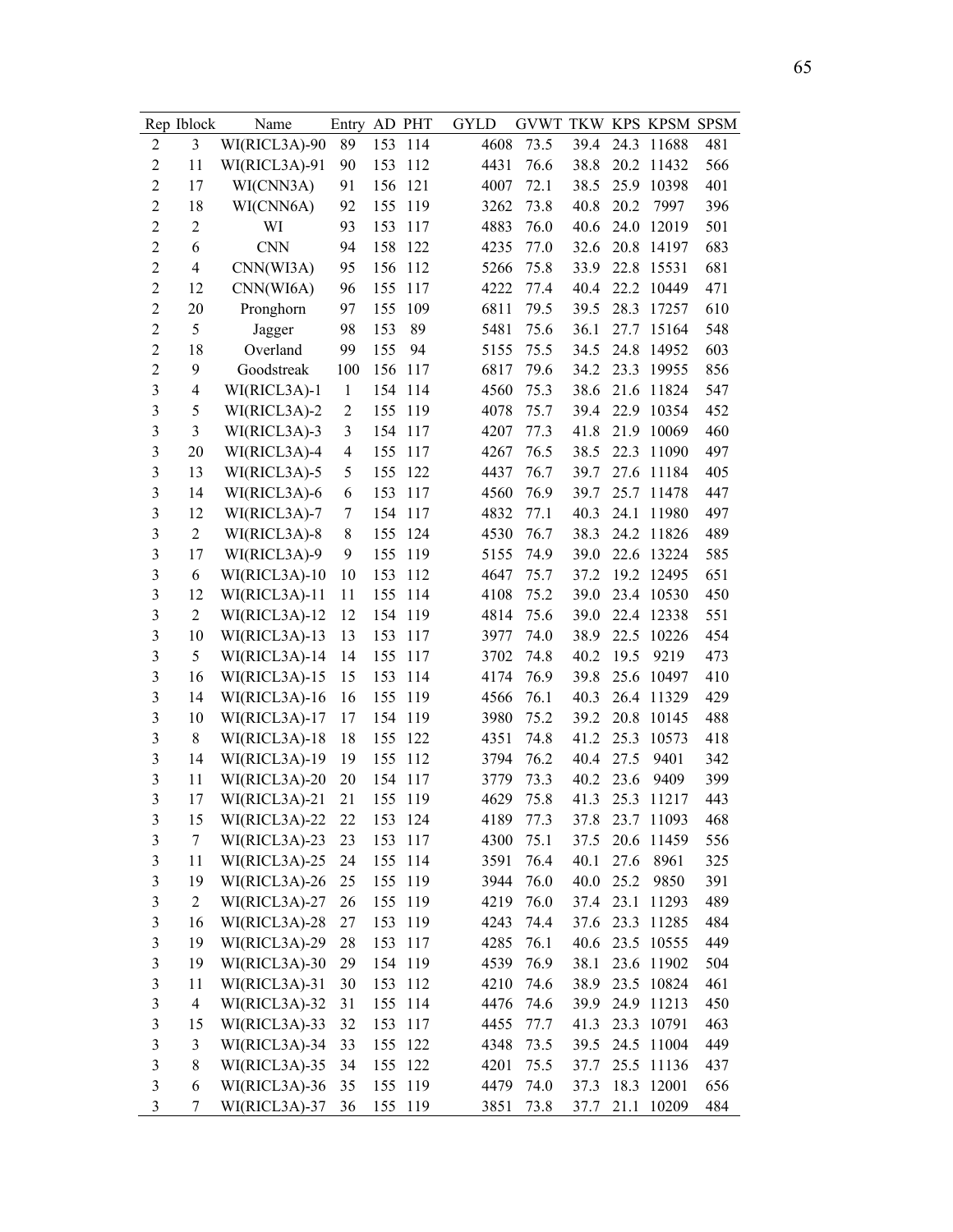| Rep | Iblock | Name | Entry | AD | PHT | GYLD | GVWT | TKW | KPS | KPSM | SPSM |
|---|---|---|---|---|---|---|---|---|---|---|---|
| 2 | 3 | WI(RICL3A)-90 | 89 | 153 | 114 | 4608 | 73.5 | 39.4 | 24.3 | 11688 | 481 |
| 2 | 11 | WI(RICL3A)-91 | 90 | 153 | 112 | 4431 | 76.6 | 38.8 | 20.2 | 11432 | 566 |
| 2 | 17 | WI(CNN3A) | 91 | 156 | 121 | 4007 | 72.1 | 38.5 | 25.9 | 10398 | 401 |
| 2 | 18 | WI(CNN6A) | 92 | 155 | 119 | 3262 | 73.8 | 40.8 | 20.2 | 7997 | 396 |
| 2 | 2 | WI | 93 | 153 | 117 | 4883 | 76.0 | 40.6 | 24.0 | 12019 | 501 |
| 2 | 6 | CNN | 94 | 158 | 122 | 4235 | 77.0 | 32.6 | 20.8 | 14197 | 683 |
| 2 | 4 | CNN(WI3A) | 95 | 156 | 112 | 5266 | 75.8 | 33.9 | 22.8 | 15531 | 681 |
| 2 | 12 | CNN(WI6A) | 96 | 155 | 117 | 4222 | 77.4 | 40.4 | 22.2 | 10449 | 471 |
| 2 | 20 | Pronghorn | 97 | 155 | 109 | 6811 | 79.5 | 39.5 | 28.3 | 17257 | 610 |
| 2 | 5 | Jagger | 98 | 153 | 89 | 5481 | 75.6 | 36.1 | 27.7 | 15164 | 548 |
| 2 | 18 | Overland | 99 | 155 | 94 | 5155 | 75.5 | 34.5 | 24.8 | 14952 | 603 |
| 2 | 9 | Goodstreak | 100 | 156 | 117 | 6817 | 79.6 | 34.2 | 23.3 | 19955 | 856 |
| 3 | 4 | WI(RICL3A)-1 | 1 | 154 | 114 | 4560 | 75.3 | 38.6 | 21.6 | 11824 | 547 |
| 3 | 5 | WI(RICL3A)-2 | 2 | 155 | 119 | 4078 | 75.7 | 39.4 | 22.9 | 10354 | 452 |
| 3 | 3 | WI(RICL3A)-3 | 3 | 154 | 117 | 4207 | 77.3 | 41.8 | 21.9 | 10069 | 460 |
| 3 | 20 | WI(RICL3A)-4 | 4 | 155 | 117 | 4267 | 76.5 | 38.5 | 22.3 | 11090 | 497 |
| 3 | 13 | WI(RICL3A)-5 | 5 | 155 | 122 | 4437 | 76.7 | 39.7 | 27.6 | 11184 | 405 |
| 3 | 14 | WI(RICL3A)-6 | 6 | 153 | 117 | 4560 | 76.9 | 39.7 | 25.7 | 11478 | 447 |
| 3 | 12 | WI(RICL3A)-7 | 7 | 154 | 117 | 4832 | 77.1 | 40.3 | 24.1 | 11980 | 497 |
| 3 | 2 | WI(RICL3A)-8 | 8 | 155 | 124 | 4530 | 76.7 | 38.3 | 24.2 | 11826 | 489 |
| 3 | 17 | WI(RICL3A)-9 | 9 | 155 | 119 | 5155 | 74.9 | 39.0 | 22.6 | 13224 | 585 |
| 3 | 6 | WI(RICL3A)-10 | 10 | 153 | 112 | 4647 | 75.7 | 37.2 | 19.2 | 12495 | 651 |
| 3 | 12 | WI(RICL3A)-11 | 11 | 155 | 114 | 4108 | 75.2 | 39.0 | 23.4 | 10530 | 450 |
| 3 | 2 | WI(RICL3A)-12 | 12 | 154 | 119 | 4814 | 75.6 | 39.0 | 22.4 | 12338 | 551 |
| 3 | 10 | WI(RICL3A)-13 | 13 | 153 | 117 | 3977 | 74.0 | 38.9 | 22.5 | 10226 | 454 |
| 3 | 5 | WI(RICL3A)-14 | 14 | 155 | 117 | 3702 | 74.8 | 40.2 | 19.5 | 9219 | 473 |
| 3 | 16 | WI(RICL3A)-15 | 15 | 153 | 114 | 4174 | 76.9 | 39.8 | 25.6 | 10497 | 410 |
| 3 | 14 | WI(RICL3A)-16 | 16 | 155 | 119 | 4566 | 76.1 | 40.3 | 26.4 | 11329 | 429 |
| 3 | 10 | WI(RICL3A)-17 | 17 | 154 | 119 | 3980 | 75.2 | 39.2 | 20.8 | 10145 | 488 |
| 3 | 8 | WI(RICL3A)-18 | 18 | 155 | 122 | 4351 | 74.8 | 41.2 | 25.3 | 10573 | 418 |
| 3 | 14 | WI(RICL3A)-19 | 19 | 155 | 112 | 3794 | 76.2 | 40.4 | 27.5 | 9401 | 342 |
| 3 | 11 | WI(RICL3A)-20 | 20 | 154 | 117 | 3779 | 73.3 | 40.2 | 23.6 | 9409 | 399 |
| 3 | 17 | WI(RICL3A)-21 | 21 | 155 | 119 | 4629 | 75.8 | 41.3 | 25.3 | 11217 | 443 |
| 3 | 15 | WI(RICL3A)-22 | 22 | 153 | 124 | 4189 | 77.3 | 37.8 | 23.7 | 11093 | 468 |
| 3 | 7 | WI(RICL3A)-23 | 23 | 153 | 117 | 4300 | 75.1 | 37.5 | 20.6 | 11459 | 556 |
| 3 | 11 | WI(RICL3A)-25 | 24 | 155 | 114 | 3591 | 76.4 | 40.1 | 27.6 | 8961 | 325 |
| 3 | 19 | WI(RICL3A)-26 | 25 | 155 | 119 | 3944 | 76.0 | 40.0 | 25.2 | 9850 | 391 |
| 3 | 2 | WI(RICL3A)-27 | 26 | 155 | 119 | 4219 | 76.0 | 37.4 | 23.1 | 11293 | 489 |
| 3 | 16 | WI(RICL3A)-28 | 27 | 153 | 119 | 4243 | 74.4 | 37.6 | 23.3 | 11285 | 484 |
| 3 | 19 | WI(RICL3A)-29 | 28 | 153 | 117 | 4285 | 76.1 | 40.6 | 23.5 | 10555 | 449 |
| 3 | 19 | WI(RICL3A)-30 | 29 | 154 | 119 | 4539 | 76.9 | 38.1 | 23.6 | 11902 | 504 |
| 3 | 11 | WI(RICL3A)-31 | 30 | 153 | 112 | 4210 | 74.6 | 38.9 | 23.5 | 10824 | 461 |
| 3 | 4 | WI(RICL3A)-32 | 31 | 155 | 114 | 4476 | 74.6 | 39.9 | 24.9 | 11213 | 450 |
| 3 | 15 | WI(RICL3A)-33 | 32 | 153 | 117 | 4455 | 77.7 | 41.3 | 23.3 | 10791 | 463 |
| 3 | 3 | WI(RICL3A)-34 | 33 | 155 | 122 | 4348 | 73.5 | 39.5 | 24.5 | 11004 | 449 |
| 3 | 8 | WI(RICL3A)-35 | 34 | 155 | 122 | 4201 | 75.5 | 37.7 | 25.5 | 11136 | 437 |
| 3 | 6 | WI(RICL3A)-36 | 35 | 155 | 119 | 4479 | 74.0 | 37.3 | 18.3 | 12001 | 656 |
| 3 | 7 | WI(RICL3A)-37 | 36 | 155 | 119 | 3851 | 73.8 | 37.7 | 21.1 | 10209 | 484 |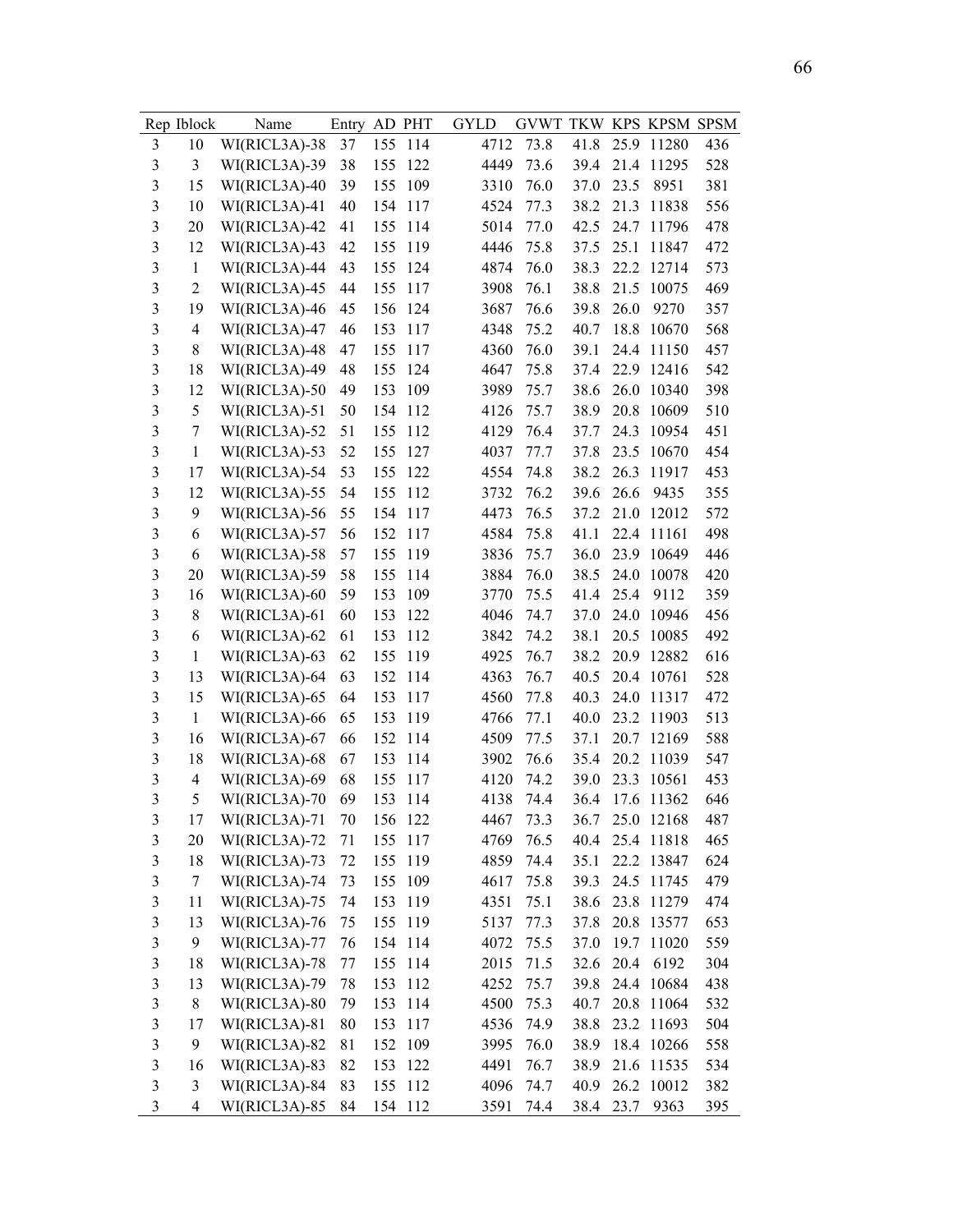| Rep | Iblock | Name | Entry | AD | PHT | GYLD | GVWT | TKW | KPS | KPSM | SPSM |
|---|---|---|---|---|---|---|---|---|---|---|---|
| 3 | 10 | WI(RICL3A)-38 | 37 | 155 | 114 | 4712 | 73.8 | 41.8 | 25.9 | 11280 | 436 |
| 3 | 3 | WI(RICL3A)-39 | 38 | 155 | 122 | 4449 | 73.6 | 39.4 | 21.4 | 11295 | 528 |
| 3 | 15 | WI(RICL3A)-40 | 39 | 155 | 109 | 3310 | 76.0 | 37.0 | 23.5 | 8951 | 381 |
| 3 | 10 | WI(RICL3A)-41 | 40 | 154 | 117 | 4524 | 77.3 | 38.2 | 21.3 | 11838 | 556 |
| 3 | 20 | WI(RICL3A)-42 | 41 | 155 | 114 | 5014 | 77.0 | 42.5 | 24.7 | 11796 | 478 |
| 3 | 12 | WI(RICL3A)-43 | 42 | 155 | 119 | 4446 | 75.8 | 37.5 | 25.1 | 11847 | 472 |
| 3 | 1 | WI(RICL3A)-44 | 43 | 155 | 124 | 4874 | 76.0 | 38.3 | 22.2 | 12714 | 573 |
| 3 | 2 | WI(RICL3A)-45 | 44 | 155 | 117 | 3908 | 76.1 | 38.8 | 21.5 | 10075 | 469 |
| 3 | 19 | WI(RICL3A)-46 | 45 | 156 | 124 | 3687 | 76.6 | 39.8 | 26.0 | 9270 | 357 |
| 3 | 4 | WI(RICL3A)-47 | 46 | 153 | 117 | 4348 | 75.2 | 40.7 | 18.8 | 10670 | 568 |
| 3 | 8 | WI(RICL3A)-48 | 47 | 155 | 117 | 4360 | 76.0 | 39.1 | 24.4 | 11150 | 457 |
| 3 | 18 | WI(RICL3A)-49 | 48 | 155 | 124 | 4647 | 75.8 | 37.4 | 22.9 | 12416 | 542 |
| 3 | 12 | WI(RICL3A)-50 | 49 | 153 | 109 | 3989 | 75.7 | 38.6 | 26.0 | 10340 | 398 |
| 3 | 5 | WI(RICL3A)-51 | 50 | 154 | 112 | 4126 | 75.7 | 38.9 | 20.8 | 10609 | 510 |
| 3 | 7 | WI(RICL3A)-52 | 51 | 155 | 112 | 4129 | 76.4 | 37.7 | 24.3 | 10954 | 451 |
| 3 | 1 | WI(RICL3A)-53 | 52 | 155 | 127 | 4037 | 77.7 | 37.8 | 23.5 | 10670 | 454 |
| 3 | 17 | WI(RICL3A)-54 | 53 | 155 | 122 | 4554 | 74.8 | 38.2 | 26.3 | 11917 | 453 |
| 3 | 12 | WI(RICL3A)-55 | 54 | 155 | 112 | 3732 | 76.2 | 39.6 | 26.6 | 9435 | 355 |
| 3 | 9 | WI(RICL3A)-56 | 55 | 154 | 117 | 4473 | 76.5 | 37.2 | 21.0 | 12012 | 572 |
| 3 | 6 | WI(RICL3A)-57 | 56 | 152 | 117 | 4584 | 75.8 | 41.1 | 22.4 | 11161 | 498 |
| 3 | 6 | WI(RICL3A)-58 | 57 | 155 | 119 | 3836 | 75.7 | 36.0 | 23.9 | 10649 | 446 |
| 3 | 20 | WI(RICL3A)-59 | 58 | 155 | 114 | 3884 | 76.0 | 38.5 | 24.0 | 10078 | 420 |
| 3 | 16 | WI(RICL3A)-60 | 59 | 153 | 109 | 3770 | 75.5 | 41.4 | 25.4 | 9112 | 359 |
| 3 | 8 | WI(RICL3A)-61 | 60 | 153 | 122 | 4046 | 74.7 | 37.0 | 24.0 | 10946 | 456 |
| 3 | 6 | WI(RICL3A)-62 | 61 | 153 | 112 | 3842 | 74.2 | 38.1 | 20.5 | 10085 | 492 |
| 3 | 1 | WI(RICL3A)-63 | 62 | 155 | 119 | 4925 | 76.7 | 38.2 | 20.9 | 12882 | 616 |
| 3 | 13 | WI(RICL3A)-64 | 63 | 152 | 114 | 4363 | 76.7 | 40.5 | 20.4 | 10761 | 528 |
| 3 | 15 | WI(RICL3A)-65 | 64 | 153 | 117 | 4560 | 77.8 | 40.3 | 24.0 | 11317 | 472 |
| 3 | 1 | WI(RICL3A)-66 | 65 | 153 | 119 | 4766 | 77.1 | 40.0 | 23.2 | 11903 | 513 |
| 3 | 16 | WI(RICL3A)-67 | 66 | 152 | 114 | 4509 | 77.5 | 37.1 | 20.7 | 12169 | 588 |
| 3 | 18 | WI(RICL3A)-68 | 67 | 153 | 114 | 3902 | 76.6 | 35.4 | 20.2 | 11039 | 547 |
| 3 | 4 | WI(RICL3A)-69 | 68 | 155 | 117 | 4120 | 74.2 | 39.0 | 23.3 | 10561 | 453 |
| 3 | 5 | WI(RICL3A)-70 | 69 | 153 | 114 | 4138 | 74.4 | 36.4 | 17.6 | 11362 | 646 |
| 3 | 17 | WI(RICL3A)-71 | 70 | 156 | 122 | 4467 | 73.3 | 36.7 | 25.0 | 12168 | 487 |
| 3 | 20 | WI(RICL3A)-72 | 71 | 155 | 117 | 4769 | 76.5 | 40.4 | 25.4 | 11818 | 465 |
| 3 | 18 | WI(RICL3A)-73 | 72 | 155 | 119 | 4859 | 74.4 | 35.1 | 22.2 | 13847 | 624 |
| 3 | 7 | WI(RICL3A)-74 | 73 | 155 | 109 | 4617 | 75.8 | 39.3 | 24.5 | 11745 | 479 |
| 3 | 11 | WI(RICL3A)-75 | 74 | 153 | 119 | 4351 | 75.1 | 38.6 | 23.8 | 11279 | 474 |
| 3 | 13 | WI(RICL3A)-76 | 75 | 155 | 119 | 5137 | 77.3 | 37.8 | 20.8 | 13577 | 653 |
| 3 | 9 | WI(RICL3A)-77 | 76 | 154 | 114 | 4072 | 75.5 | 37.0 | 19.7 | 11020 | 559 |
| 3 | 18 | WI(RICL3A)-78 | 77 | 155 | 114 | 2015 | 71.5 | 32.6 | 20.4 | 6192 | 304 |
| 3 | 13 | WI(RICL3A)-79 | 78 | 153 | 112 | 4252 | 75.7 | 39.8 | 24.4 | 10684 | 438 |
| 3 | 8 | WI(RICL3A)-80 | 79 | 153 | 114 | 4500 | 75.3 | 40.7 | 20.8 | 11064 | 532 |
| 3 | 17 | WI(RICL3A)-81 | 80 | 153 | 117 | 4536 | 74.9 | 38.8 | 23.2 | 11693 | 504 |
| 3 | 9 | WI(RICL3A)-82 | 81 | 152 | 109 | 3995 | 76.0 | 38.9 | 18.4 | 10266 | 558 |
| 3 | 16 | WI(RICL3A)-83 | 82 | 153 | 122 | 4491 | 76.7 | 38.9 | 21.6 | 11535 | 534 |
| 3 | 3 | WI(RICL3A)-84 | 83 | 155 | 112 | 4096 | 74.7 | 40.9 | 26.2 | 10012 | 382 |
| 3 | 4 | WI(RICL3A)-85 | 84 | 154 | 112 | 3591 | 74.4 | 38.4 | 23.7 | 9363 | 395 |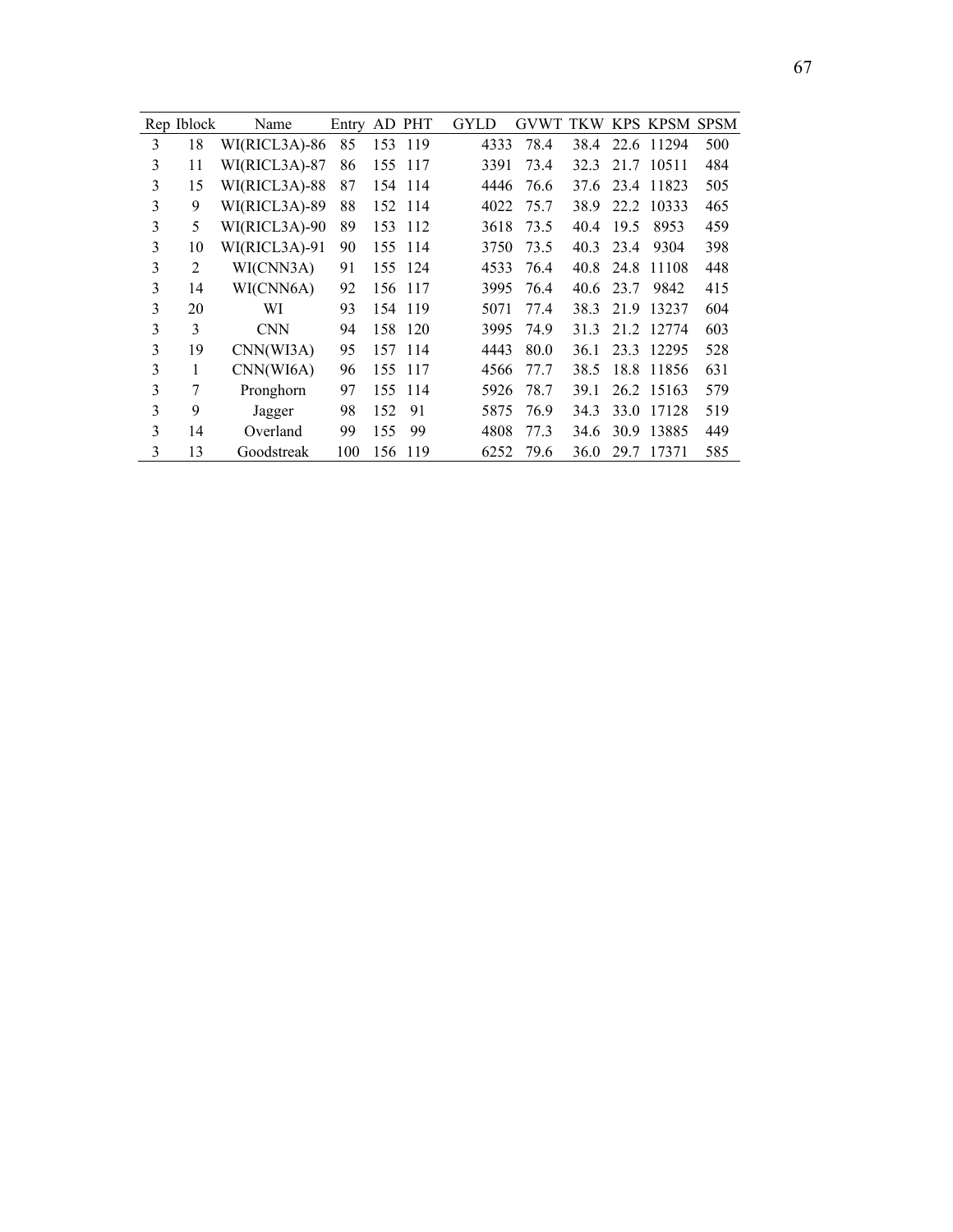| Rep | Iblock | Name | Entry | AD | PHT | GYLD | GVWT | TKW | KPS | KPSM | SPSM |
|---|---|---|---|---|---|---|---|---|---|---|---|
| 3 | 18 | WI(RICL3A)-86 | 85 | 153 | 119 | 4333 | 78.4 | 38.4 | 22.6 | 11294 | 500 |
| 3 | 11 | WI(RICL3A)-87 | 86 | 155 | 117 | 3391 | 73.4 | 32.3 | 21.7 | 10511 | 484 |
| 3 | 15 | WI(RICL3A)-88 | 87 | 154 | 114 | 4446 | 76.6 | 37.6 | 23.4 | 11823 | 505 |
| 3 | 9 | WI(RICL3A)-89 | 88 | 152 | 114 | 4022 | 75.7 | 38.9 | 22.2 | 10333 | 465 |
| 3 | 5 | WI(RICL3A)-90 | 89 | 153 | 112 | 3618 | 73.5 | 40.4 | 19.5 | 8953 | 459 |
| 3 | 10 | WI(RICL3A)-91 | 90 | 155 | 114 | 3750 | 73.5 | 40.3 | 23.4 | 9304 | 398 |
| 3 | 2 | WI(CNN3A) | 91 | 155 | 124 | 4533 | 76.4 | 40.8 | 24.8 | 11108 | 448 |
| 3 | 14 | WI(CNN6A) | 92 | 156 | 117 | 3995 | 76.4 | 40.6 | 23.7 | 9842 | 415 |
| 3 | 20 | WI | 93 | 154 | 119 | 5071 | 77.4 | 38.3 | 21.9 | 13237 | 604 |
| 3 | 3 | CNN | 94 | 158 | 120 | 3995 | 74.9 | 31.3 | 21.2 | 12774 | 603 |
| 3 | 19 | CNN(WI3A) | 95 | 157 | 114 | 4443 | 80.0 | 36.1 | 23.3 | 12295 | 528 |
| 3 | 1 | CNN(WI6A) | 96 | 155 | 117 | 4566 | 77.7 | 38.5 | 18.8 | 11856 | 631 |
| 3 | 7 | Pronghorn | 97 | 155 | 114 | 5926 | 78.7 | 39.1 | 26.2 | 15163 | 579 |
| 3 | 9 | Jagger | 98 | 152 | 91 | 5875 | 76.9 | 34.3 | 33.0 | 17128 | 519 |
| 3 | 14 | Overland | 99 | 155 | 99 | 4808 | 77.3 | 34.6 | 30.9 | 13885 | 449 |
| 3 | 13 | Goodstreak | 100 | 156 | 119 | 6252 | 79.6 | 36.0 | 29.7 | 17371 | 585 |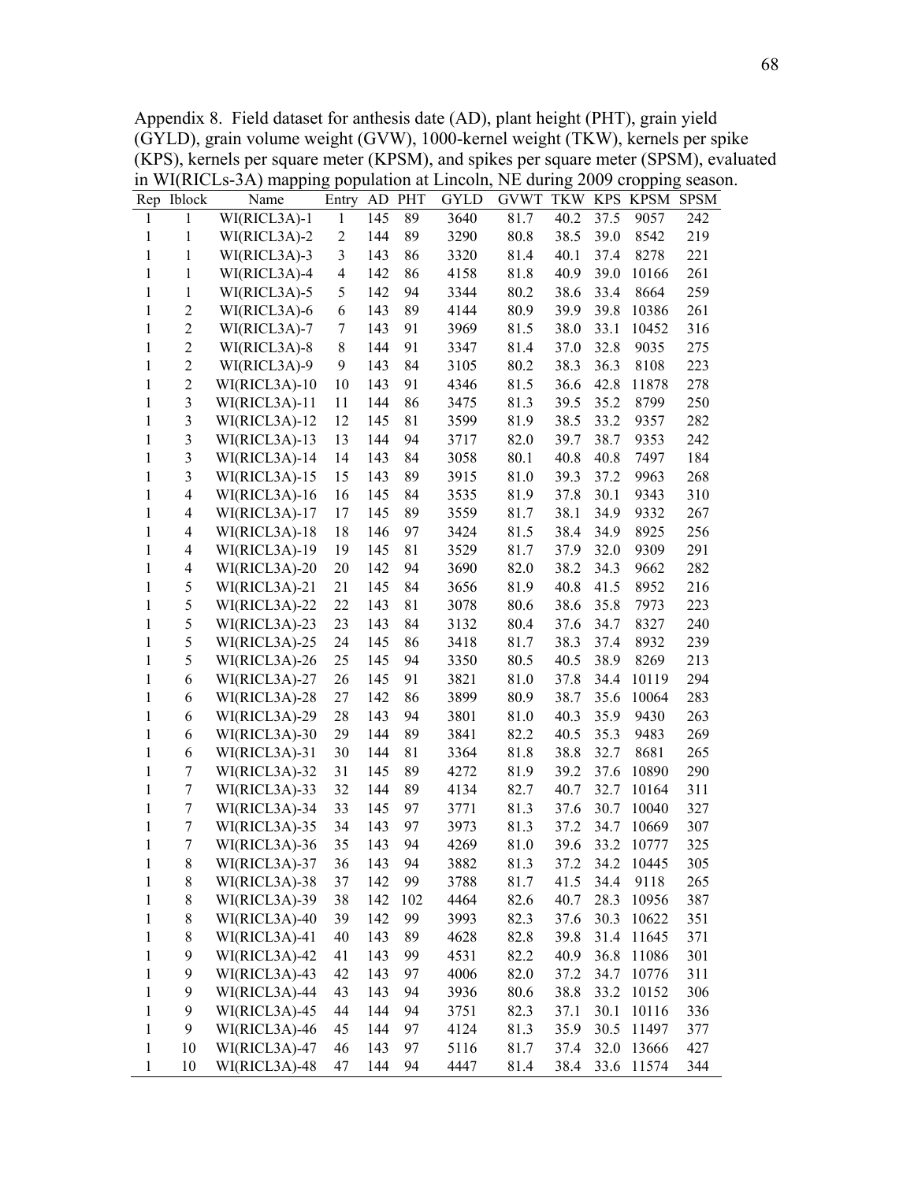Appendix 8. Field dataset for anthesis date (AD), plant height (PHT), grain yield (GYLD), grain volume weight (GVW), 1000-kernel weight (TKW), kernels per spike (KPS), kernels per square meter (KPSM), and spikes per square meter (SPSM), evaluated in WI(RICLs-3A) mapping population at Lincoln, NE during 2009 cropping season.

| Rep | Iblock | Name | Entry | AD | PHT | GYLD | GVWT | TKW | KPS | KPSM | SPSM |
|---|---|---|---|---|---|---|---|---|---|---|---|
| 1 | 1 | WI(RICL3A)-1 | 1 | 145 | 89 | 3640 | 81.7 | 40.2 | 37.5 | 9057 | 242 |
| 1 | 1 | WI(RICL3A)-2 | 2 | 144 | 89 | 3290 | 80.8 | 38.5 | 39.0 | 8542 | 219 |
| 1 | 1 | WI(RICL3A)-3 | 3 | 143 | 86 | 3320 | 81.4 | 40.1 | 37.4 | 8278 | 221 |
| 1 | 1 | WI(RICL3A)-4 | 4 | 142 | 86 | 4158 | 81.8 | 40.9 | 39.0 | 10166 | 261 |
| 1 | 1 | WI(RICL3A)-5 | 5 | 142 | 94 | 3344 | 80.2 | 38.6 | 33.4 | 8664 | 259 |
| 1 | 2 | WI(RICL3A)-6 | 6 | 143 | 89 | 4144 | 80.9 | 39.9 | 39.8 | 10386 | 261 |
| 1 | 2 | WI(RICL3A)-7 | 7 | 143 | 91 | 3969 | 81.5 | 38.0 | 33.1 | 10452 | 316 |
| 1 | 2 | WI(RICL3A)-8 | 8 | 144 | 91 | 3347 | 81.4 | 37.0 | 32.8 | 9035 | 275 |
| 1 | 2 | WI(RICL3A)-9 | 9 | 143 | 84 | 3105 | 80.2 | 38.3 | 36.3 | 8108 | 223 |
| 1 | 2 | WI(RICL3A)-10 | 10 | 143 | 91 | 4346 | 81.5 | 36.6 | 42.8 | 11878 | 278 |
| 1 | 3 | WI(RICL3A)-11 | 11 | 144 | 86 | 3475 | 81.3 | 39.5 | 35.2 | 8799 | 250 |
| 1 | 3 | WI(RICL3A)-12 | 12 | 145 | 81 | 3599 | 81.9 | 38.5 | 33.2 | 9357 | 282 |
| 1 | 3 | WI(RICL3A)-13 | 13 | 144 | 94 | 3717 | 82.0 | 39.7 | 38.7 | 9353 | 242 |
| 1 | 3 | WI(RICL3A)-14 | 14 | 143 | 84 | 3058 | 80.1 | 40.8 | 40.8 | 7497 | 184 |
| 1 | 3 | WI(RICL3A)-15 | 15 | 143 | 89 | 3915 | 81.0 | 39.3 | 37.2 | 9963 | 268 |
| 1 | 4 | WI(RICL3A)-16 | 16 | 145 | 84 | 3535 | 81.9 | 37.8 | 30.1 | 9343 | 310 |
| 1 | 4 | WI(RICL3A)-17 | 17 | 145 | 89 | 3559 | 81.7 | 38.1 | 34.9 | 9332 | 267 |
| 1 | 4 | WI(RICL3A)-18 | 18 | 146 | 97 | 3424 | 81.5 | 38.4 | 34.9 | 8925 | 256 |
| 1 | 4 | WI(RICL3A)-19 | 19 | 145 | 81 | 3529 | 81.7 | 37.9 | 32.0 | 9309 | 291 |
| 1 | 4 | WI(RICL3A)-20 | 20 | 142 | 94 | 3690 | 82.0 | 38.2 | 34.3 | 9662 | 282 |
| 1 | 5 | WI(RICL3A)-21 | 21 | 145 | 84 | 3656 | 81.9 | 40.8 | 41.5 | 8952 | 216 |
| 1 | 5 | WI(RICL3A)-22 | 22 | 143 | 81 | 3078 | 80.6 | 38.6 | 35.8 | 7973 | 223 |
| 1 | 5 | WI(RICL3A)-23 | 23 | 143 | 84 | 3132 | 80.4 | 37.6 | 34.7 | 8327 | 240 |
| 1 | 5 | WI(RICL3A)-25 | 24 | 145 | 86 | 3418 | 81.7 | 38.3 | 37.4 | 8932 | 239 |
| 1 | 5 | WI(RICL3A)-26 | 25 | 145 | 94 | 3350 | 80.5 | 40.5 | 38.9 | 8269 | 213 |
| 1 | 6 | WI(RICL3A)-27 | 26 | 145 | 91 | 3821 | 81.0 | 37.8 | 34.4 | 10119 | 294 |
| 1 | 6 | WI(RICL3A)-28 | 27 | 142 | 86 | 3899 | 80.9 | 38.7 | 35.6 | 10064 | 283 |
| 1 | 6 | WI(RICL3A)-29 | 28 | 143 | 94 | 3801 | 81.0 | 40.3 | 35.9 | 9430 | 263 |
| 1 | 6 | WI(RICL3A)-30 | 29 | 144 | 89 | 3841 | 82.2 | 40.5 | 35.3 | 9483 | 269 |
| 1 | 6 | WI(RICL3A)-31 | 30 | 144 | 81 | 3364 | 81.8 | 38.8 | 32.7 | 8681 | 265 |
| 1 | 7 | WI(RICL3A)-32 | 31 | 145 | 89 | 4272 | 81.9 | 39.2 | 37.6 | 10890 | 290 |
| 1 | 7 | WI(RICL3A)-33 | 32 | 144 | 89 | 4134 | 82.7 | 40.7 | 32.7 | 10164 | 311 |
| 1 | 7 | WI(RICL3A)-34 | 33 | 145 | 97 | 3771 | 81.3 | 37.6 | 30.7 | 10040 | 327 |
| 1 | 7 | WI(RICL3A)-35 | 34 | 143 | 97 | 3973 | 81.3 | 37.2 | 34.7 | 10669 | 307 |
| 1 | 7 | WI(RICL3A)-36 | 35 | 143 | 94 | 4269 | 81.0 | 39.6 | 33.2 | 10777 | 325 |
| 1 | 8 | WI(RICL3A)-37 | 36 | 143 | 94 | 3882 | 81.3 | 37.2 | 34.2 | 10445 | 305 |
| 1 | 8 | WI(RICL3A)-38 | 37 | 142 | 99 | 3788 | 81.7 | 41.5 | 34.4 | 9118 | 265 |
| 1 | 8 | WI(RICL3A)-39 | 38 | 142 | 102 | 4464 | 82.6 | 40.7 | 28.3 | 10956 | 387 |
| 1 | 8 | WI(RICL3A)-40 | 39 | 142 | 99 | 3993 | 82.3 | 37.6 | 30.3 | 10622 | 351 |
| 1 | 8 | WI(RICL3A)-41 | 40 | 143 | 89 | 4628 | 82.8 | 39.8 | 31.4 | 11645 | 371 |
| 1 | 9 | WI(RICL3A)-42 | 41 | 143 | 99 | 4531 | 82.2 | 40.9 | 36.8 | 11086 | 301 |
| 1 | 9 | WI(RICL3A)-43 | 42 | 143 | 97 | 4006 | 82.0 | 37.2 | 34.7 | 10776 | 311 |
| 1 | 9 | WI(RICL3A)-44 | 43 | 143 | 94 | 3936 | 80.6 | 38.8 | 33.2 | 10152 | 306 |
| 1 | 9 | WI(RICL3A)-45 | 44 | 144 | 94 | 3751 | 82.3 | 37.1 | 30.1 | 10116 | 336 |
| 1 | 9 | WI(RICL3A)-46 | 45 | 144 | 97 | 4124 | 81.3 | 35.9 | 30.5 | 11497 | 377 |
| 1 | 10 | WI(RICL3A)-47 | 46 | 143 | 97 | 5116 | 81.7 | 37.4 | 32.0 | 13666 | 427 |
| 1 | 10 | WI(RICL3A)-48 | 47 | 144 | 94 | 4447 | 81.4 | 38.4 | 33.6 | 11574 | 344 |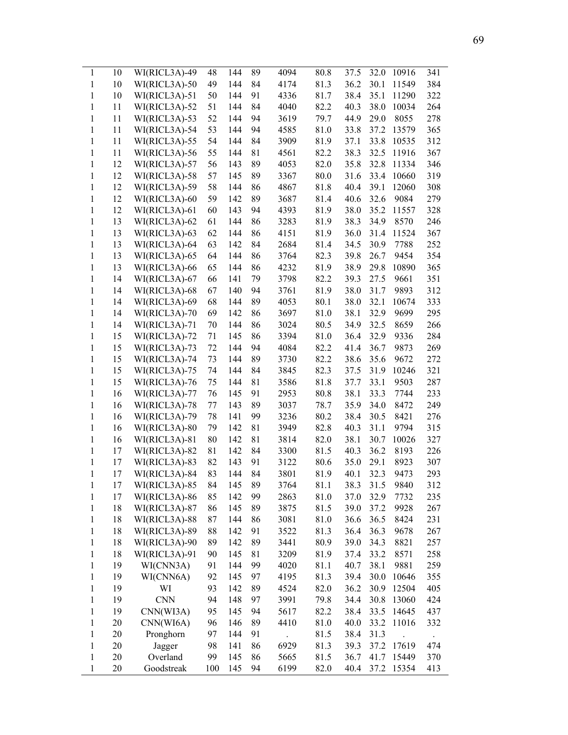| | | | | | | | | | | | |
|---|---|---|---|---|---|---|---|---|---|---|---|
| 1 | 10 | WI(RICL3A)-49 | 48 | 144 | 89 | 4094 | 80.8 | 37.5 | 32.0 | 10916 | 341 |
| 1 | 10 | WI(RICL3A)-50 | 49 | 144 | 84 | 4174 | 81.3 | 36.2 | 30.1 | 11549 | 384 |
| 1 | 10 | WI(RICL3A)-51 | 50 | 144 | 91 | 4336 | 81.7 | 38.4 | 35.1 | 11290 | 322 |
| 1 | 11 | WI(RICL3A)-52 | 51 | 144 | 84 | 4040 | 82.2 | 40.3 | 38.0 | 10034 | 264 |
| 1 | 11 | WI(RICL3A)-53 | 52 | 144 | 94 | 3619 | 79.7 | 44.9 | 29.0 | 8055 | 278 |
| 1 | 11 | WI(RICL3A)-54 | 53 | 144 | 94 | 4585 | 81.0 | 33.8 | 37.2 | 13579 | 365 |
| 1 | 11 | WI(RICL3A)-55 | 54 | 144 | 84 | 3909 | 81.9 | 37.1 | 33.8 | 10535 | 312 |
| 1 | 11 | WI(RICL3A)-56 | 55 | 144 | 81 | 4561 | 82.2 | 38.3 | 32.5 | 11916 | 367 |
| 1 | 12 | WI(RICL3A)-57 | 56 | 143 | 89 | 4053 | 82.0 | 35.8 | 32.8 | 11334 | 346 |
| 1 | 12 | WI(RICL3A)-58 | 57 | 145 | 89 | 3367 | 80.0 | 31.6 | 33.4 | 10660 | 319 |
| 1 | 12 | WI(RICL3A)-59 | 58 | 144 | 86 | 4867 | 81.8 | 40.4 | 39.1 | 12060 | 308 |
| 1 | 12 | WI(RICL3A)-60 | 59 | 142 | 89 | 3687 | 81.4 | 40.6 | 32.6 | 9084 | 279 |
| 1 | 12 | WI(RICL3A)-61 | 60 | 143 | 94 | 4393 | 81.9 | 38.0 | 35.2 | 11557 | 328 |
| 1 | 13 | WI(RICL3A)-62 | 61 | 144 | 86 | 3283 | 81.9 | 38.3 | 34.9 | 8570 | 246 |
| 1 | 13 | WI(RICL3A)-63 | 62 | 144 | 86 | 4151 | 81.9 | 36.0 | 31.4 | 11524 | 367 |
| 1 | 13 | WI(RICL3A)-64 | 63 | 142 | 84 | 2684 | 81.4 | 34.5 | 30.9 | 7788 | 252 |
| 1 | 13 | WI(RICL3A)-65 | 64 | 144 | 86 | 3764 | 82.3 | 39.8 | 26.7 | 9454 | 354 |
| 1 | 13 | WI(RICL3A)-66 | 65 | 144 | 86 | 4232 | 81.9 | 38.9 | 29.8 | 10890 | 365 |
| 1 | 14 | WI(RICL3A)-67 | 66 | 141 | 79 | 3798 | 82.2 | 39.3 | 27.5 | 9661 | 351 |
| 1 | 14 | WI(RICL3A)-68 | 67 | 140 | 94 | 3761 | 81.9 | 38.0 | 31.7 | 9893 | 312 |
| 1 | 14 | WI(RICL3A)-69 | 68 | 144 | 89 | 4053 | 80.1 | 38.0 | 32.1 | 10674 | 333 |
| 1 | 14 | WI(RICL3A)-70 | 69 | 142 | 86 | 3697 | 81.0 | 38.1 | 32.9 | 9699 | 295 |
| 1 | 14 | WI(RICL3A)-71 | 70 | 144 | 86 | 3024 | 80.5 | 34.9 | 32.5 | 8659 | 266 |
| 1 | 15 | WI(RICL3A)-72 | 71 | 145 | 86 | 3394 | 81.0 | 36.4 | 32.9 | 9336 | 284 |
| 1 | 15 | WI(RICL3A)-73 | 72 | 144 | 94 | 4084 | 82.2 | 41.4 | 36.7 | 9873 | 269 |
| 1 | 15 | WI(RICL3A)-74 | 73 | 144 | 89 | 3730 | 82.2 | 38.6 | 35.6 | 9672 | 272 |
| 1 | 15 | WI(RICL3A)-75 | 74 | 144 | 84 | 3845 | 82.3 | 37.5 | 31.9 | 10246 | 321 |
| 1 | 15 | WI(RICL3A)-76 | 75 | 144 | 81 | 3586 | 81.8 | 37.7 | 33.1 | 9503 | 287 |
| 1 | 16 | WI(RICL3A)-77 | 76 | 145 | 91 | 2953 | 80.8 | 38.1 | 33.3 | 7744 | 233 |
| 1 | 16 | WI(RICL3A)-78 | 77 | 143 | 89 | 3037 | 78.7 | 35.9 | 34.0 | 8472 | 249 |
| 1 | 16 | WI(RICL3A)-79 | 78 | 141 | 99 | 3236 | 80.2 | 38.4 | 30.5 | 8421 | 276 |
| 1 | 16 | WI(RICL3A)-80 | 79 | 142 | 81 | 3949 | 82.8 | 40.3 | 31.1 | 9794 | 315 |
| 1 | 16 | WI(RICL3A)-81 | 80 | 142 | 81 | 3814 | 82.0 | 38.1 | 30.7 | 10026 | 327 |
| 1 | 17 | WI(RICL3A)-82 | 81 | 142 | 84 | 3300 | 81.5 | 40.3 | 36.2 | 8193 | 226 |
| 1 | 17 | WI(RICL3A)-83 | 82 | 143 | 91 | 3122 | 80.6 | 35.0 | 29.1 | 8923 | 307 |
| 1 | 17 | WI(RICL3A)-84 | 83 | 144 | 84 | 3801 | 81.9 | 40.1 | 32.3 | 9473 | 293 |
| 1 | 17 | WI(RICL3A)-85 | 84 | 145 | 89 | 3764 | 81.1 | 38.3 | 31.5 | 9840 | 312 |
| 1 | 17 | WI(RICL3A)-86 | 85 | 142 | 99 | 2863 | 81.0 | 37.0 | 32.9 | 7732 | 235 |
| 1 | 18 | WI(RICL3A)-87 | 86 | 145 | 89 | 3875 | 81.5 | 39.0 | 37.2 | 9928 | 267 |
| 1 | 18 | WI(RICL3A)-88 | 87 | 144 | 86 | 3081 | 81.0 | 36.6 | 36.5 | 8424 | 231 |
| 1 | 18 | WI(RICL3A)-89 | 88 | 142 | 91 | 3522 | 81.3 | 36.4 | 36.3 | 9678 | 267 |
| 1 | 18 | WI(RICL3A)-90 | 89 | 142 | 89 | 3441 | 80.9 | 39.0 | 34.3 | 8821 | 257 |
| 1 | 18 | WI(RICL3A)-91 | 90 | 145 | 81 | 3209 | 81.9 | 37.4 | 33.2 | 8571 | 258 |
| 1 | 19 | WI(CNN3A) | 91 | 144 | 99 | 4020 | 81.1 | 40.7 | 38.1 | 9881 | 259 |
| 1 | 19 | WI(CNN6A) | 92 | 145 | 97 | 4195 | 81.3 | 39.4 | 30.0 | 10646 | 355 |
| 1 | 19 | WI | 93 | 142 | 89 | 4524 | 82.0 | 36.2 | 30.9 | 12504 | 405 |
| 1 | 19 | CNN | 94 | 148 | 97 | 3991 | 79.8 | 34.4 | 30.8 | 13060 | 424 |
| 1 | 19 | CNN(WI3A) | 95 | 145 | 94 | 5617 | 82.2 | 38.4 | 33.5 | 14645 | 437 |
| 1 | 20 | CNN(WI6A) | 96 | 146 | 89 | 4410 | 81.0 | 40.0 | 33.2 | 11016 | 332 |
| 1 | 20 | Pronghorn | 97 | 144 | 91 | . | 81.5 | 38.4 | 31.3 | . | . |
| 1 | 20 | Jagger | 98 | 141 | 86 | 6929 | 81.3 | 39.3 | 37.2 | 17619 | 474 |
| 1 | 20 | Overland | 99 | 145 | 86 | 5665 | 81.5 | 36.7 | 41.7 | 15449 | 370 |
| 1 | 20 | Goodstreak | 100 | 145 | 94 | 6199 | 82.0 | 40.4 | 37.2 | 15354 | 413 |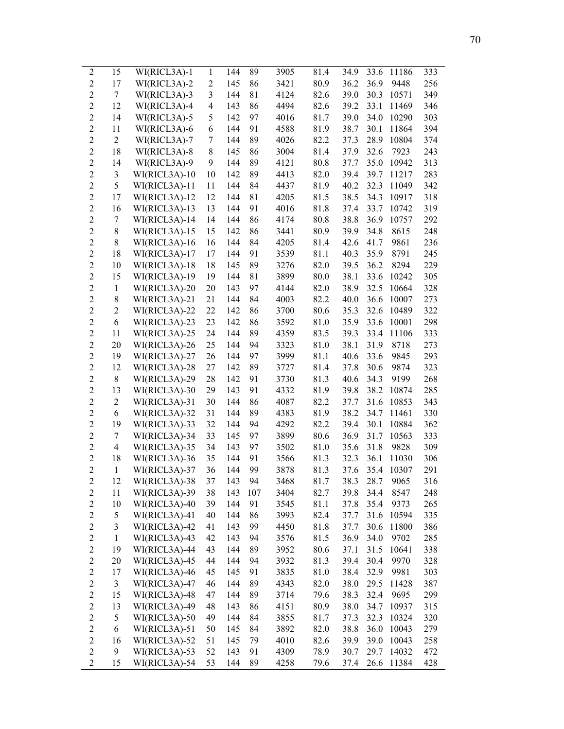| | | | | | | | | | | | |
|---|---|---|---|---|---|---|---|---|---|---|---|
| 2 | 15 | WI(RICL3A)-1 | 1 | 144 | 89 | 3905 | 81.4 | 34.9 | 33.6 | 11186 | 333 |
| 2 | 17 | WI(RICL3A)-2 | 2 | 145 | 86 | 3421 | 80.9 | 36.2 | 36.9 | 9448 | 256 |
| 2 | 7 | WI(RICL3A)-3 | 3 | 144 | 81 | 4124 | 82.6 | 39.0 | 30.3 | 10571 | 349 |
| 2 | 12 | WI(RICL3A)-4 | 4 | 143 | 86 | 4494 | 82.6 | 39.2 | 33.1 | 11469 | 346 |
| 2 | 14 | WI(RICL3A)-5 | 5 | 142 | 97 | 4016 | 81.7 | 39.0 | 34.0 | 10290 | 303 |
| 2 | 11 | WI(RICL3A)-6 | 6 | 144 | 91 | 4588 | 81.9 | 38.7 | 30.1 | 11864 | 394 |
| 2 | 2 | WI(RICL3A)-7 | 7 | 144 | 89 | 4026 | 82.2 | 37.3 | 28.9 | 10804 | 374 |
| 2 | 18 | WI(RICL3A)-8 | 8 | 145 | 86 | 3004 | 81.4 | 37.9 | 32.6 | 7923 | 243 |
| 2 | 14 | WI(RICL3A)-9 | 9 | 144 | 89 | 4121 | 80.8 | 37.7 | 35.0 | 10942 | 313 |
| 2 | 3 | WI(RICL3A)-10 | 10 | 142 | 89 | 4413 | 82.0 | 39.4 | 39.7 | 11217 | 283 |
| 2 | 5 | WI(RICL3A)-11 | 11 | 144 | 84 | 4437 | 81.9 | 40.2 | 32.3 | 11049 | 342 |
| 2 | 17 | WI(RICL3A)-12 | 12 | 144 | 81 | 4205 | 81.5 | 38.5 | 34.3 | 10917 | 318 |
| 2 | 16 | WI(RICL3A)-13 | 13 | 144 | 91 | 4016 | 81.8 | 37.4 | 33.7 | 10742 | 319 |
| 2 | 7 | WI(RICL3A)-14 | 14 | 144 | 86 | 4174 | 80.8 | 38.8 | 36.9 | 10757 | 292 |
| 2 | 8 | WI(RICL3A)-15 | 15 | 142 | 86 | 3441 | 80.9 | 39.9 | 34.8 | 8615 | 248 |
| 2 | 8 | WI(RICL3A)-16 | 16 | 144 | 84 | 4205 | 81.4 | 42.6 | 41.7 | 9861 | 236 |
| 2 | 18 | WI(RICL3A)-17 | 17 | 144 | 91 | 3539 | 81.1 | 40.3 | 35.9 | 8791 | 245 |
| 2 | 10 | WI(RICL3A)-18 | 18 | 145 | 89 | 3276 | 82.0 | 39.5 | 36.2 | 8294 | 229 |
| 2 | 15 | WI(RICL3A)-19 | 19 | 144 | 81 | 3899 | 80.0 | 38.1 | 33.6 | 10242 | 305 |
| 2 | 1 | WI(RICL3A)-20 | 20 | 143 | 97 | 4144 | 82.0 | 38.9 | 32.5 | 10664 | 328 |
| 2 | 8 | WI(RICL3A)-21 | 21 | 144 | 84 | 4003 | 82.2 | 40.0 | 36.6 | 10007 | 273 |
| 2 | 2 | WI(RICL3A)-22 | 22 | 142 | 86 | 3700 | 80.6 | 35.3 | 32.6 | 10489 | 322 |
| 2 | 6 | WI(RICL3A)-23 | 23 | 142 | 86 | 3592 | 81.0 | 35.9 | 33.6 | 10001 | 298 |
| 2 | 11 | WI(RICL3A)-25 | 24 | 144 | 89 | 4359 | 83.5 | 39.3 | 33.4 | 11106 | 333 |
| 2 | 20 | WI(RICL3A)-26 | 25 | 144 | 94 | 3323 | 81.0 | 38.1 | 31.9 | 8718 | 273 |
| 2 | 19 | WI(RICL3A)-27 | 26 | 144 | 97 | 3999 | 81.1 | 40.6 | 33.6 | 9845 | 293 |
| 2 | 12 | WI(RICL3A)-28 | 27 | 142 | 89 | 3727 | 81.4 | 37.8 | 30.6 | 9874 | 323 |
| 2 | 8 | WI(RICL3A)-29 | 28 | 142 | 91 | 3730 | 81.3 | 40.6 | 34.3 | 9199 | 268 |
| 2 | 13 | WI(RICL3A)-30 | 29 | 143 | 91 | 4332 | 81.9 | 39.8 | 38.2 | 10874 | 285 |
| 2 | 2 | WI(RICL3A)-31 | 30 | 144 | 86 | 4087 | 82.2 | 37.7 | 31.6 | 10853 | 343 |
| 2 | 6 | WI(RICL3A)-32 | 31 | 144 | 89 | 4383 | 81.9 | 38.2 | 34.7 | 11461 | 330 |
| 2 | 19 | WI(RICL3A)-33 | 32 | 144 | 94 | 4292 | 82.2 | 39.4 | 30.1 | 10884 | 362 |
| 2 | 7 | WI(RICL3A)-34 | 33 | 145 | 97 | 3899 | 80.6 | 36.9 | 31.7 | 10563 | 333 |
| 2 | 4 | WI(RICL3A)-35 | 34 | 143 | 97 | 3502 | 81.0 | 35.6 | 31.8 | 9828 | 309 |
| 2 | 18 | WI(RICL3A)-36 | 35 | 144 | 91 | 3566 | 81.3 | 32.3 | 36.1 | 11030 | 306 |
| 2 | 1 | WI(RICL3A)-37 | 36 | 144 | 99 | 3878 | 81.3 | 37.6 | 35.4 | 10307 | 291 |
| 2 | 12 | WI(RICL3A)-38 | 37 | 143 | 94 | 3468 | 81.7 | 38.3 | 28.7 | 9065 | 316 |
| 2 | 11 | WI(RICL3A)-39 | 38 | 143 | 107 | 3404 | 82.7 | 39.8 | 34.4 | 8547 | 248 |
| 2 | 10 | WI(RICL3A)-40 | 39 | 144 | 91 | 3545 | 81.1 | 37.8 | 35.4 | 9373 | 265 |
| 2 | 5 | WI(RICL3A)-41 | 40 | 144 | 86 | 3993 | 82.4 | 37.7 | 31.6 | 10594 | 335 |
| 2 | 3 | WI(RICL3A)-42 | 41 | 143 | 99 | 4450 | 81.8 | 37.7 | 30.6 | 11800 | 386 |
| 2 | 1 | WI(RICL3A)-43 | 42 | 143 | 94 | 3576 | 81.5 | 36.9 | 34.0 | 9702 | 285 |
| 2 | 19 | WI(RICL3A)-44 | 43 | 144 | 89 | 3952 | 80.6 | 37.1 | 31.5 | 10641 | 338 |
| 2 | 20 | WI(RICL3A)-45 | 44 | 144 | 94 | 3932 | 81.3 | 39.4 | 30.4 | 9970 | 328 |
| 2 | 17 | WI(RICL3A)-46 | 45 | 145 | 91 | 3835 | 81.0 | 38.4 | 32.9 | 9981 | 303 |
| 2 | 3 | WI(RICL3A)-47 | 46 | 144 | 89 | 4343 | 82.0 | 38.0 | 29.5 | 11428 | 387 |
| 2 | 15 | WI(RICL3A)-48 | 47 | 144 | 89 | 3714 | 79.6 | 38.3 | 32.4 | 9695 | 299 |
| 2 | 13 | WI(RICL3A)-49 | 48 | 143 | 86 | 4151 | 80.9 | 38.0 | 34.7 | 10937 | 315 |
| 2 | 5 | WI(RICL3A)-50 | 49 | 144 | 84 | 3855 | 81.7 | 37.3 | 32.3 | 10324 | 320 |
| 2 | 6 | WI(RICL3A)-51 | 50 | 145 | 84 | 3892 | 82.0 | 38.8 | 36.0 | 10043 | 279 |
| 2 | 16 | WI(RICL3A)-52 | 51 | 145 | 79 | 4010 | 82.6 | 39.9 | 39.0 | 10043 | 258 |
| 2 | 9 | WI(RICL3A)-53 | 52 | 143 | 91 | 4309 | 78.9 | 30.7 | 29.7 | 14032 | 472 |
| 2 | 15 | WI(RICL3A)-54 | 53 | 144 | 89 | 4258 | 79.6 | 37.4 | 26.6 | 11384 | 428 |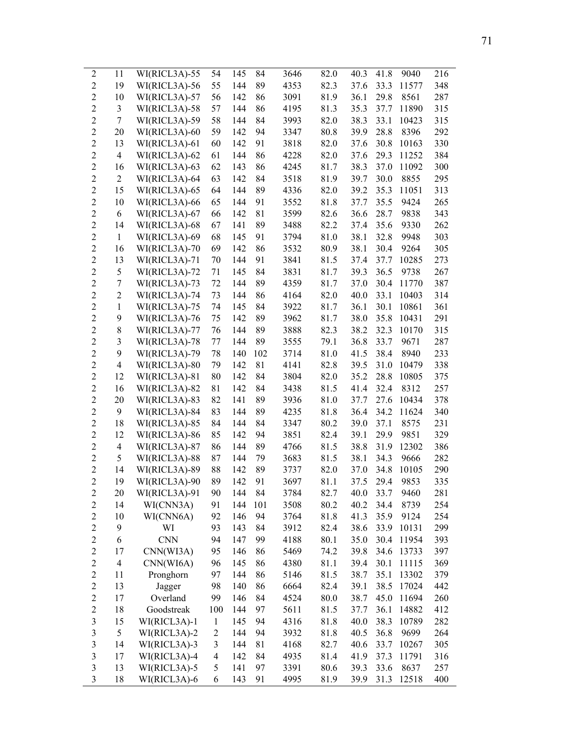| | | | | | | | | | | | |
|---|---|---|---|---|---|---|---|---|---|---|---|
| 2 | 11 | WI(RICL3A)-55 | 54 | 145 | 84 | 3646 | 82.0 | 40.3 | 41.8 | 9040 | 216 |
| 2 | 19 | WI(RICL3A)-56 | 55 | 144 | 89 | 4353 | 82.3 | 37.6 | 33.3 | 11577 | 348 |
| 2 | 10 | WI(RICL3A)-57 | 56 | 142 | 86 | 3091 | 81.9 | 36.1 | 29.8 | 8561 | 287 |
| 2 | 3 | WI(RICL3A)-58 | 57 | 144 | 86 | 4195 | 81.3 | 35.3 | 37.7 | 11890 | 315 |
| 2 | 7 | WI(RICL3A)-59 | 58 | 144 | 84 | 3993 | 82.0 | 38.3 | 33.1 | 10423 | 315 |
| 2 | 20 | WI(RICL3A)-60 | 59 | 142 | 94 | 3347 | 80.8 | 39.9 | 28.8 | 8396 | 292 |
| 2 | 13 | WI(RICL3A)-61 | 60 | 142 | 91 | 3818 | 82.0 | 37.6 | 30.8 | 10163 | 330 |
| 2 | 4 | WI(RICL3A)-62 | 61 | 144 | 86 | 4228 | 82.0 | 37.6 | 29.3 | 11252 | 384 |
| 2 | 16 | WI(RICL3A)-63 | 62 | 143 | 86 | 4245 | 81.7 | 38.3 | 37.0 | 11092 | 300 |
| 2 | 2 | WI(RICL3A)-64 | 63 | 142 | 84 | 3518 | 81.9 | 39.7 | 30.0 | 8855 | 295 |
| 2 | 15 | WI(RICL3A)-65 | 64 | 144 | 89 | 4336 | 82.0 | 39.2 | 35.3 | 11051 | 313 |
| 2 | 10 | WI(RICL3A)-66 | 65 | 144 | 91 | 3552 | 81.8 | 37.7 | 35.5 | 9424 | 265 |
| 2 | 6 | WI(RICL3A)-67 | 66 | 142 | 81 | 3599 | 82.6 | 36.6 | 28.7 | 9838 | 343 |
| 2 | 14 | WI(RICL3A)-68 | 67 | 141 | 89 | 3488 | 82.2 | 37.4 | 35.6 | 9330 | 262 |
| 2 | 1 | WI(RICL3A)-69 | 68 | 145 | 91 | 3794 | 81.0 | 38.1 | 32.8 | 9948 | 303 |
| 2 | 16 | WI(RICL3A)-70 | 69 | 142 | 86 | 3532 | 80.9 | 38.1 | 30.4 | 9264 | 305 |
| 2 | 13 | WI(RICL3A)-71 | 70 | 144 | 91 | 3841 | 81.5 | 37.4 | 37.7 | 10285 | 273 |
| 2 | 5 | WI(RICL3A)-72 | 71 | 145 | 84 | 3831 | 81.7 | 39.3 | 36.5 | 9738 | 267 |
| 2 | 7 | WI(RICL3A)-73 | 72 | 144 | 89 | 4359 | 81.7 | 37.0 | 30.4 | 11770 | 387 |
| 2 | 2 | WI(RICL3A)-74 | 73 | 144 | 86 | 4164 | 82.0 | 40.0 | 33.1 | 10403 | 314 |
| 2 | 1 | WI(RICL3A)-75 | 74 | 145 | 84 | 3922 | 81.7 | 36.1 | 30.1 | 10861 | 361 |
| 2 | 9 | WI(RICL3A)-76 | 75 | 142 | 89 | 3962 | 81.7 | 38.0 | 35.8 | 10431 | 291 |
| 2 | 8 | WI(RICL3A)-77 | 76 | 144 | 89 | 3888 | 82.3 | 38.2 | 32.3 | 10170 | 315 |
| 2 | 3 | WI(RICL3A)-78 | 77 | 144 | 89 | 3555 | 79.1 | 36.8 | 33.7 | 9671 | 287 |
| 2 | 9 | WI(RICL3A)-79 | 78 | 140 | 102 | 3714 | 81.0 | 41.5 | 38.4 | 8940 | 233 |
| 2 | 4 | WI(RICL3A)-80 | 79 | 142 | 81 | 4141 | 82.8 | 39.5 | 31.0 | 10479 | 338 |
| 2 | 12 | WI(RICL3A)-81 | 80 | 142 | 84 | 3804 | 82.0 | 35.2 | 28.8 | 10805 | 375 |
| 2 | 16 | WI(RICL3A)-82 | 81 | 142 | 84 | 3438 | 81.5 | 41.4 | 32.4 | 8312 | 257 |
| 2 | 20 | WI(RICL3A)-83 | 82 | 141 | 89 | 3936 | 81.0 | 37.7 | 27.6 | 10434 | 378 |
| 2 | 9 | WI(RICL3A)-84 | 83 | 144 | 89 | 4235 | 81.8 | 36.4 | 34.2 | 11624 | 340 |
| 2 | 18 | WI(RICL3A)-85 | 84 | 144 | 84 | 3347 | 80.2 | 39.0 | 37.1 | 8575 | 231 |
| 2 | 12 | WI(RICL3A)-86 | 85 | 142 | 94 | 3851 | 82.4 | 39.1 | 29.9 | 9851 | 329 |
| 2 | 4 | WI(RICL3A)-87 | 86 | 144 | 89 | 4766 | 81.5 | 38.8 | 31.9 | 12302 | 386 |
| 2 | 5 | WI(RICL3A)-88 | 87 | 144 | 79 | 3683 | 81.5 | 38.1 | 34.3 | 9666 | 282 |
| 2 | 14 | WI(RICL3A)-89 | 88 | 142 | 89 | 3737 | 82.0 | 37.0 | 34.8 | 10105 | 290 |
| 2 | 19 | WI(RICL3A)-90 | 89 | 142 | 91 | 3697 | 81.1 | 37.5 | 29.4 | 9853 | 335 |
| 2 | 20 | WI(RICL3A)-91 | 90 | 144 | 84 | 3784 | 82.7 | 40.0 | 33.7 | 9460 | 281 |
| 2 | 14 | WI(CNN3A) | 91 | 144 | 101 | 3508 | 80.2 | 40.2 | 34.4 | 8739 | 254 |
| 2 | 10 | WI(CNN6A) | 92 | 146 | 94 | 3764 | 81.8 | 41.3 | 35.9 | 9124 | 254 |
| 2 | 9 | WI | 93 | 143 | 84 | 3912 | 82.4 | 38.6 | 33.9 | 10131 | 299 |
| 2 | 6 | CNN | 94 | 147 | 99 | 4188 | 80.1 | 35.0 | 30.4 | 11954 | 393 |
| 2 | 17 | CNN(WI3A) | 95 | 146 | 86 | 5469 | 74.2 | 39.8 | 34.6 | 13733 | 397 |
| 2 | 4 | CNN(WI6A) | 96 | 145 | 86 | 4380 | 81.1 | 39.4 | 30.1 | 11115 | 369 |
| 2 | 11 | Pronghorn | 97 | 144 | 86 | 5146 | 81.5 | 38.7 | 35.1 | 13302 | 379 |
| 2 | 13 | Jagger | 98 | 140 | 86 | 6664 | 82.4 | 39.1 | 38.5 | 17024 | 442 |
| 2 | 17 | Overland | 99 | 146 | 84 | 4524 | 80.0 | 38.7 | 45.0 | 11694 | 260 |
| 2 | 18 | Goodstreak | 100 | 144 | 97 | 5611 | 81.5 | 37.7 | 36.1 | 14882 | 412 |
| 3 | 15 | WI(RICL3A)-1 | 1 | 145 | 94 | 4316 | 81.8 | 40.0 | 38.3 | 10789 | 282 |
| 3 | 5 | WI(RICL3A)-2 | 2 | 144 | 94 | 3932 | 81.8 | 40.5 | 36.8 | 9699 | 264 |
| 3 | 14 | WI(RICL3A)-3 | 3 | 144 | 81 | 4168 | 82.7 | 40.6 | 33.7 | 10267 | 305 |
| 3 | 17 | WI(RICL3A)-4 | 4 | 142 | 84 | 4935 | 81.4 | 41.9 | 37.3 | 11791 | 316 |
| 3 | 13 | WI(RICL3A)-5 | 5 | 141 | 97 | 3391 | 80.6 | 39.3 | 33.6 | 8637 | 257 |
| 3 | 18 | WI(RICL3A)-6 | 6 | 143 | 91 | 4995 | 81.9 | 39.9 | 31.3 | 12518 | 400 |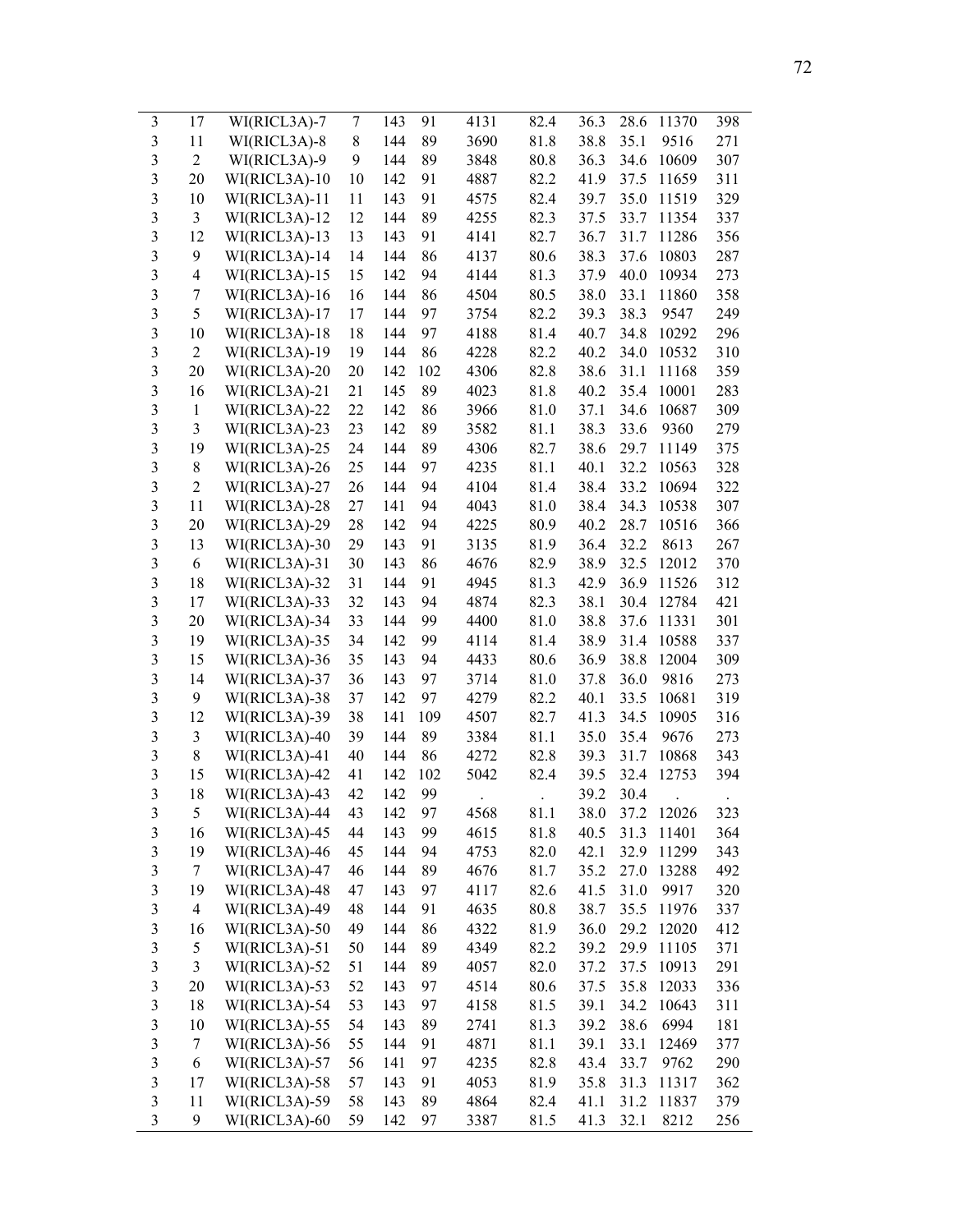| | | | | | | | | | | | | |
|---|---|---|---|---|---|---|---|---|---|---|---|---|
| 3 | 17 | WI(RICL3A)-7 | 7 | 143 | 91 | 4131 | 82.4 | 36.3 | 28.6 | 11370 | 398 |
| 3 | 11 | WI(RICL3A)-8 | 8 | 144 | 89 | 3690 | 81.8 | 38.8 | 35.1 | 9516 | 271 |
| 3 | 2 | WI(RICL3A)-9 | 9 | 144 | 89 | 3848 | 80.8 | 36.3 | 34.6 | 10609 | 307 |
| 3 | 20 | WI(RICL3A)-10 | 10 | 142 | 91 | 4887 | 82.2 | 41.9 | 37.5 | 11659 | 311 |
| 3 | 10 | WI(RICL3A)-11 | 11 | 143 | 91 | 4575 | 82.4 | 39.7 | 35.0 | 11519 | 329 |
| 3 | 3 | WI(RICL3A)-12 | 12 | 144 | 89 | 4255 | 82.3 | 37.5 | 33.7 | 11354 | 337 |
| 3 | 12 | WI(RICL3A)-13 | 13 | 143 | 91 | 4141 | 82.7 | 36.7 | 31.7 | 11286 | 356 |
| 3 | 9 | WI(RICL3A)-14 | 14 | 144 | 86 | 4137 | 80.6 | 38.3 | 37.6 | 10803 | 287 |
| 3 | 4 | WI(RICL3A)-15 | 15 | 142 | 94 | 4144 | 81.3 | 37.9 | 40.0 | 10934 | 273 |
| 3 | 7 | WI(RICL3A)-16 | 16 | 144 | 86 | 4504 | 80.5 | 38.0 | 33.1 | 11860 | 358 |
| 3 | 5 | WI(RICL3A)-17 | 17 | 144 | 97 | 3754 | 82.2 | 39.3 | 38.3 | 9547 | 249 |
| 3 | 10 | WI(RICL3A)-18 | 18 | 144 | 97 | 4188 | 81.4 | 40.7 | 34.8 | 10292 | 296 |
| 3 | 2 | WI(RICL3A)-19 | 19 | 144 | 86 | 4228 | 82.2 | 40.2 | 34.0 | 10532 | 310 |
| 3 | 20 | WI(RICL3A)-20 | 20 | 142 | 102 | 4306 | 82.8 | 38.6 | 31.1 | 11168 | 359 |
| 3 | 16 | WI(RICL3A)-21 | 21 | 145 | 89 | 4023 | 81.8 | 40.2 | 35.4 | 10001 | 283 |
| 3 | 1 | WI(RICL3A)-22 | 22 | 142 | 86 | 3966 | 81.0 | 37.1 | 34.6 | 10687 | 309 |
| 3 | 3 | WI(RICL3A)-23 | 23 | 142 | 89 | 3582 | 81.1 | 38.3 | 33.6 | 9360 | 279 |
| 3 | 19 | WI(RICL3A)-25 | 24 | 144 | 89 | 4306 | 82.7 | 38.6 | 29.7 | 11149 | 375 |
| 3 | 8 | WI(RICL3A)-26 | 25 | 144 | 97 | 4235 | 81.1 | 40.1 | 32.2 | 10563 | 328 |
| 3 | 2 | WI(RICL3A)-27 | 26 | 144 | 94 | 4104 | 81.4 | 38.4 | 33.2 | 10694 | 322 |
| 3 | 11 | WI(RICL3A)-28 | 27 | 141 | 94 | 4043 | 81.0 | 38.4 | 34.3 | 10538 | 307 |
| 3 | 20 | WI(RICL3A)-29 | 28 | 142 | 94 | 4225 | 80.9 | 40.2 | 28.7 | 10516 | 366 |
| 3 | 13 | WI(RICL3A)-30 | 29 | 143 | 91 | 3135 | 81.9 | 36.4 | 32.2 | 8613 | 267 |
| 3 | 6 | WI(RICL3A)-31 | 30 | 143 | 86 | 4676 | 82.9 | 38.9 | 32.5 | 12012 | 370 |
| 3 | 18 | WI(RICL3A)-32 | 31 | 144 | 91 | 4945 | 81.3 | 42.9 | 36.9 | 11526 | 312 |
| 3 | 17 | WI(RICL3A)-33 | 32 | 143 | 94 | 4874 | 82.3 | 38.1 | 30.4 | 12784 | 421 |
| 3 | 20 | WI(RICL3A)-34 | 33 | 144 | 99 | 4400 | 81.0 | 38.8 | 37.6 | 11331 | 301 |
| 3 | 19 | WI(RICL3A)-35 | 34 | 142 | 99 | 4114 | 81.4 | 38.9 | 31.4 | 10588 | 337 |
| 3 | 15 | WI(RICL3A)-36 | 35 | 143 | 94 | 4433 | 80.6 | 36.9 | 38.8 | 12004 | 309 |
| 3 | 14 | WI(RICL3A)-37 | 36 | 143 | 97 | 3714 | 81.0 | 37.8 | 36.0 | 9816 | 273 |
| 3 | 9 | WI(RICL3A)-38 | 37 | 142 | 97 | 4279 | 82.2 | 40.1 | 33.5 | 10681 | 319 |
| 3 | 12 | WI(RICL3A)-39 | 38 | 141 | 109 | 4507 | 82.7 | 41.3 | 34.5 | 10905 | 316 |
| 3 | 3 | WI(RICL3A)-40 | 39 | 144 | 89 | 3384 | 81.1 | 35.0 | 35.4 | 9676 | 273 |
| 3 | 8 | WI(RICL3A)-41 | 40 | 144 | 86 | 4272 | 82.8 | 39.3 | 31.7 | 10868 | 343 |
| 3 | 15 | WI(RICL3A)-42 | 41 | 142 | 102 | 5042 | 82.4 | 39.5 | 32.4 | 12753 | 394 |
| 3 | 18 | WI(RICL3A)-43 | 42 | 142 | 99 | . | . | 39.2 | 30.4 | . | . |
| 3 | 5 | WI(RICL3A)-44 | 43 | 142 | 97 | 4568 | 81.1 | 38.0 | 37.2 | 12026 | 323 |
| 3 | 16 | WI(RICL3A)-45 | 44 | 143 | 99 | 4615 | 81.8 | 40.5 | 31.3 | 11401 | 364 |
| 3 | 19 | WI(RICL3A)-46 | 45 | 144 | 94 | 4753 | 82.0 | 42.1 | 32.9 | 11299 | 343 |
| 3 | 7 | WI(RICL3A)-47 | 46 | 144 | 89 | 4676 | 81.7 | 35.2 | 27.0 | 13288 | 492 |
| 3 | 19 | WI(RICL3A)-48 | 47 | 143 | 97 | 4117 | 82.6 | 41.5 | 31.0 | 9917 | 320 |
| 3 | 4 | WI(RICL3A)-49 | 48 | 144 | 91 | 4635 | 80.8 | 38.7 | 35.5 | 11976 | 337 |
| 3 | 16 | WI(RICL3A)-50 | 49 | 144 | 86 | 4322 | 81.9 | 36.0 | 29.2 | 12020 | 412 |
| 3 | 5 | WI(RICL3A)-51 | 50 | 144 | 89 | 4349 | 82.2 | 39.2 | 29.9 | 11105 | 371 |
| 3 | 3 | WI(RICL3A)-52 | 51 | 144 | 89 | 4057 | 82.0 | 37.2 | 37.5 | 10913 | 291 |
| 3 | 20 | WI(RICL3A)-53 | 52 | 143 | 97 | 4514 | 80.6 | 37.5 | 35.8 | 12033 | 336 |
| 3 | 18 | WI(RICL3A)-54 | 53 | 143 | 97 | 4158 | 81.5 | 39.1 | 34.2 | 10643 | 311 |
| 3 | 10 | WI(RICL3A)-55 | 54 | 143 | 89 | 2741 | 81.3 | 39.2 | 38.6 | 6994 | 181 |
| 3 | 7 | WI(RICL3A)-56 | 55 | 144 | 91 | 4871 | 81.1 | 39.1 | 33.1 | 12469 | 377 |
| 3 | 6 | WI(RICL3A)-57 | 56 | 141 | 97 | 4235 | 82.8 | 43.4 | 33.7 | 9762 | 290 |
| 3 | 17 | WI(RICL3A)-58 | 57 | 143 | 91 | 4053 | 81.9 | 35.8 | 31.3 | 11317 | 362 |
| 3 | 11 | WI(RICL3A)-59 | 58 | 143 | 89 | 4864 | 82.4 | 41.1 | 31.2 | 11837 | 379 |
| 3 | 9 | WI(RICL3A)-60 | 59 | 142 | 97 | 3387 | 81.5 | 41.3 | 32.1 | 8212 | 256 |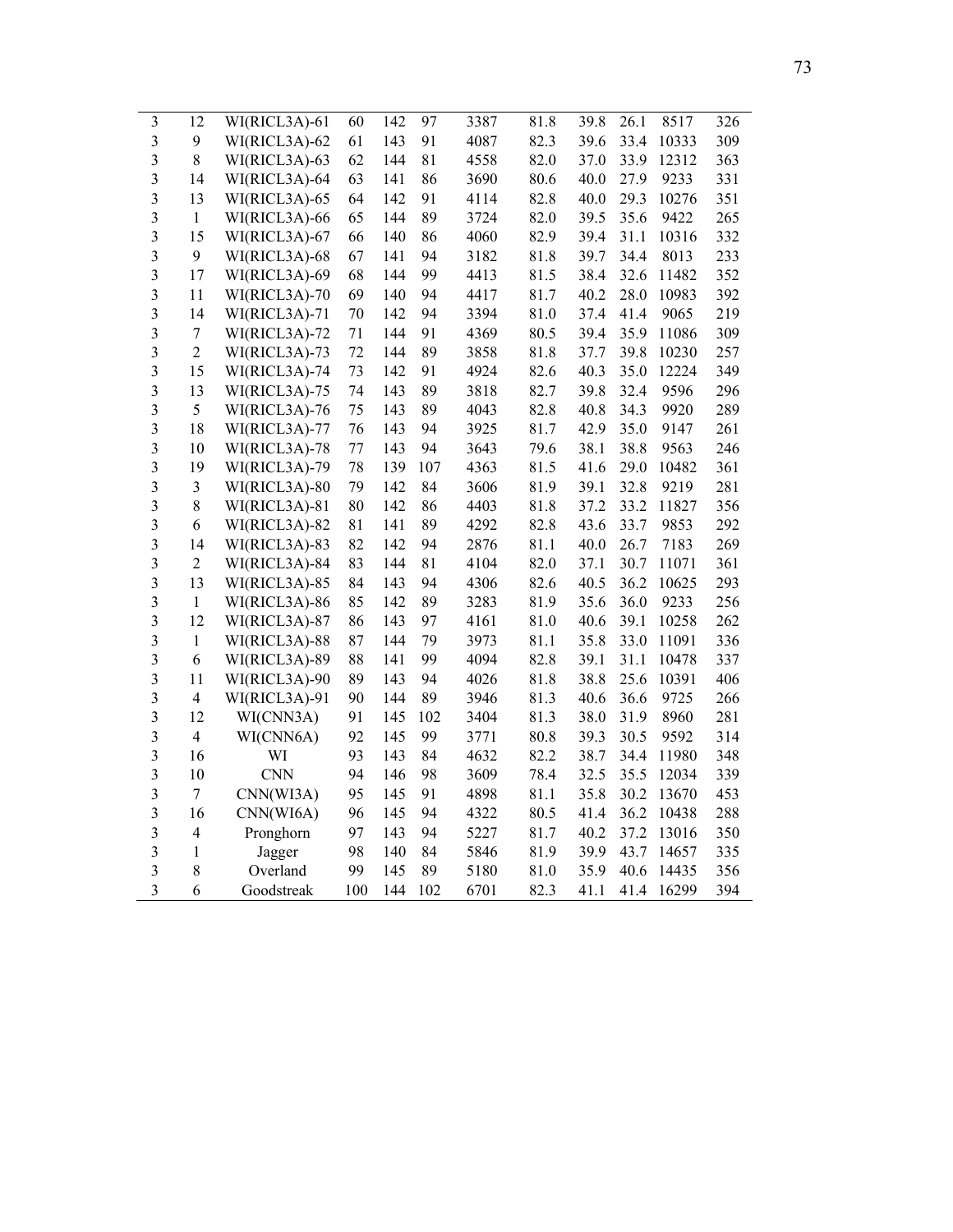| | | | | | | | | | | | |
|---|---|---|---|---|---|---|---|---|---|---|---|
| 3 | 12 | WI(RICL3A)-61 | 60 | 142 | 97 | 3387 | 81.8 | 39.8 | 26.1 | 8517 | 326 |
| 3 | 9 | WI(RICL3A)-62 | 61 | 143 | 91 | 4087 | 82.3 | 39.6 | 33.4 | 10333 | 309 |
| 3 | 8 | WI(RICL3A)-63 | 62 | 144 | 81 | 4558 | 82.0 | 37.0 | 33.9 | 12312 | 363 |
| 3 | 14 | WI(RICL3A)-64 | 63 | 141 | 86 | 3690 | 80.6 | 40.0 | 27.9 | 9233 | 331 |
| 3 | 13 | WI(RICL3A)-65 | 64 | 142 | 91 | 4114 | 82.8 | 40.0 | 29.3 | 10276 | 351 |
| 3 | 1 | WI(RICL3A)-66 | 65 | 144 | 89 | 3724 | 82.0 | 39.5 | 35.6 | 9422 | 265 |
| 3 | 15 | WI(RICL3A)-67 | 66 | 140 | 86 | 4060 | 82.9 | 39.4 | 31.1 | 10316 | 332 |
| 3 | 9 | WI(RICL3A)-68 | 67 | 141 | 94 | 3182 | 81.8 | 39.7 | 34.4 | 8013 | 233 |
| 3 | 17 | WI(RICL3A)-69 | 68 | 144 | 99 | 4413 | 81.5 | 38.4 | 32.6 | 11482 | 352 |
| 3 | 11 | WI(RICL3A)-70 | 69 | 140 | 94 | 4417 | 81.7 | 40.2 | 28.0 | 10983 | 392 |
| 3 | 14 | WI(RICL3A)-71 | 70 | 142 | 94 | 3394 | 81.0 | 37.4 | 41.4 | 9065 | 219 |
| 3 | 7 | WI(RICL3A)-72 | 71 | 144 | 91 | 4369 | 80.5 | 39.4 | 35.9 | 11086 | 309 |
| 3 | 2 | WI(RICL3A)-73 | 72 | 144 | 89 | 3858 | 81.8 | 37.7 | 39.8 | 10230 | 257 |
| 3 | 15 | WI(RICL3A)-74 | 73 | 142 | 91 | 4924 | 82.6 | 40.3 | 35.0 | 12224 | 349 |
| 3 | 13 | WI(RICL3A)-75 | 74 | 143 | 89 | 3818 | 82.7 | 39.8 | 32.4 | 9596 | 296 |
| 3 | 5 | WI(RICL3A)-76 | 75 | 143 | 89 | 4043 | 82.8 | 40.8 | 34.3 | 9920 | 289 |
| 3 | 18 | WI(RICL3A)-77 | 76 | 143 | 94 | 3925 | 81.7 | 42.9 | 35.0 | 9147 | 261 |
| 3 | 10 | WI(RICL3A)-78 | 77 | 143 | 94 | 3643 | 79.6 | 38.1 | 38.8 | 9563 | 246 |
| 3 | 19 | WI(RICL3A)-79 | 78 | 139 | 107 | 4363 | 81.5 | 41.6 | 29.0 | 10482 | 361 |
| 3 | 3 | WI(RICL3A)-80 | 79 | 142 | 84 | 3606 | 81.9 | 39.1 | 32.8 | 9219 | 281 |
| 3 | 8 | WI(RICL3A)-81 | 80 | 142 | 86 | 4403 | 81.8 | 37.2 | 33.2 | 11827 | 356 |
| 3 | 6 | WI(RICL3A)-82 | 81 | 141 | 89 | 4292 | 82.8 | 43.6 | 33.7 | 9853 | 292 |
| 3 | 14 | WI(RICL3A)-83 | 82 | 142 | 94 | 2876 | 81.1 | 40.0 | 26.7 | 7183 | 269 |
| 3 | 2 | WI(RICL3A)-84 | 83 | 144 | 81 | 4104 | 82.0 | 37.1 | 30.7 | 11071 | 361 |
| 3 | 13 | WI(RICL3A)-85 | 84 | 143 | 94 | 4306 | 82.6 | 40.5 | 36.2 | 10625 | 293 |
| 3 | 1 | WI(RICL3A)-86 | 85 | 142 | 89 | 3283 | 81.9 | 35.6 | 36.0 | 9233 | 256 |
| 3 | 12 | WI(RICL3A)-87 | 86 | 143 | 97 | 4161 | 81.0 | 40.6 | 39.1 | 10258 | 262 |
| 3 | 1 | WI(RICL3A)-88 | 87 | 144 | 79 | 3973 | 81.1 | 35.8 | 33.0 | 11091 | 336 |
| 3 | 6 | WI(RICL3A)-89 | 88 | 141 | 99 | 4094 | 82.8 | 39.1 | 31.1 | 10478 | 337 |
| 3 | 11 | WI(RICL3A)-90 | 89 | 143 | 94 | 4026 | 81.8 | 38.8 | 25.6 | 10391 | 406 |
| 3 | 4 | WI(RICL3A)-91 | 90 | 144 | 89 | 3946 | 81.3 | 40.6 | 36.6 | 9725 | 266 |
| 3 | 12 | WI(CNN3A) | 91 | 145 | 102 | 3404 | 81.3 | 38.0 | 31.9 | 8960 | 281 |
| 3 | 4 | WI(CNN6A) | 92 | 145 | 99 | 3771 | 80.8 | 39.3 | 30.5 | 9592 | 314 |
| 3 | 16 | WI | 93 | 143 | 84 | 4632 | 82.2 | 38.7 | 34.4 | 11980 | 348 |
| 3 | 10 | CNN | 94 | 146 | 98 | 3609 | 78.4 | 32.5 | 35.5 | 12034 | 339 |
| 3 | 7 | CNN(WI3A) | 95 | 145 | 91 | 4898 | 81.1 | 35.8 | 30.2 | 13670 | 453 |
| 3 | 16 | CNN(WI6A) | 96 | 145 | 94 | 4322 | 80.5 | 41.4 | 36.2 | 10438 | 288 |
| 3 | 4 | Pronghorn | 97 | 143 | 94 | 5227 | 81.7 | 40.2 | 37.2 | 13016 | 350 |
| 3 | 1 | Jagger | 98 | 140 | 84 | 5846 | 81.9 | 39.9 | 43.7 | 14657 | 335 |
| 3 | 8 | Overland | 99 | 145 | 89 | 5180 | 81.0 | 35.9 | 40.6 | 14435 | 356 |
| 3 | 6 | Goodstreak | 100 | 144 | 102 | 6701 | 82.3 | 41.1 | 41.4 | 16299 | 394 |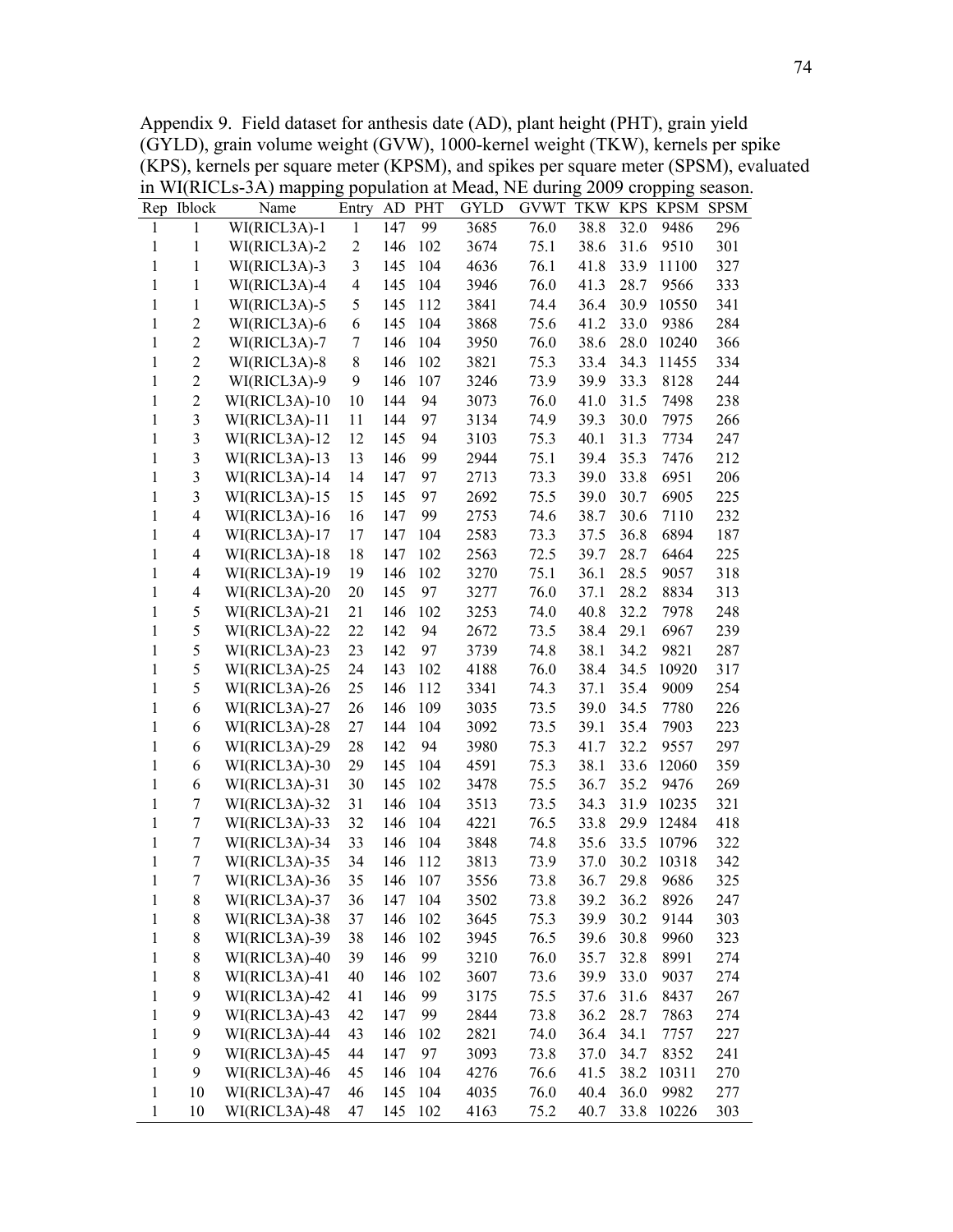Appendix 9. Field dataset for anthesis date (AD), plant height (PHT), grain yield (GYLD), grain volume weight (GVW), 1000-kernel weight (TKW), kernels per spike (KPS), kernels per square meter (KPSM), and spikes per square meter (SPSM), evaluated in WI(RICLs-3A) mapping population at Mead, NE during 2009 cropping season.

| Rep | Iblock | Name | Entry | AD | PHT | GYLD | GVWT | TKW | KPS | KPSM | SPSM |
|---|---|---|---|---|---|---|---|---|---|---|---|
| 1 | 1 | WI(RICL3A)-1 | 1 | 147 | 99 | 3685 | 76.0 | 38.8 | 32.0 | 9486 | 296 |
| 1 | 1 | WI(RICL3A)-2 | 2 | 146 | 102 | 3674 | 75.1 | 38.6 | 31.6 | 9510 | 301 |
| 1 | 1 | WI(RICL3A)-3 | 3 | 145 | 104 | 4636 | 76.1 | 41.8 | 33.9 | 11100 | 327 |
| 1 | 1 | WI(RICL3A)-4 | 4 | 145 | 104 | 3946 | 76.0 | 41.3 | 28.7 | 9566 | 333 |
| 1 | 1 | WI(RICL3A)-5 | 5 | 145 | 112 | 3841 | 74.4 | 36.4 | 30.9 | 10550 | 341 |
| 1 | 2 | WI(RICL3A)-6 | 6 | 145 | 104 | 3868 | 75.6 | 41.2 | 33.0 | 9386 | 284 |
| 1 | 2 | WI(RICL3A)-7 | 7 | 146 | 104 | 3950 | 76.0 | 38.6 | 28.0 | 10240 | 366 |
| 1 | 2 | WI(RICL3A)-8 | 8 | 146 | 102 | 3821 | 75.3 | 33.4 | 34.3 | 11455 | 334 |
| 1 | 2 | WI(RICL3A)-9 | 9 | 146 | 107 | 3246 | 73.9 | 39.9 | 33.3 | 8128 | 244 |
| 1 | 2 | WI(RICL3A)-10 | 10 | 144 | 94 | 3073 | 76.0 | 41.0 | 31.5 | 7498 | 238 |
| 1 | 3 | WI(RICL3A)-11 | 11 | 144 | 97 | 3134 | 74.9 | 39.3 | 30.0 | 7975 | 266 |
| 1 | 3 | WI(RICL3A)-12 | 12 | 145 | 94 | 3103 | 75.3 | 40.1 | 31.3 | 7734 | 247 |
| 1 | 3 | WI(RICL3A)-13 | 13 | 146 | 99 | 2944 | 75.1 | 39.4 | 35.3 | 7476 | 212 |
| 1 | 3 | WI(RICL3A)-14 | 14 | 147 | 97 | 2713 | 73.3 | 39.0 | 33.8 | 6951 | 206 |
| 1 | 3 | WI(RICL3A)-15 | 15 | 145 | 97 | 2692 | 75.5 | 39.0 | 30.7 | 6905 | 225 |
| 1 | 4 | WI(RICL3A)-16 | 16 | 147 | 99 | 2753 | 74.6 | 38.7 | 30.6 | 7110 | 232 |
| 1 | 4 | WI(RICL3A)-17 | 17 | 147 | 104 | 2583 | 73.3 | 37.5 | 36.8 | 6894 | 187 |
| 1 | 4 | WI(RICL3A)-18 | 18 | 147 | 102 | 2563 | 72.5 | 39.7 | 28.7 | 6464 | 225 |
| 1 | 4 | WI(RICL3A)-19 | 19 | 146 | 102 | 3270 | 75.1 | 36.1 | 28.5 | 9057 | 318 |
| 1 | 4 | WI(RICL3A)-20 | 20 | 145 | 97 | 3277 | 76.0 | 37.1 | 28.2 | 8834 | 313 |
| 1 | 5 | WI(RICL3A)-21 | 21 | 146 | 102 | 3253 | 74.0 | 40.8 | 32.2 | 7978 | 248 |
| 1 | 5 | WI(RICL3A)-22 | 22 | 142 | 94 | 2672 | 73.5 | 38.4 | 29.1 | 6967 | 239 |
| 1 | 5 | WI(RICL3A)-23 | 23 | 142 | 97 | 3739 | 74.8 | 38.1 | 34.2 | 9821 | 287 |
| 1 | 5 | WI(RICL3A)-25 | 24 | 143 | 102 | 4188 | 76.0 | 38.4 | 34.5 | 10920 | 317 |
| 1 | 5 | WI(RICL3A)-26 | 25 | 146 | 112 | 3341 | 74.3 | 37.1 | 35.4 | 9009 | 254 |
| 1 | 6 | WI(RICL3A)-27 | 26 | 146 | 109 | 3035 | 73.5 | 39.0 | 34.5 | 7780 | 226 |
| 1 | 6 | WI(RICL3A)-28 | 27 | 144 | 104 | 3092 | 73.5 | 39.1 | 35.4 | 7903 | 223 |
| 1 | 6 | WI(RICL3A)-29 | 28 | 142 | 94 | 3980 | 75.3 | 41.7 | 32.2 | 9557 | 297 |
| 1 | 6 | WI(RICL3A)-30 | 29 | 145 | 104 | 4591 | 75.3 | 38.1 | 33.6 | 12060 | 359 |
| 1 | 6 | WI(RICL3A)-31 | 30 | 145 | 102 | 3478 | 75.5 | 36.7 | 35.2 | 9476 | 269 |
| 1 | 7 | WI(RICL3A)-32 | 31 | 146 | 104 | 3513 | 73.5 | 34.3 | 31.9 | 10235 | 321 |
| 1 | 7 | WI(RICL3A)-33 | 32 | 146 | 104 | 4221 | 76.5 | 33.8 | 29.9 | 12484 | 418 |
| 1 | 7 | WI(RICL3A)-34 | 33 | 146 | 104 | 3848 | 74.8 | 35.6 | 33.5 | 10796 | 322 |
| 1 | 7 | WI(RICL3A)-35 | 34 | 146 | 112 | 3813 | 73.9 | 37.0 | 30.2 | 10318 | 342 |
| 1 | 7 | WI(RICL3A)-36 | 35 | 146 | 107 | 3556 | 73.8 | 36.7 | 29.8 | 9686 | 325 |
| 1 | 8 | WI(RICL3A)-37 | 36 | 147 | 104 | 3502 | 73.8 | 39.2 | 36.2 | 8926 | 247 |
| 1 | 8 | WI(RICL3A)-38 | 37 | 146 | 102 | 3645 | 75.3 | 39.9 | 30.2 | 9144 | 303 |
| 1 | 8 | WI(RICL3A)-39 | 38 | 146 | 102 | 3945 | 76.5 | 39.6 | 30.8 | 9960 | 323 |
| 1 | 8 | WI(RICL3A)-40 | 39 | 146 | 99 | 3210 | 76.0 | 35.7 | 32.8 | 8991 | 274 |
| 1 | 8 | WI(RICL3A)-41 | 40 | 146 | 102 | 3607 | 73.6 | 39.9 | 33.0 | 9037 | 274 |
| 1 | 9 | WI(RICL3A)-42 | 41 | 146 | 99 | 3175 | 75.5 | 37.6 | 31.6 | 8437 | 267 |
| 1 | 9 | WI(RICL3A)-43 | 42 | 147 | 99 | 2844 | 73.8 | 36.2 | 28.7 | 7863 | 274 |
| 1 | 9 | WI(RICL3A)-44 | 43 | 146 | 102 | 2821 | 74.0 | 36.4 | 34.1 | 7757 | 227 |
| 1 | 9 | WI(RICL3A)-45 | 44 | 147 | 97 | 3093 | 73.8 | 37.0 | 34.7 | 8352 | 241 |
| 1 | 9 | WI(RICL3A)-46 | 45 | 146 | 104 | 4276 | 76.6 | 41.5 | 38.2 | 10311 | 270 |
| 1 | 10 | WI(RICL3A)-47 | 46 | 145 | 104 | 4035 | 76.0 | 40.4 | 36.0 | 9982 | 277 |
| 1 | 10 | WI(RICL3A)-48 | 47 | 145 | 102 | 4163 | 75.2 | 40.7 | 33.8 | 10226 | 303 |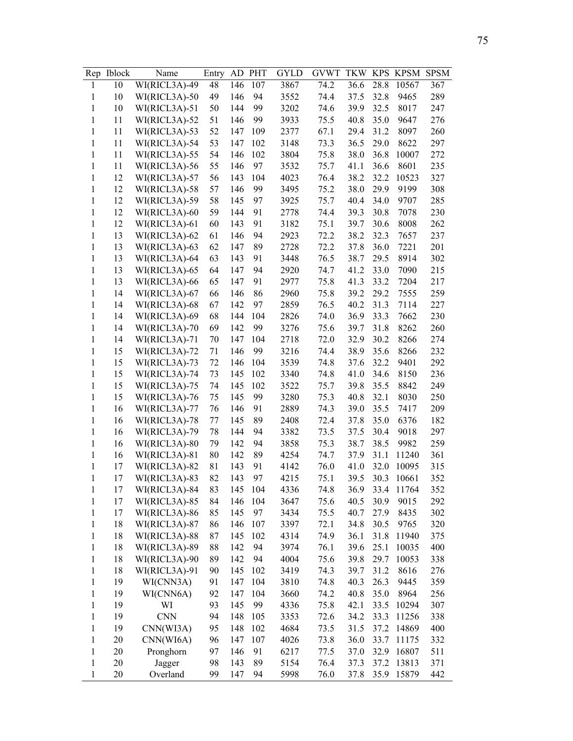| Rep | Iblock | Name | Entry | AD | PHT | GYLD | GVWT | TKW | KPS | KPSM | SPSM |
|---|---|---|---|---|---|---|---|---|---|---|---|
| 1 | 10 | WI(RICL3A)-49 | 48 | 146 | 107 | 3867 | 74.2 | 36.6 | 28.8 | 10567 | 367 |
| 1 | 10 | WI(RICL3A)-50 | 49 | 146 | 94 | 3552 | 74.4 | 37.5 | 32.8 | 9465 | 289 |
| 1 | 10 | WI(RICL3A)-51 | 50 | 144 | 99 | 3202 | 74.6 | 39.9 | 32.5 | 8017 | 247 |
| 1 | 11 | WI(RICL3A)-52 | 51 | 146 | 99 | 3933 | 75.5 | 40.8 | 35.0 | 9647 | 276 |
| 1 | 11 | WI(RICL3A)-53 | 52 | 147 | 109 | 2377 | 67.1 | 29.4 | 31.2 | 8097 | 260 |
| 1 | 11 | WI(RICL3A)-54 | 53 | 147 | 102 | 3148 | 73.3 | 36.5 | 29.0 | 8622 | 297 |
| 1 | 11 | WI(RICL3A)-55 | 54 | 146 | 102 | 3804 | 75.8 | 38.0 | 36.8 | 10007 | 272 |
| 1 | 11 | WI(RICL3A)-56 | 55 | 146 | 97 | 3532 | 75.7 | 41.1 | 36.6 | 8601 | 235 |
| 1 | 12 | WI(RICL3A)-57 | 56 | 143 | 104 | 4023 | 76.4 | 38.2 | 32.2 | 10523 | 327 |
| 1 | 12 | WI(RICL3A)-58 | 57 | 146 | 99 | 3495 | 75.2 | 38.0 | 29.9 | 9199 | 308 |
| 1 | 12 | WI(RICL3A)-59 | 58 | 145 | 97 | 3925 | 75.7 | 40.4 | 34.0 | 9707 | 285 |
| 1 | 12 | WI(RICL3A)-60 | 59 | 144 | 91 | 2778 | 74.4 | 39.3 | 30.8 | 7078 | 230 |
| 1 | 12 | WI(RICL3A)-61 | 60 | 143 | 91 | 3182 | 75.1 | 39.7 | 30.6 | 8008 | 262 |
| 1 | 13 | WI(RICL3A)-62 | 61 | 146 | 94 | 2923 | 72.2 | 38.2 | 32.3 | 7657 | 237 |
| 1 | 13 | WI(RICL3A)-63 | 62 | 147 | 89 | 2728 | 72.2 | 37.8 | 36.0 | 7221 | 201 |
| 1 | 13 | WI(RICL3A)-64 | 63 | 143 | 91 | 3448 | 76.5 | 38.7 | 29.5 | 8914 | 302 |
| 1 | 13 | WI(RICL3A)-65 | 64 | 147 | 94 | 2920 | 74.7 | 41.2 | 33.0 | 7090 | 215 |
| 1 | 13 | WI(RICL3A)-66 | 65 | 147 | 91 | 2977 | 75.8 | 41.3 | 33.2 | 7204 | 217 |
| 1 | 14 | WI(RICL3A)-67 | 66 | 146 | 86 | 2960 | 75.8 | 39.2 | 29.2 | 7555 | 259 |
| 1 | 14 | WI(RICL3A)-68 | 67 | 142 | 97 | 2859 | 76.5 | 40.2 | 31.3 | 7114 | 227 |
| 1 | 14 | WI(RICL3A)-69 | 68 | 144 | 104 | 2826 | 74.0 | 36.9 | 33.3 | 7662 | 230 |
| 1 | 14 | WI(RICL3A)-70 | 69 | 142 | 99 | 3276 | 75.6 | 39.7 | 31.8 | 8262 | 260 |
| 1 | 14 | WI(RICL3A)-71 | 70 | 147 | 104 | 2718 | 72.0 | 32.9 | 30.2 | 8266 | 274 |
| 1 | 15 | WI(RICL3A)-72 | 71 | 146 | 99 | 3216 | 74.4 | 38.9 | 35.6 | 8266 | 232 |
| 1 | 15 | WI(RICL3A)-73 | 72 | 146 | 104 | 3539 | 74.8 | 37.6 | 32.2 | 9401 | 292 |
| 1 | 15 | WI(RICL3A)-74 | 73 | 145 | 102 | 3340 | 74.8 | 41.0 | 34.6 | 8150 | 236 |
| 1 | 15 | WI(RICL3A)-75 | 74 | 145 | 102 | 3522 | 75.7 | 39.8 | 35.5 | 8842 | 249 |
| 1 | 15 | WI(RICL3A)-76 | 75 | 145 | 99 | 3280 | 75.3 | 40.8 | 32.1 | 8030 | 250 |
| 1 | 16 | WI(RICL3A)-77 | 76 | 146 | 91 | 2889 | 74.3 | 39.0 | 35.5 | 7417 | 209 |
| 1 | 16 | WI(RICL3A)-78 | 77 | 145 | 89 | 2408 | 72.4 | 37.8 | 35.0 | 6376 | 182 |
| 1 | 16 | WI(RICL3A)-79 | 78 | 144 | 94 | 3382 | 73.5 | 37.5 | 30.4 | 9018 | 297 |
| 1 | 16 | WI(RICL3A)-80 | 79 | 142 | 94 | 3858 | 75.3 | 38.7 | 38.5 | 9982 | 259 |
| 1 | 16 | WI(RICL3A)-81 | 80 | 142 | 89 | 4254 | 74.7 | 37.9 | 31.1 | 11240 | 361 |
| 1 | 17 | WI(RICL3A)-82 | 81 | 143 | 91 | 4142 | 76.0 | 41.0 | 32.0 | 10095 | 315 |
| 1 | 17 | WI(RICL3A)-83 | 82 | 143 | 97 | 4215 | 75.1 | 39.5 | 30.3 | 10661 | 352 |
| 1 | 17 | WI(RICL3A)-84 | 83 | 145 | 104 | 4336 | 74.8 | 36.9 | 33.4 | 11764 | 352 |
| 1 | 17 | WI(RICL3A)-85 | 84 | 146 | 104 | 3647 | 75.6 | 40.5 | 30.9 | 9015 | 292 |
| 1 | 17 | WI(RICL3A)-86 | 85 | 145 | 97 | 3434 | 75.5 | 40.7 | 27.9 | 8435 | 302 |
| 1 | 18 | WI(RICL3A)-87 | 86 | 146 | 107 | 3397 | 72.1 | 34.8 | 30.5 | 9765 | 320 |
| 1 | 18 | WI(RICL3A)-88 | 87 | 145 | 102 | 4314 | 74.9 | 36.1 | 31.8 | 11940 | 375 |
| 1 | 18 | WI(RICL3A)-89 | 88 | 142 | 94 | 3974 | 76.1 | 39.6 | 25.1 | 10035 | 400 |
| 1 | 18 | WI(RICL3A)-90 | 89 | 142 | 94 | 4004 | 75.6 | 39.8 | 29.7 | 10053 | 338 |
| 1 | 18 | WI(RICL3A)-91 | 90 | 145 | 102 | 3419 | 74.3 | 39.7 | 31.2 | 8616 | 276 |
| 1 | 19 | WI(CNN3A) | 91 | 147 | 104 | 3810 | 74.8 | 40.3 | 26.3 | 9445 | 359 |
| 1 | 19 | WI(CNN6A) | 92 | 147 | 104 | 3660 | 74.2 | 40.8 | 35.0 | 8964 | 256 |
| 1 | 19 | WI | 93 | 145 | 99 | 4336 | 75.8 | 42.1 | 33.5 | 10294 | 307 |
| 1 | 19 | CNN | 94 | 148 | 105 | 3353 | 72.6 | 34.2 | 33.3 | 11256 | 338 |
| 1 | 19 | CNN(WI3A) | 95 | 148 | 102 | 4684 | 73.5 | 31.5 | 37.2 | 14869 | 400 |
| 1 | 20 | CNN(WI6A) | 96 | 147 | 107 | 4026 | 73.8 | 36.0 | 33.7 | 11175 | 332 |
| 1 | 20 | Pronghorn | 97 | 146 | 91 | 6217 | 77.5 | 37.0 | 32.9 | 16807 | 511 |
| 1 | 20 | Jagger | 98 | 143 | 89 | 5154 | 76.4 | 37.3 | 37.2 | 13813 | 371 |
| 1 | 20 | Overland | 99 | 147 | 94 | 5998 | 76.0 | 37.8 | 35.9 | 15879 | 442 |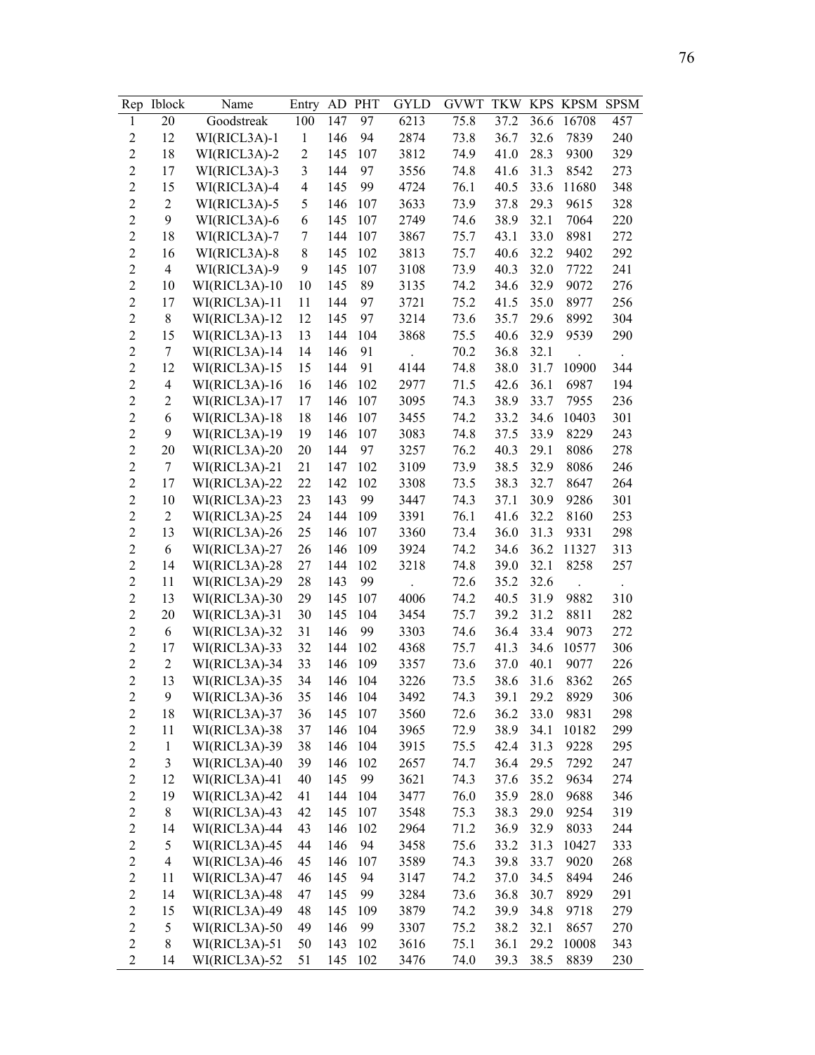| Rep | Iblock | Name | Entry | AD | PHT | GYLD | GVWT | TKW | KPS | KPSM | SPSM |
|---|---|---|---|---|---|---|---|---|---|---|---|
| 1 | 20 | Goodstreak | 100 | 147 | 97 | 6213 | 75.8 | 37.2 | 36.6 | 16708 | 457 |
| 2 | 12 | WI(RICL3A)-1 | 1 | 146 | 94 | 2874 | 73.8 | 36.7 | 32.6 | 7839 | 240 |
| 2 | 18 | WI(RICL3A)-2 | 2 | 145 | 107 | 3812 | 74.9 | 41.0 | 28.3 | 9300 | 329 |
| 2 | 17 | WI(RICL3A)-3 | 3 | 144 | 97 | 3556 | 74.8 | 41.6 | 31.3 | 8542 | 273 |
| 2 | 15 | WI(RICL3A)-4 | 4 | 145 | 99 | 4724 | 76.1 | 40.5 | 33.6 | 11680 | 348 |
| 2 | 2 | WI(RICL3A)-5 | 5 | 146 | 107 | 3633 | 73.9 | 37.8 | 29.3 | 9615 | 328 |
| 2 | 9 | WI(RICL3A)-6 | 6 | 145 | 107 | 2749 | 74.6 | 38.9 | 32.1 | 7064 | 220 |
| 2 | 18 | WI(RICL3A)-7 | 7 | 144 | 107 | 3867 | 75.7 | 43.1 | 33.0 | 8981 | 272 |
| 2 | 16 | WI(RICL3A)-8 | 8 | 145 | 102 | 3813 | 75.7 | 40.6 | 32.2 | 9402 | 292 |
| 2 | 4 | WI(RICL3A)-9 | 9 | 145 | 107 | 3108 | 73.9 | 40.3 | 32.0 | 7722 | 241 |
| 2 | 10 | WI(RICL3A)-10 | 10 | 145 | 89 | 3135 | 74.2 | 34.6 | 32.9 | 9072 | 276 |
| 2 | 17 | WI(RICL3A)-11 | 11 | 144 | 97 | 3721 | 75.2 | 41.5 | 35.0 | 8977 | 256 |
| 2 | 8 | WI(RICL3A)-12 | 12 | 145 | 97 | 3214 | 73.6 | 35.7 | 29.6 | 8992 | 304 |
| 2 | 15 | WI(RICL3A)-13 | 13 | 144 | 104 | 3868 | 75.5 | 40.6 | 32.9 | 9539 | 290 |
| 2 | 7 | WI(RICL3A)-14 | 14 | 146 | 91 | . | 70.2 | 36.8 | 32.1 | . | . |
| 2 | 12 | WI(RICL3A)-15 | 15 | 144 | 91 | 4144 | 74.8 | 38.0 | 31.7 | 10900 | 344 |
| 2 | 4 | WI(RICL3A)-16 | 16 | 146 | 102 | 2977 | 71.5 | 42.6 | 36.1 | 6987 | 194 |
| 2 | 2 | WI(RICL3A)-17 | 17 | 146 | 107 | 3095 | 74.3 | 38.9 | 33.7 | 7955 | 236 |
| 2 | 6 | WI(RICL3A)-18 | 18 | 146 | 107 | 3455 | 74.2 | 33.2 | 34.6 | 10403 | 301 |
| 2 | 9 | WI(RICL3A)-19 | 19 | 146 | 107 | 3083 | 74.8 | 37.5 | 33.9 | 8229 | 243 |
| 2 | 20 | WI(RICL3A)-20 | 20 | 144 | 97 | 3257 | 76.2 | 40.3 | 29.1 | 8086 | 278 |
| 2 | 7 | WI(RICL3A)-21 | 21 | 147 | 102 | 3109 | 73.9 | 38.5 | 32.9 | 8086 | 246 |
| 2 | 17 | WI(RICL3A)-22 | 22 | 142 | 102 | 3308 | 73.5 | 38.3 | 32.7 | 8647 | 264 |
| 2 | 10 | WI(RICL3A)-23 | 23 | 143 | 99 | 3447 | 74.3 | 37.1 | 30.9 | 9286 | 301 |
| 2 | 2 | WI(RICL3A)-25 | 24 | 144 | 109 | 3391 | 76.1 | 41.6 | 32.2 | 8160 | 253 |
| 2 | 13 | WI(RICL3A)-26 | 25 | 146 | 107 | 3360 | 73.4 | 36.0 | 31.3 | 9331 | 298 |
| 2 | 6 | WI(RICL3A)-27 | 26 | 146 | 109 | 3924 | 74.2 | 34.6 | 36.2 | 11327 | 313 |
| 2 | 14 | WI(RICL3A)-28 | 27 | 144 | 102 | 3218 | 74.8 | 39.0 | 32.1 | 8258 | 257 |
| 2 | 11 | WI(RICL3A)-29 | 28 | 143 | 99 | . | 72.6 | 35.2 | 32.6 | . | . |
| 2 | 13 | WI(RICL3A)-30 | 29 | 145 | 107 | 4006 | 74.2 | 40.5 | 31.9 | 9882 | 310 |
| 2 | 20 | WI(RICL3A)-31 | 30 | 145 | 104 | 3454 | 75.7 | 39.2 | 31.2 | 8811 | 282 |
| 2 | 6 | WI(RICL3A)-32 | 31 | 146 | 99 | 3303 | 74.6 | 36.4 | 33.4 | 9073 | 272 |
| 2 | 17 | WI(RICL3A)-33 | 32 | 144 | 102 | 4368 | 75.7 | 41.3 | 34.6 | 10577 | 306 |
| 2 | 2 | WI(RICL3A)-34 | 33 | 146 | 109 | 3357 | 73.6 | 37.0 | 40.1 | 9077 | 226 |
| 2 | 13 | WI(RICL3A)-35 | 34 | 146 | 104 | 3226 | 73.5 | 38.6 | 31.6 | 8362 | 265 |
| 2 | 9 | WI(RICL3A)-36 | 35 | 146 | 104 | 3492 | 74.3 | 39.1 | 29.2 | 8929 | 306 |
| 2 | 18 | WI(RICL3A)-37 | 36 | 145 | 107 | 3560 | 72.6 | 36.2 | 33.0 | 9831 | 298 |
| 2 | 11 | WI(RICL3A)-38 | 37 | 146 | 104 | 3965 | 72.9 | 38.9 | 34.1 | 10182 | 299 |
| 2 | 1 | WI(RICL3A)-39 | 38 | 146 | 104 | 3915 | 75.5 | 42.4 | 31.3 | 9228 | 295 |
| 2 | 3 | WI(RICL3A)-40 | 39 | 146 | 102 | 2657 | 74.7 | 36.4 | 29.5 | 7292 | 247 |
| 2 | 12 | WI(RICL3A)-41 | 40 | 145 | 99 | 3621 | 74.3 | 37.6 | 35.2 | 9634 | 274 |
| 2 | 19 | WI(RICL3A)-42 | 41 | 144 | 104 | 3477 | 76.0 | 35.9 | 28.0 | 9688 | 346 |
| 2 | 8 | WI(RICL3A)-43 | 42 | 145 | 107 | 3548 | 75.3 | 38.3 | 29.0 | 9254 | 319 |
| 2 | 14 | WI(RICL3A)-44 | 43 | 146 | 102 | 2964 | 71.2 | 36.9 | 32.9 | 8033 | 244 |
| 2 | 5 | WI(RICL3A)-45 | 44 | 146 | 94 | 3458 | 75.6 | 33.2 | 31.3 | 10427 | 333 |
| 2 | 4 | WI(RICL3A)-46 | 45 | 146 | 107 | 3589 | 74.3 | 39.8 | 33.7 | 9020 | 268 |
| 2 | 11 | WI(RICL3A)-47 | 46 | 145 | 94 | 3147 | 74.2 | 37.0 | 34.5 | 8494 | 246 |
| 2 | 14 | WI(RICL3A)-48 | 47 | 145 | 99 | 3284 | 73.6 | 36.8 | 30.7 | 8929 | 291 |
| 2 | 15 | WI(RICL3A)-49 | 48 | 145 | 109 | 3879 | 74.2 | 39.9 | 34.8 | 9718 | 279 |
| 2 | 5 | WI(RICL3A)-50 | 49 | 146 | 99 | 3307 | 75.2 | 38.2 | 32.1 | 8657 | 270 |
| 2 | 8 | WI(RICL3A)-51 | 50 | 143 | 102 | 3616 | 75.1 | 36.1 | 29.2 | 10008 | 343 |
| 2 | 14 | WI(RICL3A)-52 | 51 | 145 | 102 | 3476 | 74.0 | 39.3 | 38.5 | 8839 | 230 |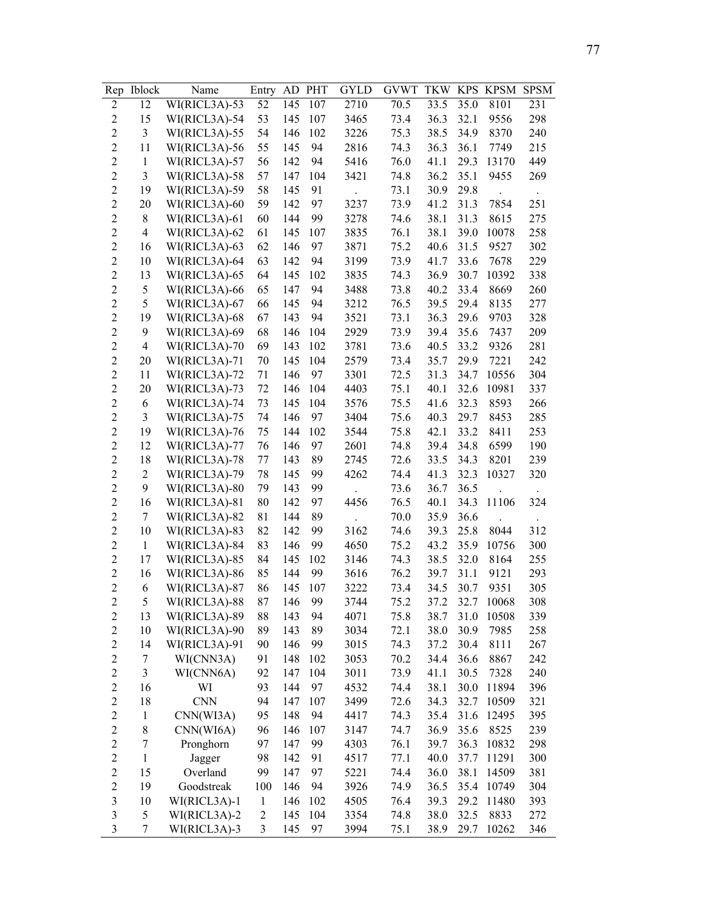| Rep | Iblock | Name | Entry | AD | PHT | GYLD | GVWT | TKW | KPS | KPSM | SPSM |
|---|---|---|---|---|---|---|---|---|---|---|---|
| 2 | 12 | WI(RICL3A)-53 | 52 | 145 | 107 | 2710 | 70.5 | 33.5 | 35.0 | 8101 | 231 |
| 2 | 15 | WI(RICL3A)-54 | 53 | 145 | 107 | 3465 | 73.4 | 36.3 | 32.1 | 9556 | 298 |
| 2 | 3 | WI(RICL3A)-55 | 54 | 146 | 102 | 3226 | 75.3 | 38.5 | 34.9 | 8370 | 240 |
| 2 | 11 | WI(RICL3A)-56 | 55 | 145 | 94 | 2816 | 74.3 | 36.3 | 36.1 | 7749 | 215 |
| 2 | 1 | WI(RICL3A)-57 | 56 | 142 | 94 | 5416 | 76.0 | 41.1 | 29.3 | 13170 | 449 |
| 2 | 3 | WI(RICL3A)-58 | 57 | 147 | 104 | 3421 | 74.8 | 36.2 | 35.1 | 9455 | 269 |
| 2 | 19 | WI(RICL3A)-59 | 58 | 145 | 91 | . | 73.1 | 30.9 | 29.8 | . | . |
| 2 | 20 | WI(RICL3A)-60 | 59 | 142 | 97 | 3237 | 73.9 | 41.2 | 31.3 | 7854 | 251 |
| 2 | 8 | WI(RICL3A)-61 | 60 | 144 | 99 | 3278 | 74.6 | 38.1 | 31.3 | 8615 | 275 |
| 2 | 4 | WI(RICL3A)-62 | 61 | 145 | 107 | 3835 | 76.1 | 38.1 | 39.0 | 10078 | 258 |
| 2 | 16 | WI(RICL3A)-63 | 62 | 146 | 97 | 3871 | 75.2 | 40.6 | 31.5 | 9527 | 302 |
| 2 | 10 | WI(RICL3A)-64 | 63 | 142 | 94 | 3199 | 73.9 | 41.7 | 33.6 | 7678 | 229 |
| 2 | 13 | WI(RICL3A)-65 | 64 | 145 | 102 | 3835 | 74.3 | 36.9 | 30.7 | 10392 | 338 |
| 2 | 5 | WI(RICL3A)-66 | 65 | 147 | 94 | 3488 | 73.8 | 40.2 | 33.4 | 8669 | 260 |
| 2 | 5 | WI(RICL3A)-67 | 66 | 145 | 94 | 3212 | 76.5 | 39.5 | 29.4 | 8135 | 277 |
| 2 | 19 | WI(RICL3A)-68 | 67 | 143 | 94 | 3521 | 73.1 | 36.3 | 29.6 | 9703 | 328 |
| 2 | 9 | WI(RICL3A)-69 | 68 | 146 | 104 | 2929 | 73.9 | 39.4 | 35.6 | 7437 | 209 |
| 2 | 4 | WI(RICL3A)-70 | 69 | 143 | 102 | 3781 | 73.6 | 40.5 | 33.2 | 9326 | 281 |
| 2 | 20 | WI(RICL3A)-71 | 70 | 145 | 104 | 2579 | 73.4 | 35.7 | 29.9 | 7221 | 242 |
| 2 | 11 | WI(RICL3A)-72 | 71 | 146 | 97 | 3301 | 72.5 | 31.3 | 34.7 | 10556 | 304 |
| 2 | 20 | WI(RICL3A)-73 | 72 | 146 | 104 | 4403 | 75.1 | 40.1 | 32.6 | 10981 | 337 |
| 2 | 6 | WI(RICL3A)-74 | 73 | 145 | 104 | 3576 | 75.5 | 41.6 | 32.3 | 8593 | 266 |
| 2 | 3 | WI(RICL3A)-75 | 74 | 146 | 97 | 3404 | 75.6 | 40.3 | 29.7 | 8453 | 285 |
| 2 | 19 | WI(RICL3A)-76 | 75 | 144 | 102 | 3544 | 75.8 | 42.1 | 33.2 | 8411 | 253 |
| 2 | 12 | WI(RICL3A)-77 | 76 | 146 | 97 | 2601 | 74.8 | 39.4 | 34.8 | 6599 | 190 |
| 2 | 18 | WI(RICL3A)-78 | 77 | 143 | 89 | 2745 | 72.6 | 33.5 | 34.3 | 8201 | 239 |
| 2 | 2 | WI(RICL3A)-79 | 78 | 145 | 99 | 4262 | 74.4 | 41.3 | 32.3 | 10327 | 320 |
| 2 | 9 | WI(RICL3A)-80 | 79 | 143 | 99 | . | 73.6 | 36.7 | 36.5 | . | . |
| 2 | 16 | WI(RICL3A)-81 | 80 | 142 | 97 | 4456 | 76.5 | 40.1 | 34.3 | 11106 | 324 |
| 2 | 7 | WI(RICL3A)-82 | 81 | 144 | 89 | . | 70.0 | 35.9 | 36.6 | . | . |
| 2 | 10 | WI(RICL3A)-83 | 82 | 142 | 99 | 3162 | 74.6 | 39.3 | 25.8 | 8044 | 312 |
| 2 | 1 | WI(RICL3A)-84 | 83 | 146 | 99 | 4650 | 75.2 | 43.2 | 35.9 | 10756 | 300 |
| 2 | 17 | WI(RICL3A)-85 | 84 | 145 | 102 | 3146 | 74.3 | 38.5 | 32.0 | 8164 | 255 |
| 2 | 16 | WI(RICL3A)-86 | 85 | 144 | 99 | 3616 | 76.2 | 39.7 | 31.1 | 9121 | 293 |
| 2 | 6 | WI(RICL3A)-87 | 86 | 145 | 107 | 3222 | 73.4 | 34.5 | 30.7 | 9351 | 305 |
| 2 | 5 | WI(RICL3A)-88 | 87 | 146 | 99 | 3744 | 75.2 | 37.2 | 32.7 | 10068 | 308 |
| 2 | 13 | WI(RICL3A)-89 | 88 | 143 | 94 | 4071 | 75.8 | 38.7 | 31.0 | 10508 | 339 |
| 2 | 10 | WI(RICL3A)-90 | 89 | 143 | 89 | 3034 | 72.1 | 38.0 | 30.9 | 7985 | 258 |
| 2 | 14 | WI(RICL3A)-91 | 90 | 146 | 99 | 3015 | 74.3 | 37.2 | 30.4 | 8111 | 267 |
| 2 | 7 | WI(CNN3A) | 91 | 148 | 102 | 3053 | 70.2 | 34.4 | 36.6 | 8867 | 242 |
| 2 | 3 | WI(CNN6A) | 92 | 147 | 104 | 3011 | 73.9 | 41.1 | 30.5 | 7328 | 240 |
| 2 | 16 | WI | 93 | 144 | 97 | 4532 | 74.4 | 38.1 | 30.0 | 11894 | 396 |
| 2 | 18 | CNN | 94 | 147 | 107 | 3499 | 72.6 | 34.3 | 32.7 | 10509 | 321 |
| 2 | 1 | CNN(WI3A) | 95 | 148 | 94 | 4417 | 74.3 | 35.4 | 31.6 | 12495 | 395 |
| 2 | 8 | CNN(WI6A) | 96 | 146 | 107 | 3147 | 74.7 | 36.9 | 35.6 | 8525 | 239 |
| 2 | 7 | Pronghorn | 97 | 147 | 99 | 4303 | 76.1 | 39.7 | 36.3 | 10832 | 298 |
| 2 | 1 | Jagger | 98 | 142 | 91 | 4517 | 77.1 | 40.0 | 37.7 | 11291 | 300 |
| 2 | 15 | Overland | 99 | 147 | 97 | 5221 | 74.4 | 36.0 | 38.1 | 14509 | 381 |
| 2 | 19 | Goodstreak | 100 | 146 | 94 | 3926 | 74.9 | 36.5 | 35.4 | 10749 | 304 |
| 3 | 10 | WI(RICL3A)-1 | 1 | 146 | 102 | 4505 | 76.4 | 39.3 | 29.2 | 11480 | 393 |
| 3 | 5 | WI(RICL3A)-2 | 2 | 145 | 104 | 3354 | 74.8 | 38.0 | 32.5 | 8833 | 272 |
| 3 | 7 | WI(RICL3A)-3 | 3 | 145 | 97 | 3994 | 75.1 | 38.9 | 29.7 | 10262 | 346 |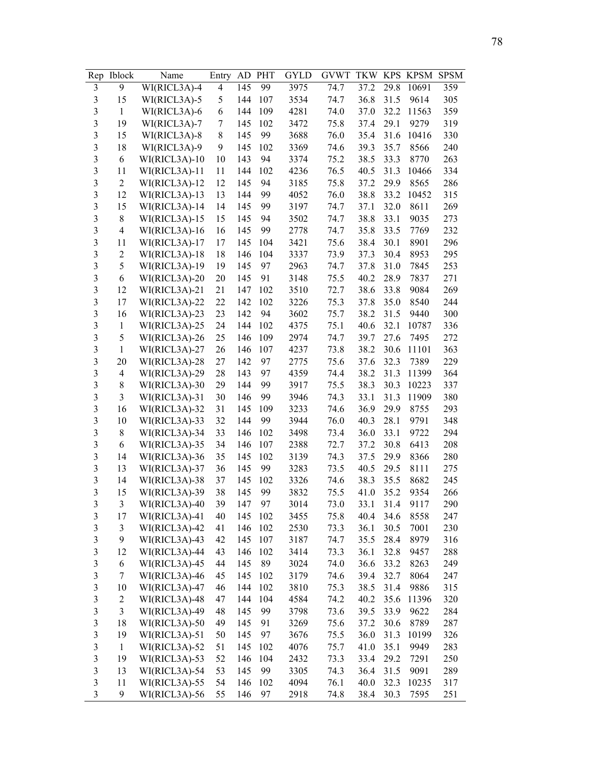| Rep | Iblock | Name | Entry | AD | PHT | GYLD | GVWT | TKW | KPS | KPSM | SPSM |
|---|---|---|---|---|---|---|---|---|---|---|---|
| 3 | 9 | WI(RICL3A)-4 | 4 | 145 | 99 | 3975 | 74.7 | 37.2 | 29.8 | 10691 | 359 |
| 3 | 15 | WI(RICL3A)-5 | 5 | 144 | 107 | 3534 | 74.7 | 36.8 | 31.5 | 9614 | 305 |
| 3 | 1 | WI(RICL3A)-6 | 6 | 144 | 109 | 4281 | 74.0 | 37.0 | 32.2 | 11563 | 359 |
| 3 | 19 | WI(RICL3A)-7 | 7 | 145 | 102 | 3472 | 75.8 | 37.4 | 29.1 | 9279 | 319 |
| 3 | 15 | WI(RICL3A)-8 | 8 | 145 | 99 | 3688 | 76.0 | 35.4 | 31.6 | 10416 | 330 |
| 3 | 18 | WI(RICL3A)-9 | 9 | 145 | 102 | 3369 | 74.6 | 39.3 | 35.7 | 8566 | 240 |
| 3 | 6 | WI(RICL3A)-10 | 10 | 143 | 94 | 3374 | 75.2 | 38.5 | 33.3 | 8770 | 263 |
| 3 | 11 | WI(RICL3A)-11 | 11 | 144 | 102 | 4236 | 76.5 | 40.5 | 31.3 | 10466 | 334 |
| 3 | 2 | WI(RICL3A)-12 | 12 | 145 | 94 | 3185 | 75.8 | 37.2 | 29.9 | 8565 | 286 |
| 3 | 12 | WI(RICL3A)-13 | 13 | 144 | 99 | 4052 | 76.0 | 38.8 | 33.2 | 10452 | 315 |
| 3 | 15 | WI(RICL3A)-14 | 14 | 145 | 99 | 3197 | 74.7 | 37.1 | 32.0 | 8611 | 269 |
| 3 | 8 | WI(RICL3A)-15 | 15 | 145 | 94 | 3502 | 74.7 | 38.8 | 33.1 | 9035 | 273 |
| 3 | 4 | WI(RICL3A)-16 | 16 | 145 | 99 | 2778 | 74.7 | 35.8 | 33.5 | 7769 | 232 |
| 3 | 11 | WI(RICL3A)-17 | 17 | 145 | 104 | 3421 | 75.6 | 38.4 | 30.1 | 8901 | 296 |
| 3 | 2 | WI(RICL3A)-18 | 18 | 146 | 104 | 3337 | 73.9 | 37.3 | 30.4 | 8953 | 295 |
| 3 | 5 | WI(RICL3A)-19 | 19 | 145 | 97 | 2963 | 74.7 | 37.8 | 31.0 | 7845 | 253 |
| 3 | 6 | WI(RICL3A)-20 | 20 | 145 | 91 | 3148 | 75.5 | 40.2 | 28.9 | 7837 | 271 |
| 3 | 12 | WI(RICL3A)-21 | 21 | 147 | 102 | 3510 | 72.7 | 38.6 | 33.8 | 9084 | 269 |
| 3 | 17 | WI(RICL3A)-22 | 22 | 142 | 102 | 3226 | 75.3 | 37.8 | 35.0 | 8540 | 244 |
| 3 | 16 | WI(RICL3A)-23 | 23 | 142 | 94 | 3602 | 75.7 | 38.2 | 31.5 | 9440 | 300 |
| 3 | 1 | WI(RICL3A)-25 | 24 | 144 | 102 | 4375 | 75.1 | 40.6 | 32.1 | 10787 | 336 |
| 3 | 5 | WI(RICL3A)-26 | 25 | 146 | 109 | 2974 | 74.7 | 39.7 | 27.6 | 7495 | 272 |
| 3 | 1 | WI(RICL3A)-27 | 26 | 146 | 107 | 4237 | 73.8 | 38.2 | 30.6 | 11101 | 363 |
| 3 | 20 | WI(RICL3A)-28 | 27 | 142 | 97 | 2775 | 75.6 | 37.6 | 32.3 | 7389 | 229 |
| 3 | 4 | WI(RICL3A)-29 | 28 | 143 | 97 | 4359 | 74.4 | 38.2 | 31.3 | 11399 | 364 |
| 3 | 8 | WI(RICL3A)-30 | 29 | 144 | 99 | 3917 | 75.5 | 38.3 | 30.3 | 10223 | 337 |
| 3 | 3 | WI(RICL3A)-31 | 30 | 146 | 99 | 3946 | 74.3 | 33.1 | 31.3 | 11909 | 380 |
| 3 | 16 | WI(RICL3A)-32 | 31 | 145 | 109 | 3233 | 74.6 | 36.9 | 29.9 | 8755 | 293 |
| 3 | 10 | WI(RICL3A)-33 | 32 | 144 | 99 | 3944 | 76.0 | 40.3 | 28.1 | 9791 | 348 |
| 3 | 8 | WI(RICL3A)-34 | 33 | 146 | 102 | 3498 | 73.4 | 36.0 | 33.1 | 9722 | 294 |
| 3 | 6 | WI(RICL3A)-35 | 34 | 146 | 107 | 2388 | 72.7 | 37.2 | 30.8 | 6413 | 208 |
| 3 | 14 | WI(RICL3A)-36 | 35 | 145 | 102 | 3139 | 74.3 | 37.5 | 29.9 | 8366 | 280 |
| 3 | 13 | WI(RICL3A)-37 | 36 | 145 | 99 | 3283 | 73.5 | 40.5 | 29.5 | 8111 | 275 |
| 3 | 14 | WI(RICL3A)-38 | 37 | 145 | 102 | 3326 | 74.6 | 38.3 | 35.5 | 8682 | 245 |
| 3 | 15 | WI(RICL3A)-39 | 38 | 145 | 99 | 3832 | 75.5 | 41.0 | 35.2 | 9354 | 266 |
| 3 | 3 | WI(RICL3A)-40 | 39 | 147 | 97 | 3014 | 73.0 | 33.1 | 31.4 | 9117 | 290 |
| 3 | 17 | WI(RICL3A)-41 | 40 | 145 | 102 | 3455 | 75.8 | 40.4 | 34.6 | 8558 | 247 |
| 3 | 3 | WI(RICL3A)-42 | 41 | 146 | 102 | 2530 | 73.3 | 36.1 | 30.5 | 7001 | 230 |
| 3 | 9 | WI(RICL3A)-43 | 42 | 145 | 107 | 3187 | 74.7 | 35.5 | 28.4 | 8979 | 316 |
| 3 | 12 | WI(RICL3A)-44 | 43 | 146 | 102 | 3414 | 73.3 | 36.1 | 32.8 | 9457 | 288 |
| 3 | 6 | WI(RICL3A)-45 | 44 | 145 | 89 | 3024 | 74.0 | 36.6 | 33.2 | 8263 | 249 |
| 3 | 7 | WI(RICL3A)-46 | 45 | 145 | 102 | 3179 | 74.6 | 39.4 | 32.7 | 8064 | 247 |
| 3 | 10 | WI(RICL3A)-47 | 46 | 144 | 102 | 3810 | 75.3 | 38.5 | 31.4 | 9886 | 315 |
| 3 | 2 | WI(RICL3A)-48 | 47 | 144 | 104 | 4584 | 74.2 | 40.2 | 35.6 | 11396 | 320 |
| 3 | 3 | WI(RICL3A)-49 | 48 | 145 | 99 | 3798 | 73.6 | 39.5 | 33.9 | 9622 | 284 |
| 3 | 18 | WI(RICL3A)-50 | 49 | 145 | 91 | 3269 | 75.6 | 37.2 | 30.6 | 8789 | 287 |
| 3 | 19 | WI(RICL3A)-51 | 50 | 145 | 97 | 3676 | 75.5 | 36.0 | 31.3 | 10199 | 326 |
| 3 | 1 | WI(RICL3A)-52 | 51 | 145 | 102 | 4076 | 75.7 | 41.0 | 35.1 | 9949 | 283 |
| 3 | 19 | WI(RICL3A)-53 | 52 | 146 | 104 | 2432 | 73.3 | 33.4 | 29.2 | 7291 | 250 |
| 3 | 13 | WI(RICL3A)-54 | 53 | 145 | 99 | 3305 | 74.3 | 36.4 | 31.5 | 9091 | 289 |
| 3 | 11 | WI(RICL3A)-55 | 54 | 146 | 102 | 4094 | 76.1 | 40.0 | 32.3 | 10235 | 317 |
| 3 | 9 | WI(RICL3A)-56 | 55 | 146 | 97 | 2918 | 74.8 | 38.4 | 30.3 | 7595 | 251 |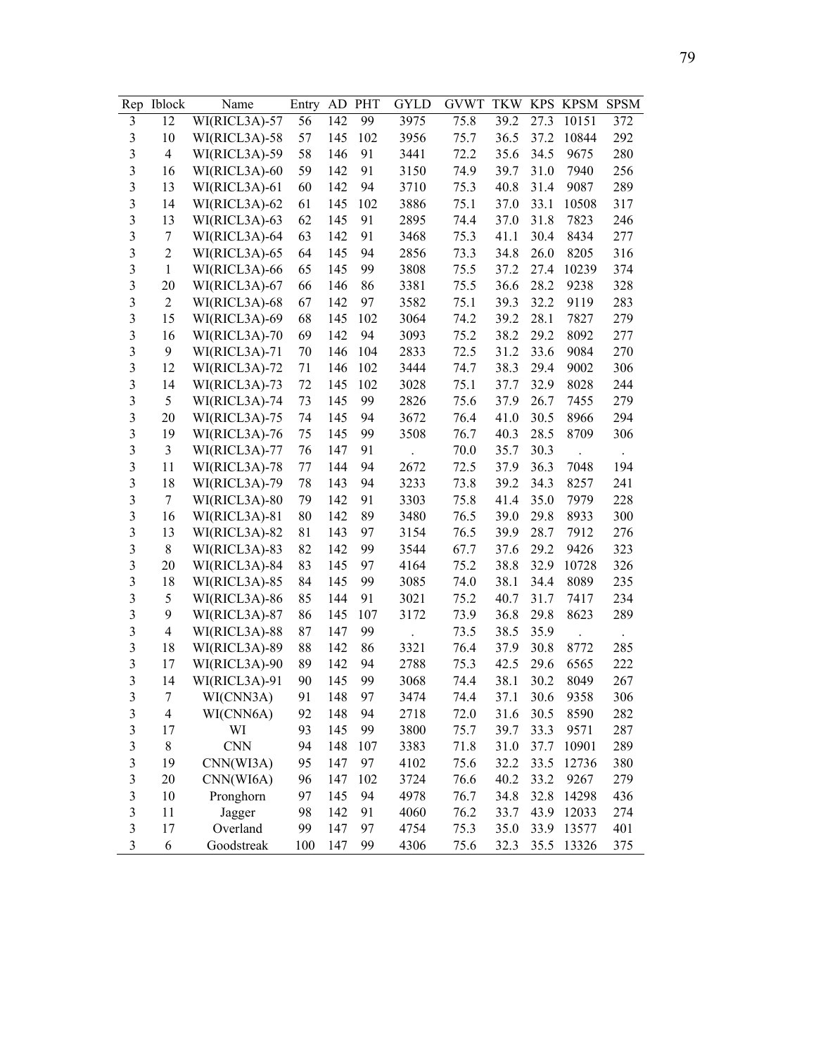| Rep | Iblock | Name | Entry | AD | PHT | GYLD | GVWT | TKW | KPS | KPSM | SPSM |
|---|---|---|---|---|---|---|---|---|---|---|---|
| 3 | 12 | WI(RICL3A)-57 | 56 | 142 | 99 | 3975 | 75.8 | 39.2 | 27.3 | 10151 | 372 |
| 3 | 10 | WI(RICL3A)-58 | 57 | 145 | 102 | 3956 | 75.7 | 36.5 | 37.2 | 10844 | 292 |
| 3 | 4 | WI(RICL3A)-59 | 58 | 146 | 91 | 3441 | 72.2 | 35.6 | 34.5 | 9675 | 280 |
| 3 | 16 | WI(RICL3A)-60 | 59 | 142 | 91 | 3150 | 74.9 | 39.7 | 31.0 | 7940 | 256 |
| 3 | 13 | WI(RICL3A)-61 | 60 | 142 | 94 | 3710 | 75.3 | 40.8 | 31.4 | 9087 | 289 |
| 3 | 14 | WI(RICL3A)-62 | 61 | 145 | 102 | 3886 | 75.1 | 37.0 | 33.1 | 10508 | 317 |
| 3 | 13 | WI(RICL3A)-63 | 62 | 145 | 91 | 2895 | 74.4 | 37.0 | 31.8 | 7823 | 246 |
| 3 | 7 | WI(RICL3A)-64 | 63 | 142 | 91 | 3468 | 75.3 | 41.1 | 30.4 | 8434 | 277 |
| 3 | 2 | WI(RICL3A)-65 | 64 | 145 | 94 | 2856 | 73.3 | 34.8 | 26.0 | 8205 | 316 |
| 3 | 1 | WI(RICL3A)-66 | 65 | 145 | 99 | 3808 | 75.5 | 37.2 | 27.4 | 10239 | 374 |
| 3 | 20 | WI(RICL3A)-67 | 66 | 146 | 86 | 3381 | 75.5 | 36.6 | 28.2 | 9238 | 328 |
| 3 | 2 | WI(RICL3A)-68 | 67 | 142 | 97 | 3582 | 75.1 | 39.3 | 32.2 | 9119 | 283 |
| 3 | 15 | WI(RICL3A)-69 | 68 | 145 | 102 | 3064 | 74.2 | 39.2 | 28.1 | 7827 | 279 |
| 3 | 16 | WI(RICL3A)-70 | 69 | 142 | 94 | 3093 | 75.2 | 38.2 | 29.2 | 8092 | 277 |
| 3 | 9 | WI(RICL3A)-71 | 70 | 146 | 104 | 2833 | 72.5 | 31.2 | 33.6 | 9084 | 270 |
| 3 | 12 | WI(RICL3A)-72 | 71 | 146 | 102 | 3444 | 74.7 | 38.3 | 29.4 | 9002 | 306 |
| 3 | 14 | WI(RICL3A)-73 | 72 | 145 | 102 | 3028 | 75.1 | 37.7 | 32.9 | 8028 | 244 |
| 3 | 5 | WI(RICL3A)-74 | 73 | 145 | 99 | 2826 | 75.6 | 37.9 | 26.7 | 7455 | 279 |
| 3 | 20 | WI(RICL3A)-75 | 74 | 145 | 94 | 3672 | 76.4 | 41.0 | 30.5 | 8966 | 294 |
| 3 | 19 | WI(RICL3A)-76 | 75 | 145 | 99 | 3508 | 76.7 | 40.3 | 28.5 | 8709 | 306 |
| 3 | 3 | WI(RICL3A)-77 | 76 | 147 | 91 | . | 70.0 | 35.7 | 30.3 | . | . |
| 3 | 11 | WI(RICL3A)-78 | 77 | 144 | 94 | 2672 | 72.5 | 37.9 | 36.3 | 7048 | 194 |
| 3 | 18 | WI(RICL3A)-79 | 78 | 143 | 94 | 3233 | 73.8 | 39.2 | 34.3 | 8257 | 241 |
| 3 | 7 | WI(RICL3A)-80 | 79 | 142 | 91 | 3303 | 75.8 | 41.4 | 35.0 | 7979 | 228 |
| 3 | 16 | WI(RICL3A)-81 | 80 | 142 | 89 | 3480 | 76.5 | 39.0 | 29.8 | 8933 | 300 |
| 3 | 13 | WI(RICL3A)-82 | 81 | 143 | 97 | 3154 | 76.5 | 39.9 | 28.7 | 7912 | 276 |
| 3 | 8 | WI(RICL3A)-83 | 82 | 142 | 99 | 3544 | 67.7 | 37.6 | 29.2 | 9426 | 323 |
| 3 | 20 | WI(RICL3A)-84 | 83 | 145 | 97 | 4164 | 75.2 | 38.8 | 32.9 | 10728 | 326 |
| 3 | 18 | WI(RICL3A)-85 | 84 | 145 | 99 | 3085 | 74.0 | 38.1 | 34.4 | 8089 | 235 |
| 3 | 5 | WI(RICL3A)-86 | 85 | 144 | 91 | 3021 | 75.2 | 40.7 | 31.7 | 7417 | 234 |
| 3 | 9 | WI(RICL3A)-87 | 86 | 145 | 107 | 3172 | 73.9 | 36.8 | 29.8 | 8623 | 289 |
| 3 | 4 | WI(RICL3A)-88 | 87 | 147 | 99 | . | 73.5 | 38.5 | 35.9 | . | . |
| 3 | 18 | WI(RICL3A)-89 | 88 | 142 | 86 | 3321 | 76.4 | 37.9 | 30.8 | 8772 | 285 |
| 3 | 17 | WI(RICL3A)-90 | 89 | 142 | 94 | 2788 | 75.3 | 42.5 | 29.6 | 6565 | 222 |
| 3 | 14 | WI(RICL3A)-91 | 90 | 145 | 99 | 3068 | 74.4 | 38.1 | 30.2 | 8049 | 267 |
| 3 | 7 | WI(CNN3A) | 91 | 148 | 97 | 3474 | 74.4 | 37.1 | 30.6 | 9358 | 306 |
| 3 | 4 | WI(CNN6A) | 92 | 148 | 94 | 2718 | 72.0 | 31.6 | 30.5 | 8590 | 282 |
| 3 | 17 | WI | 93 | 145 | 99 | 3800 | 75.7 | 39.7 | 33.3 | 9571 | 287 |
| 3 | 8 | CNN | 94 | 148 | 107 | 3383 | 71.8 | 31.0 | 37.7 | 10901 | 289 |
| 3 | 19 | CNN(WI3A) | 95 | 147 | 97 | 4102 | 75.6 | 32.2 | 33.5 | 12736 | 380 |
| 3 | 20 | CNN(WI6A) | 96 | 147 | 102 | 3724 | 76.6 | 40.2 | 33.2 | 9267 | 279 |
| 3 | 10 | Pronghorn | 97 | 145 | 94 | 4978 | 76.7 | 34.8 | 32.8 | 14298 | 436 |
| 3 | 11 | Jagger | 98 | 142 | 91 | 4060 | 76.2 | 33.7 | 43.9 | 12033 | 274 |
| 3 | 17 | Overland | 99 | 147 | 97 | 4754 | 75.3 | 35.0 | 33.9 | 13577 | 401 |
| 3 | 6 | Goodstreak | 100 | 147 | 99 | 4306 | 75.6 | 32.3 | 35.5 | 13326 | 375 |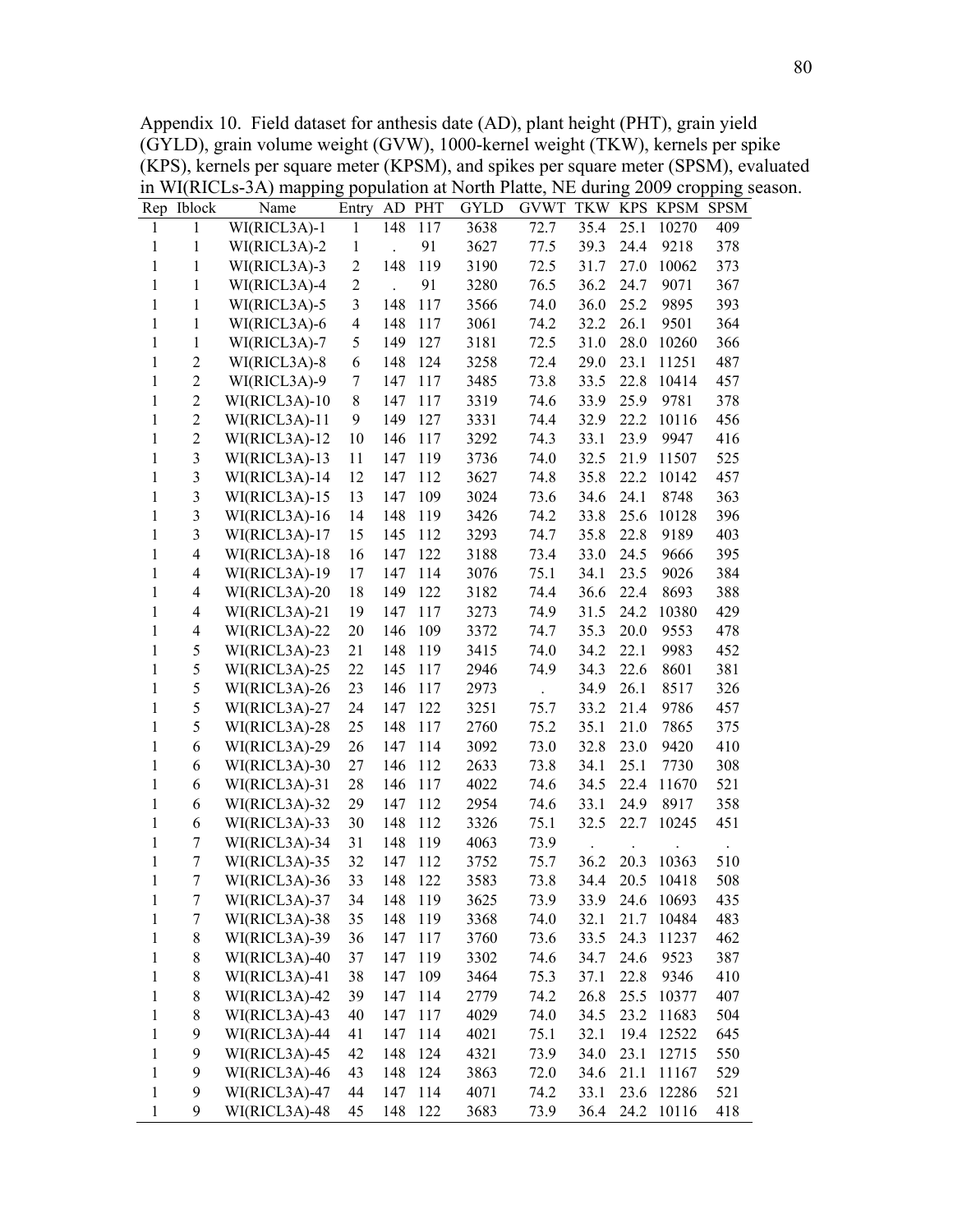Appendix 10. Field dataset for anthesis date (AD), plant height (PHT), grain yield (GYLD), grain volume weight (GVW), 1000-kernel weight (TKW), kernels per spike (KPS), kernels per square meter (KPSM), and spikes per square meter (SPSM), evaluated in WI(RICLs-3A) mapping population at North Platte, NE during 2009 cropping season.

| Rep | Iblock | Name | Entry | AD | PHT | GYLD | GVWT | TKW | KPS | KPSM | SPSM |
|---|---|---|---|---|---|---|---|---|---|---|---|
| 1 | 1 | WI(RICL3A)-1 | 1 | 148 | 117 | 3638 | 72.7 | 35.4 | 25.1 | 10270 | 409 |
| 1 | 1 | WI(RICL3A)-2 | 1 | . | 91 | 3627 | 77.5 | 39.3 | 24.4 | 9218 | 378 |
| 1 | 1 | WI(RICL3A)-3 | 2 | 148 | 119 | 3190 | 72.5 | 31.7 | 27.0 | 10062 | 373 |
| 1 | 1 | WI(RICL3A)-4 | 2 | . | 91 | 3280 | 76.5 | 36.2 | 24.7 | 9071 | 367 |
| 1 | 1 | WI(RICL3A)-5 | 3 | 148 | 117 | 3566 | 74.0 | 36.0 | 25.2 | 9895 | 393 |
| 1 | 1 | WI(RICL3A)-6 | 4 | 148 | 117 | 3061 | 74.2 | 32.2 | 26.1 | 9501 | 364 |
| 1 | 1 | WI(RICL3A)-7 | 5 | 149 | 127 | 3181 | 72.5 | 31.0 | 28.0 | 10260 | 366 |
| 1 | 2 | WI(RICL3A)-8 | 6 | 148 | 124 | 3258 | 72.4 | 29.0 | 23.1 | 11251 | 487 |
| 1 | 2 | WI(RICL3A)-9 | 7 | 147 | 117 | 3485 | 73.8 | 33.5 | 22.8 | 10414 | 457 |
| 1 | 2 | WI(RICL3A)-10 | 8 | 147 | 117 | 3319 | 74.6 | 33.9 | 25.9 | 9781 | 378 |
| 1 | 2 | WI(RICL3A)-11 | 9 | 149 | 127 | 3331 | 74.4 | 32.9 | 22.2 | 10116 | 456 |
| 1 | 2 | WI(RICL3A)-12 | 10 | 146 | 117 | 3292 | 74.3 | 33.1 | 23.9 | 9947 | 416 |
| 1 | 3 | WI(RICL3A)-13 | 11 | 147 | 119 | 3736 | 74.0 | 32.5 | 21.9 | 11507 | 525 |
| 1 | 3 | WI(RICL3A)-14 | 12 | 147 | 112 | 3627 | 74.8 | 35.8 | 22.2 | 10142 | 457 |
| 1 | 3 | WI(RICL3A)-15 | 13 | 147 | 109 | 3024 | 73.6 | 34.6 | 24.1 | 8748 | 363 |
| 1 | 3 | WI(RICL3A)-16 | 14 | 148 | 119 | 3426 | 74.2 | 33.8 | 25.6 | 10128 | 396 |
| 1 | 3 | WI(RICL3A)-17 | 15 | 145 | 112 | 3293 | 74.7 | 35.8 | 22.8 | 9189 | 403 |
| 1 | 4 | WI(RICL3A)-18 | 16 | 147 | 122 | 3188 | 73.4 | 33.0 | 24.5 | 9666 | 395 |
| 1 | 4 | WI(RICL3A)-19 | 17 | 147 | 114 | 3076 | 75.1 | 34.1 | 23.5 | 9026 | 384 |
| 1 | 4 | WI(RICL3A)-20 | 18 | 149 | 122 | 3182 | 74.4 | 36.6 | 22.4 | 8693 | 388 |
| 1 | 4 | WI(RICL3A)-21 | 19 | 147 | 117 | 3273 | 74.9 | 31.5 | 24.2 | 10380 | 429 |
| 1 | 4 | WI(RICL3A)-22 | 20 | 146 | 109 | 3372 | 74.7 | 35.3 | 20.0 | 9553 | 478 |
| 1 | 5 | WI(RICL3A)-23 | 21 | 148 | 119 | 3415 | 74.0 | 34.2 | 22.1 | 9983 | 452 |
| 1 | 5 | WI(RICL3A)-25 | 22 | 145 | 117 | 2946 | 74.9 | 34.3 | 22.6 | 8601 | 381 |
| 1 | 5 | WI(RICL3A)-26 | 23 | 146 | 117 | 2973 | . | 34.9 | 26.1 | 8517 | 326 |
| 1 | 5 | WI(RICL3A)-27 | 24 | 147 | 122 | 3251 | 75.7 | 33.2 | 21.4 | 9786 | 457 |
| 1 | 5 | WI(RICL3A)-28 | 25 | 148 | 117 | 2760 | 75.2 | 35.1 | 21.0 | 7865 | 375 |
| 1 | 6 | WI(RICL3A)-29 | 26 | 147 | 114 | 3092 | 73.0 | 32.8 | 23.0 | 9420 | 410 |
| 1 | 6 | WI(RICL3A)-30 | 27 | 146 | 112 | 2633 | 73.8 | 34.1 | 25.1 | 7730 | 308 |
| 1 | 6 | WI(RICL3A)-31 | 28 | 146 | 117 | 4022 | 74.6 | 34.5 | 22.4 | 11670 | 521 |
| 1 | 6 | WI(RICL3A)-32 | 29 | 147 | 112 | 2954 | 74.6 | 33.1 | 24.9 | 8917 | 358 |
| 1 | 6 | WI(RICL3A)-33 | 30 | 148 | 112 | 3326 | 75.1 | 32.5 | 22.7 | 10245 | 451 |
| 1 | 7 | WI(RICL3A)-34 | 31 | 148 | 119 | 4063 | 73.9 | . | . | . | . |
| 1 | 7 | WI(RICL3A)-35 | 32 | 147 | 112 | 3752 | 75.7 | 36.2 | 20.3 | 10363 | 510 |
| 1 | 7 | WI(RICL3A)-36 | 33 | 148 | 122 | 3583 | 73.8 | 34.4 | 20.5 | 10418 | 508 |
| 1 | 7 | WI(RICL3A)-37 | 34 | 148 | 119 | 3625 | 73.9 | 33.9 | 24.6 | 10693 | 435 |
| 1 | 7 | WI(RICL3A)-38 | 35 | 148 | 119 | 3368 | 74.0 | 32.1 | 21.7 | 10484 | 483 |
| 1 | 8 | WI(RICL3A)-39 | 36 | 147 | 117 | 3760 | 73.6 | 33.5 | 24.3 | 11237 | 462 |
| 1 | 8 | WI(RICL3A)-40 | 37 | 147 | 119 | 3302 | 74.6 | 34.7 | 24.6 | 9523 | 387 |
| 1 | 8 | WI(RICL3A)-41 | 38 | 147 | 109 | 3464 | 75.3 | 37.1 | 22.8 | 9346 | 410 |
| 1 | 8 | WI(RICL3A)-42 | 39 | 147 | 114 | 2779 | 74.2 | 26.8 | 25.5 | 10377 | 407 |
| 1 | 8 | WI(RICL3A)-43 | 40 | 147 | 117 | 4029 | 74.0 | 34.5 | 23.2 | 11683 | 504 |
| 1 | 9 | WI(RICL3A)-44 | 41 | 147 | 114 | 4021 | 75.1 | 32.1 | 19.4 | 12522 | 645 |
| 1 | 9 | WI(RICL3A)-45 | 42 | 148 | 124 | 4321 | 73.9 | 34.0 | 23.1 | 12715 | 550 |
| 1 | 9 | WI(RICL3A)-46 | 43 | 148 | 124 | 3863 | 72.0 | 34.6 | 21.1 | 11167 | 529 |
| 1 | 9 | WI(RICL3A)-47 | 44 | 147 | 114 | 4071 | 74.2 | 33.1 | 23.6 | 12286 | 521 |
| 1 | 9 | WI(RICL3A)-48 | 45 | 148 | 122 | 3683 | 73.9 | 36.4 | 24.2 | 10116 | 418 |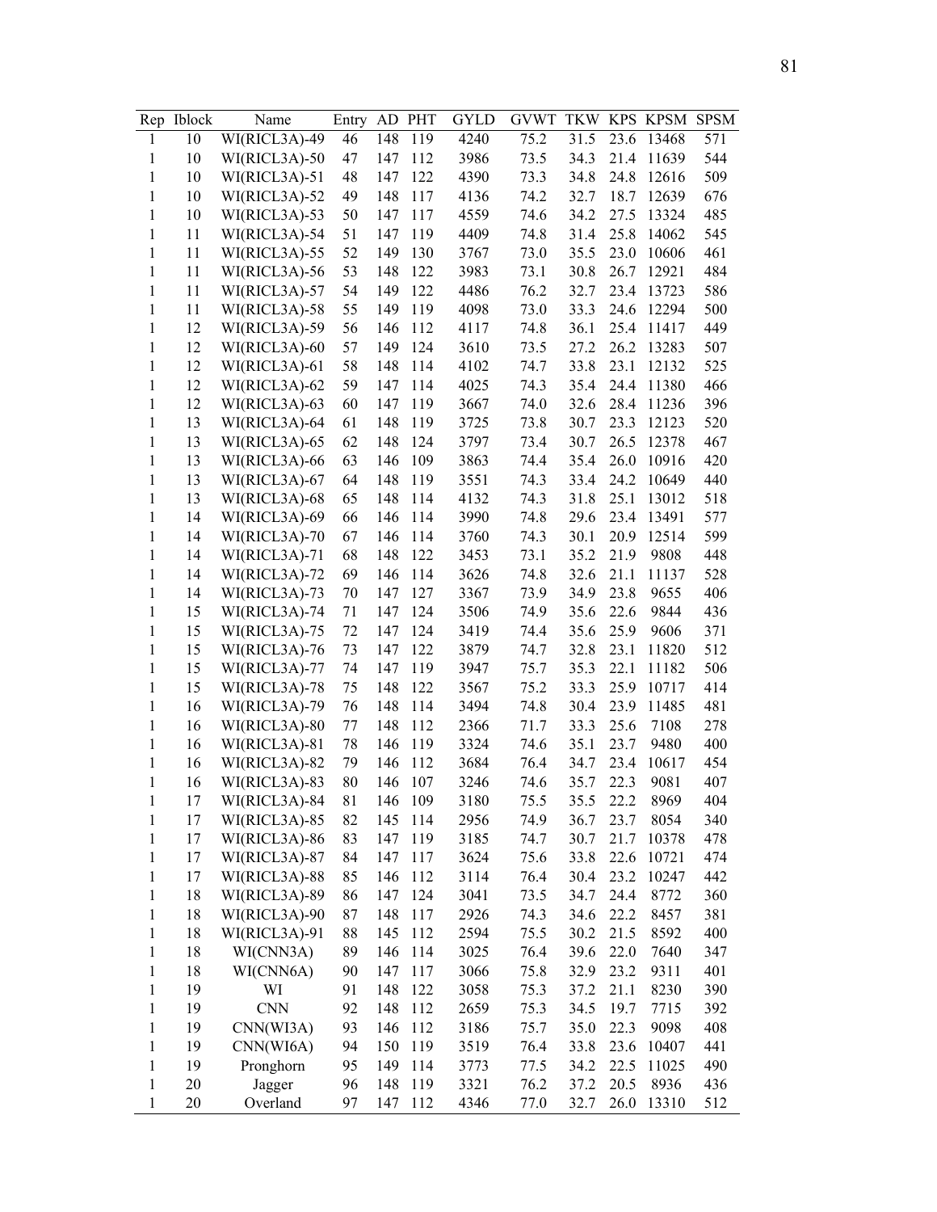| Rep | Iblock | Name | Entry | AD | PHT | GYLD | GVWT | TKW | KPS | KPSM | SPSM |
|---|---|---|---|---|---|---|---|---|---|---|---|
| 1 | 10 | WI(RICL3A)-49 | 46 | 148 | 119 | 4240 | 75.2 | 31.5 | 23.6 | 13468 | 571 |
| 1 | 10 | WI(RICL3A)-50 | 47 | 147 | 112 | 3986 | 73.5 | 34.3 | 21.4 | 11639 | 544 |
| 1 | 10 | WI(RICL3A)-51 | 48 | 147 | 122 | 4390 | 73.3 | 34.8 | 24.8 | 12616 | 509 |
| 1 | 10 | WI(RICL3A)-52 | 49 | 148 | 117 | 4136 | 74.2 | 32.7 | 18.7 | 12639 | 676 |
| 1 | 10 | WI(RICL3A)-53 | 50 | 147 | 117 | 4559 | 74.6 | 34.2 | 27.5 | 13324 | 485 |
| 1 | 11 | WI(RICL3A)-54 | 51 | 147 | 119 | 4409 | 74.8 | 31.4 | 25.8 | 14062 | 545 |
| 1 | 11 | WI(RICL3A)-55 | 52 | 149 | 130 | 3767 | 73.0 | 35.5 | 23.0 | 10606 | 461 |
| 1 | 11 | WI(RICL3A)-56 | 53 | 148 | 122 | 3983 | 73.1 | 30.8 | 26.7 | 12921 | 484 |
| 1 | 11 | WI(RICL3A)-57 | 54 | 149 | 122 | 4486 | 76.2 | 32.7 | 23.4 | 13723 | 586 |
| 1 | 11 | WI(RICL3A)-58 | 55 | 149 | 119 | 4098 | 73.0 | 33.3 | 24.6 | 12294 | 500 |
| 1 | 12 | WI(RICL3A)-59 | 56 | 146 | 112 | 4117 | 74.8 | 36.1 | 25.4 | 11417 | 449 |
| 1 | 12 | WI(RICL3A)-60 | 57 | 149 | 124 | 3610 | 73.5 | 27.2 | 26.2 | 13283 | 507 |
| 1 | 12 | WI(RICL3A)-61 | 58 | 148 | 114 | 4102 | 74.7 | 33.8 | 23.1 | 12132 | 525 |
| 1 | 12 | WI(RICL3A)-62 | 59 | 147 | 114 | 4025 | 74.3 | 35.4 | 24.4 | 11380 | 466 |
| 1 | 12 | WI(RICL3A)-63 | 60 | 147 | 119 | 3667 | 74.0 | 32.6 | 28.4 | 11236 | 396 |
| 1 | 13 | WI(RICL3A)-64 | 61 | 148 | 119 | 3725 | 73.8 | 30.7 | 23.3 | 12123 | 520 |
| 1 | 13 | WI(RICL3A)-65 | 62 | 148 | 124 | 3797 | 73.4 | 30.7 | 26.5 | 12378 | 467 |
| 1 | 13 | WI(RICL3A)-66 | 63 | 146 | 109 | 3863 | 74.4 | 35.4 | 26.0 | 10916 | 420 |
| 1 | 13 | WI(RICL3A)-67 | 64 | 148 | 119 | 3551 | 74.3 | 33.4 | 24.2 | 10649 | 440 |
| 1 | 13 | WI(RICL3A)-68 | 65 | 148 | 114 | 4132 | 74.3 | 31.8 | 25.1 | 13012 | 518 |
| 1 | 14 | WI(RICL3A)-69 | 66 | 146 | 114 | 3990 | 74.8 | 29.6 | 23.4 | 13491 | 577 |
| 1 | 14 | WI(RICL3A)-70 | 67 | 146 | 114 | 3760 | 74.3 | 30.1 | 20.9 | 12514 | 599 |
| 1 | 14 | WI(RICL3A)-71 | 68 | 148 | 122 | 3453 | 73.1 | 35.2 | 21.9 | 9808 | 448 |
| 1 | 14 | WI(RICL3A)-72 | 69 | 146 | 114 | 3626 | 74.8 | 32.6 | 21.1 | 11137 | 528 |
| 1 | 14 | WI(RICL3A)-73 | 70 | 147 | 127 | 3367 | 73.9 | 34.9 | 23.8 | 9655 | 406 |
| 1 | 15 | WI(RICL3A)-74 | 71 | 147 | 124 | 3506 | 74.9 | 35.6 | 22.6 | 9844 | 436 |
| 1 | 15 | WI(RICL3A)-75 | 72 | 147 | 124 | 3419 | 74.4 | 35.6 | 25.9 | 9606 | 371 |
| 1 | 15 | WI(RICL3A)-76 | 73 | 147 | 122 | 3879 | 74.7 | 32.8 | 23.1 | 11820 | 512 |
| 1 | 15 | WI(RICL3A)-77 | 74 | 147 | 119 | 3947 | 75.7 | 35.3 | 22.1 | 11182 | 506 |
| 1 | 15 | WI(RICL3A)-78 | 75 | 148 | 122 | 3567 | 75.2 | 33.3 | 25.9 | 10717 | 414 |
| 1 | 16 | WI(RICL3A)-79 | 76 | 148 | 114 | 3494 | 74.8 | 30.4 | 23.9 | 11485 | 481 |
| 1 | 16 | WI(RICL3A)-80 | 77 | 148 | 112 | 2366 | 71.7 | 33.3 | 25.6 | 7108 | 278 |
| 1 | 16 | WI(RICL3A)-81 | 78 | 146 | 119 | 3324 | 74.6 | 35.1 | 23.7 | 9480 | 400 |
| 1 | 16 | WI(RICL3A)-82 | 79 | 146 | 112 | 3684 | 76.4 | 34.7 | 23.4 | 10617 | 454 |
| 1 | 16 | WI(RICL3A)-83 | 80 | 146 | 107 | 3246 | 74.6 | 35.7 | 22.3 | 9081 | 407 |
| 1 | 17 | WI(RICL3A)-84 | 81 | 146 | 109 | 3180 | 75.5 | 35.5 | 22.2 | 8969 | 404 |
| 1 | 17 | WI(RICL3A)-85 | 82 | 145 | 114 | 2956 | 74.9 | 36.7 | 23.7 | 8054 | 340 |
| 1 | 17 | WI(RICL3A)-86 | 83 | 147 | 119 | 3185 | 74.7 | 30.7 | 21.7 | 10378 | 478 |
| 1 | 17 | WI(RICL3A)-87 | 84 | 147 | 117 | 3624 | 75.6 | 33.8 | 22.6 | 10721 | 474 |
| 1 | 17 | WI(RICL3A)-88 | 85 | 146 | 112 | 3114 | 76.4 | 30.4 | 23.2 | 10247 | 442 |
| 1 | 18 | WI(RICL3A)-89 | 86 | 147 | 124 | 3041 | 73.5 | 34.7 | 24.4 | 8772 | 360 |
| 1 | 18 | WI(RICL3A)-90 | 87 | 148 | 117 | 2926 | 74.3 | 34.6 | 22.2 | 8457 | 381 |
| 1 | 18 | WI(RICL3A)-91 | 88 | 145 | 112 | 2594 | 75.5 | 30.2 | 21.5 | 8592 | 400 |
| 1 | 18 | WI(CNN3A) | 89 | 146 | 114 | 3025 | 76.4 | 39.6 | 22.0 | 7640 | 347 |
| 1 | 18 | WI(CNN6A) | 90 | 147 | 117 | 3066 | 75.8 | 32.9 | 23.2 | 9311 | 401 |
| 1 | 19 | WI | 91 | 148 | 122 | 3058 | 75.3 | 37.2 | 21.1 | 8230 | 390 |
| 1 | 19 | CNN | 92 | 148 | 112 | 2659 | 75.3 | 34.5 | 19.7 | 7715 | 392 |
| 1 | 19 | CNN(WI3A) | 93 | 146 | 112 | 3186 | 75.7 | 35.0 | 22.3 | 9098 | 408 |
| 1 | 19 | CNN(WI6A) | 94 | 150 | 119 | 3519 | 76.4 | 33.8 | 23.6 | 10407 | 441 |
| 1 | 19 | Pronghorn | 95 | 149 | 114 | 3773 | 77.5 | 34.2 | 22.5 | 11025 | 490 |
| 1 | 20 | Jagger | 96 | 148 | 119 | 3321 | 76.2 | 37.2 | 20.5 | 8936 | 436 |
| 1 | 20 | Overland | 97 | 147 | 112 | 4346 | 77.0 | 32.7 | 26.0 | 13310 | 512 |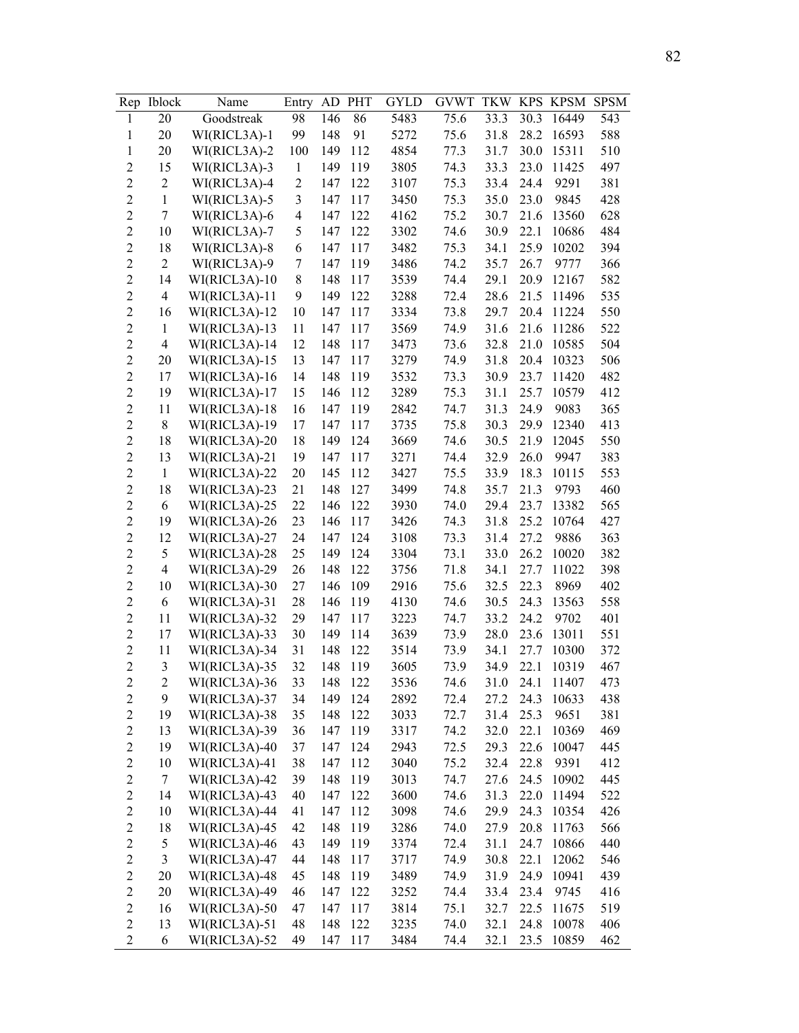| Rep | Iblock | Name | Entry | AD | PHT | GYLD | GVWT | TKW | KPS | KPSM | SPSM |
|---|---|---|---|---|---|---|---|---|---|---|---|
| 1 | 20 | Goodstreak | 98 | 146 | 86 | 5483 | 75.6 | 33.3 | 30.3 | 16449 | 543 |
| 1 | 20 | WI(RICL3A)-1 | 99 | 148 | 91 | 5272 | 75.6 | 31.8 | 28.2 | 16593 | 588 |
| 1 | 20 | WI(RICL3A)-2 | 100 | 149 | 112 | 4854 | 77.3 | 31.7 | 30.0 | 15311 | 510 |
| 2 | 15 | WI(RICL3A)-3 | 1 | 149 | 119 | 3805 | 74.3 | 33.3 | 23.0 | 11425 | 497 |
| 2 | 2 | WI(RICL3A)-4 | 2 | 147 | 122 | 3107 | 75.3 | 33.4 | 24.4 | 9291 | 381 |
| 2 | 1 | WI(RICL3A)-5 | 3 | 147 | 117 | 3450 | 75.3 | 35.0 | 23.0 | 9845 | 428 |
| 2 | 7 | WI(RICL3A)-6 | 4 | 147 | 122 | 4162 | 75.2 | 30.7 | 21.6 | 13560 | 628 |
| 2 | 10 | WI(RICL3A)-7 | 5 | 147 | 122 | 3302 | 74.6 | 30.9 | 22.1 | 10686 | 484 |
| 2 | 18 | WI(RICL3A)-8 | 6 | 147 | 117 | 3482 | 75.3 | 34.1 | 25.9 | 10202 | 394 |
| 2 | 2 | WI(RICL3A)-9 | 7 | 147 | 119 | 3486 | 74.2 | 35.7 | 26.7 | 9777 | 366 |
| 2 | 14 | WI(RICL3A)-10 | 8 | 148 | 117 | 3539 | 74.4 | 29.1 | 20.9 | 12167 | 582 |
| 2 | 4 | WI(RICL3A)-11 | 9 | 149 | 122 | 3288 | 72.4 | 28.6 | 21.5 | 11496 | 535 |
| 2 | 16 | WI(RICL3A)-12 | 10 | 147 | 117 | 3334 | 73.8 | 29.7 | 20.4 | 11224 | 550 |
| 2 | 1 | WI(RICL3A)-13 | 11 | 147 | 117 | 3569 | 74.9 | 31.6 | 21.6 | 11286 | 522 |
| 2 | 4 | WI(RICL3A)-14 | 12 | 148 | 117 | 3473 | 73.6 | 32.8 | 21.0 | 10585 | 504 |
| 2 | 20 | WI(RICL3A)-15 | 13 | 147 | 117 | 3279 | 74.9 | 31.8 | 20.4 | 10323 | 506 |
| 2 | 17 | WI(RICL3A)-16 | 14 | 148 | 119 | 3532 | 73.3 | 30.9 | 23.7 | 11420 | 482 |
| 2 | 19 | WI(RICL3A)-17 | 15 | 146 | 112 | 3289 | 75.3 | 31.1 | 25.7 | 10579 | 412 |
| 2 | 11 | WI(RICL3A)-18 | 16 | 147 | 119 | 2842 | 74.7 | 31.3 | 24.9 | 9083 | 365 |
| 2 | 8 | WI(RICL3A)-19 | 17 | 147 | 117 | 3735 | 75.8 | 30.3 | 29.9 | 12340 | 413 |
| 2 | 18 | WI(RICL3A)-20 | 18 | 149 | 124 | 3669 | 74.6 | 30.5 | 21.9 | 12045 | 550 |
| 2 | 13 | WI(RICL3A)-21 | 19 | 147 | 117 | 3271 | 74.4 | 32.9 | 26.0 | 9947 | 383 |
| 2 | 1 | WI(RICL3A)-22 | 20 | 145 | 112 | 3427 | 75.5 | 33.9 | 18.3 | 10115 | 553 |
| 2 | 18 | WI(RICL3A)-23 | 21 | 148 | 127 | 3499 | 74.8 | 35.7 | 21.3 | 9793 | 460 |
| 2 | 6 | WI(RICL3A)-25 | 22 | 146 | 122 | 3930 | 74.0 | 29.4 | 23.7 | 13382 | 565 |
| 2 | 19 | WI(RICL3A)-26 | 23 | 146 | 117 | 3426 | 74.3 | 31.8 | 25.2 | 10764 | 427 |
| 2 | 12 | WI(RICL3A)-27 | 24 | 147 | 124 | 3108 | 73.3 | 31.4 | 27.2 | 9886 | 363 |
| 2 | 5 | WI(RICL3A)-28 | 25 | 149 | 124 | 3304 | 73.1 | 33.0 | 26.2 | 10020 | 382 |
| 2 | 4 | WI(RICL3A)-29 | 26 | 148 | 122 | 3756 | 71.8 | 34.1 | 27.7 | 11022 | 398 |
| 2 | 10 | WI(RICL3A)-30 | 27 | 146 | 109 | 2916 | 75.6 | 32.5 | 22.3 | 8969 | 402 |
| 2 | 6 | WI(RICL3A)-31 | 28 | 146 | 119 | 4130 | 74.6 | 30.5 | 24.3 | 13563 | 558 |
| 2 | 11 | WI(RICL3A)-32 | 29 | 147 | 117 | 3223 | 74.7 | 33.2 | 24.2 | 9702 | 401 |
| 2 | 17 | WI(RICL3A)-33 | 30 | 149 | 114 | 3639 | 73.9 | 28.0 | 23.6 | 13011 | 551 |
| 2 | 11 | WI(RICL3A)-34 | 31 | 148 | 122 | 3514 | 73.9 | 34.1 | 27.7 | 10300 | 372 |
| 2 | 3 | WI(RICL3A)-35 | 32 | 148 | 119 | 3605 | 73.9 | 34.9 | 22.1 | 10319 | 467 |
| 2 | 2 | WI(RICL3A)-36 | 33 | 148 | 122 | 3536 | 74.6 | 31.0 | 24.1 | 11407 | 473 |
| 2 | 9 | WI(RICL3A)-37 | 34 | 149 | 124 | 2892 | 72.4 | 27.2 | 24.3 | 10633 | 438 |
| 2 | 19 | WI(RICL3A)-38 | 35 | 148 | 122 | 3033 | 72.7 | 31.4 | 25.3 | 9651 | 381 |
| 2 | 13 | WI(RICL3A)-39 | 36 | 147 | 119 | 3317 | 74.2 | 32.0 | 22.1 | 10369 | 469 |
| 2 | 19 | WI(RICL3A)-40 | 37 | 147 | 124 | 2943 | 72.5 | 29.3 | 22.6 | 10047 | 445 |
| 2 | 10 | WI(RICL3A)-41 | 38 | 147 | 112 | 3040 | 75.2 | 32.4 | 22.8 | 9391 | 412 |
| 2 | 7 | WI(RICL3A)-42 | 39 | 148 | 119 | 3013 | 74.7 | 27.6 | 24.5 | 10902 | 445 |
| 2 | 14 | WI(RICL3A)-43 | 40 | 147 | 122 | 3600 | 74.6 | 31.3 | 22.0 | 11494 | 522 |
| 2 | 10 | WI(RICL3A)-44 | 41 | 147 | 112 | 3098 | 74.6 | 29.9 | 24.3 | 10354 | 426 |
| 2 | 18 | WI(RICL3A)-45 | 42 | 148 | 119 | 3286 | 74.0 | 27.9 | 20.8 | 11763 | 566 |
| 2 | 5 | WI(RICL3A)-46 | 43 | 149 | 119 | 3374 | 72.4 | 31.1 | 24.7 | 10866 | 440 |
| 2 | 3 | WI(RICL3A)-47 | 44 | 148 | 117 | 3717 | 74.9 | 30.8 | 22.1 | 12062 | 546 |
| 2 | 20 | WI(RICL3A)-48 | 45 | 148 | 119 | 3489 | 74.9 | 31.9 | 24.9 | 10941 | 439 |
| 2 | 20 | WI(RICL3A)-49 | 46 | 147 | 122 | 3252 | 74.4 | 33.4 | 23.4 | 9745 | 416 |
| 2 | 16 | WI(RICL3A)-50 | 47 | 147 | 117 | 3814 | 75.1 | 32.7 | 22.5 | 11675 | 519 |
| 2 | 13 | WI(RICL3A)-51 | 48 | 148 | 122 | 3235 | 74.0 | 32.1 | 24.8 | 10078 | 406 |
| 2 | 6 | WI(RICL3A)-52 | 49 | 147 | 117 | 3484 | 74.4 | 32.1 | 23.5 | 10859 | 462 |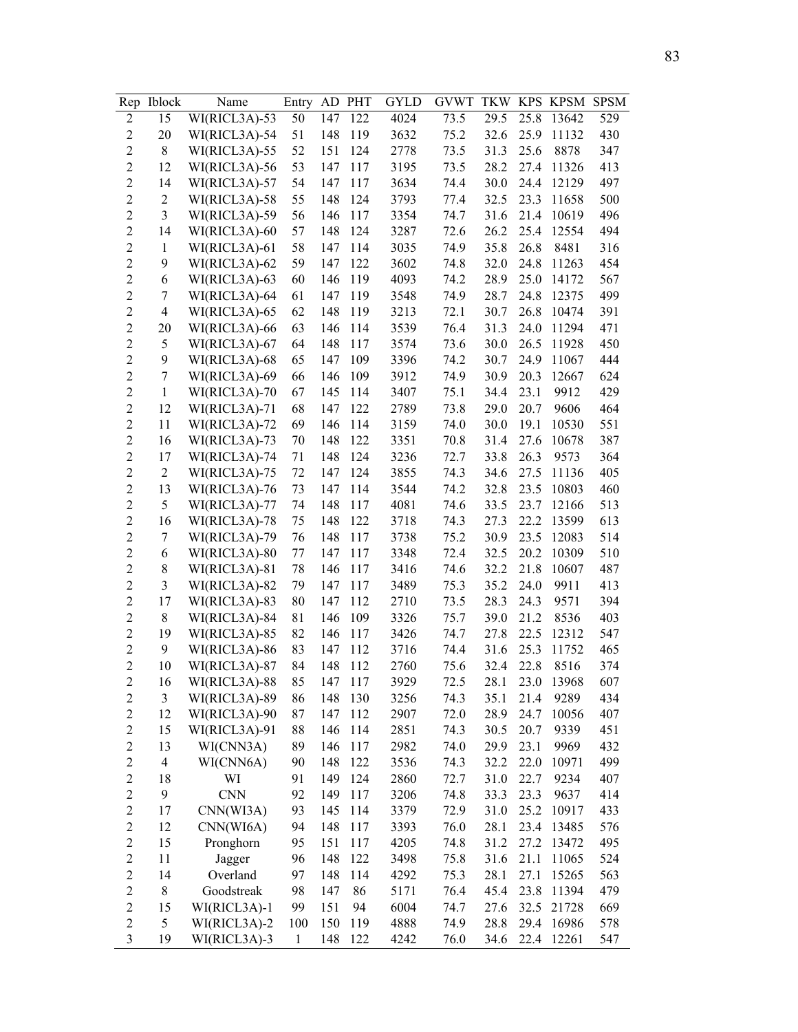| Rep | Iblock | Name | Entry | AD | PHT | GYLD | GVWT | TKW | KPS | KPSM | SPSM |
|---|---|---|---|---|---|---|---|---|---|---|---|
| 2 | 15 | WI(RICL3A)-53 | 50 | 147 | 122 | 4024 | 73.5 | 29.5 | 25.8 | 13642 | 529 |
| 2 | 20 | WI(RICL3A)-54 | 51 | 148 | 119 | 3632 | 75.2 | 32.6 | 25.9 | 11132 | 430 |
| 2 | 8 | WI(RICL3A)-55 | 52 | 151 | 124 | 2778 | 73.5 | 31.3 | 25.6 | 8878 | 347 |
| 2 | 12 | WI(RICL3A)-56 | 53 | 147 | 117 | 3195 | 73.5 | 28.2 | 27.4 | 11326 | 413 |
| 2 | 14 | WI(RICL3A)-57 | 54 | 147 | 117 | 3634 | 74.4 | 30.0 | 24.4 | 12129 | 497 |
| 2 | 2 | WI(RICL3A)-58 | 55 | 148 | 124 | 3793 | 77.4 | 32.5 | 23.3 | 11658 | 500 |
| 2 | 3 | WI(RICL3A)-59 | 56 | 146 | 117 | 3354 | 74.7 | 31.6 | 21.4 | 10619 | 496 |
| 2 | 14 | WI(RICL3A)-60 | 57 | 148 | 124 | 3287 | 72.6 | 26.2 | 25.4 | 12554 | 494 |
| 2 | 1 | WI(RICL3A)-61 | 58 | 147 | 114 | 3035 | 74.9 | 35.8 | 26.8 | 8481 | 316 |
| 2 | 9 | WI(RICL3A)-62 | 59 | 147 | 122 | 3602 | 74.8 | 32.0 | 24.8 | 11263 | 454 |
| 2 | 6 | WI(RICL3A)-63 | 60 | 146 | 119 | 4093 | 74.2 | 28.9 | 25.0 | 14172 | 567 |
| 2 | 7 | WI(RICL3A)-64 | 61 | 147 | 119 | 3548 | 74.9 | 28.7 | 24.8 | 12375 | 499 |
| 2 | 4 | WI(RICL3A)-65 | 62 | 148 | 119 | 3213 | 72.1 | 30.7 | 26.8 | 10474 | 391 |
| 2 | 20 | WI(RICL3A)-66 | 63 | 146 | 114 | 3539 | 76.4 | 31.3 | 24.0 | 11294 | 471 |
| 2 | 5 | WI(RICL3A)-67 | 64 | 148 | 117 | 3574 | 73.6 | 30.0 | 26.5 | 11928 | 450 |
| 2 | 9 | WI(RICL3A)-68 | 65 | 147 | 109 | 3396 | 74.2 | 30.7 | 24.9 | 11067 | 444 |
| 2 | 7 | WI(RICL3A)-69 | 66 | 146 | 109 | 3912 | 74.9 | 30.9 | 20.3 | 12667 | 624 |
| 2 | 1 | WI(RICL3A)-70 | 67 | 145 | 114 | 3407 | 75.1 | 34.4 | 23.1 | 9912 | 429 |
| 2 | 12 | WI(RICL3A)-71 | 68 | 147 | 122 | 2789 | 73.8 | 29.0 | 20.7 | 9606 | 464 |
| 2 | 11 | WI(RICL3A)-72 | 69 | 146 | 114 | 3159 | 74.0 | 30.0 | 19.1 | 10530 | 551 |
| 2 | 16 | WI(RICL3A)-73 | 70 | 148 | 122 | 3351 | 70.8 | 31.4 | 27.6 | 10678 | 387 |
| 2 | 17 | WI(RICL3A)-74 | 71 | 148 | 124 | 3236 | 72.7 | 33.8 | 26.3 | 9573 | 364 |
| 2 | 2 | WI(RICL3A)-75 | 72 | 147 | 124 | 3855 | 74.3 | 34.6 | 27.5 | 11136 | 405 |
| 2 | 13 | WI(RICL3A)-76 | 73 | 147 | 114 | 3544 | 74.2 | 32.8 | 23.5 | 10803 | 460 |
| 2 | 5 | WI(RICL3A)-77 | 74 | 148 | 117 | 4081 | 74.6 | 33.5 | 23.7 | 12166 | 513 |
| 2 | 16 | WI(RICL3A)-78 | 75 | 148 | 122 | 3718 | 74.3 | 27.3 | 22.2 | 13599 | 613 |
| 2 | 7 | WI(RICL3A)-79 | 76 | 148 | 117 | 3738 | 75.2 | 30.9 | 23.5 | 12083 | 514 |
| 2 | 6 | WI(RICL3A)-80 | 77 | 147 | 117 | 3348 | 72.4 | 32.5 | 20.2 | 10309 | 510 |
| 2 | 8 | WI(RICL3A)-81 | 78 | 146 | 117 | 3416 | 74.6 | 32.2 | 21.8 | 10607 | 487 |
| 2 | 3 | WI(RICL3A)-82 | 79 | 147 | 117 | 3489 | 75.3 | 35.2 | 24.0 | 9911 | 413 |
| 2 | 17 | WI(RICL3A)-83 | 80 | 147 | 112 | 2710 | 73.5 | 28.3 | 24.3 | 9571 | 394 |
| 2 | 8 | WI(RICL3A)-84 | 81 | 146 | 109 | 3326 | 75.7 | 39.0 | 21.2 | 8536 | 403 |
| 2 | 19 | WI(RICL3A)-85 | 82 | 146 | 117 | 3426 | 74.7 | 27.8 | 22.5 | 12312 | 547 |
| 2 | 9 | WI(RICL3A)-86 | 83 | 147 | 112 | 3716 | 74.4 | 31.6 | 25.3 | 11752 | 465 |
| 2 | 10 | WI(RICL3A)-87 | 84 | 148 | 112 | 2760 | 75.6 | 32.4 | 22.8 | 8516 | 374 |
| 2 | 16 | WI(RICL3A)-88 | 85 | 147 | 117 | 3929 | 72.5 | 28.1 | 23.0 | 13968 | 607 |
| 2 | 3 | WI(RICL3A)-89 | 86 | 148 | 130 | 3256 | 74.3 | 35.1 | 21.4 | 9289 | 434 |
| 2 | 12 | WI(RICL3A)-90 | 87 | 147 | 112 | 2907 | 72.0 | 28.9 | 24.7 | 10056 | 407 |
| 2 | 15 | WI(RICL3A)-91 | 88 | 146 | 114 | 2851 | 74.3 | 30.5 | 20.7 | 9339 | 451 |
| 2 | 13 | WI(CNN3A) | 89 | 146 | 117 | 2982 | 74.0 | 29.9 | 23.1 | 9969 | 432 |
| 2 | 4 | WI(CNN6A) | 90 | 148 | 122 | 3536 | 74.3 | 32.2 | 22.0 | 10971 | 499 |
| 2 | 18 | WI | 91 | 149 | 124 | 2860 | 72.7 | 31.0 | 22.7 | 9234 | 407 |
| 2 | 9 | CNN | 92 | 149 | 117 | 3206 | 74.8 | 33.3 | 23.3 | 9637 | 414 |
| 2 | 17 | CNN(WI3A) | 93 | 145 | 114 | 3379 | 72.9 | 31.0 | 25.2 | 10917 | 433 |
| 2 | 12 | CNN(WI6A) | 94 | 148 | 117 | 3393 | 76.0 | 28.1 | 23.4 | 13485 | 576 |
| 2 | 15 | Pronghorn | 95 | 151 | 117 | 4205 | 74.8 | 31.2 | 27.2 | 13472 | 495 |
| 2 | 11 | Jagger | 96 | 148 | 122 | 3498 | 75.8 | 31.6 | 21.1 | 11065 | 524 |
| 2 | 14 | Overland | 97 | 148 | 114 | 4292 | 75.3 | 28.1 | 27.1 | 15265 | 563 |
| 2 | 8 | Goodstreak | 98 | 147 | 86 | 5171 | 76.4 | 45.4 | 23.8 | 11394 | 479 |
| 2 | 15 | WI(RICL3A)-1 | 99 | 151 | 94 | 6004 | 74.7 | 27.6 | 32.5 | 21728 | 669 |
| 2 | 5 | WI(RICL3A)-2 | 100 | 150 | 119 | 4888 | 74.9 | 28.8 | 29.4 | 16986 | 578 |
| 3 | 19 | WI(RICL3A)-3 | 1 | 148 | 122 | 4242 | 76.0 | 34.6 | 22.4 | 12261 | 547 |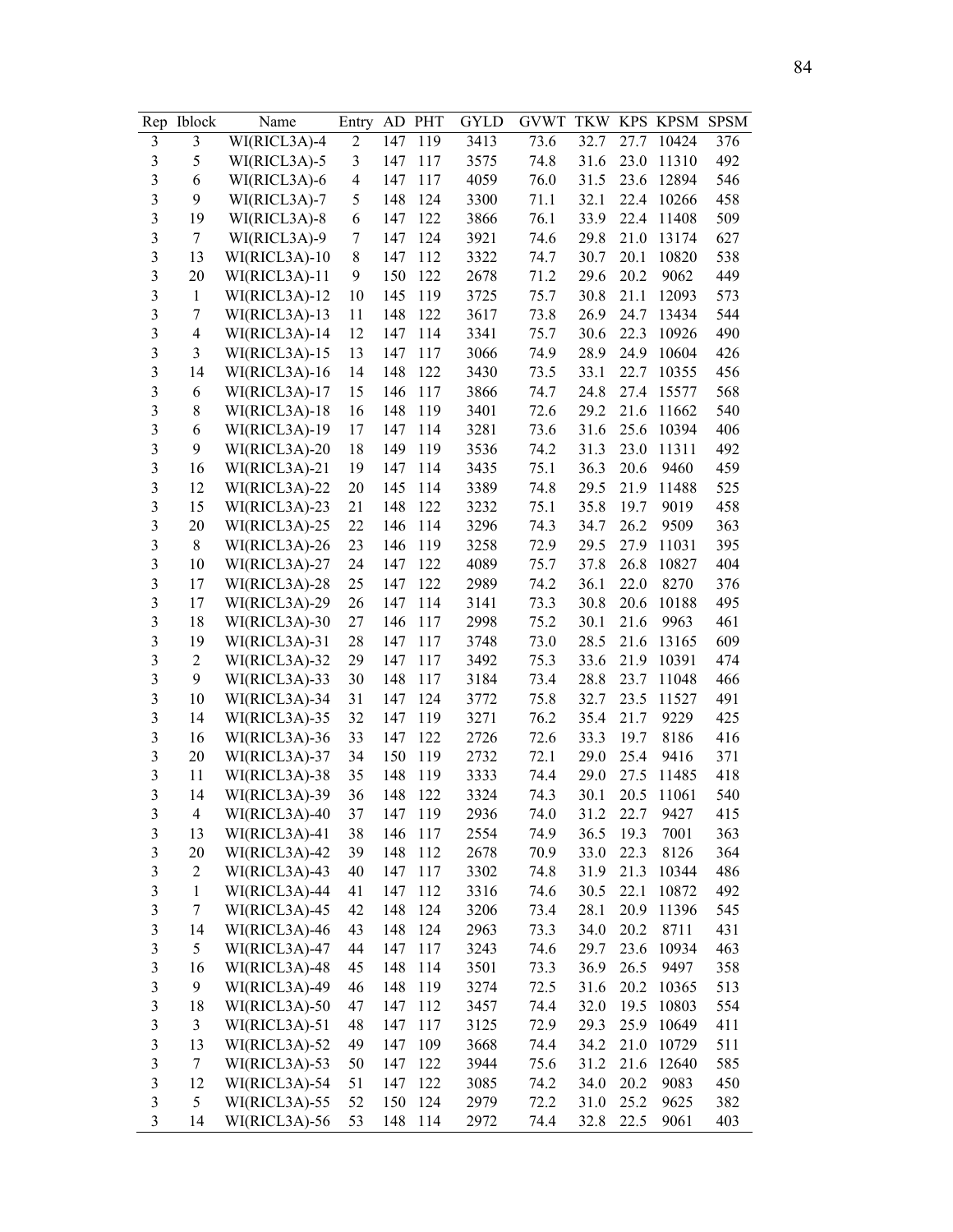| Rep | Iblock | Name | Entry | AD | PHT | GYLD | GVWT | TKW | KPS | KPSM | SPSM |
|---|---|---|---|---|---|---|---|---|---|---|---|
| 3 | 3 | WI(RICL3A)-4 | 2 | 147 | 119 | 3413 | 73.6 | 32.7 | 27.7 | 10424 | 376 |
| 3 | 5 | WI(RICL3A)-5 | 3 | 147 | 117 | 3575 | 74.8 | 31.6 | 23.0 | 11310 | 492 |
| 3 | 6 | WI(RICL3A)-6 | 4 | 147 | 117 | 4059 | 76.0 | 31.5 | 23.6 | 12894 | 546 |
| 3 | 9 | WI(RICL3A)-7 | 5 | 148 | 124 | 3300 | 71.1 | 32.1 | 22.4 | 10266 | 458 |
| 3 | 19 | WI(RICL3A)-8 | 6 | 147 | 122 | 3866 | 76.1 | 33.9 | 22.4 | 11408 | 509 |
| 3 | 7 | WI(RICL3A)-9 | 7 | 147 | 124 | 3921 | 74.6 | 29.8 | 21.0 | 13174 | 627 |
| 3 | 13 | WI(RICL3A)-10 | 8 | 147 | 112 | 3322 | 74.7 | 30.7 | 20.1 | 10820 | 538 |
| 3 | 20 | WI(RICL3A)-11 | 9 | 150 | 122 | 2678 | 71.2 | 29.6 | 20.2 | 9062 | 449 |
| 3 | 1 | WI(RICL3A)-12 | 10 | 145 | 119 | 3725 | 75.7 | 30.8 | 21.1 | 12093 | 573 |
| 3 | 7 | WI(RICL3A)-13 | 11 | 148 | 122 | 3617 | 73.8 | 26.9 | 24.7 | 13434 | 544 |
| 3 | 4 | WI(RICL3A)-14 | 12 | 147 | 114 | 3341 | 75.7 | 30.6 | 22.3 | 10926 | 490 |
| 3 | 3 | WI(RICL3A)-15 | 13 | 147 | 117 | 3066 | 74.9 | 28.9 | 24.9 | 10604 | 426 |
| 3 | 14 | WI(RICL3A)-16 | 14 | 148 | 122 | 3430 | 73.5 | 33.1 | 22.7 | 10355 | 456 |
| 3 | 6 | WI(RICL3A)-17 | 15 | 146 | 117 | 3866 | 74.7 | 24.8 | 27.4 | 15577 | 568 |
| 3 | 8 | WI(RICL3A)-18 | 16 | 148 | 119 | 3401 | 72.6 | 29.2 | 21.6 | 11662 | 540 |
| 3 | 6 | WI(RICL3A)-19 | 17 | 147 | 114 | 3281 | 73.6 | 31.6 | 25.6 | 10394 | 406 |
| 3 | 9 | WI(RICL3A)-20 | 18 | 149 | 119 | 3536 | 74.2 | 31.3 | 23.0 | 11311 | 492 |
| 3 | 16 | WI(RICL3A)-21 | 19 | 147 | 114 | 3435 | 75.1 | 36.3 | 20.6 | 9460 | 459 |
| 3 | 12 | WI(RICL3A)-22 | 20 | 145 | 114 | 3389 | 74.8 | 29.5 | 21.9 | 11488 | 525 |
| 3 | 15 | WI(RICL3A)-23 | 21 | 148 | 122 | 3232 | 75.1 | 35.8 | 19.7 | 9019 | 458 |
| 3 | 20 | WI(RICL3A)-25 | 22 | 146 | 114 | 3296 | 74.3 | 34.7 | 26.2 | 9509 | 363 |
| 3 | 8 | WI(RICL3A)-26 | 23 | 146 | 119 | 3258 | 72.9 | 29.5 | 27.9 | 11031 | 395 |
| 3 | 10 | WI(RICL3A)-27 | 24 | 147 | 122 | 4089 | 75.7 | 37.8 | 26.8 | 10827 | 404 |
| 3 | 17 | WI(RICL3A)-28 | 25 | 147 | 122 | 2989 | 74.2 | 36.1 | 22.0 | 8270 | 376 |
| 3 | 17 | WI(RICL3A)-29 | 26 | 147 | 114 | 3141 | 73.3 | 30.8 | 20.6 | 10188 | 495 |
| 3 | 18 | WI(RICL3A)-30 | 27 | 146 | 117 | 2998 | 75.2 | 30.1 | 21.6 | 9963 | 461 |
| 3 | 19 | WI(RICL3A)-31 | 28 | 147 | 117 | 3748 | 73.0 | 28.5 | 21.6 | 13165 | 609 |
| 3 | 2 | WI(RICL3A)-32 | 29 | 147 | 117 | 3492 | 75.3 | 33.6 | 21.9 | 10391 | 474 |
| 3 | 9 | WI(RICL3A)-33 | 30 | 148 | 117 | 3184 | 73.4 | 28.8 | 23.7 | 11048 | 466 |
| 3 | 10 | WI(RICL3A)-34 | 31 | 147 | 124 | 3772 | 75.8 | 32.7 | 23.5 | 11527 | 491 |
| 3 | 14 | WI(RICL3A)-35 | 32 | 147 | 119 | 3271 | 76.2 | 35.4 | 21.7 | 9229 | 425 |
| 3 | 16 | WI(RICL3A)-36 | 33 | 147 | 122 | 2726 | 72.6 | 33.3 | 19.7 | 8186 | 416 |
| 3 | 20 | WI(RICL3A)-37 | 34 | 150 | 119 | 2732 | 72.1 | 29.0 | 25.4 | 9416 | 371 |
| 3 | 11 | WI(RICL3A)-38 | 35 | 148 | 119 | 3333 | 74.4 | 29.0 | 27.5 | 11485 | 418 |
| 3 | 14 | WI(RICL3A)-39 | 36 | 148 | 122 | 3324 | 74.3 | 30.1 | 20.5 | 11061 | 540 |
| 3 | 4 | WI(RICL3A)-40 | 37 | 147 | 119 | 2936 | 74.0 | 31.2 | 22.7 | 9427 | 415 |
| 3 | 13 | WI(RICL3A)-41 | 38 | 146 | 117 | 2554 | 74.9 | 36.5 | 19.3 | 7001 | 363 |
| 3 | 20 | WI(RICL3A)-42 | 39 | 148 | 112 | 2678 | 70.9 | 33.0 | 22.3 | 8126 | 364 |
| 3 | 2 | WI(RICL3A)-43 | 40 | 147 | 117 | 3302 | 74.8 | 31.9 | 21.3 | 10344 | 486 |
| 3 | 1 | WI(RICL3A)-44 | 41 | 147 | 112 | 3316 | 74.6 | 30.5 | 22.1 | 10872 | 492 |
| 3 | 7 | WI(RICL3A)-45 | 42 | 148 | 124 | 3206 | 73.4 | 28.1 | 20.9 | 11396 | 545 |
| 3 | 14 | WI(RICL3A)-46 | 43 | 148 | 124 | 2963 | 73.3 | 34.0 | 20.2 | 8711 | 431 |
| 3 | 5 | WI(RICL3A)-47 | 44 | 147 | 117 | 3243 | 74.6 | 29.7 | 23.6 | 10934 | 463 |
| 3 | 16 | WI(RICL3A)-48 | 45 | 148 | 114 | 3501 | 73.3 | 36.9 | 26.5 | 9497 | 358 |
| 3 | 9 | WI(RICL3A)-49 | 46 | 148 | 119 | 3274 | 72.5 | 31.6 | 20.2 | 10365 | 513 |
| 3 | 18 | WI(RICL3A)-50 | 47 | 147 | 112 | 3457 | 74.4 | 32.0 | 19.5 | 10803 | 554 |
| 3 | 3 | WI(RICL3A)-51 | 48 | 147 | 117 | 3125 | 72.9 | 29.3 | 25.9 | 10649 | 411 |
| 3 | 13 | WI(RICL3A)-52 | 49 | 147 | 109 | 3668 | 74.4 | 34.2 | 21.0 | 10729 | 511 |
| 3 | 7 | WI(RICL3A)-53 | 50 | 147 | 122 | 3944 | 75.6 | 31.2 | 21.6 | 12640 | 585 |
| 3 | 12 | WI(RICL3A)-54 | 51 | 147 | 122 | 3085 | 74.2 | 34.0 | 20.2 | 9083 | 450 |
| 3 | 5 | WI(RICL3A)-55 | 52 | 150 | 124 | 2979 | 72.2 | 31.0 | 25.2 | 9625 | 382 |
| 3 | 14 | WI(RICL3A)-56 | 53 | 148 | 114 | 2972 | 74.4 | 32.8 | 22.5 | 9061 | 403 |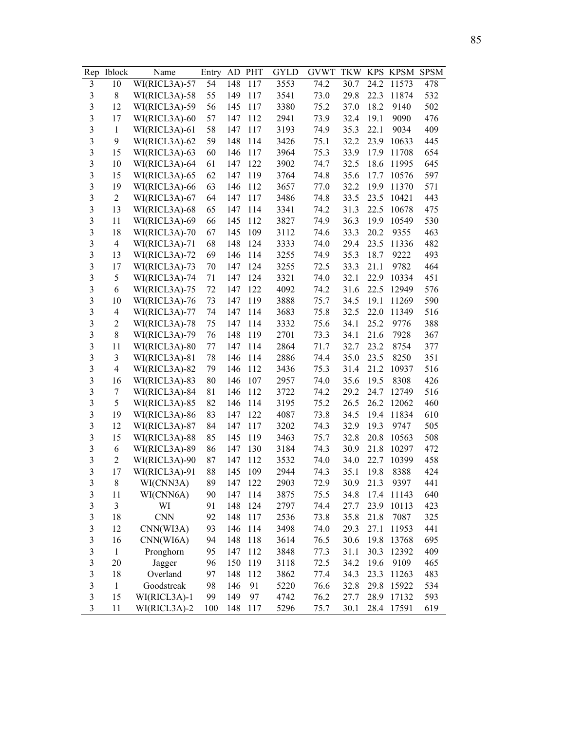| Rep | Iblock | Name | Entry | AD | PHT | GYLD | GVWT | TKW | KPS | KPSM | SPSM |
|---|---|---|---|---|---|---|---|---|---|---|---|
| 3 | 10 | WI(RICL3A)-57 | 54 | 148 | 117 | 3553 | 74.2 | 30.7 | 24.2 | 11573 | 478 |
| 3 | 8 | WI(RICL3A)-58 | 55 | 149 | 117 | 3541 | 73.0 | 29.8 | 22.3 | 11874 | 532 |
| 3 | 12 | WI(RICL3A)-59 | 56 | 145 | 117 | 3380 | 75.2 | 37.0 | 18.2 | 9140 | 502 |
| 3 | 17 | WI(RICL3A)-60 | 57 | 147 | 112 | 2941 | 73.9 | 32.4 | 19.1 | 9090 | 476 |
| 3 | 1 | WI(RICL3A)-61 | 58 | 147 | 117 | 3193 | 74.9 | 35.3 | 22.1 | 9034 | 409 |
| 3 | 9 | WI(RICL3A)-62 | 59 | 148 | 114 | 3426 | 75.1 | 32.2 | 23.9 | 10633 | 445 |
| 3 | 15 | WI(RICL3A)-63 | 60 | 146 | 117 | 3964 | 75.3 | 33.9 | 17.9 | 11708 | 654 |
| 3 | 10 | WI(RICL3A)-64 | 61 | 147 | 122 | 3902 | 74.7 | 32.5 | 18.6 | 11995 | 645 |
| 3 | 15 | WI(RICL3A)-65 | 62 | 147 | 119 | 3764 | 74.8 | 35.6 | 17.7 | 10576 | 597 |
| 3 | 19 | WI(RICL3A)-66 | 63 | 146 | 112 | 3657 | 77.0 | 32.2 | 19.9 | 11370 | 571 |
| 3 | 2 | WI(RICL3A)-67 | 64 | 147 | 117 | 3486 | 74.8 | 33.5 | 23.5 | 10421 | 443 |
| 3 | 13 | WI(RICL3A)-68 | 65 | 147 | 114 | 3341 | 74.2 | 31.3 | 22.5 | 10678 | 475 |
| 3 | 11 | WI(RICL3A)-69 | 66 | 145 | 112 | 3827 | 74.9 | 36.3 | 19.9 | 10549 | 530 |
| 3 | 18 | WI(RICL3A)-70 | 67 | 145 | 109 | 3112 | 74.6 | 33.3 | 20.2 | 9355 | 463 |
| 3 | 4 | WI(RICL3A)-71 | 68 | 148 | 124 | 3333 | 74.0 | 29.4 | 23.5 | 11336 | 482 |
| 3 | 13 | WI(RICL3A)-72 | 69 | 146 | 114 | 3255 | 74.9 | 35.3 | 18.7 | 9222 | 493 |
| 3 | 17 | WI(RICL3A)-73 | 70 | 147 | 124 | 3255 | 72.5 | 33.3 | 21.1 | 9782 | 464 |
| 3 | 5 | WI(RICL3A)-74 | 71 | 147 | 124 | 3321 | 74.0 | 32.1 | 22.9 | 10334 | 451 |
| 3 | 6 | WI(RICL3A)-75 | 72 | 147 | 122 | 4092 | 74.2 | 31.6 | 22.5 | 12949 | 576 |
| 3 | 10 | WI(RICL3A)-76 | 73 | 147 | 119 | 3888 | 75.7 | 34.5 | 19.1 | 11269 | 590 |
| 3 | 4 | WI(RICL3A)-77 | 74 | 147 | 114 | 3683 | 75.8 | 32.5 | 22.0 | 11349 | 516 |
| 3 | 2 | WI(RICL3A)-78 | 75 | 147 | 114 | 3332 | 75.6 | 34.1 | 25.2 | 9776 | 388 |
| 3 | 8 | WI(RICL3A)-79 | 76 | 148 | 119 | 2701 | 73.3 | 34.1 | 21.6 | 7928 | 367 |
| 3 | 11 | WI(RICL3A)-80 | 77 | 147 | 114 | 2864 | 71.7 | 32.7 | 23.2 | 8754 | 377 |
| 3 | 3 | WI(RICL3A)-81 | 78 | 146 | 114 | 2886 | 74.4 | 35.0 | 23.5 | 8250 | 351 |
| 3 | 4 | WI(RICL3A)-82 | 79 | 146 | 112 | 3436 | 75.3 | 31.4 | 21.2 | 10937 | 516 |
| 3 | 16 | WI(RICL3A)-83 | 80 | 146 | 107 | 2957 | 74.0 | 35.6 | 19.5 | 8308 | 426 |
| 3 | 7 | WI(RICL3A)-84 | 81 | 146 | 112 | 3722 | 74.2 | 29.2 | 24.7 | 12749 | 516 |
| 3 | 5 | WI(RICL3A)-85 | 82 | 146 | 114 | 3195 | 75.2 | 26.5 | 26.2 | 12062 | 460 |
| 3 | 19 | WI(RICL3A)-86 | 83 | 147 | 122 | 4087 | 73.8 | 34.5 | 19.4 | 11834 | 610 |
| 3 | 12 | WI(RICL3A)-87 | 84 | 147 | 117 | 3202 | 74.3 | 32.9 | 19.3 | 9747 | 505 |
| 3 | 15 | WI(RICL3A)-88 | 85 | 145 | 119 | 3463 | 75.7 | 32.8 | 20.8 | 10563 | 508 |
| 3 | 6 | WI(RICL3A)-89 | 86 | 147 | 130 | 3184 | 74.3 | 30.9 | 21.8 | 10297 | 472 |
| 3 | 2 | WI(RICL3A)-90 | 87 | 147 | 112 | 3532 | 74.0 | 34.0 | 22.7 | 10399 | 458 |
| 3 | 17 | WI(RICL3A)-91 | 88 | 145 | 109 | 2944 | 74.3 | 35.1 | 19.8 | 8388 | 424 |
| 3 | 8 | WI(CNN3A) | 89 | 147 | 122 | 2903 | 72.9 | 30.9 | 21.3 | 9397 | 441 |
| 3 | 11 | WI(CNN6A) | 90 | 147 | 114 | 3875 | 75.5 | 34.8 | 17.4 | 11143 | 640 |
| 3 | 3 | WI | 91 | 148 | 124 | 2797 | 74.4 | 27.7 | 23.9 | 10113 | 423 |
| 3 | 18 | CNN | 92 | 148 | 117 | 2536 | 73.8 | 35.8 | 21.8 | 7087 | 325 |
| 3 | 12 | CNN(WI3A) | 93 | 146 | 114 | 3498 | 74.0 | 29.3 | 27.1 | 11953 | 441 |
| 3 | 16 | CNN(WI6A) | 94 | 148 | 118 | 3614 | 76.5 | 30.6 | 19.8 | 13768 | 695 |
| 3 | 1 | Pronghorn | 95 | 147 | 112 | 3848 | 77.3 | 31.1 | 30.3 | 12392 | 409 |
| 3 | 20 | Jagger | 96 | 150 | 119 | 3118 | 72.5 | 34.2 | 19.6 | 9109 | 465 |
| 3 | 18 | Overland | 97 | 148 | 112 | 3862 | 77.4 | 34.3 | 23.3 | 11263 | 483 |
| 3 | 1 | Goodstreak | 98 | 146 | 91 | 5220 | 76.6 | 32.8 | 29.8 | 15922 | 534 |
| 3 | 15 | WI(RICL3A)-1 | 99 | 149 | 97 | 4742 | 76.2 | 27.7 | 28.9 | 17132 | 593 |
| 3 | 11 | WI(RICL3A)-2 | 100 | 148 | 117 | 5296 | 75.7 | 30.1 | 28.4 | 17591 | 619 |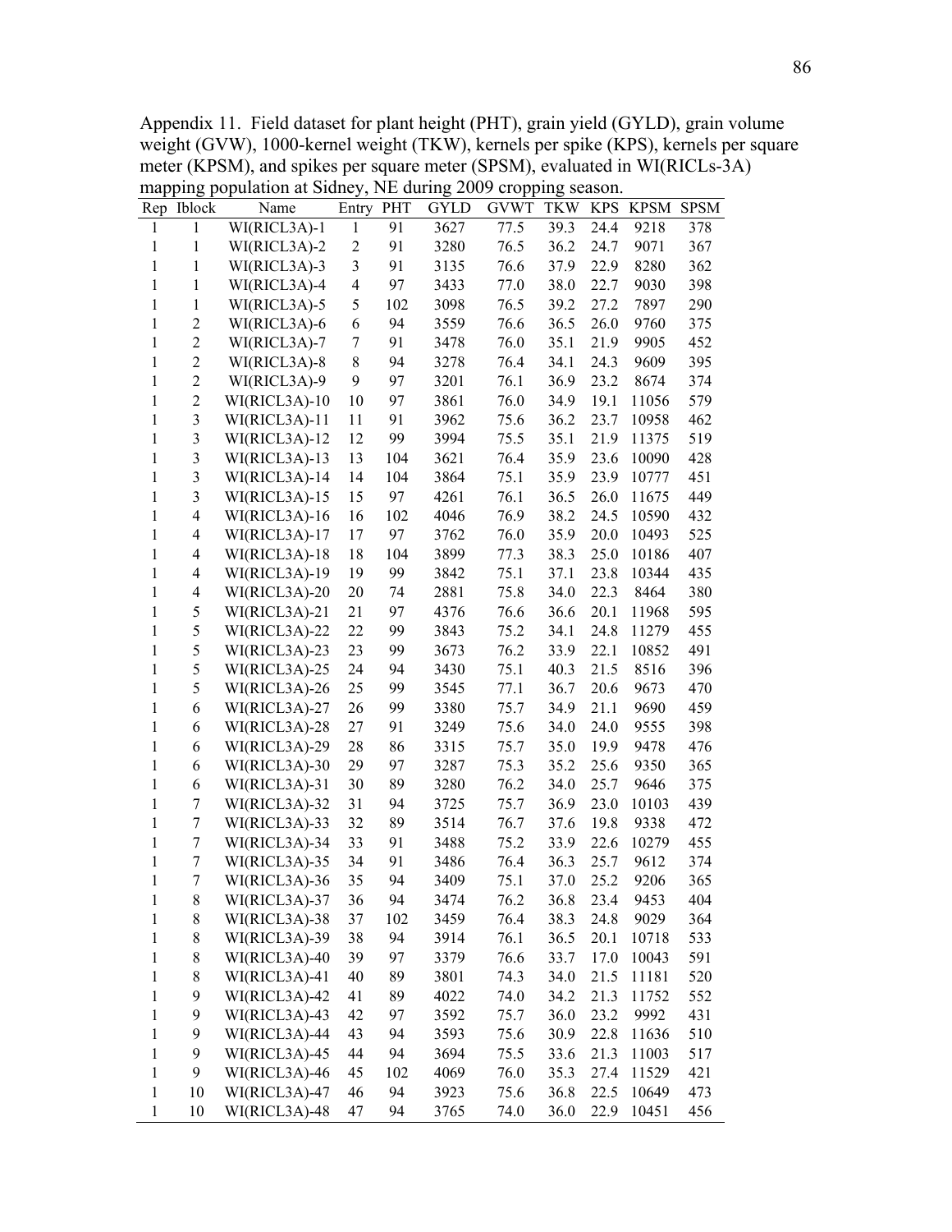Appendix 11. Field dataset for plant height (PHT), grain yield (GYLD), grain volume weight (GVW), 1000-kernel weight (TKW), kernels per spike (KPS), kernels per square meter (KPSM), and spikes per square meter (SPSM), evaluated in WI(RICLs-3A) mapping population at Sidney, NE during 2009 cropping season.

| Rep | Iblock | Name | Entry | PHT | GYLD | GVWT | TKW | KPS | KPSM | SPSM |
|---|---|---|---|---|---|---|---|---|---|---|
| 1 | 1 | WI(RICL3A)-1 | 1 | 91 | 3627 | 77.5 | 39.3 | 24.4 | 9218 | 378 |
| 1 | 1 | WI(RICL3A)-2 | 2 | 91 | 3280 | 76.5 | 36.2 | 24.7 | 9071 | 367 |
| 1 | 1 | WI(RICL3A)-3 | 3 | 91 | 3135 | 76.6 | 37.9 | 22.9 | 8280 | 362 |
| 1 | 1 | WI(RICL3A)-4 | 4 | 97 | 3433 | 77.0 | 38.0 | 22.7 | 9030 | 398 |
| 1 | 1 | WI(RICL3A)-5 | 5 | 102 | 3098 | 76.5 | 39.2 | 27.2 | 7897 | 290 |
| 1 | 2 | WI(RICL3A)-6 | 6 | 94 | 3559 | 76.6 | 36.5 | 26.0 | 9760 | 375 |
| 1 | 2 | WI(RICL3A)-7 | 7 | 91 | 3478 | 76.0 | 35.1 | 21.9 | 9905 | 452 |
| 1 | 2 | WI(RICL3A)-8 | 8 | 94 | 3278 | 76.4 | 34.1 | 24.3 | 9609 | 395 |
| 1 | 2 | WI(RICL3A)-9 | 9 | 97 | 3201 | 76.1 | 36.9 | 23.2 | 8674 | 374 |
| 1 | 2 | WI(RICL3A)-10 | 10 | 97 | 3861 | 76.0 | 34.9 | 19.1 | 11056 | 579 |
| 1 | 3 | WI(RICL3A)-11 | 11 | 91 | 3962 | 75.6 | 36.2 | 23.7 | 10958 | 462 |
| 1 | 3 | WI(RICL3A)-12 | 12 | 99 | 3994 | 75.5 | 35.1 | 21.9 | 11375 | 519 |
| 1 | 3 | WI(RICL3A)-13 | 13 | 104 | 3621 | 76.4 | 35.9 | 23.6 | 10090 | 428 |
| 1 | 3 | WI(RICL3A)-14 | 14 | 104 | 3864 | 75.1 | 35.9 | 23.9 | 10777 | 451 |
| 1 | 3 | WI(RICL3A)-15 | 15 | 97 | 4261 | 76.1 | 36.5 | 26.0 | 11675 | 449 |
| 1 | 4 | WI(RICL3A)-16 | 16 | 102 | 4046 | 76.9 | 38.2 | 24.5 | 10590 | 432 |
| 1 | 4 | WI(RICL3A)-17 | 17 | 97 | 3762 | 76.0 | 35.9 | 20.0 | 10493 | 525 |
| 1 | 4 | WI(RICL3A)-18 | 18 | 104 | 3899 | 77.3 | 38.3 | 25.0 | 10186 | 407 |
| 1 | 4 | WI(RICL3A)-19 | 19 | 99 | 3842 | 75.1 | 37.1 | 23.8 | 10344 | 435 |
| 1 | 4 | WI(RICL3A)-20 | 20 | 74 | 2881 | 75.8 | 34.0 | 22.3 | 8464 | 380 |
| 1 | 5 | WI(RICL3A)-21 | 21 | 97 | 4376 | 76.6 | 36.6 | 20.1 | 11968 | 595 |
| 1 | 5 | WI(RICL3A)-22 | 22 | 99 | 3843 | 75.2 | 34.1 | 24.8 | 11279 | 455 |
| 1 | 5 | WI(RICL3A)-23 | 23 | 99 | 3673 | 76.2 | 33.9 | 22.1 | 10852 | 491 |
| 1 | 5 | WI(RICL3A)-25 | 24 | 94 | 3430 | 75.1 | 40.3 | 21.5 | 8516 | 396 |
| 1 | 5 | WI(RICL3A)-26 | 25 | 99 | 3545 | 77.1 | 36.7 | 20.6 | 9673 | 470 |
| 1 | 6 | WI(RICL3A)-27 | 26 | 99 | 3380 | 75.7 | 34.9 | 21.1 | 9690 | 459 |
| 1 | 6 | WI(RICL3A)-28 | 27 | 91 | 3249 | 75.6 | 34.0 | 24.0 | 9555 | 398 |
| 1 | 6 | WI(RICL3A)-29 | 28 | 86 | 3315 | 75.7 | 35.0 | 19.9 | 9478 | 476 |
| 1 | 6 | WI(RICL3A)-30 | 29 | 97 | 3287 | 75.3 | 35.2 | 25.6 | 9350 | 365 |
| 1 | 6 | WI(RICL3A)-31 | 30 | 89 | 3280 | 76.2 | 34.0 | 25.7 | 9646 | 375 |
| 1 | 7 | WI(RICL3A)-32 | 31 | 94 | 3725 | 75.7 | 36.9 | 23.0 | 10103 | 439 |
| 1 | 7 | WI(RICL3A)-33 | 32 | 89 | 3514 | 76.7 | 37.6 | 19.8 | 9338 | 472 |
| 1 | 7 | WI(RICL3A)-34 | 33 | 91 | 3488 | 75.2 | 33.9 | 22.6 | 10279 | 455 |
| 1 | 7 | WI(RICL3A)-35 | 34 | 91 | 3486 | 76.4 | 36.3 | 25.7 | 9612 | 374 |
| 1 | 7 | WI(RICL3A)-36 | 35 | 94 | 3409 | 75.1 | 37.0 | 25.2 | 9206 | 365 |
| 1 | 8 | WI(RICL3A)-37 | 36 | 94 | 3474 | 76.2 | 36.8 | 23.4 | 9453 | 404 |
| 1 | 8 | WI(RICL3A)-38 | 37 | 102 | 3459 | 76.4 | 38.3 | 24.8 | 9029 | 364 |
| 1 | 8 | WI(RICL3A)-39 | 38 | 94 | 3914 | 76.1 | 36.5 | 20.1 | 10718 | 533 |
| 1 | 8 | WI(RICL3A)-40 | 39 | 97 | 3379 | 76.6 | 33.7 | 17.0 | 10043 | 591 |
| 1 | 8 | WI(RICL3A)-41 | 40 | 89 | 3801 | 74.3 | 34.0 | 21.5 | 11181 | 520 |
| 1 | 9 | WI(RICL3A)-42 | 41 | 89 | 4022 | 74.0 | 34.2 | 21.3 | 11752 | 552 |
| 1 | 9 | WI(RICL3A)-43 | 42 | 97 | 3592 | 75.7 | 36.0 | 23.2 | 9992 | 431 |
| 1 | 9 | WI(RICL3A)-44 | 43 | 94 | 3593 | 75.6 | 30.9 | 22.8 | 11636 | 510 |
| 1 | 9 | WI(RICL3A)-45 | 44 | 94 | 3694 | 75.5 | 33.6 | 21.3 | 11003 | 517 |
| 1 | 9 | WI(RICL3A)-46 | 45 | 102 | 4069 | 76.0 | 35.3 | 27.4 | 11529 | 421 |
| 1 | 10 | WI(RICL3A)-47 | 46 | 94 | 3923 | 75.6 | 36.8 | 22.5 | 10649 | 473 |
| 1 | 10 | WI(RICL3A)-48 | 47 | 94 | 3765 | 74.0 | 36.0 | 22.9 | 10451 | 456 |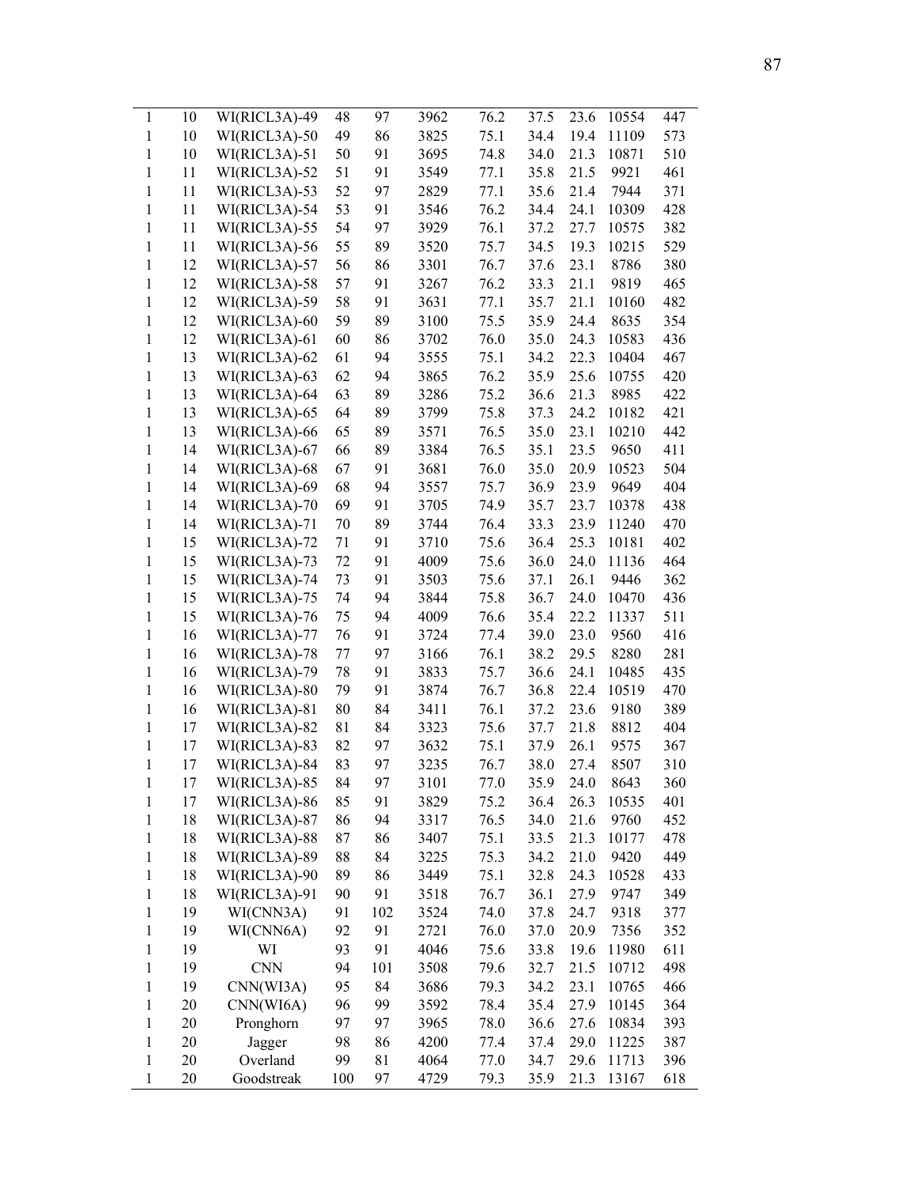| | | | | | | | | | | |
|---|---|---|---|---|---|---|---|---|---|---|
| 1 | 10 | WI(RICL3A)-49 | 48 | 97 | 3962 | 76.2 | 37.5 | 23.6 | 10554 | 447 |
| 1 | 10 | WI(RICL3A)-50 | 49 | 86 | 3825 | 75.1 | 34.4 | 19.4 | 11109 | 573 |
| 1 | 10 | WI(RICL3A)-51 | 50 | 91 | 3695 | 74.8 | 34.0 | 21.3 | 10871 | 510 |
| 1 | 11 | WI(RICL3A)-52 | 51 | 91 | 3549 | 77.1 | 35.8 | 21.5 | 9921 | 461 |
| 1 | 11 | WI(RICL3A)-53 | 52 | 97 | 2829 | 77.1 | 35.6 | 21.4 | 7944 | 371 |
| 1 | 11 | WI(RICL3A)-54 | 53 | 91 | 3546 | 76.2 | 34.4 | 24.1 | 10309 | 428 |
| 1 | 11 | WI(RICL3A)-55 | 54 | 97 | 3929 | 76.1 | 37.2 | 27.7 | 10575 | 382 |
| 1 | 11 | WI(RICL3A)-56 | 55 | 89 | 3520 | 75.7 | 34.5 | 19.3 | 10215 | 529 |
| 1 | 12 | WI(RICL3A)-57 | 56 | 86 | 3301 | 76.7 | 37.6 | 23.1 | 8786 | 380 |
| 1 | 12 | WI(RICL3A)-58 | 57 | 91 | 3267 | 76.2 | 33.3 | 21.1 | 9819 | 465 |
| 1 | 12 | WI(RICL3A)-59 | 58 | 91 | 3631 | 77.1 | 35.7 | 21.1 | 10160 | 482 |
| 1 | 12 | WI(RICL3A)-60 | 59 | 89 | 3100 | 75.5 | 35.9 | 24.4 | 8635 | 354 |
| 1 | 12 | WI(RICL3A)-61 | 60 | 86 | 3702 | 76.0 | 35.0 | 24.3 | 10583 | 436 |
| 1 | 13 | WI(RICL3A)-62 | 61 | 94 | 3555 | 75.1 | 34.2 | 22.3 | 10404 | 467 |
| 1 | 13 | WI(RICL3A)-63 | 62 | 94 | 3865 | 76.2 | 35.9 | 25.6 | 10755 | 420 |
| 1 | 13 | WI(RICL3A)-64 | 63 | 89 | 3286 | 75.2 | 36.6 | 21.3 | 8985 | 422 |
| 1 | 13 | WI(RICL3A)-65 | 64 | 89 | 3799 | 75.8 | 37.3 | 24.2 | 10182 | 421 |
| 1 | 13 | WI(RICL3A)-66 | 65 | 89 | 3571 | 76.5 | 35.0 | 23.1 | 10210 | 442 |
| 1 | 14 | WI(RICL3A)-67 | 66 | 89 | 3384 | 76.5 | 35.1 | 23.5 | 9650 | 411 |
| 1 | 14 | WI(RICL3A)-68 | 67 | 91 | 3681 | 76.0 | 35.0 | 20.9 | 10523 | 504 |
| 1 | 14 | WI(RICL3A)-69 | 68 | 94 | 3557 | 75.7 | 36.9 | 23.9 | 9649 | 404 |
| 1 | 14 | WI(RICL3A)-70 | 69 | 91 | 3705 | 74.9 | 35.7 | 23.7 | 10378 | 438 |
| 1 | 14 | WI(RICL3A)-71 | 70 | 89 | 3744 | 76.4 | 33.3 | 23.9 | 11240 | 470 |
| 1 | 15 | WI(RICL3A)-72 | 71 | 91 | 3710 | 75.6 | 36.4 | 25.3 | 10181 | 402 |
| 1 | 15 | WI(RICL3A)-73 | 72 | 91 | 4009 | 75.6 | 36.0 | 24.0 | 11136 | 464 |
| 1 | 15 | WI(RICL3A)-74 | 73 | 91 | 3503 | 75.6 | 37.1 | 26.1 | 9446 | 362 |
| 1 | 15 | WI(RICL3A)-75 | 74 | 94 | 3844 | 75.8 | 36.7 | 24.0 | 10470 | 436 |
| 1 | 15 | WI(RICL3A)-76 | 75 | 94 | 4009 | 76.6 | 35.4 | 22.2 | 11337 | 511 |
| 1 | 16 | WI(RICL3A)-77 | 76 | 91 | 3724 | 77.4 | 39.0 | 23.0 | 9560 | 416 |
| 1 | 16 | WI(RICL3A)-78 | 77 | 97 | 3166 | 76.1 | 38.2 | 29.5 | 8280 | 281 |
| 1 | 16 | WI(RICL3A)-79 | 78 | 91 | 3833 | 75.7 | 36.6 | 24.1 | 10485 | 435 |
| 1 | 16 | WI(RICL3A)-80 | 79 | 91 | 3874 | 76.7 | 36.8 | 22.4 | 10519 | 470 |
| 1 | 16 | WI(RICL3A)-81 | 80 | 84 | 3411 | 76.1 | 37.2 | 23.6 | 9180 | 389 |
| 1 | 17 | WI(RICL3A)-82 | 81 | 84 | 3323 | 75.6 | 37.7 | 21.8 | 8812 | 404 |
| 1 | 17 | WI(RICL3A)-83 | 82 | 97 | 3632 | 75.1 | 37.9 | 26.1 | 9575 | 367 |
| 1 | 17 | WI(RICL3A)-84 | 83 | 97 | 3235 | 76.7 | 38.0 | 27.4 | 8507 | 310 |
| 1 | 17 | WI(RICL3A)-85 | 84 | 97 | 3101 | 77.0 | 35.9 | 24.0 | 8643 | 360 |
| 1 | 17 | WI(RICL3A)-86 | 85 | 91 | 3829 | 75.2 | 36.4 | 26.3 | 10535 | 401 |
| 1 | 18 | WI(RICL3A)-87 | 86 | 94 | 3317 | 76.5 | 34.0 | 21.6 | 9760 | 452 |
| 1 | 18 | WI(RICL3A)-88 | 87 | 86 | 3407 | 75.1 | 33.5 | 21.3 | 10177 | 478 |
| 1 | 18 | WI(RICL3A)-89 | 88 | 84 | 3225 | 75.3 | 34.2 | 21.0 | 9420 | 449 |
| 1 | 18 | WI(RICL3A)-90 | 89 | 86 | 3449 | 75.1 | 32.8 | 24.3 | 10528 | 433 |
| 1 | 18 | WI(RICL3A)-91 | 90 | 91 | 3518 | 76.7 | 36.1 | 27.9 | 9747 | 349 |
| 1 | 19 | WI(CNN3A) | 91 | 102 | 3524 | 74.0 | 37.8 | 24.7 | 9318 | 377 |
| 1 | 19 | WI(CNN6A) | 92 | 91 | 2721 | 76.0 | 37.0 | 20.9 | 7356 | 352 |
| 1 | 19 | WI | 93 | 91 | 4046 | 75.6 | 33.8 | 19.6 | 11980 | 611 |
| 1 | 19 | CNN | 94 | 101 | 3508 | 79.6 | 32.7 | 21.5 | 10712 | 498 |
| 1 | 19 | CNN(WI3A) | 95 | 84 | 3686 | 79.3 | 34.2 | 23.1 | 10765 | 466 |
| 1 | 20 | CNN(WI6A) | 96 | 99 | 3592 | 78.4 | 35.4 | 27.9 | 10145 | 364 |
| 1 | 20 | Pronghorn | 97 | 97 | 3965 | 78.0 | 36.6 | 27.6 | 10834 | 393 |
| 1 | 20 | Jagger | 98 | 86 | 4200 | 77.4 | 37.4 | 29.0 | 11225 | 387 |
| 1 | 20 | Overland | 99 | 81 | 4064 | 77.0 | 34.7 | 29.6 | 11713 | 396 |
| 1 | 20 | Goodstreak | 100 | 97 | 4729 | 79.3 | 35.9 | 21.3 | 13167 | 618 |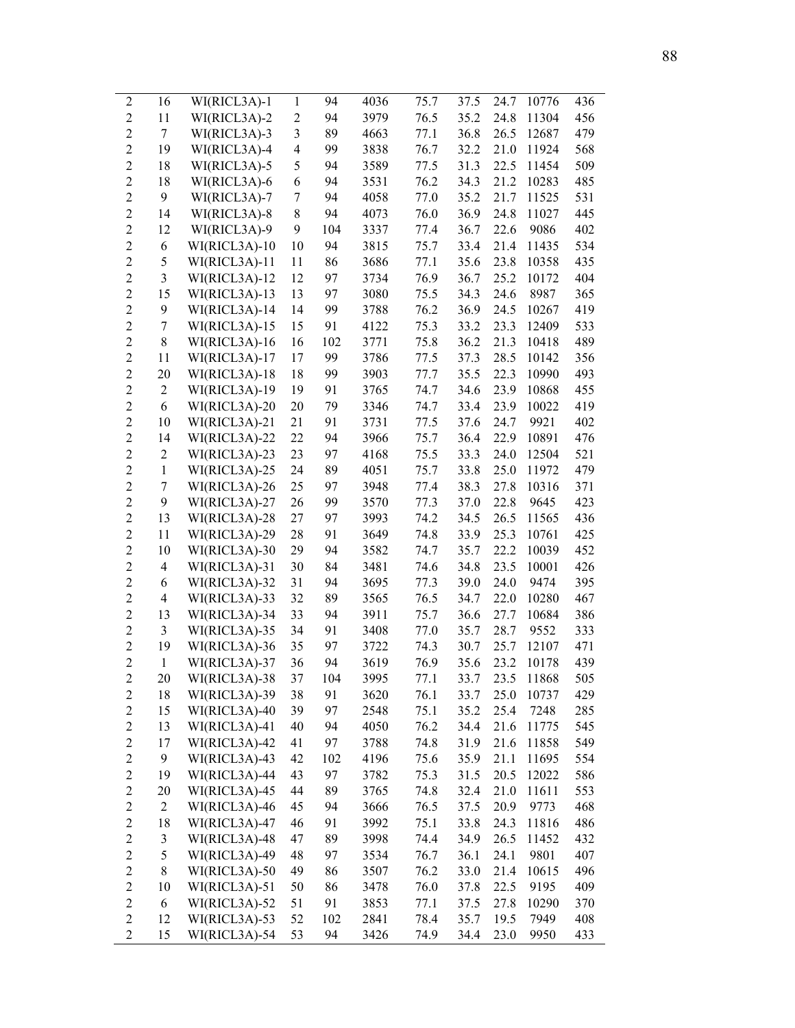| | | | | | | | | | | |
|---|---|---|---|---|---|---|---|---|---|---|
| 2 | 16 | WI(RICL3A)-1 | 1 | 94 | 4036 | 75.7 | 37.5 | 24.7 | 10776 | 436 |
| 2 | 11 | WI(RICL3A)-2 | 2 | 94 | 3979 | 76.5 | 35.2 | 24.8 | 11304 | 456 |
| 2 | 7 | WI(RICL3A)-3 | 3 | 89 | 4663 | 77.1 | 36.8 | 26.5 | 12687 | 479 |
| 2 | 19 | WI(RICL3A)-4 | 4 | 99 | 3838 | 76.7 | 32.2 | 21.0 | 11924 | 568 |
| 2 | 18 | WI(RICL3A)-5 | 5 | 94 | 3589 | 77.5 | 31.3 | 22.5 | 11454 | 509 |
| 2 | 18 | WI(RICL3A)-6 | 6 | 94 | 3531 | 76.2 | 34.3 | 21.2 | 10283 | 485 |
| 2 | 9 | WI(RICL3A)-7 | 7 | 94 | 4058 | 77.0 | 35.2 | 21.7 | 11525 | 531 |
| 2 | 14 | WI(RICL3A)-8 | 8 | 94 | 4073 | 76.0 | 36.9 | 24.8 | 11027 | 445 |
| 2 | 12 | WI(RICL3A)-9 | 9 | 104 | 3337 | 77.4 | 36.7 | 22.6 | 9086 | 402 |
| 2 | 6 | WI(RICL3A)-10 | 10 | 94 | 3815 | 75.7 | 33.4 | 21.4 | 11435 | 534 |
| 2 | 5 | WI(RICL3A)-11 | 11 | 86 | 3686 | 77.1 | 35.6 | 23.8 | 10358 | 435 |
| 2 | 3 | WI(RICL3A)-12 | 12 | 97 | 3734 | 76.9 | 36.7 | 25.2 | 10172 | 404 |
| 2 | 15 | WI(RICL3A)-13 | 13 | 97 | 3080 | 75.5 | 34.3 | 24.6 | 8987 | 365 |
| 2 | 9 | WI(RICL3A)-14 | 14 | 99 | 3788 | 76.2 | 36.9 | 24.5 | 10267 | 419 |
| 2 | 7 | WI(RICL3A)-15 | 15 | 91 | 4122 | 75.3 | 33.2 | 23.3 | 12409 | 533 |
| 2 | 8 | WI(RICL3A)-16 | 16 | 102 | 3771 | 75.8 | 36.2 | 21.3 | 10418 | 489 |
| 2 | 11 | WI(RICL3A)-17 | 17 | 99 | 3786 | 77.5 | 37.3 | 28.5 | 10142 | 356 |
| 2 | 20 | WI(RICL3A)-18 | 18 | 99 | 3903 | 77.7 | 35.5 | 22.3 | 10990 | 493 |
| 2 | 2 | WI(RICL3A)-19 | 19 | 91 | 3765 | 74.7 | 34.6 | 23.9 | 10868 | 455 |
| 2 | 6 | WI(RICL3A)-20 | 20 | 79 | 3346 | 74.7 | 33.4 | 23.9 | 10022 | 419 |
| 2 | 10 | WI(RICL3A)-21 | 21 | 91 | 3731 | 77.5 | 37.6 | 24.7 | 9921 | 402 |
| 2 | 14 | WI(RICL3A)-22 | 22 | 94 | 3966 | 75.7 | 36.4 | 22.9 | 10891 | 476 |
| 2 | 2 | WI(RICL3A)-23 | 23 | 97 | 4168 | 75.5 | 33.3 | 24.0 | 12504 | 521 |
| 2 | 1 | WI(RICL3A)-25 | 24 | 89 | 4051 | 75.7 | 33.8 | 25.0 | 11972 | 479 |
| 2 | 7 | WI(RICL3A)-26 | 25 | 97 | 3948 | 77.4 | 38.3 | 27.8 | 10316 | 371 |
| 2 | 9 | WI(RICL3A)-27 | 26 | 99 | 3570 | 77.3 | 37.0 | 22.8 | 9645 | 423 |
| 2 | 13 | WI(RICL3A)-28 | 27 | 97 | 3993 | 74.2 | 34.5 | 26.5 | 11565 | 436 |
| 2 | 11 | WI(RICL3A)-29 | 28 | 91 | 3649 | 74.8 | 33.9 | 25.3 | 10761 | 425 |
| 2 | 10 | WI(RICL3A)-30 | 29 | 94 | 3582 | 74.7 | 35.7 | 22.2 | 10039 | 452 |
| 2 | 4 | WI(RICL3A)-31 | 30 | 84 | 3481 | 74.6 | 34.8 | 23.5 | 10001 | 426 |
| 2 | 6 | WI(RICL3A)-32 | 31 | 94 | 3695 | 77.3 | 39.0 | 24.0 | 9474 | 395 |
| 2 | 4 | WI(RICL3A)-33 | 32 | 89 | 3565 | 76.5 | 34.7 | 22.0 | 10280 | 467 |
| 2 | 13 | WI(RICL3A)-34 | 33 | 94 | 3911 | 75.7 | 36.6 | 27.7 | 10684 | 386 |
| 2 | 3 | WI(RICL3A)-35 | 34 | 91 | 3408 | 77.0 | 35.7 | 28.7 | 9552 | 333 |
| 2 | 19 | WI(RICL3A)-36 | 35 | 97 | 3722 | 74.3 | 30.7 | 25.7 | 12107 | 471 |
| 2 | 1 | WI(RICL3A)-37 | 36 | 94 | 3619 | 76.9 | 35.6 | 23.2 | 10178 | 439 |
| 2 | 20 | WI(RICL3A)-38 | 37 | 104 | 3995 | 77.1 | 33.7 | 23.5 | 11868 | 505 |
| 2 | 18 | WI(RICL3A)-39 | 38 | 91 | 3620 | 76.1 | 33.7 | 25.0 | 10737 | 429 |
| 2 | 15 | WI(RICL3A)-40 | 39 | 97 | 2548 | 75.1 | 35.2 | 25.4 | 7248 | 285 |
| 2 | 13 | WI(RICL3A)-41 | 40 | 94 | 4050 | 76.2 | 34.4 | 21.6 | 11775 | 545 |
| 2 | 17 | WI(RICL3A)-42 | 41 | 97 | 3788 | 74.8 | 31.9 | 21.6 | 11858 | 549 |
| 2 | 9 | WI(RICL3A)-43 | 42 | 102 | 4196 | 75.6 | 35.9 | 21.1 | 11695 | 554 |
| 2 | 19 | WI(RICL3A)-44 | 43 | 97 | 3782 | 75.3 | 31.5 | 20.5 | 12022 | 586 |
| 2 | 20 | WI(RICL3A)-45 | 44 | 89 | 3765 | 74.8 | 32.4 | 21.0 | 11611 | 553 |
| 2 | 2 | WI(RICL3A)-46 | 45 | 94 | 3666 | 76.5 | 37.5 | 20.9 | 9773 | 468 |
| 2 | 18 | WI(RICL3A)-47 | 46 | 91 | 3992 | 75.1 | 33.8 | 24.3 | 11816 | 486 |
| 2 | 3 | WI(RICL3A)-48 | 47 | 89 | 3998 | 74.4 | 34.9 | 26.5 | 11452 | 432 |
| 2 | 5 | WI(RICL3A)-49 | 48 | 97 | 3534 | 76.7 | 36.1 | 24.1 | 9801 | 407 |
| 2 | 8 | WI(RICL3A)-50 | 49 | 86 | 3507 | 76.2 | 33.0 | 21.4 | 10615 | 496 |
| 2 | 10 | WI(RICL3A)-51 | 50 | 86 | 3478 | 76.0 | 37.8 | 22.5 | 9195 | 409 |
| 2 | 6 | WI(RICL3A)-52 | 51 | 91 | 3853 | 77.1 | 37.5 | 27.8 | 10290 | 370 |
| 2 | 12 | WI(RICL3A)-53 | 52 | 102 | 2841 | 78.4 | 35.7 | 19.5 | 7949 | 408 |
| 2 | 15 | WI(RICL3A)-54 | 53 | 94 | 3426 | 74.9 | 34.4 | 23.0 | 9950 | 433 |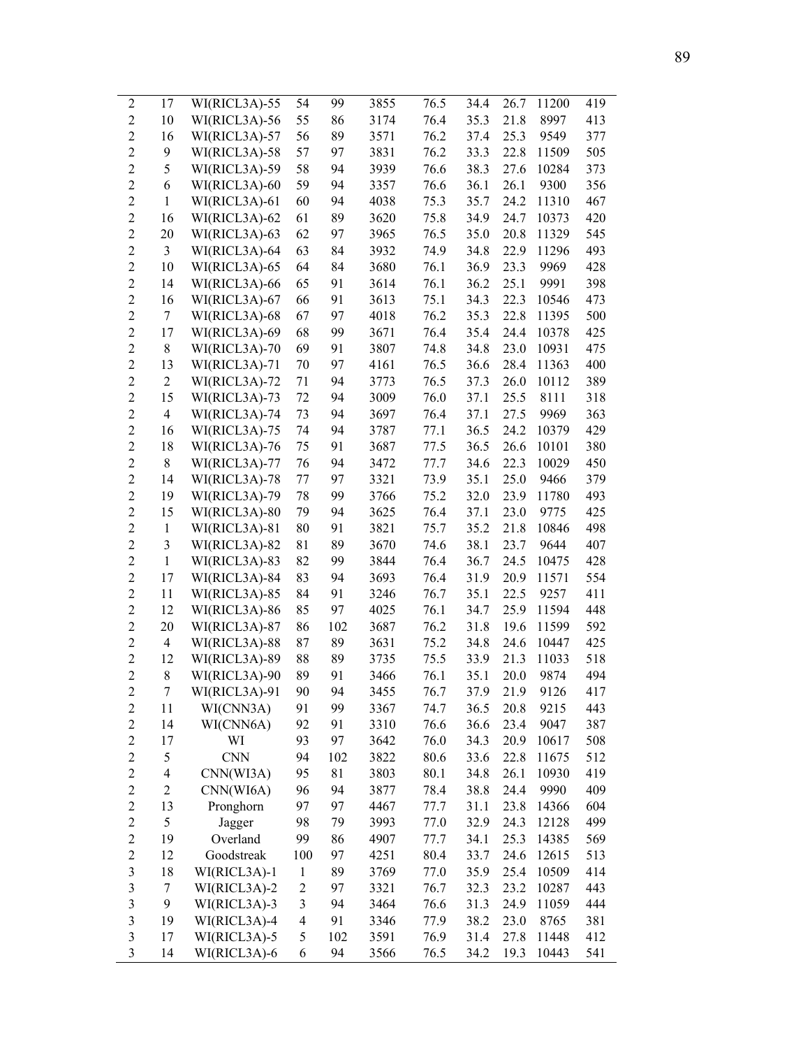| | | | | | | | | | | |
|---|---|---|---|---|---|---|---|---|---|---|
| 2 | 17 | WI(RICL3A)-55 | 54 | 99 | 3855 | 76.5 | 34.4 | 26.7 | 11200 | 419 |
| 2 | 10 | WI(RICL3A)-56 | 55 | 86 | 3174 | 76.4 | 35.3 | 21.8 | 8997 | 413 |
| 2 | 16 | WI(RICL3A)-57 | 56 | 89 | 3571 | 76.2 | 37.4 | 25.3 | 9549 | 377 |
| 2 | 9 | WI(RICL3A)-58 | 57 | 97 | 3831 | 76.2 | 33.3 | 22.8 | 11509 | 505 |
| 2 | 5 | WI(RICL3A)-59 | 58 | 94 | 3939 | 76.6 | 38.3 | 27.6 | 10284 | 373 |
| 2 | 6 | WI(RICL3A)-60 | 59 | 94 | 3357 | 76.6 | 36.1 | 26.1 | 9300 | 356 |
| 2 | 1 | WI(RICL3A)-61 | 60 | 94 | 4038 | 75.3 | 35.7 | 24.2 | 11310 | 467 |
| 2 | 16 | WI(RICL3A)-62 | 61 | 89 | 3620 | 75.8 | 34.9 | 24.7 | 10373 | 420 |
| 2 | 20 | WI(RICL3A)-63 | 62 | 97 | 3965 | 76.5 | 35.0 | 20.8 | 11329 | 545 |
| 2 | 3 | WI(RICL3A)-64 | 63 | 84 | 3932 | 74.9 | 34.8 | 22.9 | 11296 | 493 |
| 2 | 10 | WI(RICL3A)-65 | 64 | 84 | 3680 | 76.1 | 36.9 | 23.3 | 9969 | 428 |
| 2 | 14 | WI(RICL3A)-66 | 65 | 91 | 3614 | 76.1 | 36.2 | 25.1 | 9991 | 398 |
| 2 | 16 | WI(RICL3A)-67 | 66 | 91 | 3613 | 75.1 | 34.3 | 22.3 | 10546 | 473 |
| 2 | 7 | WI(RICL3A)-68 | 67 | 97 | 4018 | 76.2 | 35.3 | 22.8 | 11395 | 500 |
| 2 | 17 | WI(RICL3A)-69 | 68 | 99 | 3671 | 76.4 | 35.4 | 24.4 | 10378 | 425 |
| 2 | 8 | WI(RICL3A)-70 | 69 | 91 | 3807 | 74.8 | 34.8 | 23.0 | 10931 | 475 |
| 2 | 13 | WI(RICL3A)-71 | 70 | 97 | 4161 | 76.5 | 36.6 | 28.4 | 11363 | 400 |
| 2 | 2 | WI(RICL3A)-72 | 71 | 94 | 3773 | 76.5 | 37.3 | 26.0 | 10112 | 389 |
| 2 | 15 | WI(RICL3A)-73 | 72 | 94 | 3009 | 76.0 | 37.1 | 25.5 | 8111 | 318 |
| 2 | 4 | WI(RICL3A)-74 | 73 | 94 | 3697 | 76.4 | 37.1 | 27.5 | 9969 | 363 |
| 2 | 16 | WI(RICL3A)-75 | 74 | 94 | 3787 | 77.1 | 36.5 | 24.2 | 10379 | 429 |
| 2 | 18 | WI(RICL3A)-76 | 75 | 91 | 3687 | 77.5 | 36.5 | 26.6 | 10101 | 380 |
| 2 | 8 | WI(RICL3A)-77 | 76 | 94 | 3472 | 77.7 | 34.6 | 22.3 | 10029 | 450 |
| 2 | 14 | WI(RICL3A)-78 | 77 | 97 | 3321 | 73.9 | 35.1 | 25.0 | 9466 | 379 |
| 2 | 19 | WI(RICL3A)-79 | 78 | 99 | 3766 | 75.2 | 32.0 | 23.9 | 11780 | 493 |
| 2 | 15 | WI(RICL3A)-80 | 79 | 94 | 3625 | 76.4 | 37.1 | 23.0 | 9775 | 425 |
| 2 | 1 | WI(RICL3A)-81 | 80 | 91 | 3821 | 75.7 | 35.2 | 21.8 | 10846 | 498 |
| 2 | 3 | WI(RICL3A)-82 | 81 | 89 | 3670 | 74.6 | 38.1 | 23.7 | 9644 | 407 |
| 2 | 1 | WI(RICL3A)-83 | 82 | 99 | 3844 | 76.4 | 36.7 | 24.5 | 10475 | 428 |
| 2 | 17 | WI(RICL3A)-84 | 83 | 94 | 3693 | 76.4 | 31.9 | 20.9 | 11571 | 554 |
| 2 | 11 | WI(RICL3A)-85 | 84 | 91 | 3246 | 76.7 | 35.1 | 22.5 | 9257 | 411 |
| 2 | 12 | WI(RICL3A)-86 | 85 | 97 | 4025 | 76.1 | 34.7 | 25.9 | 11594 | 448 |
| 2 | 20 | WI(RICL3A)-87 | 86 | 102 | 3687 | 76.2 | 31.8 | 19.6 | 11599 | 592 |
| 2 | 4 | WI(RICL3A)-88 | 87 | 89 | 3631 | 75.2 | 34.8 | 24.6 | 10447 | 425 |
| 2 | 12 | WI(RICL3A)-89 | 88 | 89 | 3735 | 75.5 | 33.9 | 21.3 | 11033 | 518 |
| 2 | 8 | WI(RICL3A)-90 | 89 | 91 | 3466 | 76.1 | 35.1 | 20.0 | 9874 | 494 |
| 2 | 7 | WI(RICL3A)-91 | 90 | 94 | 3455 | 76.7 | 37.9 | 21.9 | 9126 | 417 |
| 2 | 11 | WI(CNN3A) | 91 | 99 | 3367 | 74.7 | 36.5 | 20.8 | 9215 | 443 |
| 2 | 14 | WI(CNN6A) | 92 | 91 | 3310 | 76.6 | 36.6 | 23.4 | 9047 | 387 |
| 2 | 17 | WI | 93 | 97 | 3642 | 76.0 | 34.3 | 20.9 | 10617 | 508 |
| 2 | 5 | CNN | 94 | 102 | 3822 | 80.6 | 33.6 | 22.8 | 11675 | 512 |
| 2 | 4 | CNN(WI3A) | 95 | 81 | 3803 | 80.1 | 34.8 | 26.1 | 10930 | 419 |
| 2 | 2 | CNN(WI6A) | 96 | 94 | 3877 | 78.4 | 38.8 | 24.4 | 9990 | 409 |
| 2 | 13 | Pronghorn | 97 | 97 | 4467 | 77.7 | 31.1 | 23.8 | 14366 | 604 |
| 2 | 5 | Jagger | 98 | 79 | 3993 | 77.0 | 32.9 | 24.3 | 12128 | 499 |
| 2 | 19 | Overland | 99 | 86 | 4907 | 77.7 | 34.1 | 25.3 | 14385 | 569 |
| 2 | 12 | Goodstreak | 100 | 97 | 4251 | 80.4 | 33.7 | 24.6 | 12615 | 513 |
| 3 | 18 | WI(RICL3A)-1 | 1 | 89 | 3769 | 77.0 | 35.9 | 25.4 | 10509 | 414 |
| 3 | 7 | WI(RICL3A)-2 | 2 | 97 | 3321 | 76.7 | 32.3 | 23.2 | 10287 | 443 |
| 3 | 9 | WI(RICL3A)-3 | 3 | 94 | 3464 | 76.6 | 31.3 | 24.9 | 11059 | 444 |
| 3 | 19 | WI(RICL3A)-4 | 4 | 91 | 3346 | 77.9 | 38.2 | 23.0 | 8765 | 381 |
| 3 | 17 | WI(RICL3A)-5 | 5 | 102 | 3591 | 76.9 | 31.4 | 27.8 | 11448 | 412 |
| 3 | 14 | WI(RICL3A)-6 | 6 | 94 | 3566 | 76.5 | 34.2 | 19.3 | 10443 | 541 |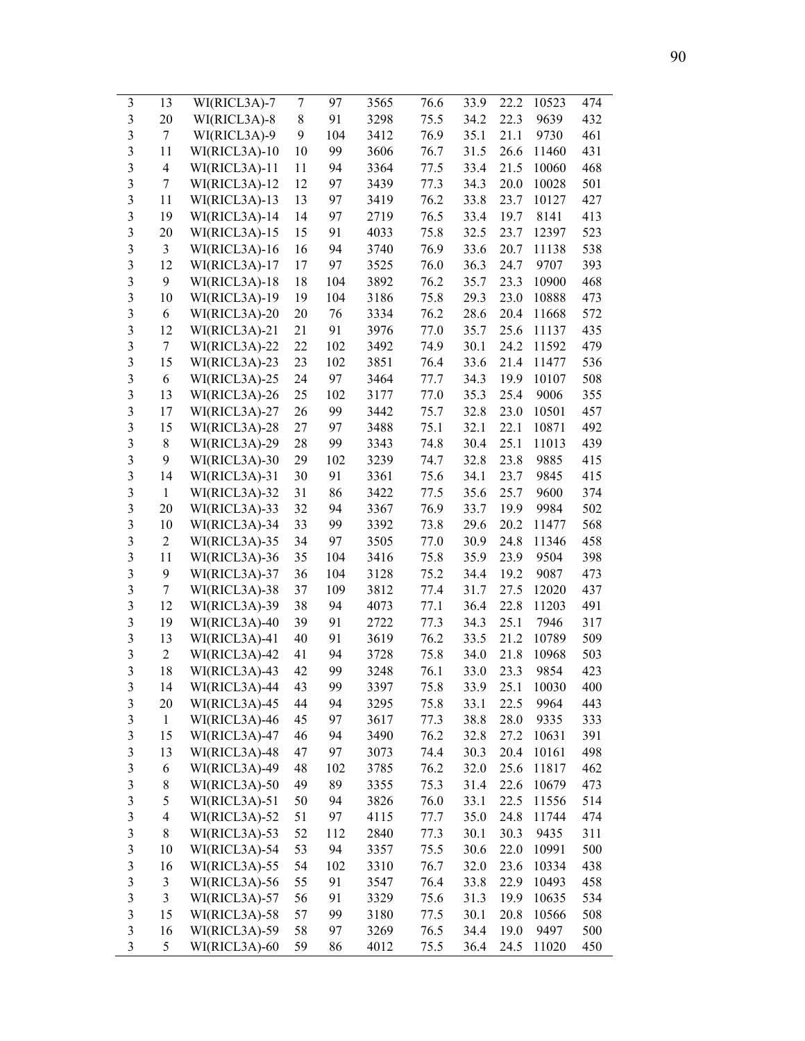| | | | | | | | | | | |
|---|---|---|---|---|---|---|---|---|---|---|
| 3 | 13 | WI(RICL3A)-7 | 7 | 97 | 3565 | 76.6 | 33.9 | 22.2 | 10523 | 474 |
| 3 | 20 | WI(RICL3A)-8 | 8 | 91 | 3298 | 75.5 | 34.2 | 22.3 | 9639 | 432 |
| 3 | 7 | WI(RICL3A)-9 | 9 | 104 | 3412 | 76.9 | 35.1 | 21.1 | 9730 | 461 |
| 3 | 11 | WI(RICL3A)-10 | 10 | 99 | 3606 | 76.7 | 31.5 | 26.6 | 11460 | 431 |
| 3 | 4 | WI(RICL3A)-11 | 11 | 94 | 3364 | 77.5 | 33.4 | 21.5 | 10060 | 468 |
| 3 | 7 | WI(RICL3A)-12 | 12 | 97 | 3439 | 77.3 | 34.3 | 20.0 | 10028 | 501 |
| 3 | 11 | WI(RICL3A)-13 | 13 | 97 | 3419 | 76.2 | 33.8 | 23.7 | 10127 | 427 |
| 3 | 19 | WI(RICL3A)-14 | 14 | 97 | 2719 | 76.5 | 33.4 | 19.7 | 8141 | 413 |
| 3 | 20 | WI(RICL3A)-15 | 15 | 91 | 4033 | 75.8 | 32.5 | 23.7 | 12397 | 523 |
| 3 | 3 | WI(RICL3A)-16 | 16 | 94 | 3740 | 76.9 | 33.6 | 20.7 | 11138 | 538 |
| 3 | 12 | WI(RICL3A)-17 | 17 | 97 | 3525 | 76.0 | 36.3 | 24.7 | 9707 | 393 |
| 3 | 9 | WI(RICL3A)-18 | 18 | 104 | 3892 | 76.2 | 35.7 | 23.3 | 10900 | 468 |
| 3 | 10 | WI(RICL3A)-19 | 19 | 104 | 3186 | 75.8 | 29.3 | 23.0 | 10888 | 473 |
| 3 | 6 | WI(RICL3A)-20 | 20 | 76 | 3334 | 76.2 | 28.6 | 20.4 | 11668 | 572 |
| 3 | 12 | WI(RICL3A)-21 | 21 | 91 | 3976 | 77.0 | 35.7 | 25.6 | 11137 | 435 |
| 3 | 7 | WI(RICL3A)-22 | 22 | 102 | 3492 | 74.9 | 30.1 | 24.2 | 11592 | 479 |
| 3 | 15 | WI(RICL3A)-23 | 23 | 102 | 3851 | 76.4 | 33.6 | 21.4 | 11477 | 536 |
| 3 | 6 | WI(RICL3A)-25 | 24 | 97 | 3464 | 77.7 | 34.3 | 19.9 | 10107 | 508 |
| 3 | 13 | WI(RICL3A)-26 | 25 | 102 | 3177 | 77.0 | 35.3 | 25.4 | 9006 | 355 |
| 3 | 17 | WI(RICL3A)-27 | 26 | 99 | 3442 | 75.7 | 32.8 | 23.0 | 10501 | 457 |
| 3 | 15 | WI(RICL3A)-28 | 27 | 97 | 3488 | 75.1 | 32.1 | 22.1 | 10871 | 492 |
| 3 | 8 | WI(RICL3A)-29 | 28 | 99 | 3343 | 74.8 | 30.4 | 25.1 | 11013 | 439 |
| 3 | 9 | WI(RICL3A)-30 | 29 | 102 | 3239 | 74.7 | 32.8 | 23.8 | 9885 | 415 |
| 3 | 14 | WI(RICL3A)-31 | 30 | 91 | 3361 | 75.6 | 34.1 | 23.7 | 9845 | 415 |
| 3 | 1 | WI(RICL3A)-32 | 31 | 86 | 3422 | 77.5 | 35.6 | 25.7 | 9600 | 374 |
| 3 | 20 | WI(RICL3A)-33 | 32 | 94 | 3367 | 76.9 | 33.7 | 19.9 | 9984 | 502 |
| 3 | 10 | WI(RICL3A)-34 | 33 | 99 | 3392 | 73.8 | 29.6 | 20.2 | 11477 | 568 |
| 3 | 2 | WI(RICL3A)-35 | 34 | 97 | 3505 | 77.0 | 30.9 | 24.8 | 11346 | 458 |
| 3 | 11 | WI(RICL3A)-36 | 35 | 104 | 3416 | 75.8 | 35.9 | 23.9 | 9504 | 398 |
| 3 | 9 | WI(RICL3A)-37 | 36 | 104 | 3128 | 75.2 | 34.4 | 19.2 | 9087 | 473 |
| 3 | 7 | WI(RICL3A)-38 | 37 | 109 | 3812 | 77.4 | 31.7 | 27.5 | 12020 | 437 |
| 3 | 12 | WI(RICL3A)-39 | 38 | 94 | 4073 | 77.1 | 36.4 | 22.8 | 11203 | 491 |
| 3 | 19 | WI(RICL3A)-40 | 39 | 91 | 2722 | 77.3 | 34.3 | 25.1 | 7946 | 317 |
| 3 | 13 | WI(RICL3A)-41 | 40 | 91 | 3619 | 76.2 | 33.5 | 21.2 | 10789 | 509 |
| 3 | 2 | WI(RICL3A)-42 | 41 | 94 | 3728 | 75.8 | 34.0 | 21.8 | 10968 | 503 |
| 3 | 18 | WI(RICL3A)-43 | 42 | 99 | 3248 | 76.1 | 33.0 | 23.3 | 9854 | 423 |
| 3 | 14 | WI(RICL3A)-44 | 43 | 99 | 3397 | 75.8 | 33.9 | 25.1 | 10030 | 400 |
| 3 | 20 | WI(RICL3A)-45 | 44 | 94 | 3295 | 75.8 | 33.1 | 22.5 | 9964 | 443 |
| 3 | 1 | WI(RICL3A)-46 | 45 | 97 | 3617 | 77.3 | 38.8 | 28.0 | 9335 | 333 |
| 3 | 15 | WI(RICL3A)-47 | 46 | 94 | 3490 | 76.2 | 32.8 | 27.2 | 10631 | 391 |
| 3 | 13 | WI(RICL3A)-48 | 47 | 97 | 3073 | 74.4 | 30.3 | 20.4 | 10161 | 498 |
| 3 | 6 | WI(RICL3A)-49 | 48 | 102 | 3785 | 76.2 | 32.0 | 25.6 | 11817 | 462 |
| 3 | 8 | WI(RICL3A)-50 | 49 | 89 | 3355 | 75.3 | 31.4 | 22.6 | 10679 | 473 |
| 3 | 5 | WI(RICL3A)-51 | 50 | 94 | 3826 | 76.0 | 33.1 | 22.5 | 11556 | 514 |
| 3 | 4 | WI(RICL3A)-52 | 51 | 97 | 4115 | 77.7 | 35.0 | 24.8 | 11744 | 474 |
| 3 | 8 | WI(RICL3A)-53 | 52 | 112 | 2840 | 77.3 | 30.1 | 30.3 | 9435 | 311 |
| 3 | 10 | WI(RICL3A)-54 | 53 | 94 | 3357 | 75.5 | 30.6 | 22.0 | 10991 | 500 |
| 3 | 16 | WI(RICL3A)-55 | 54 | 102 | 3310 | 76.7 | 32.0 | 23.6 | 10334 | 438 |
| 3 | 3 | WI(RICL3A)-56 | 55 | 91 | 3547 | 76.4 | 33.8 | 22.9 | 10493 | 458 |
| 3 | 3 | WI(RICL3A)-57 | 56 | 91 | 3329 | 75.6 | 31.3 | 19.9 | 10635 | 534 |
| 3 | 15 | WI(RICL3A)-58 | 57 | 99 | 3180 | 77.5 | 30.1 | 20.8 | 10566 | 508 |
| 3 | 16 | WI(RICL3A)-59 | 58 | 97 | 3269 | 76.5 | 34.4 | 19.0 | 9497 | 500 |
| 3 | 5 | WI(RICL3A)-60 | 59 | 86 | 4012 | 75.5 | 36.4 | 24.5 | 11020 | 450 |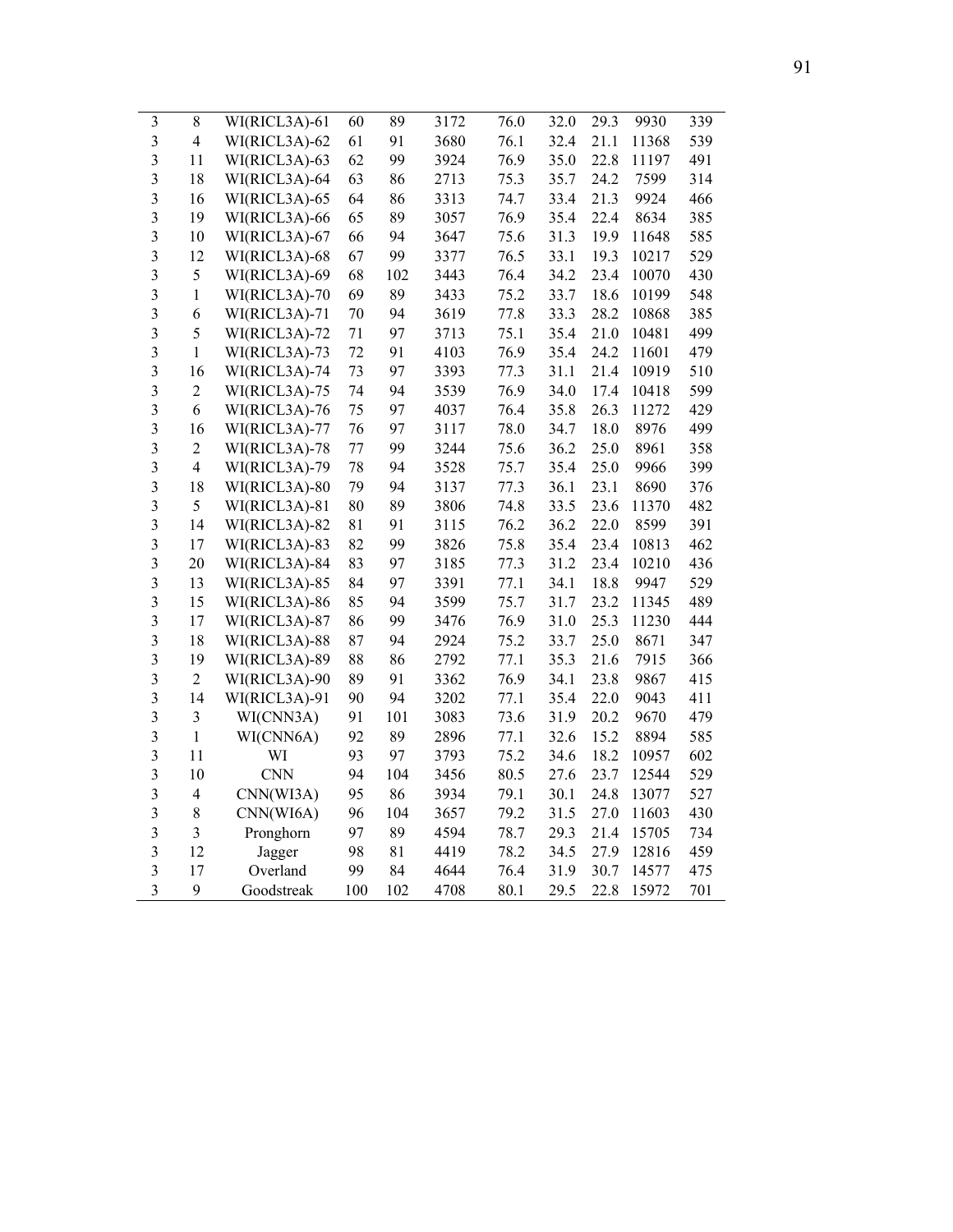| | | | | | | | | | | |
|---|---|---|---|---|---|---|---|---|---|---|
| 3 | 8 | WI(RICL3A)-61 | 60 | 89 | 3172 | 76.0 | 32.0 | 29.3 | 9930 | 339 |
| 3 | 4 | WI(RICL3A)-62 | 61 | 91 | 3680 | 76.1 | 32.4 | 21.1 | 11368 | 539 |
| 3 | 11 | WI(RICL3A)-63 | 62 | 99 | 3924 | 76.9 | 35.0 | 22.8 | 11197 | 491 |
| 3 | 18 | WI(RICL3A)-64 | 63 | 86 | 2713 | 75.3 | 35.7 | 24.2 | 7599 | 314 |
| 3 | 16 | WI(RICL3A)-65 | 64 | 86 | 3313 | 74.7 | 33.4 | 21.3 | 9924 | 466 |
| 3 | 19 | WI(RICL3A)-66 | 65 | 89 | 3057 | 76.9 | 35.4 | 22.4 | 8634 | 385 |
| 3 | 10 | WI(RICL3A)-67 | 66 | 94 | 3647 | 75.6 | 31.3 | 19.9 | 11648 | 585 |
| 3 | 12 | WI(RICL3A)-68 | 67 | 99 | 3377 | 76.5 | 33.1 | 19.3 | 10217 | 529 |
| 3 | 5 | WI(RICL3A)-69 | 68 | 102 | 3443 | 76.4 | 34.2 | 23.4 | 10070 | 430 |
| 3 | 1 | WI(RICL3A)-70 | 69 | 89 | 3433 | 75.2 | 33.7 | 18.6 | 10199 | 548 |
| 3 | 6 | WI(RICL3A)-71 | 70 | 94 | 3619 | 77.8 | 33.3 | 28.2 | 10868 | 385 |
| 3 | 5 | WI(RICL3A)-72 | 71 | 97 | 3713 | 75.1 | 35.4 | 21.0 | 10481 | 499 |
| 3 | 1 | WI(RICL3A)-73 | 72 | 91 | 4103 | 76.9 | 35.4 | 24.2 | 11601 | 479 |
| 3 | 16 | WI(RICL3A)-74 | 73 | 97 | 3393 | 77.3 | 31.1 | 21.4 | 10919 | 510 |
| 3 | 2 | WI(RICL3A)-75 | 74 | 94 | 3539 | 76.9 | 34.0 | 17.4 | 10418 | 599 |
| 3 | 6 | WI(RICL3A)-76 | 75 | 97 | 4037 | 76.4 | 35.8 | 26.3 | 11272 | 429 |
| 3 | 16 | WI(RICL3A)-77 | 76 | 97 | 3117 | 78.0 | 34.7 | 18.0 | 8976 | 499 |
| 3 | 2 | WI(RICL3A)-78 | 77 | 99 | 3244 | 75.6 | 36.2 | 25.0 | 8961 | 358 |
| 3 | 4 | WI(RICL3A)-79 | 78 | 94 | 3528 | 75.7 | 35.4 | 25.0 | 9966 | 399 |
| 3 | 18 | WI(RICL3A)-80 | 79 | 94 | 3137 | 77.3 | 36.1 | 23.1 | 8690 | 376 |
| 3 | 5 | WI(RICL3A)-81 | 80 | 89 | 3806 | 74.8 | 33.5 | 23.6 | 11370 | 482 |
| 3 | 14 | WI(RICL3A)-82 | 81 | 91 | 3115 | 76.2 | 36.2 | 22.0 | 8599 | 391 |
| 3 | 17 | WI(RICL3A)-83 | 82 | 99 | 3826 | 75.8 | 35.4 | 23.4 | 10813 | 462 |
| 3 | 20 | WI(RICL3A)-84 | 83 | 97 | 3185 | 77.3 | 31.2 | 23.4 | 10210 | 436 |
| 3 | 13 | WI(RICL3A)-85 | 84 | 97 | 3391 | 77.1 | 34.1 | 18.8 | 9947 | 529 |
| 3 | 15 | WI(RICL3A)-86 | 85 | 94 | 3599 | 75.7 | 31.7 | 23.2 | 11345 | 489 |
| 3 | 17 | WI(RICL3A)-87 | 86 | 99 | 3476 | 76.9 | 31.0 | 25.3 | 11230 | 444 |
| 3 | 18 | WI(RICL3A)-88 | 87 | 94 | 2924 | 75.2 | 33.7 | 25.0 | 8671 | 347 |
| 3 | 19 | WI(RICL3A)-89 | 88 | 86 | 2792 | 77.1 | 35.3 | 21.6 | 7915 | 366 |
| 3 | 2 | WI(RICL3A)-90 | 89 | 91 | 3362 | 76.9 | 34.1 | 23.8 | 9867 | 415 |
| 3 | 14 | WI(RICL3A)-91 | 90 | 94 | 3202 | 77.1 | 35.4 | 22.0 | 9043 | 411 |
| 3 | 3 | WI(CNN3A) | 91 | 101 | 3083 | 73.6 | 31.9 | 20.2 | 9670 | 479 |
| 3 | 1 | WI(CNN6A) | 92 | 89 | 2896 | 77.1 | 32.6 | 15.2 | 8894 | 585 |
| 3 | 11 | WI | 93 | 97 | 3793 | 75.2 | 34.6 | 18.2 | 10957 | 602 |
| 3 | 10 | CNN | 94 | 104 | 3456 | 80.5 | 27.6 | 23.7 | 12544 | 529 |
| 3 | 4 | CNN(WI3A) | 95 | 86 | 3934 | 79.1 | 30.1 | 24.8 | 13077 | 527 |
| 3 | 8 | CNN(WI6A) | 96 | 104 | 3657 | 79.2 | 31.5 | 27.0 | 11603 | 430 |
| 3 | 3 | Pronghorn | 97 | 89 | 4594 | 78.7 | 29.3 | 21.4 | 15705 | 734 |
| 3 | 12 | Jagger | 98 | 81 | 4419 | 78.2 | 34.5 | 27.9 | 12816 | 459 |
| 3 | 17 | Overland | 99 | 84 | 4644 | 76.4 | 31.9 | 30.7 | 14577 | 475 |
| 3 | 9 | Goodstreak | 100 | 102 | 4708 | 80.1 | 29.5 | 22.8 | 15972 | 701 |